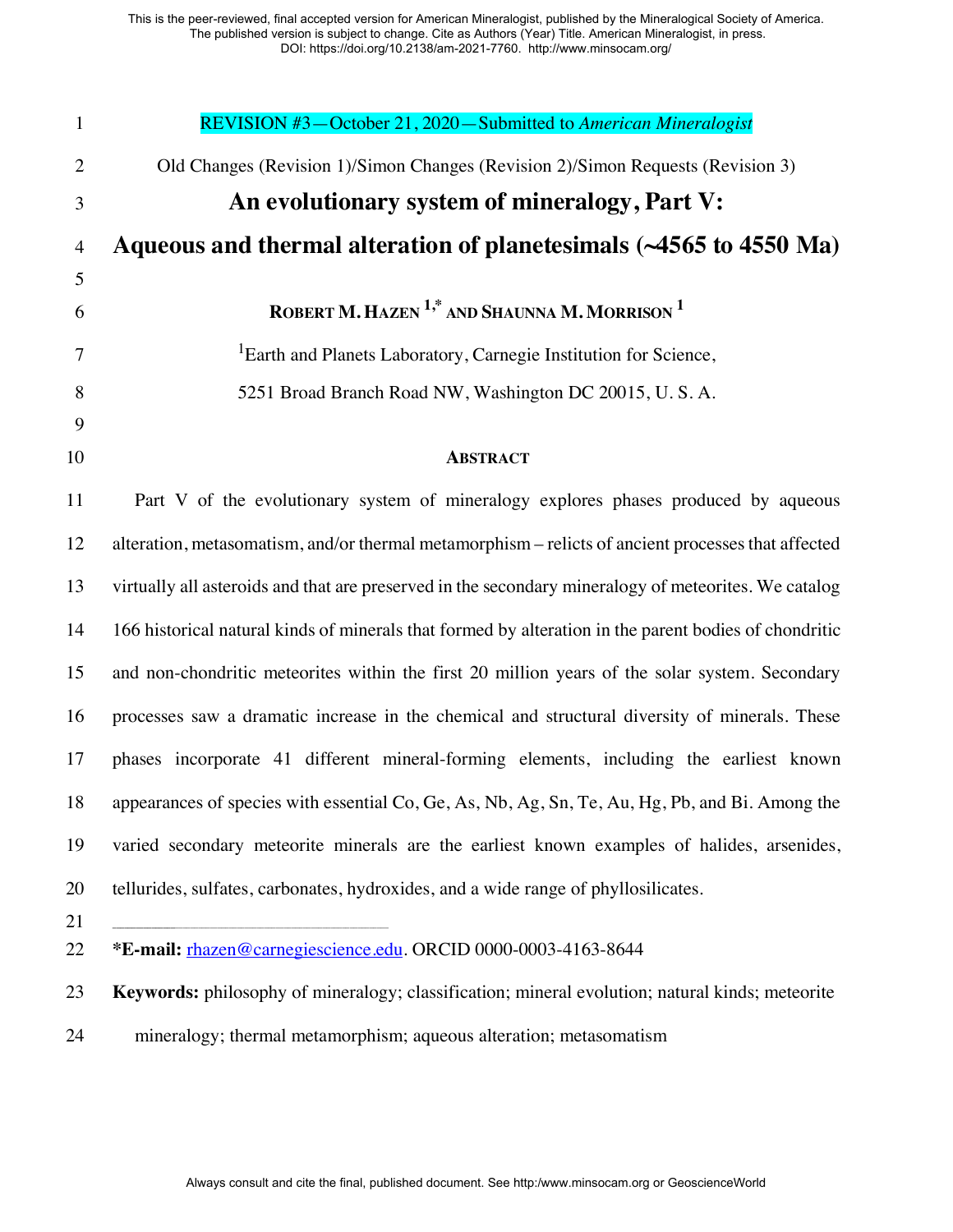REVISION #3—October 21, 2020—Submitted to *American Mineralogist*

Old Changes (Revision 1)/Simon Changes (Revision 2)/Simon Requests (Revision 3)

# An evolutionary system of mineralogy, Part V: Aqueous and thermal alteration of planetesimals (~4565 to 4550 Ma)

**ROBERT M. HAZEN [1,*] AND SHAUNNA M. MORRISON [1]**

[1]Earth and Planets Laboratory, Carnegie Institution for Science,

5251 Broad Branch Road NW, Washington DC 20015, U. S. A.

## ABSTRACT

Part V of the evolutionary system of mineralogy explores phases produced by aqueous alteration, metasomatism, and/or thermal metamorphism – relicts of ancient processes that affected virtually all asteroids and that are preserved in the secondary mineralogy of meteorites. We catalog 166 historical natural kinds of minerals that formed by alteration in the parent bodies of chondritic and non-chondritic meteorites within the first 20 million years of the solar system. Secondary processes saw a dramatic increase in the chemical and structural diversity of minerals. These phases incorporate 41 different mineral-forming elements, including the earliest known appearances of species with essential Co, Ge, As, Nb, Ag, Sn, Te, Au, Hg, Pb, and Bi. Among the varied secondary meteorite minerals are the earliest known examples of halides, arsenides, tellurides, sulfates, carbonates, hydroxides, and a wide range of phyllosilicates.

---

**\*E-mail:** rhazen@carnegiescience.edu. ORCID 0000-0003-4163-8644

**Keywords:** philosophy of mineralogy; classification; mineral evolution; natural kinds; meteorite mineralogy; thermal metamorphism; aqueous alteration; metasomatism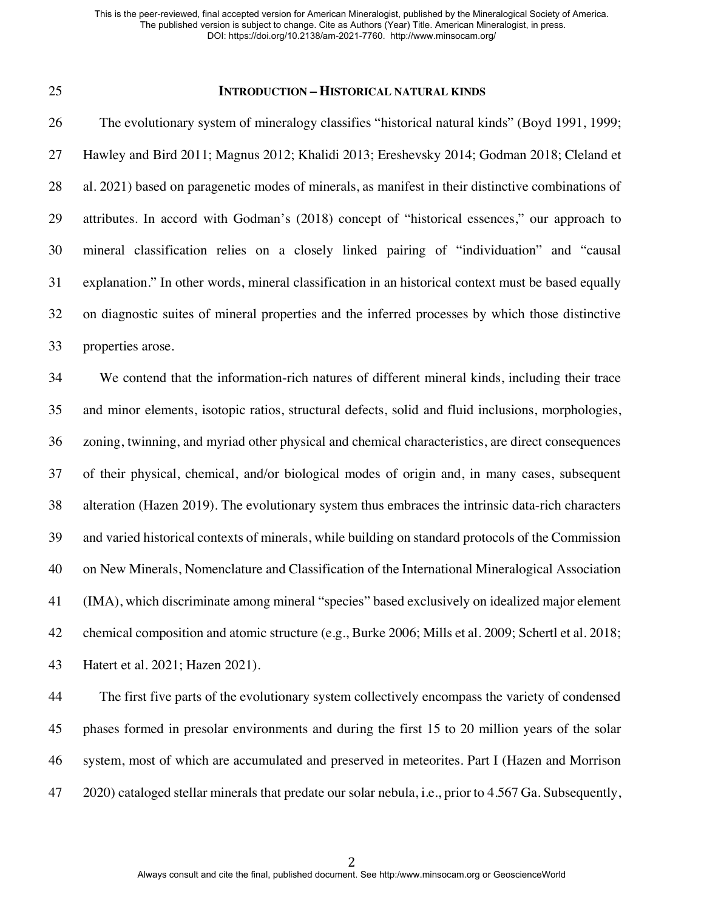## INTRODUCTION – HISTORICAL NATURAL KINDS

The evolutionary system of mineralogy classifies "historical natural kinds" (Boyd 1991, 1999; Hawley and Bird 2011; Magnus 2012; Khalidi 2013; Ereshevsky 2014; Godman 2018; Cleland et al. 2021) based on paragenetic modes of minerals, as manifest in their distinctive combinations of attributes. In accord with Godman's (2018) concept of "historical essences," our approach to mineral classification relies on a closely linked pairing of "individuation" and "causal explanation." In other words, mineral classification in an historical context must be based equally on diagnostic suites of mineral properties and the inferred processes by which those distinctive properties arose.

We contend that the information-rich natures of different mineral kinds, including their trace and minor elements, isotopic ratios, structural defects, solid and fluid inclusions, morphologies, zoning, twinning, and myriad other physical and chemical characteristics, are direct consequences of their physical, chemical, and/or biological modes of origin and, in many cases, subsequent alteration (Hazen 2019). The evolutionary system thus embraces the intrinsic data-rich characters and varied historical contexts of minerals, while building on standard protocols of the Commission on New Minerals, Nomenclature and Classification of the International Mineralogical Association (IMA), which discriminate among mineral "species" based exclusively on idealized major element chemical composition and atomic structure (e.g., Burke 2006; Mills et al. 2009; Schertl et al. 2018; Hatert et al. 2021; Hazen 2021).

The first five parts of the evolutionary system collectively encompass the variety of condensed phases formed in presolar environments and during the first 15 to 20 million years of the solar system, most of which are accumulated and preserved in meteorites. Part I (Hazen and Morrison 2020) cataloged stellar minerals that predate our solar nebula, i.e., prior to 4.567 Ga. Subsequently,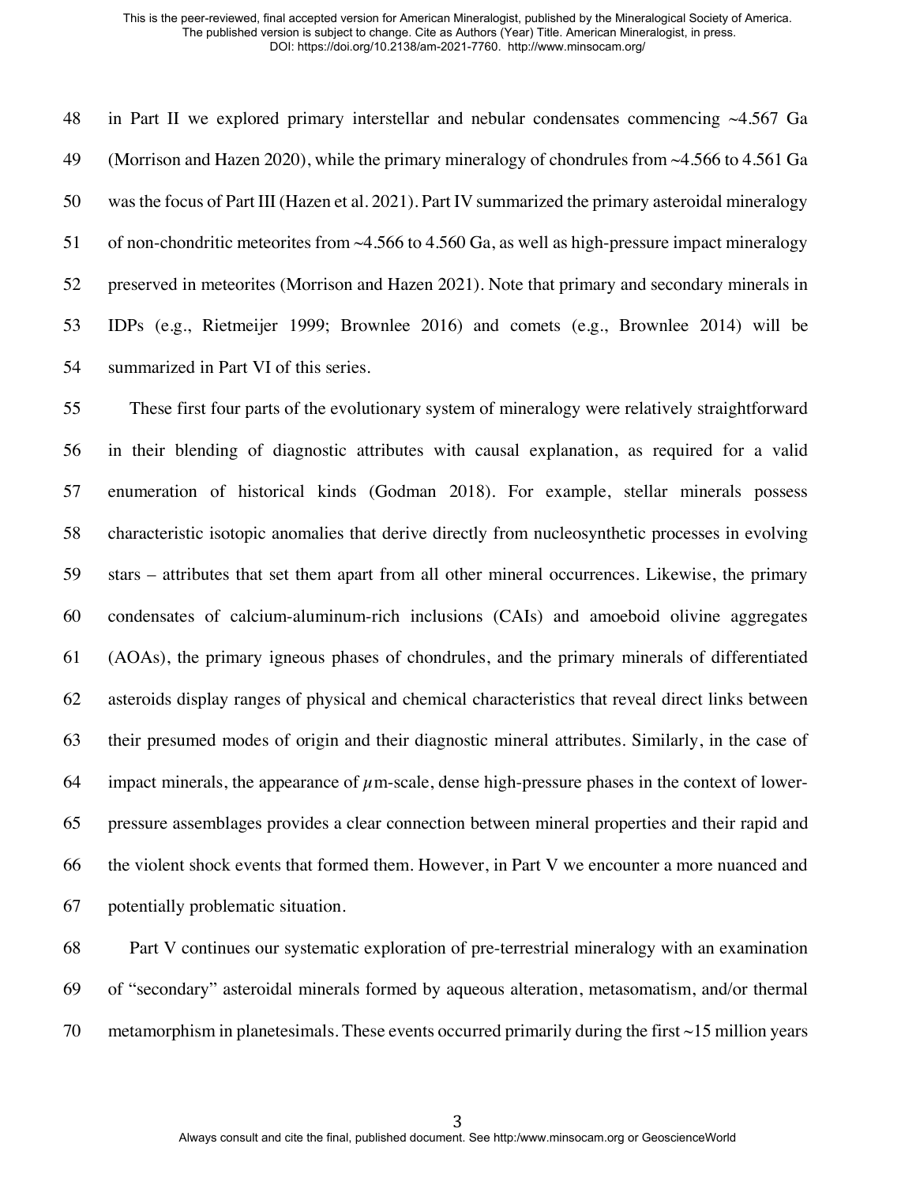in Part II we explored primary interstellar and nebular condensates commencing ~4.567 Ga (Morrison and Hazen 2020), while the primary mineralogy of chondrules from ~4.566 to 4.561 Ga was the focus of Part III (Hazen et al. 2021). Part IV summarized the primary asteroidal mineralogy of non-chondritic meteorites from ~4.566 to 4.560 Ga, as well as high-pressure impact mineralogy preserved in meteorites (Morrison and Hazen 2021). Note that primary and secondary minerals in IDPs (e.g., Rietmeijer 1999; Brownlee 2016) and comets (e.g., Brownlee 2014) will be summarized in Part VI of this series.

These first four parts of the evolutionary system of mineralogy were relatively straightforward in their blending of diagnostic attributes with causal explanation, as required for a valid enumeration of historical kinds (Godman 2018). For example, stellar minerals possess characteristic isotopic anomalies that derive directly from nucleosynthetic processes in evolving stars – attributes that set them apart from all other mineral occurrences. Likewise, the primary condensates of calcium-aluminum-rich inclusions (CAIs) and amoeboid olivine aggregates (AOAs), the primary igneous phases of chondrules, and the primary minerals of differentiated asteroids display ranges of physical and chemical characteristics that reveal direct links between their presumed modes of origin and their diagnostic mineral attributes. Similarly, in the case of impact minerals, the appearance of $\mu$m-scale, dense high-pressure phases in the context of lower-pressure assemblages provides a clear connection between mineral properties and their rapid and the violent shock events that formed them. However, in Part V we encounter a more nuanced and potentially problematic situation.

Part V continues our systematic exploration of pre-terrestrial mineralogy with an examination of "secondary" asteroidal minerals formed by aqueous alteration, metasomatism, and/or thermal metamorphism in planetesimals. These events occurred primarily during the first ~15 million years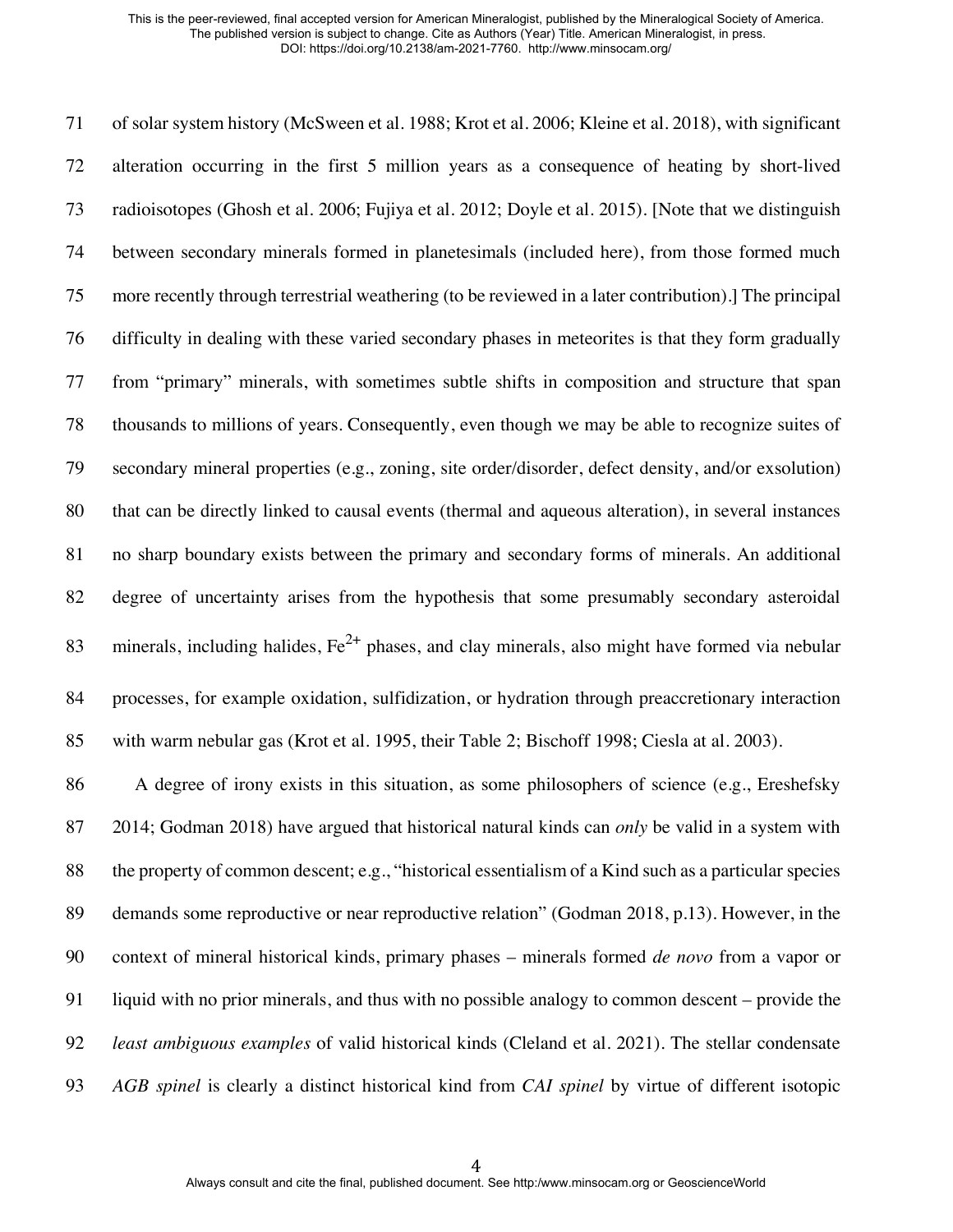of solar system history (McSween et al. 1988; Krot et al. 2006; Kleine et al. 2018), with significant alteration occurring in the first 5 million years as a consequence of heating by short-lived radioisotopes (Ghosh et al. 2006; Fujiya et al. 2012; Doyle et al. 2015). [Note that we distinguish between secondary minerals formed in planetesimals (included here), from those formed much more recently through terrestrial weathering (to be reviewed in a later contribution).] The principal difficulty in dealing with these varied secondary phases in meteorites is that they form gradually from "primary" minerals, with sometimes subtle shifts in composition and structure that span thousands to millions of years. Consequently, even though we may be able to recognize suites of secondary mineral properties (e.g., zoning, site order/disorder, defect density, and/or exsolution) that can be directly linked to causal events (thermal and aqueous alteration), in several instances no sharp boundary exists between the primary and secondary forms of minerals. An additional degree of uncertainty arises from the hypothesis that some presumably secondary asteroidal minerals, including halides, $Fe^{2+}$ phases, and clay minerals, also might have formed via nebular processes, for example oxidation, sulfidization, or hydration through preaccretionary interaction with warm nebular gas (Krot et al. 1995, their Table 2; Bischoff 1998; Ciesla at al. 2003).

A degree of irony exists in this situation, as some philosophers of science (e.g., Ereshefsky 2014; Godman 2018) have argued that historical natural kinds can *only* be valid in a system with the property of common descent; e.g., "historical essentialism of a Kind such as a particular species demands some reproductive or near reproductive relation" (Godman 2018, p.13). However, in the context of mineral historical kinds, primary phases – minerals formed *de novo* from a vapor or liquid with no prior minerals, and thus with no possible analogy to common descent – provide the *least ambiguous examples* of valid historical kinds (Cleland et al. 2021). The stellar condensate *AGB spinel* is clearly a distinct historical kind from *CAI spinel* by virtue of different isotopic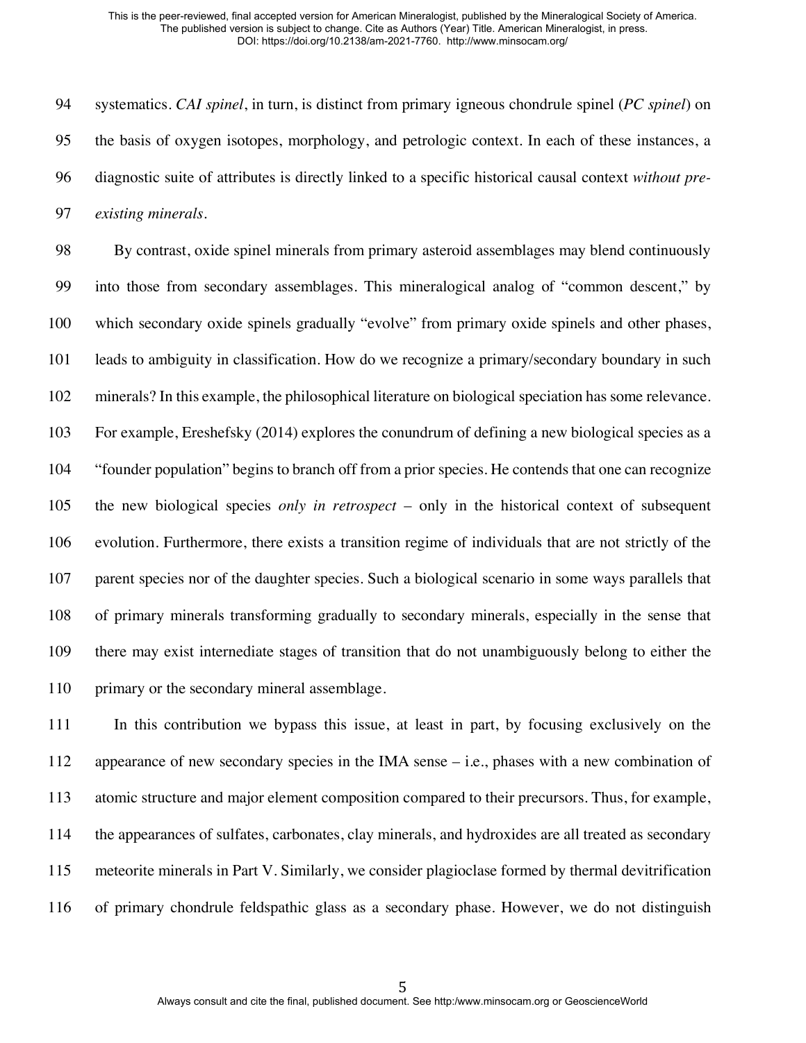systematics. *CAI spinel*, in turn, is distinct from primary igneous chondrule spinel (*PC spinel*) on the basis of oxygen isotopes, morphology, and petrologic context. In each of these instances, a diagnostic suite of attributes is directly linked to a specific historical causal context *without pre-existing minerals*.

By contrast, oxide spinel minerals from primary asteroid assemblages may blend continuously into those from secondary assemblages. This mineralogical analog of "common descent," by which secondary oxide spinels gradually "evolve" from primary oxide spinels and other phases, leads to ambiguity in classification. How do we recognize a primary/secondary boundary in such minerals? In this example, the philosophical literature on biological speciation has some relevance. For example, Ereshefsky (2014) explores the conundrum of defining a new biological species as a "founder population" begins to branch off from a prior species. He contends that one can recognize the new biological species *only in retrospect* – only in the historical context of subsequent evolution. Furthermore, there exists a transition regime of individuals that are not strictly of the parent species nor of the daughter species. Such a biological scenario in some ways parallels that of primary minerals transforming gradually to secondary minerals, especially in the sense that there may exist internediate stages of transition that do not unambiguously belong to either the primary or the secondary mineral assemblage.

In this contribution we bypass this issue, at least in part, by focusing exclusively on the appearance of new secondary species in the IMA sense – i.e., phases with a new combination of atomic structure and major element composition compared to their precursors. Thus, for example, the appearances of sulfates, carbonates, clay minerals, and hydroxides are all treated as secondary meteorite minerals in Part V. Similarly, we consider plagioclase formed by thermal devitrification of primary chondrule feldspathic glass as a secondary phase. However, we do not distinguish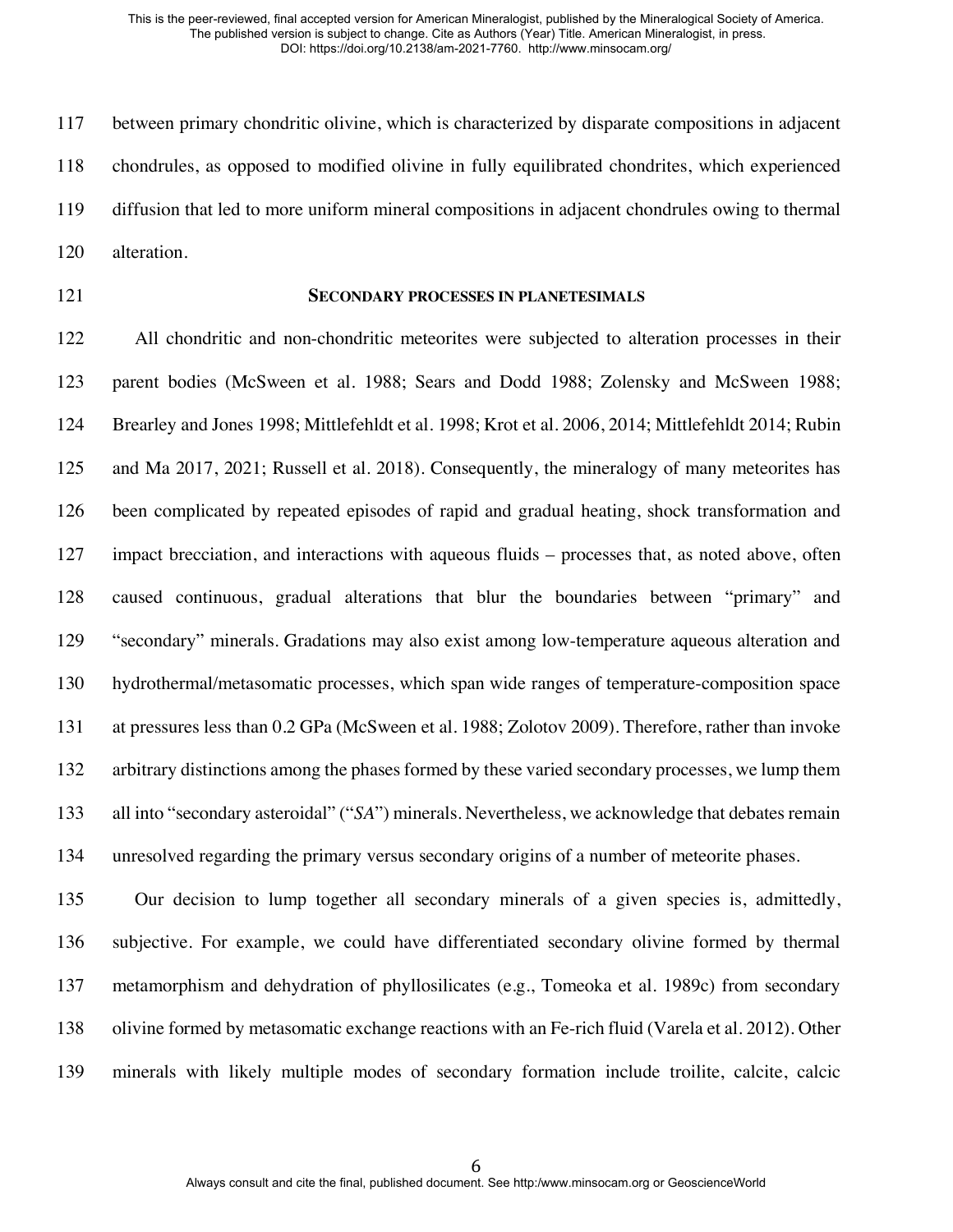between primary chondritic olivine, which is characterized by disparate compositions in adjacent chondrules, as opposed to modified olivine in fully equilibrated chondrites, which experienced diffusion that led to more uniform mineral compositions in adjacent chondrules owing to thermal alteration.

## SECONDARY PROCESSES IN PLANETESIMALS

All chondritic and non-chondritic meteorites were subjected to alteration processes in their parent bodies (McSween et al. 1988; Sears and Dodd 1988; Zolensky and McSween 1988; Brearley and Jones 1998; Mittlefehldt et al. 1998; Krot et al. 2006, 2014; Mittlefehldt 2014; Rubin and Ma 2017, 2021; Russell et al. 2018). Consequently, the mineralogy of many meteorites has been complicated by repeated episodes of rapid and gradual heating, shock transformation and impact brecciation, and interactions with aqueous fluids – processes that, as noted above, often caused continuous, gradual alterations that blur the boundaries between "primary" and "secondary" minerals. Gradations may also exist among low-temperature aqueous alteration and hydrothermal/metasomatic processes, which span wide ranges of temperature-composition space at pressures less than 0.2 GPa (McSween et al. 1988; Zolotov 2009). Therefore, rather than invoke arbitrary distinctions among the phases formed by these varied secondary processes, we lump them all into "secondary asteroidal" ("*SA*") minerals. Nevertheless, we acknowledge that debates remain unresolved regarding the primary versus secondary origins of a number of meteorite phases.

Our decision to lump together all secondary minerals of a given species is, admittedly, subjective. For example, we could have differentiated secondary olivine formed by thermal metamorphism and dehydration of phyllosilicates (e.g., Tomeoka et al. 1989c) from secondary olivine formed by metasomatic exchange reactions with an Fe-rich fluid (Varela et al. 2012). Other minerals with likely multiple modes of secondary formation include troilite, calcite, calcic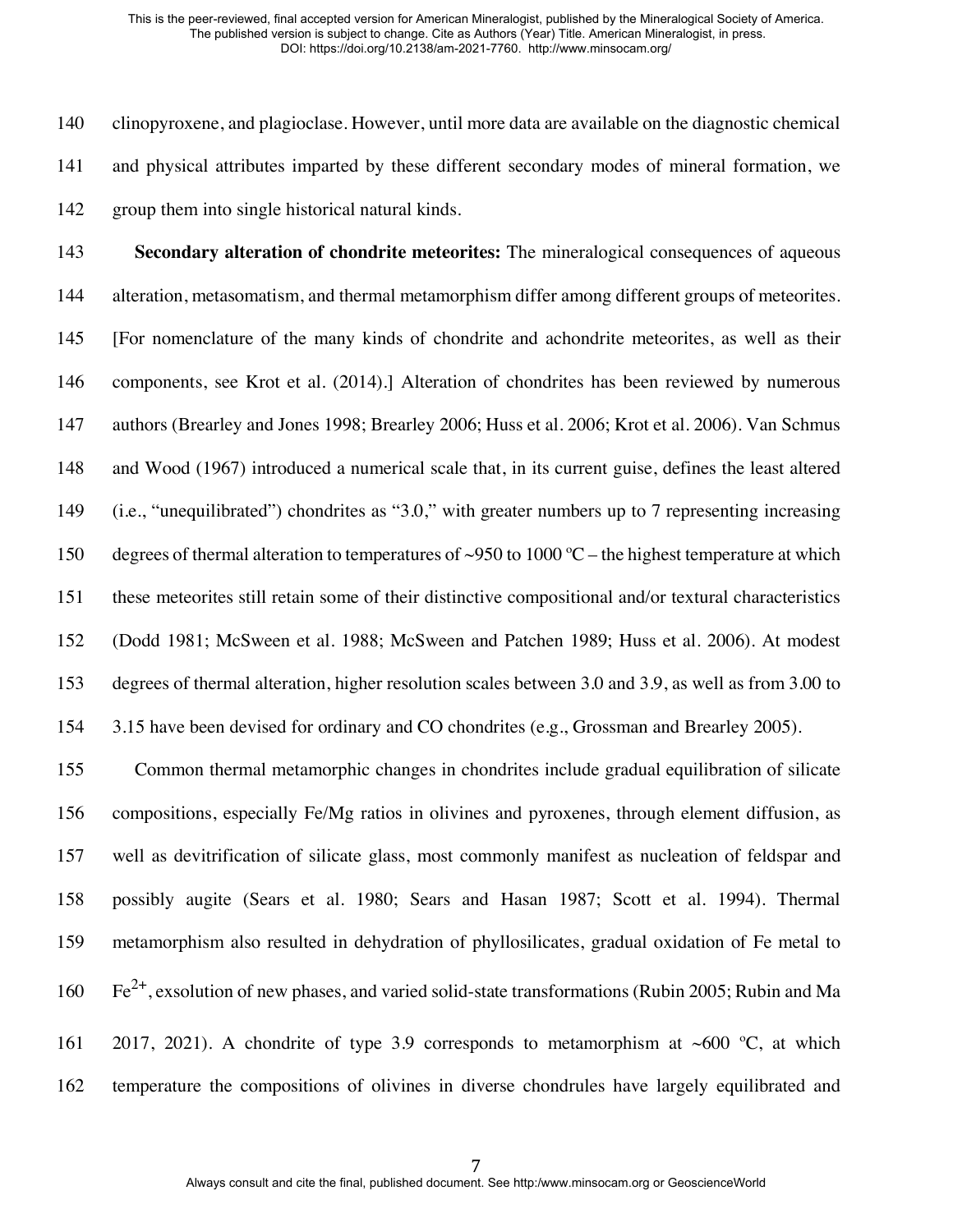clinopyroxene, and plagioclase. However, until more data are available on the diagnostic chemical and physical attributes imparted by these different secondary modes of mineral formation, we group them into single historical natural kinds.

**Secondary alteration of chondrite meteorites:** The mineralogical consequences of aqueous alteration, metasomatism, and thermal metamorphism differ among different groups of meteorites. [For nomenclature of the many kinds of chondrite and achondrite meteorites, as well as their components, see Krot et al. (2014).] Alteration of chondrites has been reviewed by numerous authors (Brearley and Jones 1998; Brearley 2006; Huss et al. 2006; Krot et al. 2006). Van Schmus and Wood (1967) introduced a numerical scale that, in its current guise, defines the least altered (i.e., "unequilibrated") chondrites as "3.0," with greater numbers up to 7 representing increasing degrees of thermal alteration to temperatures of ~950 to 1000 ºC – the highest temperature at which these meteorites still retain some of their distinctive compositional and/or textural characteristics (Dodd 1981; McSween et al. 1988; McSween and Patchen 1989; Huss et al. 2006). At modest degrees of thermal alteration, higher resolution scales between 3.0 and 3.9, as well as from 3.00 to 3.15 have been devised for ordinary and CO chondrites (e.g., Grossman and Brearley 2005).

Common thermal metamorphic changes in chondrites include gradual equilibration of silicate compositions, especially Fe/Mg ratios in olivines and pyroxenes, through element diffusion, as well as devitrification of silicate glass, most commonly manifest as nucleation of feldspar and possibly augite (Sears et al. 1980; Sears and Hasan 1987; Scott et al. 1994). Thermal metamorphism also resulted in dehydration of phyllosilicates, gradual oxidation of Fe metal to $Fe^{2+}$, exsolution of new phases, and varied solid-state transformations (Rubin 2005; Rubin and Ma 2017, 2021). A chondrite of type 3.9 corresponds to metamorphism at ~600 ºC, at which temperature the compositions of olivines in diverse chondrules have largely equilibrated and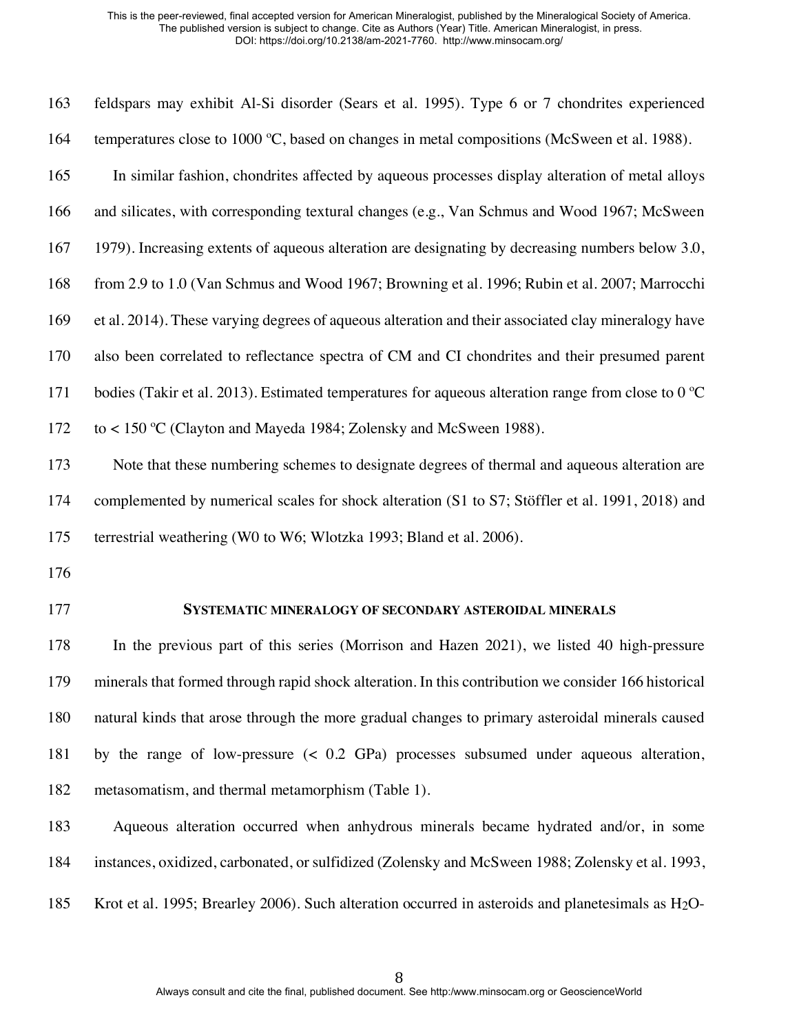feldspars may exhibit Al-Si disorder (Sears et al. 1995). Type 6 or 7 chondrites experienced temperatures close to 1000 ºC, based on changes in metal compositions (McSween et al. 1988).

In similar fashion, chondrites affected by aqueous processes display alteration of metal alloys and silicates, with corresponding textural changes (e.g., Van Schmus and Wood 1967; McSween 1979). Increasing extents of aqueous alteration are designating by decreasing numbers below 3.0, from 2.9 to 1.0 (Van Schmus and Wood 1967; Browning et al. 1996; Rubin et al. 2007; Marrocchi et al. 2014). These varying degrees of aqueous alteration and their associated clay mineralogy have also been correlated to reflectance spectra of CM and CI chondrites and their presumed parent bodies (Takir et al. 2013). Estimated temperatures for aqueous alteration range from close to 0 ºC to < 150 ºC (Clayton and Mayeda 1984; Zolensky and McSween 1988).

Note that these numbering schemes to designate degrees of thermal and aqueous alteration are complemented by numerical scales for shock alteration (S1 to S7; Stöffler et al. 1991, 2018) and terrestrial weathering (W0 to W6; Wlotzka 1993; Bland et al. 2006).

## SYSTEMATIC MINERALOGY OF SECONDARY ASTEROIDAL MINERALS

In the previous part of this series (Morrison and Hazen 2021), we listed 40 high-pressure minerals that formed through rapid shock alteration. In this contribution we consider 166 historical natural kinds that arose through the more gradual changes to primary asteroidal minerals caused by the range of low-pressure (< 0.2 GPa) processes subsumed under aqueous alteration, metasomatism, and thermal metamorphism (Table 1).

Aqueous alteration occurred when anhydrous minerals became hydrated and/or, in some instances, oxidized, carbonated, or sulfidized (Zolensky and McSween 1988; Zolensky et al. 1993, Krot et al. 1995; Brearley 2006). Such alteration occurred in asteroids and planetesimals as $H_2O$-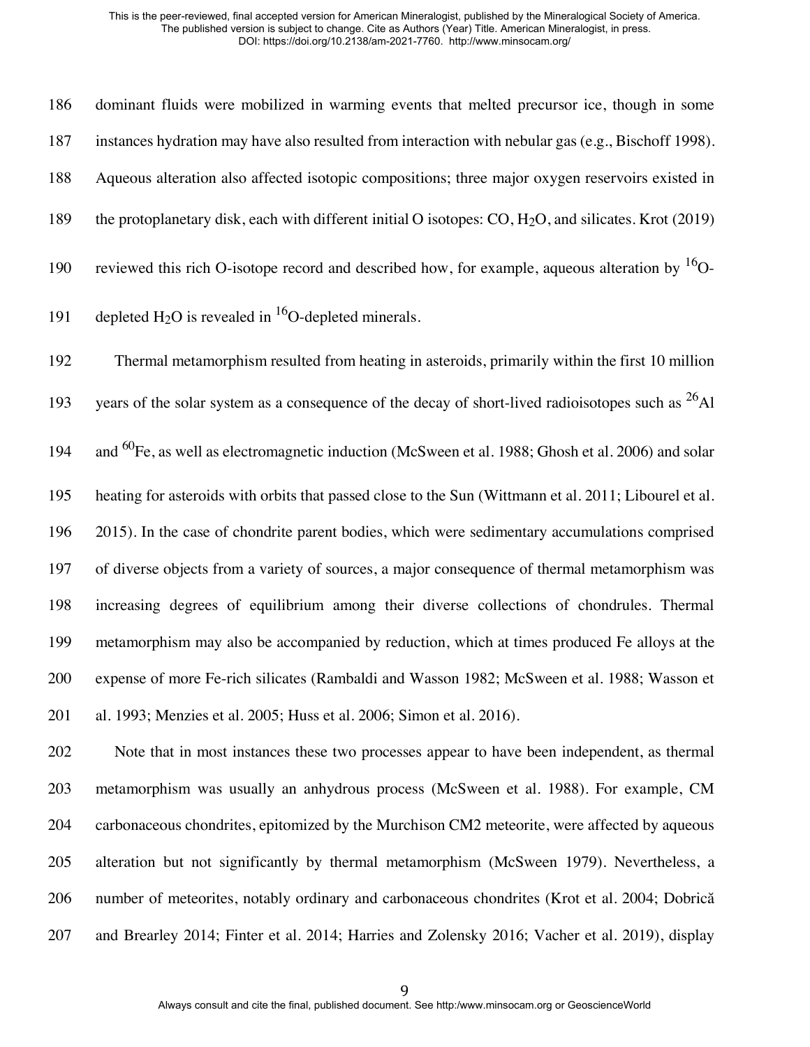dominant fluids were mobilized in warming events that melted precursor ice, though in some instances hydration may have also resulted from interaction with nebular gas (e.g., Bischoff 1998). Aqueous alteration also affected isotopic compositions; three major oxygen reservoirs existed in the protoplanetary disk, each with different initial O isotopes: CO, $H_2O$, and silicates. Krot (2019) reviewed this rich O-isotope record and described how, for example, aqueous alteration by $^{16}O$-depleted $H_2O$ is revealed in $^{16}O$-depleted minerals.

Thermal metamorphism resulted from heating in asteroids, primarily within the first 10 million years of the solar system as a consequence of the decay of short-lived radioisotopes such as $^{26}Al$ and $^{60}Fe$, as well as electromagnetic induction (McSween et al. 1988; Ghosh et al. 2006) and solar heating for asteroids with orbits that passed close to the Sun (Wittmann et al. 2011; Libourel et al. 2015). In the case of chondrite parent bodies, which were sedimentary accumulations comprised of diverse objects from a variety of sources, a major consequence of thermal metamorphism was increasing degrees of equilibrium among their diverse collections of chondrules. Thermal metamorphism may also be accompanied by reduction, which at times produced Fe alloys at the expense of more Fe-rich silicates (Rambaldi and Wasson 1982; McSween et al. 1988; Wasson et al. 1993; Menzies et al. 2005; Huss et al. 2006; Simon et al. 2016).

Note that in most instances these two processes appear to have been independent, as thermal metamorphism was usually an anhydrous process (McSween et al. 1988). For example, CM carbonaceous chondrites, epitomized by the Murchison CM2 meteorite, were affected by aqueous alteration but not significantly by thermal metamorphism (McSween 1979). Nevertheless, a number of meteorites, notably ordinary and carbonaceous chondrites (Krot et al. 2004; Dobrică and Brearley 2014; Finter et al. 2014; Harries and Zolensky 2016; Vacher et al. 2019), display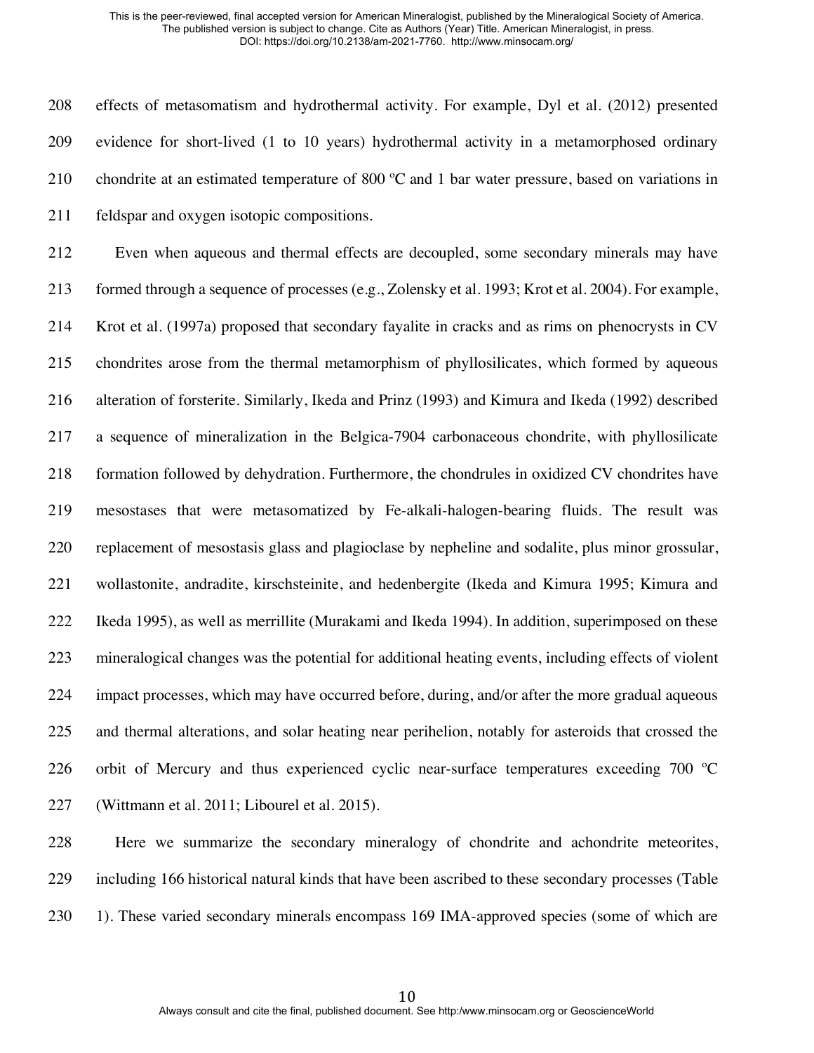effects of metasomatism and hydrothermal activity. For example, Dyl et al. (2012) presented evidence for short-lived (1 to 10 years) hydrothermal activity in a metamorphosed ordinary chondrite at an estimated temperature of 800 ºC and 1 bar water pressure, based on variations in feldspar and oxygen isotopic compositions.

Even when aqueous and thermal effects are decoupled, some secondary minerals may have formed through a sequence of processes (e.g., Zolensky et al. 1993; Krot et al. 2004). For example, Krot et al. (1997a) proposed that secondary fayalite in cracks and as rims on phenocrysts in CV chondrites arose from the thermal metamorphism of phyllosilicates, which formed by aqueous alteration of forsterite. Similarly, Ikeda and Prinz (1993) and Kimura and Ikeda (1992) described a sequence of mineralization in the Belgica-7904 carbonaceous chondrite, with phyllosilicate formation followed by dehydration. Furthermore, the chondrules in oxidized CV chondrites have mesostases that were metasomatized by Fe-alkali-halogen-bearing fluids. The result was replacement of mesostasis glass and plagioclase by nepheline and sodalite, plus minor grossular, wollastonite, andradite, kirschsteinite, and hedenbergite (Ikeda and Kimura 1995; Kimura and Ikeda 1995), as well as merrillite (Murakami and Ikeda 1994). In addition, superimposed on these mineralogical changes was the potential for additional heating events, including effects of violent impact processes, which may have occurred before, during, and/or after the more gradual aqueous and thermal alterations, and solar heating near perihelion, notably for asteroids that crossed the orbit of Mercury and thus experienced cyclic near-surface temperatures exceeding 700 ºC (Wittmann et al. 2011; Libourel et al. 2015).

Here we summarize the secondary mineralogy of chondrite and achondrite meteorites, including 166 historical natural kinds that have been ascribed to these secondary processes (Table 1). These varied secondary minerals encompass 169 IMA-approved species (some of which are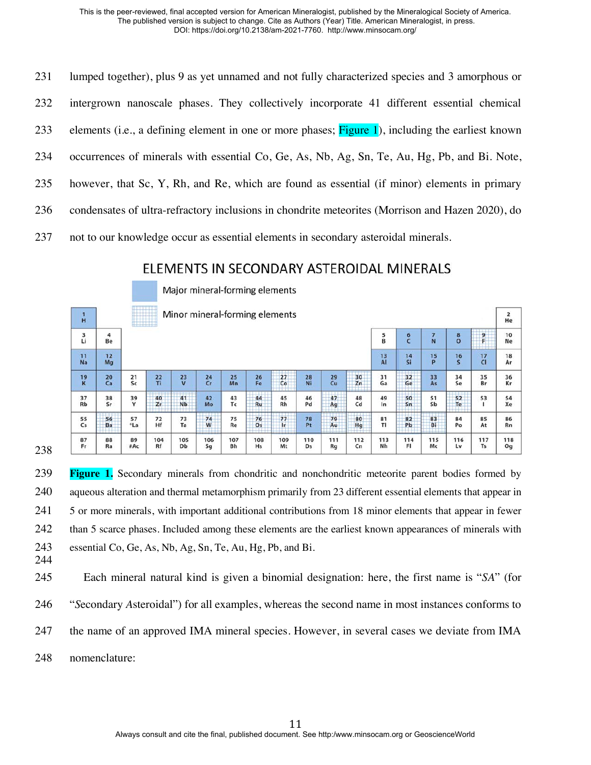lumped together), plus 9 as yet unnamed and not fully characterized species and 3 amorphous or intergrown nanoscale phases. They collectively incorporate 41 different essential chemical elements (i.e., a defining element in one or more phases; Figure 1), including the earliest known occurrences of minerals with essential Co, Ge, As, Nb, Ag, Sn, Te, Au, Hg, Pb, and Bi. Note, however, that Sc, Y, Rh, and Re, which are found as essential (if minor) elements in primary condensates of ultra-refractory inclusions in chondrite meteorites (Morrison and Hazen 2020), do not to our knowledge occur as essential elements in secondary asteroidal minerals.

ELEMENTS IN SECONDARY ASTEROIDAL MINERALS

Major mineral-forming elements

Minor mineral-forming elements

**Figure 1.** Secondary minerals from chondritic and nonchondritic meteorite parent bodies formed by aqueous alteration and thermal metamorphism primarily from 23 different essential elements that appear in 5 or more minerals, with important additional contributions from 18 minor elements that appear in fewer than 5 scarce phases. Included among these elements are the earliest known appearances of minerals with essential Co, Ge, As, Nb, Ag, Sn, Te, Au, Hg, Pb, and Bi.

Each mineral natural kind is given a binomial designation: here, the first name is "*SA*" (for "*S*econdary *A*steroidal") for all examples, whereas the second name in most instances conforms to the name of an approved IMA mineral species. However, in several cases we deviate from IMA nomenclature: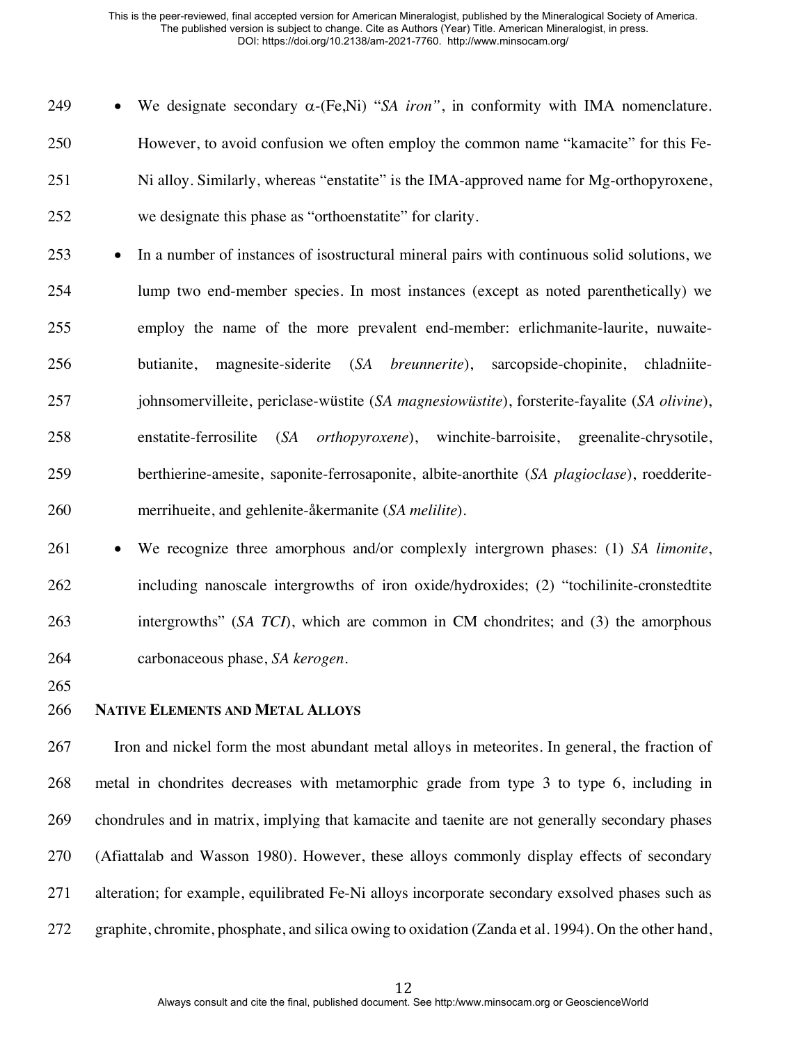- We designate secondary α-(Fe,Ni) "*SA iron"*, in conformity with IMA nomenclature. However, to avoid confusion we often employ the common name "kamacite" for this Fe-Ni alloy. Similarly, whereas "enstatite" is the IMA-approved name for Mg-orthopyroxene, we designate this phase as "orthoenstatite" for clarity.
- In a number of instances of isostructural mineral pairs with continuous solid solutions, we lump two end-member species. In most instances (except as noted parenthetically) we employ the name of the more prevalent end-member: erlichmanite-laurite, nuwaite-butianite, magnesite-siderite (*SA breunnerite*), sarcopside-chopinite, chladniite-johnsomervilleite, periclase-wüstite (*SA magnesiowüstite*), forsterite-fayalite (*SA olivine*), enstatite-ferrosilite (*SA orthopyroxene*), winchite-barroisite, greenalite-chrysotile, berthierine-amesite, saponite-ferrosaponite, albite-anorthite (*SA plagioclase*), roedderite-merrihueite, and gehlenite-åkermanite (*SA melilite*).
- We recognize three amorphous and/or complexly intergrown phases: (1) *SA limonite*, including nanoscale intergrowths of iron oxide/hydroxides; (2) "tochilinite-cronstedtite intergrowths" (*SA TCI*), which are common in CM chondrites; and (3) the amorphous carbonaceous phase, *SA kerogen*.

## NATIVE ELEMENTS AND METAL ALLOYS

Iron and nickel form the most abundant metal alloys in meteorites. In general, the fraction of metal in chondrites decreases with metamorphic grade from type 3 to type 6, including in chondrules and in matrix, implying that kamacite and taenite are not generally secondary phases (Afiattalab and Wasson 1980). However, these alloys commonly display effects of secondary alteration; for example, equilibrated Fe-Ni alloys incorporate secondary exsolved phases such as graphite, chromite, phosphate, and silica owing to oxidation (Zanda et al. 1994). On the other hand,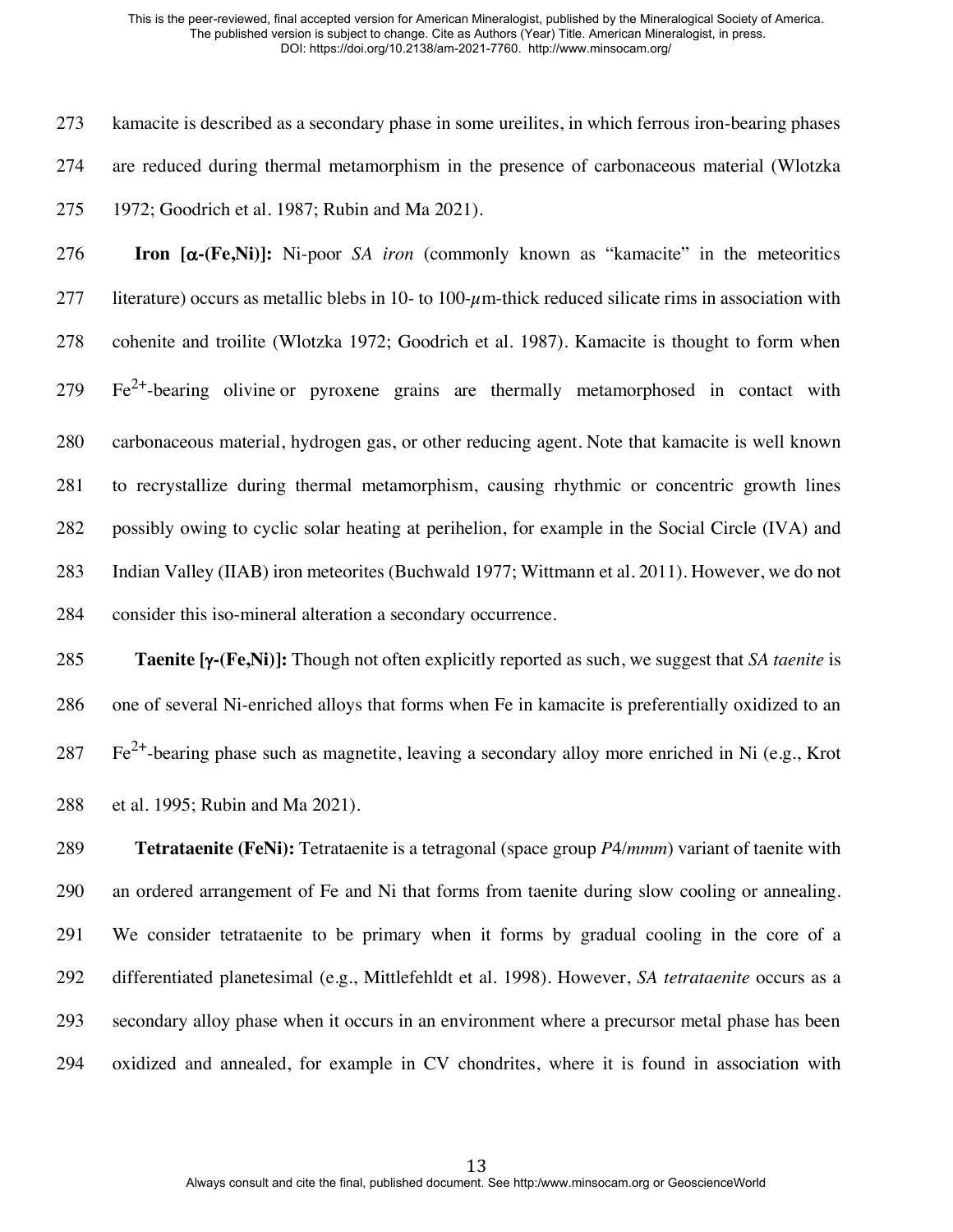kamacite is described as a secondary phase in some ureilites, in which ferrous iron-bearing phases are reduced during thermal metamorphism in the presence of carbonaceous material (Wlotzka 1972; Goodrich et al. 1987; Rubin and Ma 2021).

**Iron [α-(Fe,Ni)]:** Ni-poor *SA iron* (commonly known as "kamacite" in the meteoritics literature) occurs as metallic blebs in 10- to 100-$\mu$m-thick reduced silicate rims in association with cohenite and troilite (Wlotzka 1972; Goodrich et al. 1987). Kamacite is thought to form when $Fe^{2+}$-bearing olivine or pyroxene grains are thermally metamorphosed in contact with carbonaceous material, hydrogen gas, or other reducing agent. Note that kamacite is well known to recrystallize during thermal metamorphism, causing rhythmic or concentric growth lines possibly owing to cyclic solar heating at perihelion, for example in the Social Circle (IVA) and Indian Valley (IIAB) iron meteorites (Buchwald 1977; Wittmann et al. 2011). However, we do not consider this iso-mineral alteration a secondary occurrence.

**Taenite [γ-(Fe,Ni)]:** Though not often explicitly reported as such, we suggest that *SA taenite* is one of several Ni-enriched alloys that forms when Fe in kamacite is preferentially oxidized to an $Fe^{2+}$-bearing phase such as magnetite, leaving a secondary alloy more enriched in Ni (e.g., Krot et al. 1995; Rubin and Ma 2021).

**Tetrataenite (FeNi):** Tetrataenite is a tetragonal (space group *P*4/*mmm*) variant of taenite with an ordered arrangement of Fe and Ni that forms from taenite during slow cooling or annealing. We consider tetrataenite to be primary when it forms by gradual cooling in the core of a differentiated planetesimal (e.g., Mittlefehldt et al. 1998). However, *SA tetrataenite* occurs as a secondary alloy phase when it occurs in an environment where a precursor metal phase has been oxidized and annealed, for example in CV chondrites, where it is found in association with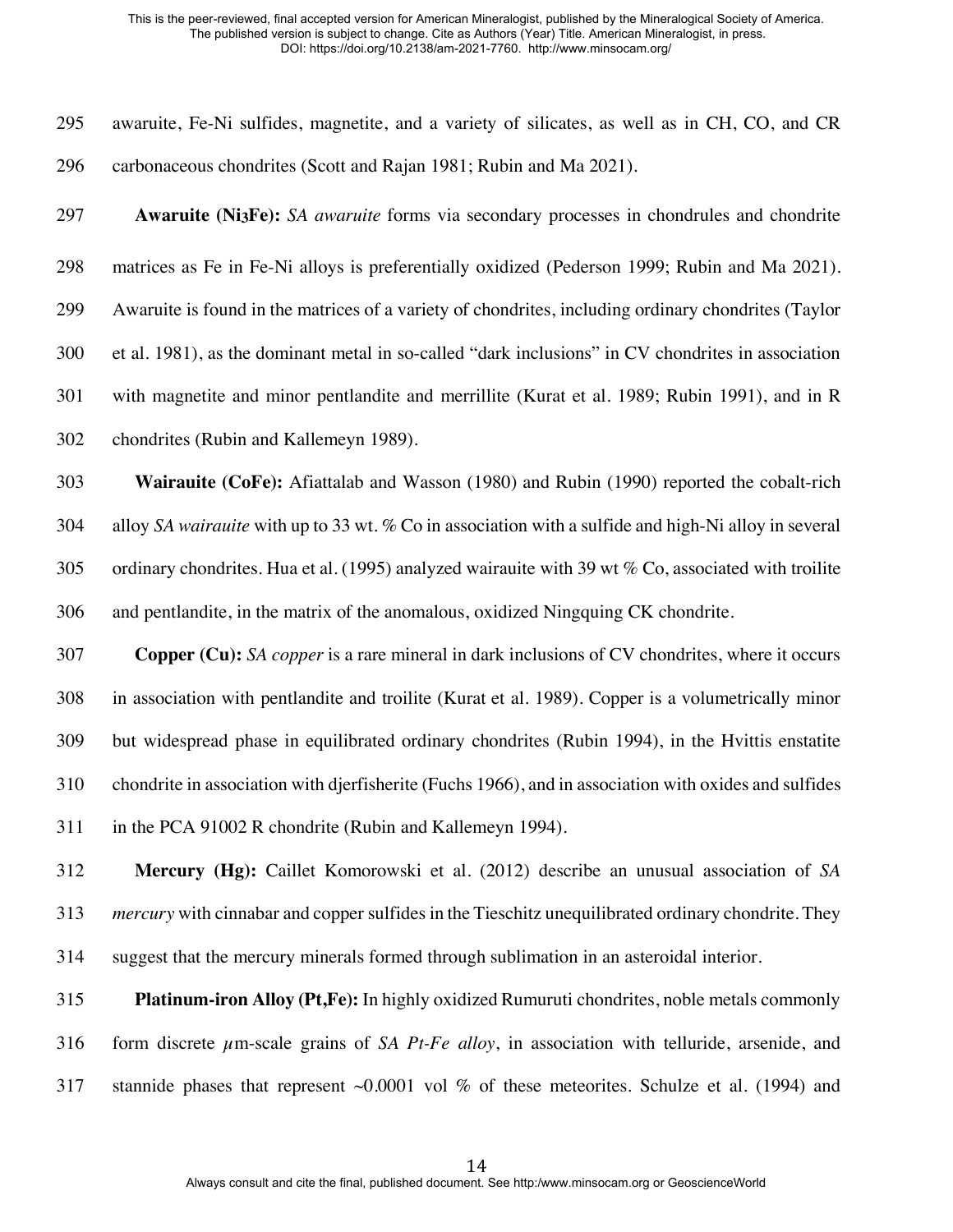awaruite, Fe-Ni sulfides, magnetite, and a variety of silicates, as well as in CH, CO, and CR carbonaceous chondrites (Scott and Rajan 1981; Rubin and Ma 2021).

**Awaruite ($Ni_3Fe$):** *SA awaruite* forms via secondary processes in chondrules and chondrite matrices as Fe in Fe-Ni alloys is preferentially oxidized (Pederson 1999; Rubin and Ma 2021). Awaruite is found in the matrices of a variety of chondrites, including ordinary chondrites (Taylor et al. 1981), as the dominant metal in so-called "dark inclusions" in CV chondrites in association with magnetite and minor pentlandite and merrillite (Kurat et al. 1989; Rubin 1991), and in R chondrites (Rubin and Kallemeyn 1989).

**Wairauite (CoFe):** Afiattalab and Wasson (1980) and Rubin (1990) reported the cobalt-rich alloy *SA wairauite* with up to 33 wt. % Co in association with a sulfide and high-Ni alloy in several ordinary chondrites. Hua et al. (1995) analyzed wairauite with 39 wt % Co, associated with troilite and pentlandite, in the matrix of the anomalous, oxidized Ningquing CK chondrite.

**Copper (Cu):** *SA copper* is a rare mineral in dark inclusions of CV chondrites, where it occurs in association with pentlandite and troilite (Kurat et al. 1989). Copper is a volumetrically minor but widespread phase in equilibrated ordinary chondrites (Rubin 1994), in the Hvittis enstatite chondrite in association with djerfisherite (Fuchs 1966), and in association with oxides and sulfides in the PCA 91002 R chondrite (Rubin and Kallemeyn 1994).

**Mercury (Hg):** Caillet Komorowski et al. (2012) describe an unusual association of *SA mercury* with cinnabar and copper sulfides in the Tieschitz unequilibrated ordinary chondrite. They suggest that the mercury minerals formed through sublimation in an asteroidal interior.

**Platinum-iron Alloy (Pt,Fe):** In highly oxidized Rumuruti chondrites, noble metals commonly form discrete $\mu$m-scale grains of *SA Pt-Fe alloy*, in association with telluride, arsenide, and stannide phases that represent ~0.0001 vol % of these meteorites. Schulze et al. (1994) and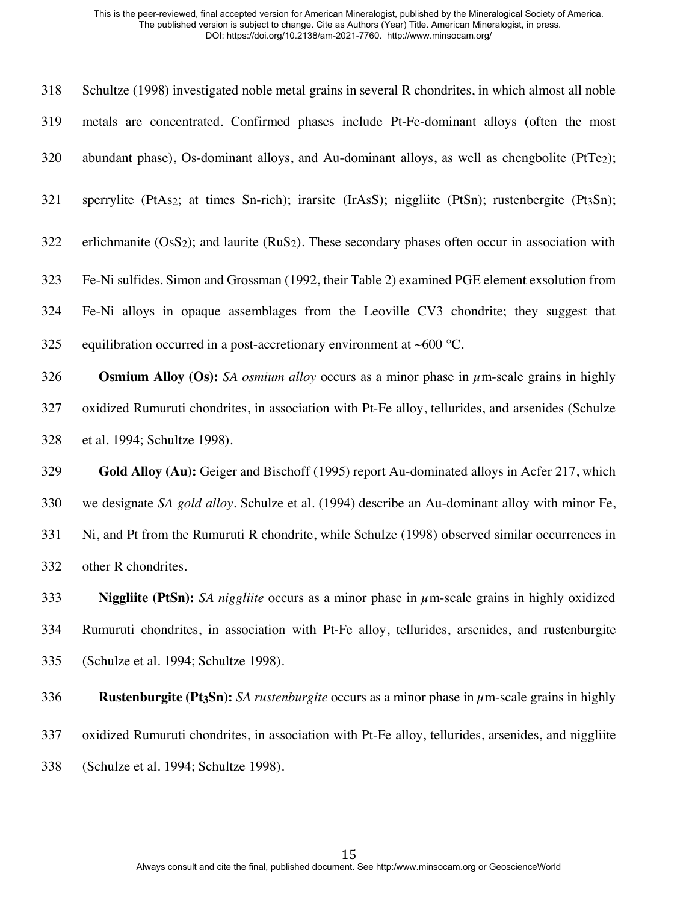Schultze (1998) investigated noble metal grains in several R chondrites, in which almost all noble metals are concentrated. Confirmed phases include Pt-Fe-dominant alloys (often the most abundant phase), Os-dominant alloys, and Au-dominant alloys, as well as chengbolite ($PtTe_2$); sperrylite ($PtAs_2$; at times Sn-rich); irarsite (IrAsS); niggliite (PtSn); rustenbergite ($Pt_3Sn$); erlichmanite ($OsS_2$); and laurite ($RuS_2$). These secondary phases often occur in association with Fe-Ni sulfides. Simon and Grossman (1992, their Table 2) examined PGE element exsolution from Fe-Ni alloys in opaque assemblages from the Leoville CV3 chondrite; they suggest that equilibration occurred in a post-accretionary environment at ~600 °C.

**Osmium Alloy (Os):** *SA osmium alloy* occurs as a minor phase in $\mu$m-scale grains in highly oxidized Rumuruti chondrites, in association with Pt-Fe alloy, tellurides, and arsenides (Schulze et al. 1994; Schultze 1998).

**Gold Alloy (Au):** Geiger and Bischoff (1995) report Au-dominated alloys in Acfer 217, which we designate *SA gold alloy*. Schulze et al. (1994) describe an Au-dominant alloy with minor Fe, Ni, and Pt from the Rumuruti R chondrite, while Schulze (1998) observed similar occurrences in other R chondrites.

**Niggliite (PtSn):** *SA niggliite* occurs as a minor phase in $\mu$m-scale grains in highly oxidized Rumuruti chondrites, in association with Pt-Fe alloy, tellurides, arsenides, and rustenburgite (Schulze et al. 1994; Schultze 1998).

**Rustenburgite ($Pt_3Sn$):** *SA rustenburgite* occurs as a minor phase in $\mu$m-scale grains in highly oxidized Rumuruti chondrites, in association with Pt-Fe alloy, tellurides, arsenides, and niggliite (Schulze et al. 1994; Schultze 1998).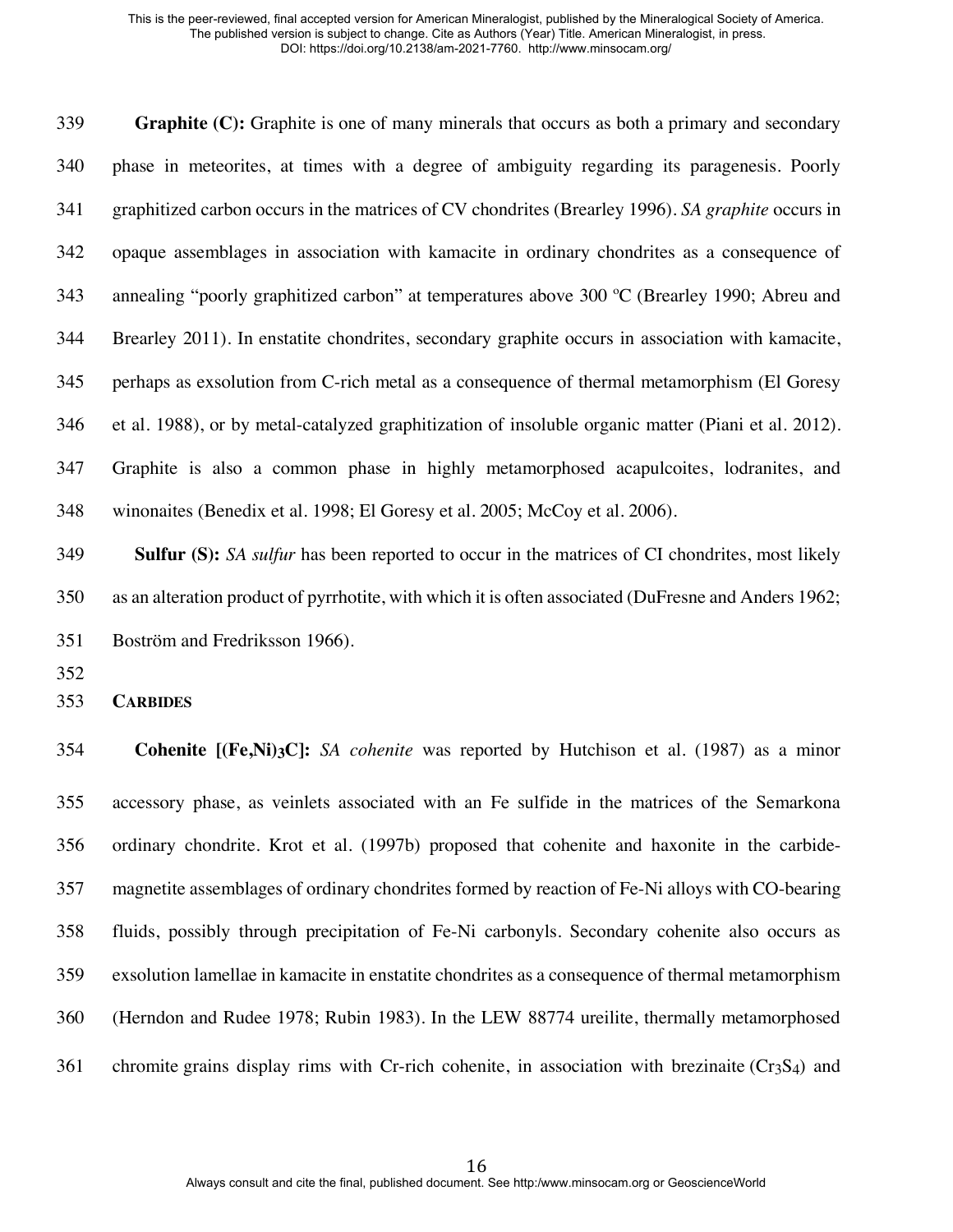**Graphite (C):** Graphite is one of many minerals that occurs as both a primary and secondary phase in meteorites, at times with a degree of ambiguity regarding its paragenesis. Poorly graphitized carbon occurs in the matrices of CV chondrites (Brearley 1996). *SA graphite* occurs in opaque assemblages in association with kamacite in ordinary chondrites as a consequence of annealing "poorly graphitized carbon" at temperatures above 300 ºC (Brearley 1990; Abreu and Brearley 2011). In enstatite chondrites, secondary graphite occurs in association with kamacite, perhaps as exsolution from C-rich metal as a consequence of thermal metamorphism (El Goresy et al. 1988), or by metal-catalyzed graphitization of insoluble organic matter (Piani et al. 2012). Graphite is also a common phase in highly metamorphosed acapulcoites, lodranites, and winonaites (Benedix et al. 1998; El Goresy et al. 2005; McCoy et al. 2006).

**Sulfur (S):** *SA sulfur* has been reported to occur in the matrices of CI chondrites, most likely as an alteration product of pyrrhotite, with which it is often associated (DuFresne and Anders 1962; Boström and Fredriksson 1966).

## CARBIDES

**Cohenite [$(Fe,Ni)_3C$]:** *SA cohenite* was reported by Hutchison et al. (1987) as a minor accessory phase, as veinlets associated with an Fe sulfide in the matrices of the Semarkona ordinary chondrite. Krot et al. (1997b) proposed that cohenite and haxonite in the carbide-magnetite assemblages of ordinary chondrites formed by reaction of Fe-Ni alloys with CO-bearing fluids, possibly through precipitation of Fe-Ni carbonyls. Secondary cohenite also occurs as exsolution lamellae in kamacite in enstatite chondrites as a consequence of thermal metamorphism (Herndon and Rudee 1978; Rubin 1983). In the LEW 88774 ureilite, thermally metamorphosed chromite grains display rims with Cr-rich cohenite, in association with brezinaite ($Cr_3S_4$) and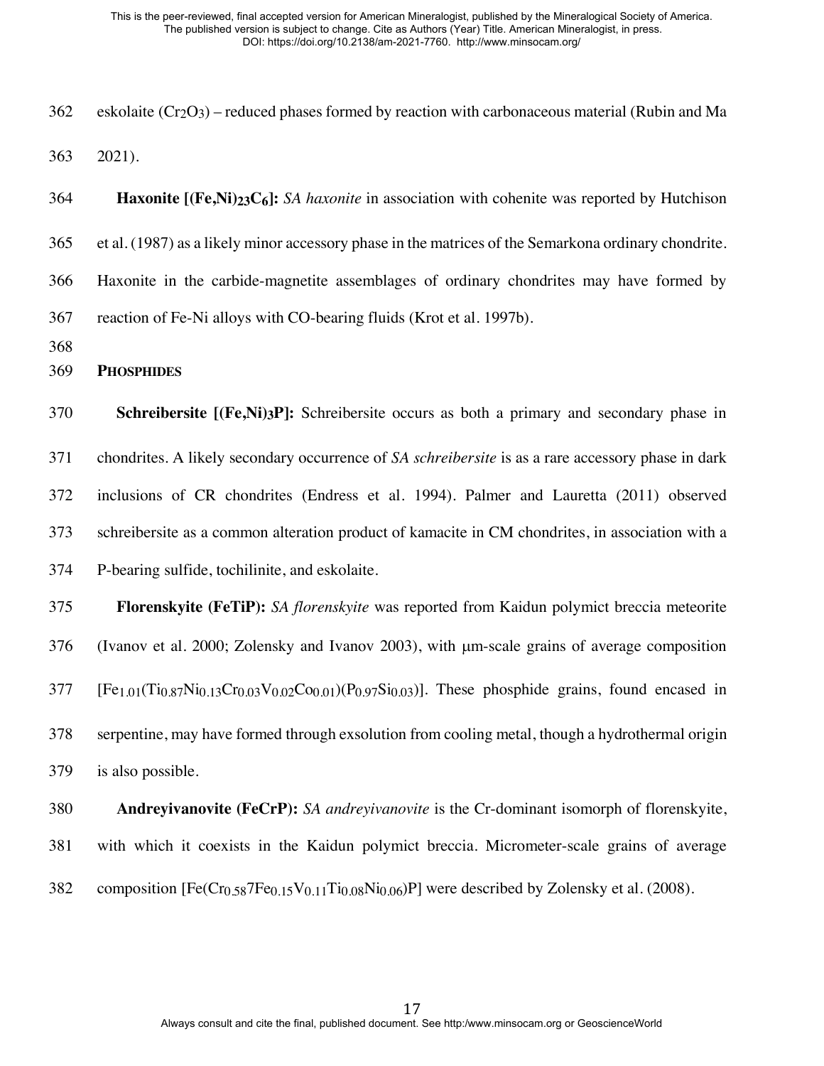eskolaite ($Cr_2O_3$) – reduced phases formed by reaction with carbonaceous material (Rubin and Ma 2021).

**Haxonite [$(Fe,Ni)_{23}C_6$]:** *SA haxonite* in association with cohenite was reported by Hutchison et al. (1987) as a likely minor accessory phase in the matrices of the Semarkona ordinary chondrite. Haxonite in the carbide-magnetite assemblages of ordinary chondrites may have formed by reaction of Fe-Ni alloys with CO-bearing fluids (Krot et al. 1997b).

### PHOSPHIDES

**Schreibersite [$(Fe,Ni)_3P$]:** Schreibersite occurs as both a primary and secondary phase in chondrites. A likely secondary occurrence of *SA schreibersite* is as a rare accessory phase in dark inclusions of CR chondrites (Endress et al. 1994). Palmer and Lauretta (2011) observed schreibersite as a common alteration product of kamacite in CM chondrites, in association with a P-bearing sulfide, tochilinite, and eskolaite.

**Florenskyite (FeTiP):** *SA florenskyite* was reported from Kaidun polymict breccia meteorite (Ivanov et al. 2000; Zolensky and Ivanov 2003), with μm-scale grains of average composition [$Fe_{1.01}(Ti_{0.87}Ni_{0.13}Cr_{0.03}V_{0.02}Co_{0.01})(P_{0.97}Si_{0.03})$]. These phosphide grains, found encased in serpentine, may have formed through exsolution from cooling metal, though a hydrothermal origin is also possible.

**Andreyivanovite (FeCrP):** *SA andreyivanovite* is the Cr-dominant isomorph of florenskyite, with which it coexists in the Kaidun polymict breccia. Micrometer-scale grains of average composition [$Fe(Cr_{0.58}7Fe_{0.15}V_{0.11}Ti_{0.08}Ni_{0.06})P$] were described by Zolensky et al. (2008).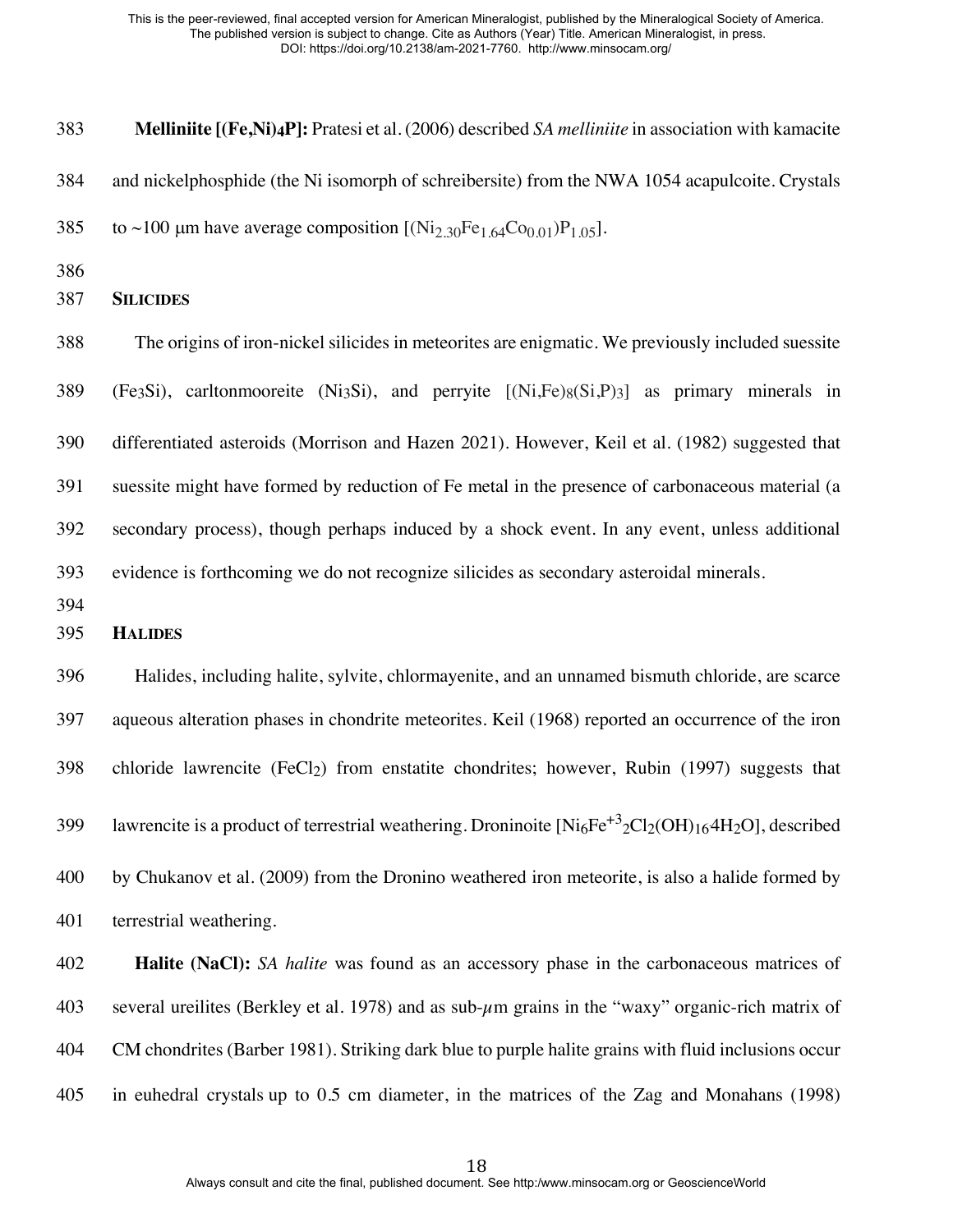**Melliniite [$(Fe,Ni)_4P$]:** Pratesi et al. (2006) described *SA melliniite* in association with kamacite and nickelphosphide (the Ni isomorph of schreibersite) from the NWA 1054 acapulcoite. Crystals to ~100 μm have average composition [$(Ni_{2.30}Fe_{1.64}Co_{0.01})P_{1.05}$].

## SILICIDES

The origins of iron-nickel silicides in meteorites are enigmatic. We previously included suessite ($Fe_3Si$), carltonmooreite ($Ni_3Si$), and perryite [$(Ni,Fe)_8(Si,P)_3$] as primary minerals in differentiated asteroids (Morrison and Hazen 2021). However, Keil et al. (1982) suggested that suessite might have formed by reduction of Fe metal in the presence of carbonaceous material (a secondary process), though perhaps induced by a shock event. In any event, unless additional evidence is forthcoming we do not recognize silicides as secondary asteroidal minerals.

## HALIDES

Halides, including halite, sylvite, chlormayenite, and an unnamed bismuth chloride, are scarce aqueous alteration phases in chondrite meteorites. Keil (1968) reported an occurrence of the iron chloride lawrencite ($FeCl_2$) from enstatite chondrites; however, Rubin (1997) suggests that lawrencite is a product of terrestrial weathering. Droninoite [$Ni_6Fe^{+3}{}_2Cl_2(OH)_{16}4H_2O$], described by Chukanov et al. (2009) from the Dronino weathered iron meteorite, is also a halide formed by terrestrial weathering.

**Halite (NaCl):** *SA halite* was found as an accessory phase in the carbonaceous matrices of several ureilites (Berkley et al. 1978) and as sub-$\mu$m grains in the "waxy" organic-rich matrix of CM chondrites (Barber 1981). Striking dark blue to purple halite grains with fluid inclusions occur in euhedral crystals up to 0.5 cm diameter, in the matrices of the Zag and Monahans (1998)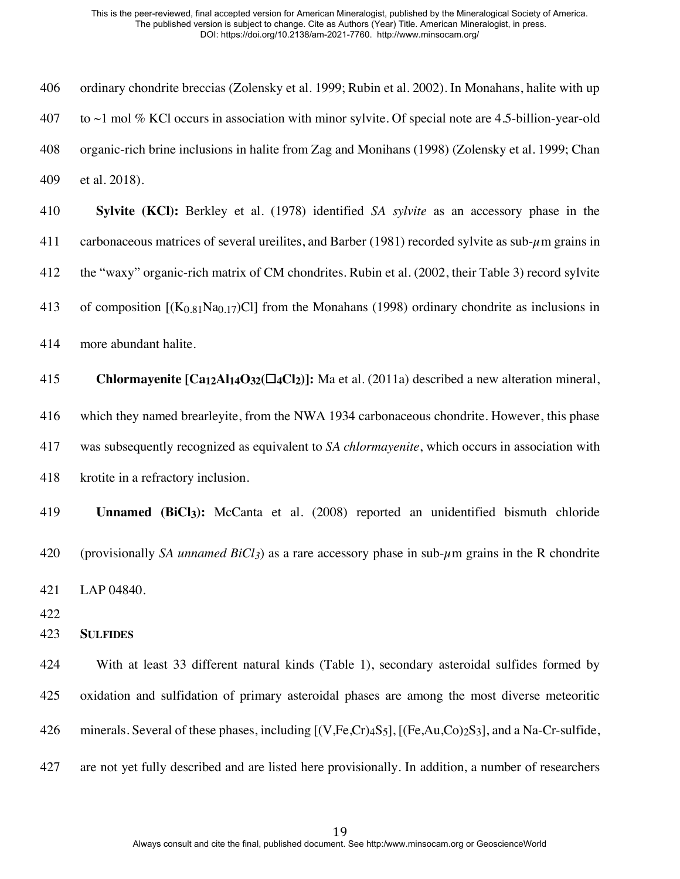ordinary chondrite breccias (Zolensky et al. 1999; Rubin et al. 2002). In Monahans, halite with up to ~1 mol % KCl occurs in association with minor sylvite. Of special note are 4.5-billion-year-old organic-rich brine inclusions in halite from Zag and Monihans (1998) (Zolensky et al. 1999; Chan et al. 2018).

**Sylvite (KCl):** Berkley et al. (1978) identified *SA sylvite* as an accessory phase in the carbonaceous matrices of several ureilites, and Barber (1981) recorded sylvite as sub-$\mu$m grains in the "waxy" organic-rich matrix of CM chondrites. Rubin et al. (2002, their Table 3) record sylvite of composition $[(K_{0.81}Na_{0.17})Cl]$ from the Monahans (1998) ordinary chondrite as inclusions in more abundant halite.

**Chlormayenite [$Ca_{12}Al_{14}O_{32}(\square_4Cl_2)$]:** Ma et al. (2011a) described a new alteration mineral, which they named brearleyite, from the NWA 1934 carbonaceous chondrite. However, this phase was subsequently recognized as equivalent to *SA chlormayenite*, which occurs in association with krotite in a refractory inclusion.

**Unnamed ($BiCl_3$):** McCanta et al. (2008) reported an unidentified bismuth chloride (provisionally *SA unnamed* $BiCl_3$) as a rare accessory phase in sub-$\mu$m grains in the R chondrite LAP 04840.

## SULFIDES

With at least 33 different natural kinds (Table 1), secondary asteroidal sulfides formed by oxidation and sulfidation of primary asteroidal phases are among the most diverse meteoritic minerals. Several of these phases, including $[(V,Fe,Cr)_4S_5]$, $[(Fe,Au,Co)_2S_3]$, and a Na-Cr-sulfide, are not yet fully described and are listed here provisionally. In addition, a number of researchers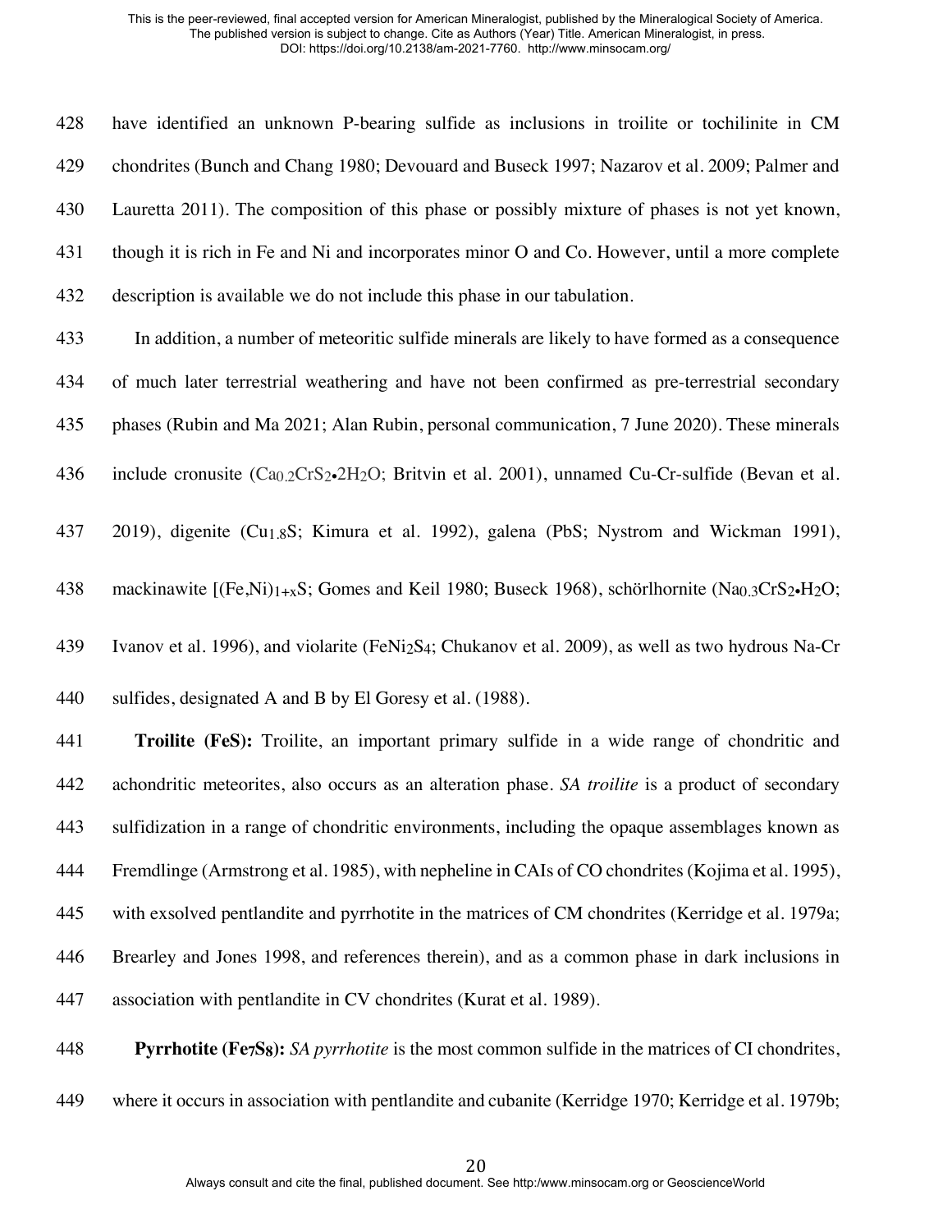have identified an unknown P-bearing sulfide as inclusions in troilite or tochilinite in CM chondrites (Bunch and Chang 1980; Devouard and Buseck 1997; Nazarov et al. 2009; Palmer and Lauretta 2011). The composition of this phase or possibly mixture of phases is not yet known, though it is rich in Fe and Ni and incorporates minor O and Co. However, until a more complete description is available we do not include this phase in our tabulation.

In addition, a number of meteoritic sulfide minerals are likely to have formed as a consequence of much later terrestrial weathering and have not been confirmed as pre-terrestrial secondary phases (Rubin and Ma 2021; Alan Rubin, personal communication, 7 June 2020). These minerals include cronusite ($Ca_{0.2}CrS_2•2H_2O$; Britvin et al. 2001), unnamed Cu-Cr-sulfide (Bevan et al. 2019), digenite ($Cu_{1.8}S$; Kimura et al. 1992), galena (PbS; Nystrom and Wickman 1991), mackinawite [$(Fe,Ni)_{1+x}S$; Gomes and Keil 1980; Buseck 1968), schörlhornite ($Na_{0.3}CrS_2•H_2O$; Ivanov et al. 1996), and violarite ($FeNi_2S_4$; Chukanov et al. 2009), as well as two hydrous Na-Cr sulfides, designated A and B by El Goresy et al. (1988).

**Troilite (FeS):** Troilite, an important primary sulfide in a wide range of chondritic and achondritic meteorites, also occurs as an alteration phase. *SA troilite* is a product of secondary sulfidization in a range of chondritic environments, including the opaque assemblages known as Fremdlinge (Armstrong et al. 1985), with nepheline in CAIs of CO chondrites (Kojima et al. 1995), with exsolved pentlandite and pyrrhotite in the matrices of CM chondrites (Kerridge et al. 1979a; Brearley and Jones 1998, and references therein), and as a common phase in dark inclusions in association with pentlandite in CV chondrites (Kurat et al. 1989).

**Pyrrhotite ($Fe_7S_8$):** *SA pyrrhotite* is the most common sulfide in the matrices of CI chondrites, where it occurs in association with pentlandite and cubanite (Kerridge 1970; Kerridge et al. 1979b;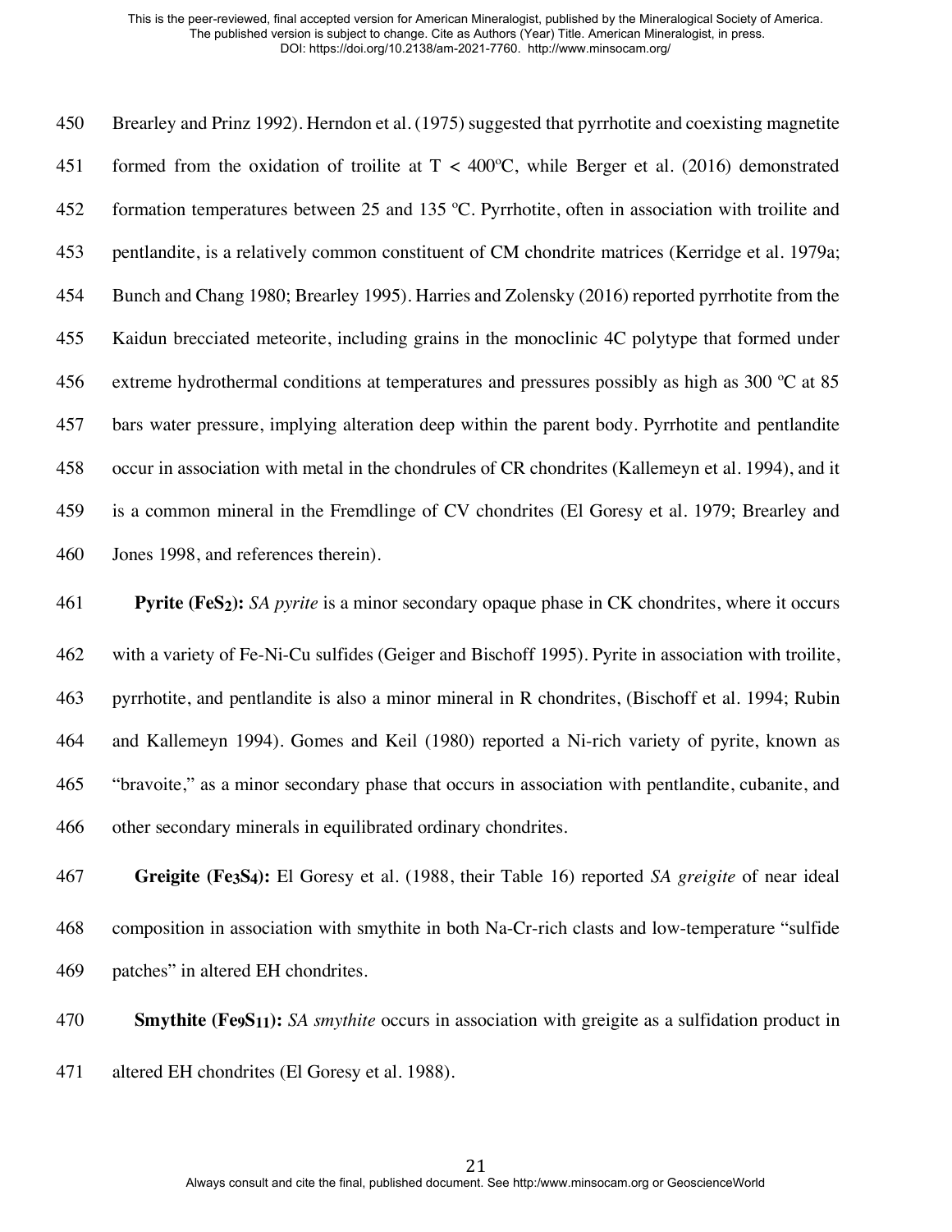Brearley and Prinz 1992). Herndon et al. (1975) suggested that pyrrhotite and coexisting magnetite formed from the oxidation of troilite at T < 400ºC, while Berger et al. (2016) demonstrated formation temperatures between 25 and 135 ºC. Pyrrhotite, often in association with troilite and pentlandite, is a relatively common constituent of CM chondrite matrices (Kerridge et al. 1979a; Bunch and Chang 1980; Brearley 1995). Harries and Zolensky (2016) reported pyrrhotite from the Kaidun brecciated meteorite, including grains in the monoclinic 4C polytype that formed under extreme hydrothermal conditions at temperatures and pressures possibly as high as 300 ºC at 85 bars water pressure, implying alteration deep within the parent body. Pyrrhotite and pentlandite occur in association with metal in the chondrules of CR chondrites (Kallemeyn et al. 1994), and it is a common mineral in the Fremdlinge of CV chondrites (El Goresy et al. 1979; Brearley and Jones 1998, and references therein).

**Pyrite ($FeS_2$):** *SA pyrite* is a minor secondary opaque phase in CK chondrites, where it occurs with a variety of Fe-Ni-Cu sulfides (Geiger and Bischoff 1995). Pyrite in association with troilite, pyrrhotite, and pentlandite is also a minor mineral in R chondrites, (Bischoff et al. 1994; Rubin and Kallemeyn 1994). Gomes and Keil (1980) reported a Ni-rich variety of pyrite, known as "bravoite," as a minor secondary phase that occurs in association with pentlandite, cubanite, and other secondary minerals in equilibrated ordinary chondrites.

**Greigite ($Fe_3S_4$):** El Goresy et al. (1988, their Table 16) reported *SA greigite* of near ideal composition in association with smythite in both Na-Cr-rich clasts and low-temperature "sulfide patches" in altered EH chondrites.

**Smythite ($Fe_9S_{11}$):** *SA smythite* occurs in association with greigite as a sulfidation product in altered EH chondrites (El Goresy et al. 1988).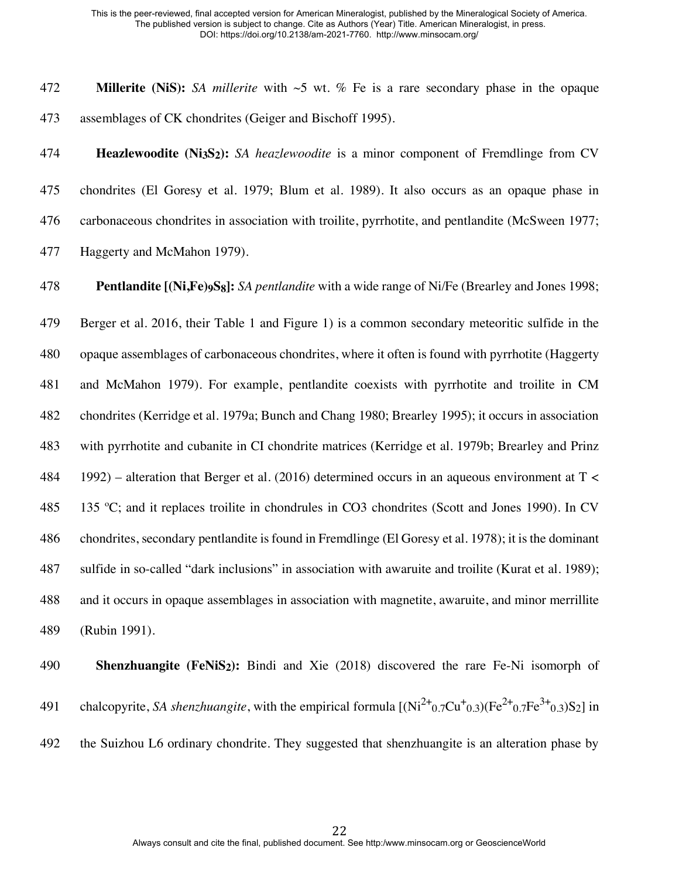**Millerite (NiS):** *SA millerite* with ~5 wt. % Fe is a rare secondary phase in the opaque assemblages of CK chondrites (Geiger and Bischoff 1995).

**Heazlewoodite ($Ni_3S_2$):** *SA heazlewoodite* is a minor component of Fremdlinge from CV chondrites (El Goresy et al. 1979; Blum et al. 1989). It also occurs as an opaque phase in carbonaceous chondrites in association with troilite, pyrrhotite, and pentlandite (McSween 1977; Haggerty and McMahon 1979).

**Pentlandite [$(Ni,Fe)_9S_8$]:** *SA pentlandite* with a wide range of Ni/Fe (Brearley and Jones 1998; Berger et al. 2016, their Table 1 and Figure 1) is a common secondary meteoritic sulfide in the opaque assemblages of carbonaceous chondrites, where it often is found with pyrrhotite (Haggerty and McMahon 1979). For example, pentlandite coexists with pyrrhotite and troilite in CM chondrites (Kerridge et al. 1979a; Bunch and Chang 1980; Brearley 1995); it occurs in association with pyrrhotite and cubanite in CI chondrite matrices (Kerridge et al. 1979b; Brearley and Prinz 1992) – alteration that Berger et al. (2016) determined occurs in an aqueous environment at $T < 135$ ºC; and it replaces troilite in chondrules in CO3 chondrites (Scott and Jones 1990). In CV chondrites, secondary pentlandite is found in Fremdlinge (El Goresy et al. 1978); it is the dominant sulfide in so-called "dark inclusions" in association with awaruite and troilite (Kurat et al. 1989); and it occurs in opaque assemblages in association with magnetite, awaruite, and minor merrillite (Rubin 1991).

**Shenzhuangite ($FeNiS_2$):** Bindi and Xie (2018) discovered the rare Fe-Ni isomorph of chalcopyrite, *SA shenzhuangite*, with the empirical formula $[(Ni^{2+}_{0.7}Cu^{+}_{0.3})(Fe^{2+}_{0.7}Fe^{3+}_{0.3})S_2]$ in the Suizhou L6 ordinary chondrite. They suggested that shenzhuangite is an alteration phase by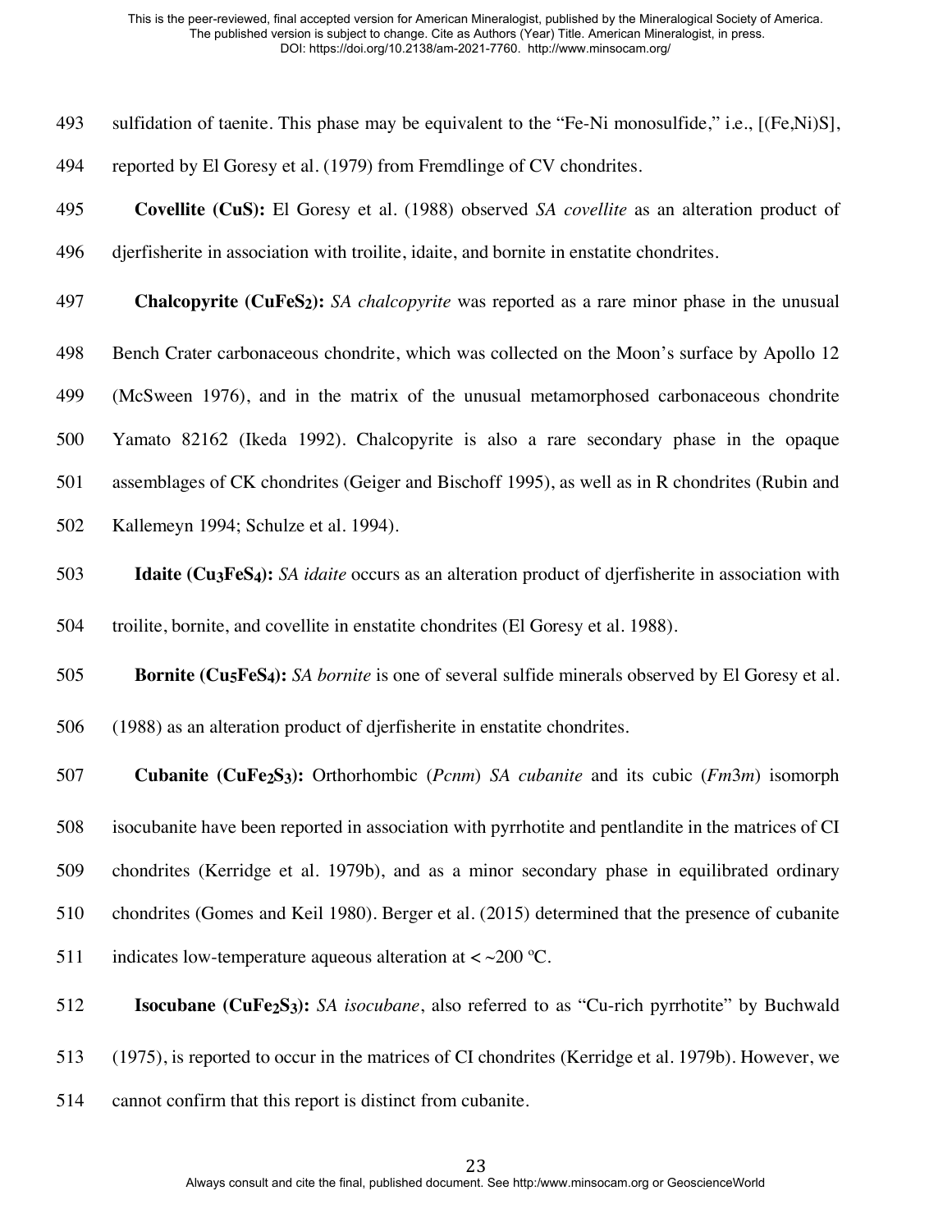sulfidation of taenite. This phase may be equivalent to the "Fe-Ni monosulfide," i.e., [(Fe,Ni)S], reported by El Goresy et al. (1979) from Fremdlinge of CV chondrites.

**Covellite (CuS):** El Goresy et al. (1988) observed *SA covellite* as an alteration product of djerfisherite in association with troilite, idaite, and bornite in enstatite chondrites.

**Chalcopyrite ($CuFeS_2$):** *SA chalcopyrite* was reported as a rare minor phase in the unusual Bench Crater carbonaceous chondrite, which was collected on the Moon's surface by Apollo 12 (McSween 1976), and in the matrix of the unusual metamorphosed carbonaceous chondrite Yamato 82162 (Ikeda 1992). Chalcopyrite is also a rare secondary phase in the opaque assemblages of CK chondrites (Geiger and Bischoff 1995), as well as in R chondrites (Rubin and Kallemeyn 1994; Schulze et al. 1994).

**Idaite ($Cu_3FeS_4$):** *SA idaite* occurs as an alteration product of djerfisherite in association with troilite, bornite, and covellite in enstatite chondrites (El Goresy et al. 1988).

**Bornite ($Cu_5FeS_4$):** *SA bornite* is one of several sulfide minerals observed by El Goresy et al. (1988) as an alteration product of djerfisherite in enstatite chondrites.

**Cubanite ($CuFe_2S_3$):** Orthorhombic (*Pcnm*) *SA cubanite* and its cubic (*Fm*3*m*) isomorph isocubanite have been reported in association with pyrrhotite and pentlandite in the matrices of CI chondrites (Kerridge et al. 1979b), and as a minor secondary phase in equilibrated ordinary chondrites (Gomes and Keil 1980). Berger et al. (2015) determined that the presence of cubanite indicates low-temperature aqueous alteration at $< \sim 200$ ºC.

**Isocubane ($CuFe_2S_3$):** *SA isocubane*, also referred to as "Cu-rich pyrrhotite" by Buchwald (1975), is reported to occur in the matrices of CI chondrites (Kerridge et al. 1979b). However, we cannot confirm that this report is distinct from cubanite.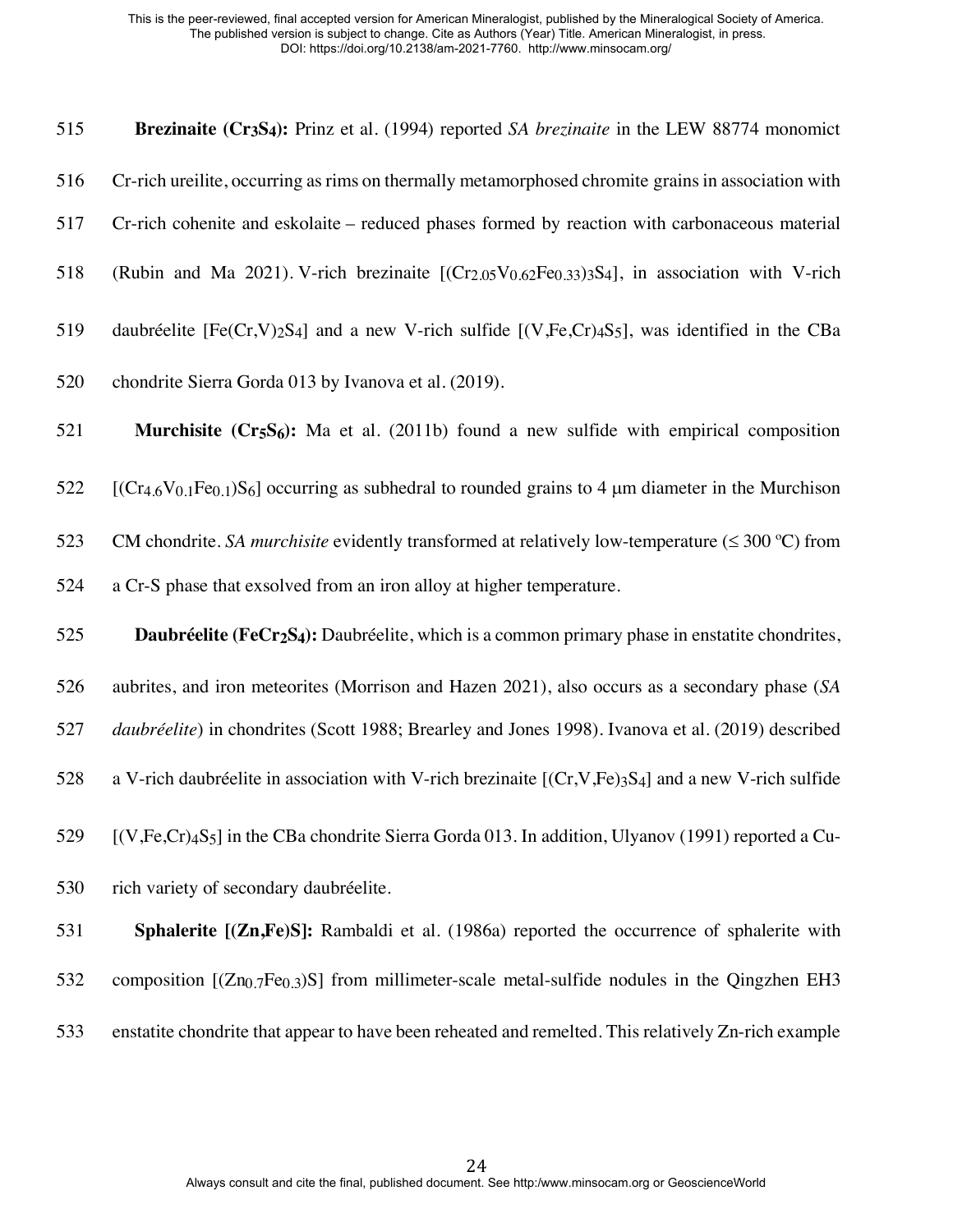**Brezinaite ($Cr_3S_4$):** Prinz et al. (1994) reported *SA brezinaite* in the LEW 88774 monomict Cr-rich ureilite, occurring as rims on thermally metamorphosed chromite grains in association with Cr-rich cohenite and eskolaite – reduced phases formed by reaction with carbonaceous material (Rubin and Ma 2021). V-rich brezinaite [$(Cr_{2.05}V_{0.62}Fe_{0.33})_3S_4$], in association with V-rich daubréelite [$Fe(Cr,V)_2S_4$] and a new V-rich sulfide [$(V,Fe,Cr)_4S_5$], was identified in the CBa chondrite Sierra Gorda 013 by Ivanova et al. (2019).

**Murchisite ($Cr_5S_6$):** Ma et al. (2011b) found a new sulfide with empirical composition [$(Cr_{4.6}V_{0.1}Fe_{0.1})S_6$] occurring as subhedral to rounded grains to 4 μm diameter in the Murchison CM chondrite. *SA murchisite* evidently transformed at relatively low-temperature (≤ 300 ºC) from a Cr-S phase that exsolved from an iron alloy at higher temperature.

**Daubréelite ($FeCr_2S_4$):** Daubréelite, which is a common primary phase in enstatite chondrites, aubrites, and iron meteorites (Morrison and Hazen 2021), also occurs as a secondary phase (*SA daubréelite*) in chondrites (Scott 1988; Brearley and Jones 1998). Ivanova et al. (2019) described a V-rich daubréelite in association with V-rich brezinaite [$(Cr,V,Fe)_3S_4$] and a new V-rich sulfide [$(V,Fe,Cr)_4S_5$] in the CBa chondrite Sierra Gorda 013. In addition, Ulyanov (1991) reported a Cu-rich variety of secondary daubréelite.

**Sphalerite [$(Zn,Fe)S$]:** Rambaldi et al. (1986a) reported the occurrence of sphalerite with composition [$(Zn_{0.7}Fe_{0.3})S$] from millimeter-scale metal-sulfide nodules in the Qingzhen EH3 enstatite chondrite that appear to have been reheated and remelted. This relatively Zn-rich example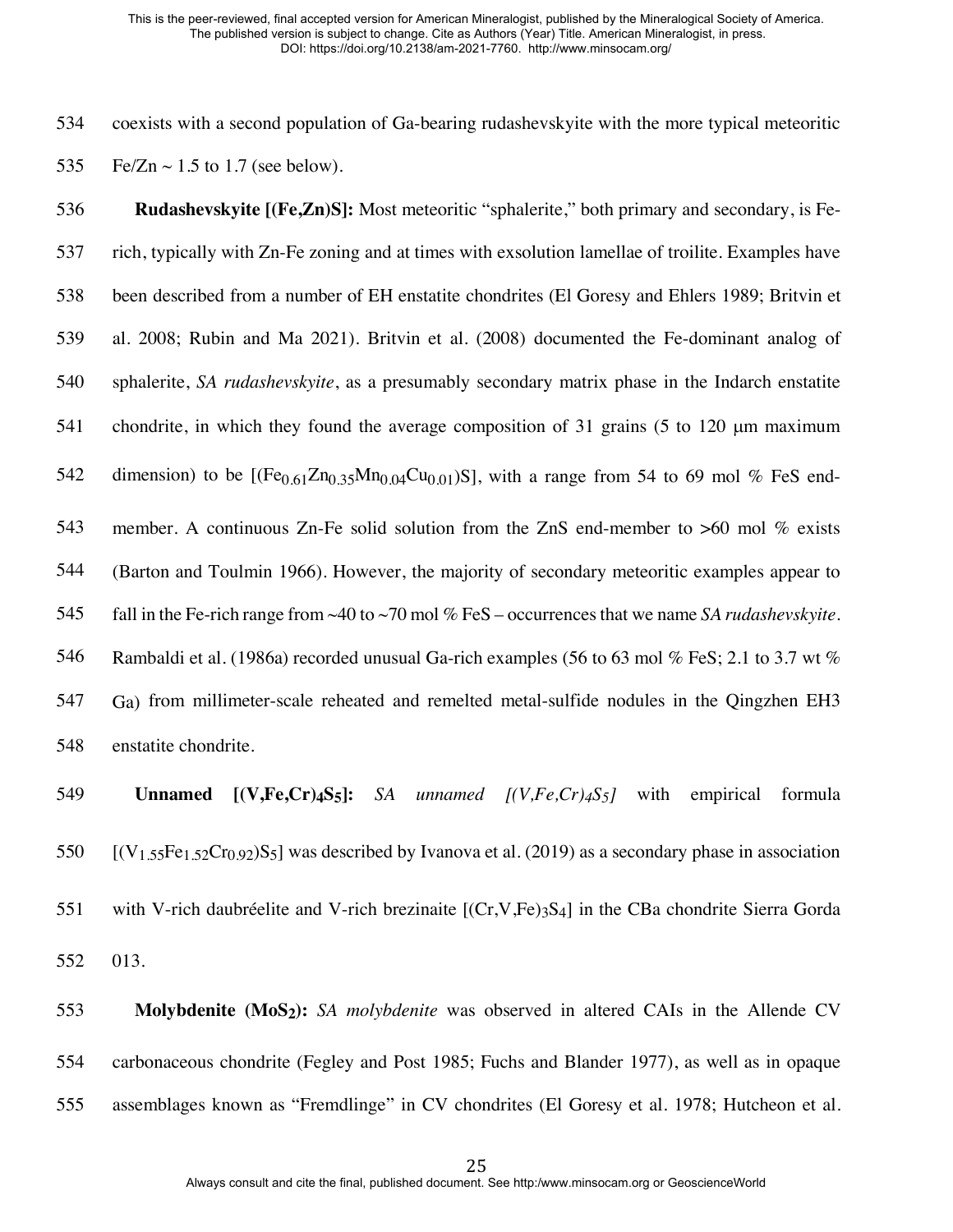coexists with a second population of Ga-bearing rudashevskyite with the more typical meteoritic Fe/Zn ~ 1.5 to 1.7 (see below).

**Rudashevskyite [(Fe,Zn)S]:** Most meteoritic "sphalerite," both primary and secondary, is Fe-rich, typically with Zn-Fe zoning and at times with exsolution lamellae of troilite. Examples have been described from a number of EH enstatite chondrites (El Goresy and Ehlers 1989; Britvin et al. 2008; Rubin and Ma 2021). Britvin et al. (2008) documented the Fe-dominant analog of sphalerite, *SA rudashevskyite*, as a presumably secondary matrix phase in the Indarch enstatite chondrite, in which they found the average composition of 31 grains (5 to 120 μm maximum dimension) to be [$(Fe_{0.61}Zn_{0.35}Mn_{0.04}Cu_{0.01})S$], with a range from 54 to 69 mol % FeS end-member. A continuous Zn-Fe solid solution from the ZnS end-member to >60 mol % exists (Barton and Toulmin 1966). However, the majority of secondary meteoritic examples appear to fall in the Fe-rich range from ~40 to ~70 mol % FeS – occurrences that we name *SA rudashevskyite*. Rambaldi et al. (1986a) recorded unusual Ga-rich examples (56 to 63 mol % FeS; 2.1 to 3.7 wt % Ga) from millimeter-scale reheated and remelted metal-sulfide nodules in the Qingzhen EH3 enstatite chondrite.

**Unnamed [$(V,Fe,Cr)_4S_5$]:** *SA unnamed [$(V,Fe,Cr)_4S_5$]* with empirical formula [$(V_{1.55}Fe_{1.52}Cr_{0.92})S_5$] was described by Ivanova et al. (2019) as a secondary phase in association with V-rich daubréelite and V-rich brezinaite [$(Cr,V,Fe)_3S_4$] in the CBa chondrite Sierra Gorda 013.

**Molybdenite ($MoS_2$):** *SA molybdenite* was observed in altered CAIs in the Allende CV carbonaceous chondrite (Fegley and Post 1985; Fuchs and Blander 1977), as well as in opaque assemblages known as "Fremdlinge" in CV chondrites (El Goresy et al. 1978; Hutcheon et al.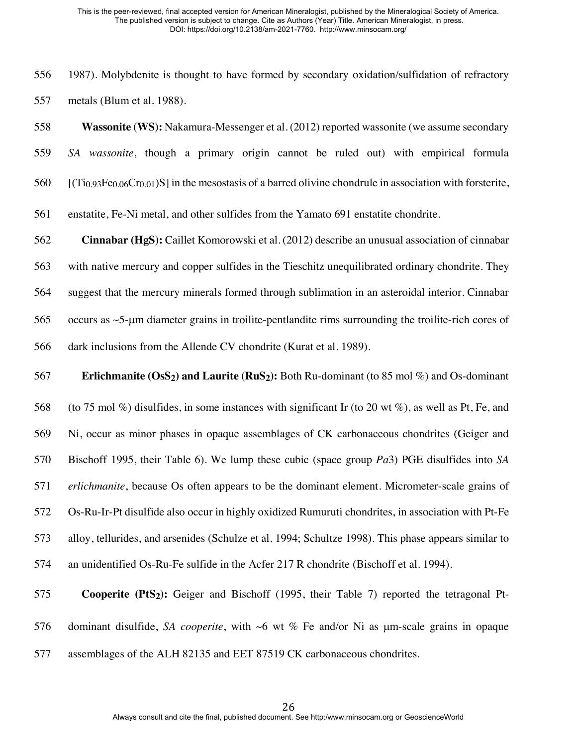1987). Molybdenite is thought to have formed by secondary oxidation/sulfidation of refractory metals (Blum et al. 1988).

**Wassonite (WS):** Nakamura-Messenger et al. (2012) reported wassonite (we assume secondary *SA wassonite*, though a primary origin cannot be ruled out) with empirical formula $[(Ti_{0.93}Fe_{0.06}Cr_{0.01})S]$ in the mesostasis of a barred olivine chondrule in association with forsterite, enstatite, Fe-Ni metal, and other sulfides from the Yamato 691 enstatite chondrite.

**Cinnabar (HgS):** Caillet Komorowski et al. (2012) describe an unusual association of cinnabar with native mercury and copper sulfides in the Tieschitz unequilibrated ordinary chondrite. They suggest that the mercury minerals formed through sublimation in an asteroidal interior. Cinnabar occurs as ~5-μm diameter grains in troilite-pentlandite rims surrounding the troilite-rich cores of dark inclusions from the Allende CV chondrite (Kurat et al. 1989).

**Erlichmanite ($OsS_2$) and Laurite ($RuS_2$):** Both Ru-dominant (to 85 mol %) and Os-dominant (to 75 mol %) disulfides, in some instances with significant Ir (to 20 wt %), as well as Pt, Fe, and Ni, occur as minor phases in opaque assemblages of CK carbonaceous chondrites (Geiger and Bischoff 1995, their Table 6). We lump these cubic (space group *Pa*3) PGE disulfides into *SA erlichmanite*, because Os often appears to be the dominant element. Micrometer-scale grains of Os-Ru-Ir-Pt disulfide also occur in highly oxidized Rumuruti chondrites, in association with Pt-Fe alloy, tellurides, and arsenides (Schulze et al. 1994; Schultze 1998). This phase appears similar to an unidentified Os-Ru-Fe sulfide in the Acfer 217 R chondrite (Bischoff et al. 1994).

**Cooperite ($PtS_2$):** Geiger and Bischoff (1995, their Table 7) reported the tetragonal Pt-dominant disulfide, *SA cooperite*, with ~6 wt % Fe and/or Ni as μm-scale grains in opaque assemblages of the ALH 82135 and EET 87519 CK carbonaceous chondrites.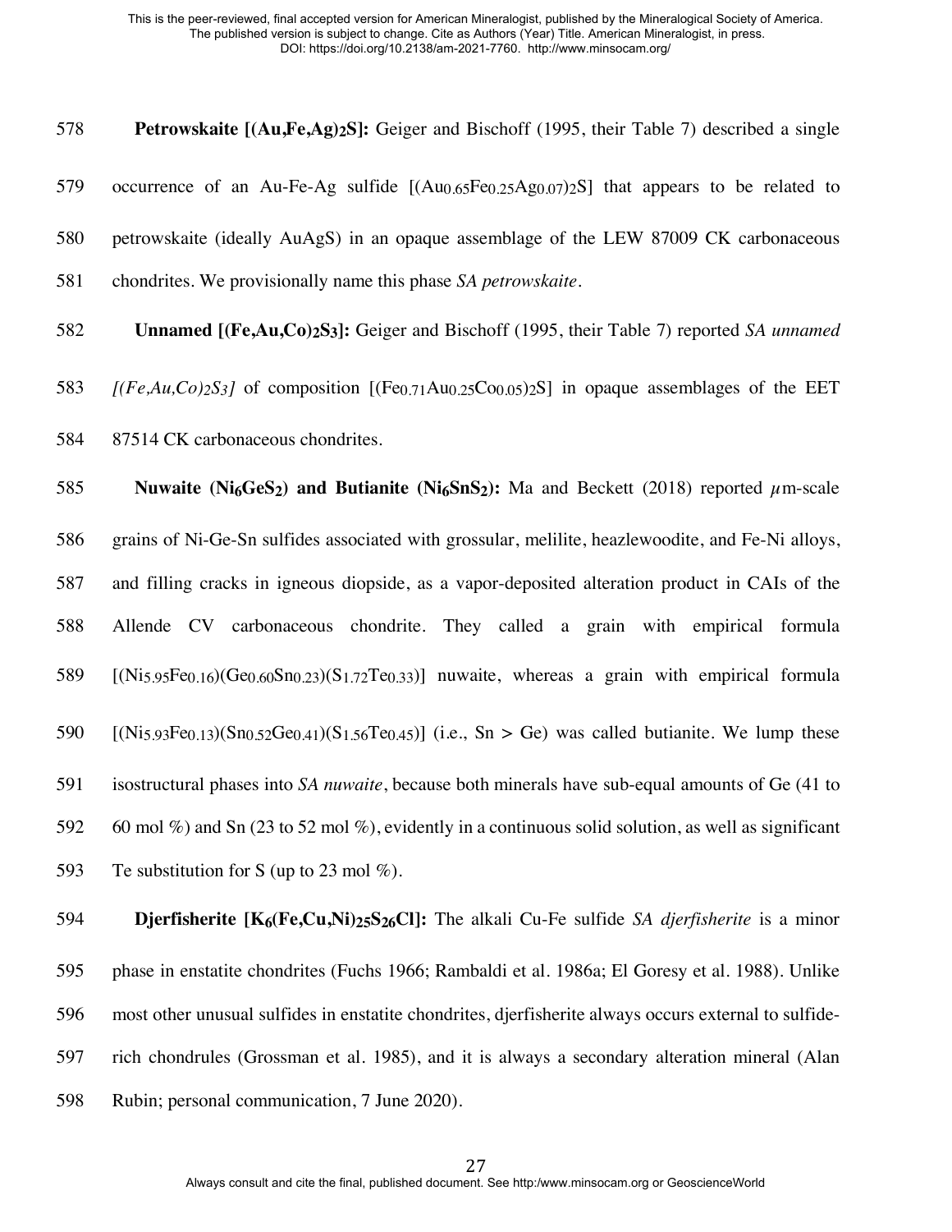**Petrowskaite [$(Au,Fe,Ag)_2S$]:** Geiger and Bischoff (1995, their Table 7) described a single occurrence of an Au-Fe-Ag sulfide [$(Au_{0.65}Fe_{0.25}Ag_{0.07})_2S$] that appears to be related to petrowskaite (ideally AuAgS) in an opaque assemblage of the LEW 87009 CK carbonaceous chondrites. We provisionally name this phase *SA petrowskaite*.

**Unnamed [$(Fe,Au,Co)_2S_3$]:** Geiger and Bischoff (1995, their Table 7) reported *SA unnamed [$(Fe,Au,Co)_2S_3$]* of composition [$(Fe_{0.71}Au_{0.25}Co_{0.05})_2S$] in opaque assemblages of the EET 87514 CK carbonaceous chondrites.

**Nuwaite ($Ni_6GeS_2$) and Butianite ($Ni_6SnS_2$):** Ma and Beckett (2018) reported $\mu$m-scale grains of Ni-Ge-Sn sulfides associated with grossular, melilite, heazlewoodite, and Fe-Ni alloys, and filling cracks in igneous diopside, as a vapor-deposited alteration product in CAIs of the Allende CV carbonaceous chondrite. They called a grain with empirical formula [$(Ni_{5.95}Fe_{0.16})(Ge_{0.60}Sn_{0.23})(S_{1.72}Te_{0.33})$] nuwaite, whereas a grain with empirical formula [$(Ni_{5.93}Fe_{0.13})(Sn_{0.52}Ge_{0.41})(S_{1.56}Te_{0.45})$] (i.e., Sn > Ge) was called butianite. We lump these isostructural phases into *SA nuwaite*, because both minerals have sub-equal amounts of Ge (41 to 60 mol %) and Sn (23 to 52 mol %), evidently in a continuous solid solution, as well as significant Te substitution for S (up to 23 mol %).

**Djerfisherite [$K_6(Fe,Cu,Ni)_{25}S_{26}Cl$]:** The alkali Cu-Fe sulfide *SA djerfisherite* is a minor phase in enstatite chondrites (Fuchs 1966; Rambaldi et al. 1986a; El Goresy et al. 1988). Unlike most other unusual sulfides in enstatite chondrites, djerfisherite always occurs external to sulfide-rich chondrules (Grossman et al. 1985), and it is always a secondary alteration mineral (Alan Rubin; personal communication, 7 June 2020).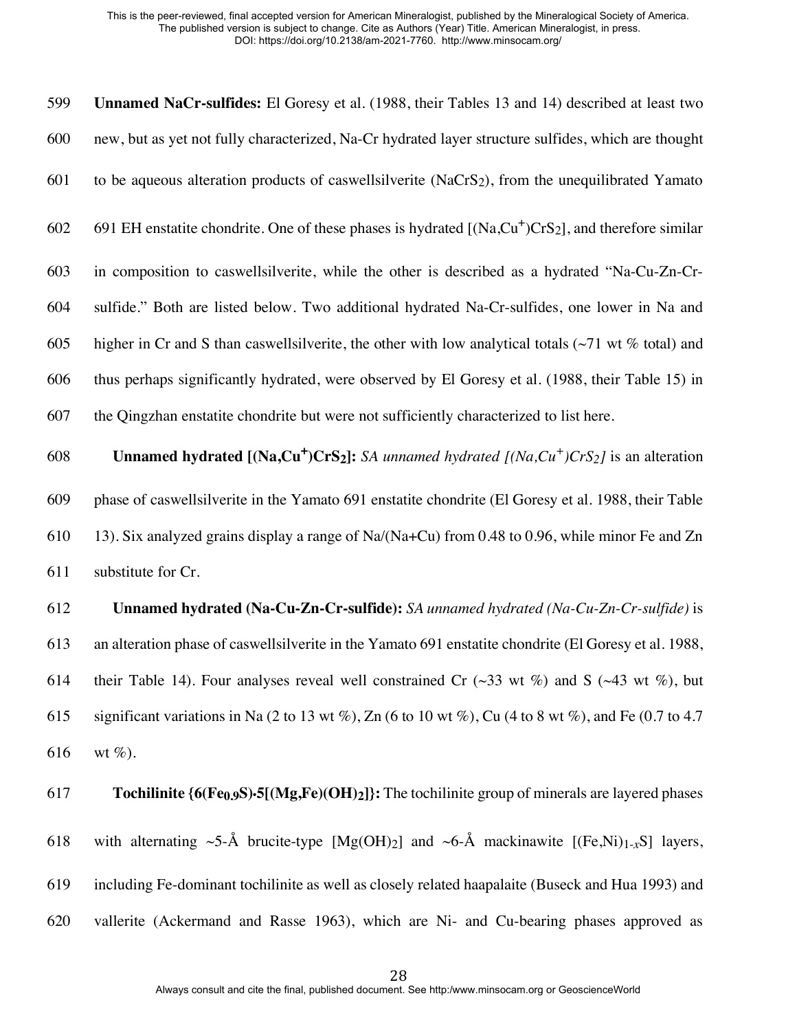**Unnamed NaCr-sulfides:** El Goresy et al. (1988, their Tables 13 and 14) described at least two new, but as yet not fully characterized, Na-Cr hydrated layer structure sulfides, which are thought to be aqueous alteration products of caswellsilverite ($NaCrS_2$), from the unequilibrated Yamato 691 EH enstatite chondrite. One of these phases is hydrated [$(Na,Cu^+)CrS_2$], and therefore similar in composition to caswellsilverite, while the other is described as a hydrated "Na-Cu-Zn-Cr-sulfide." Both are listed below. Two additional hydrated Na-Cr-sulfides, one lower in Na and higher in Cr and S than caswellsilverite, the other with low analytical totals (~71 wt % total) and thus perhaps significantly hydrated, were observed by El Goresy et al. (1988, their Table 15) in the Qingzhan enstatite chondrite but were not sufficiently characterized to list here.

**Unnamed hydrated [$(Na,Cu^+)CrS_2$]:** *SA unnamed hydrated [$(Na,Cu^+)CrS_2$]* is an alteration phase of caswellsilverite in the Yamato 691 enstatite chondrite (El Goresy et al. 1988, their Table 13). Six analyzed grains display a range of Na/(Na+Cu) from 0.48 to 0.96, while minor Fe and Zn substitute for Cr.

**Unnamed hydrated (Na-Cu-Zn-Cr-sulfide):** *SA unnamed hydrated (Na-Cu-Zn-Cr-sulfide)* is an alteration phase of caswellsilverite in the Yamato 691 enstatite chondrite (El Goresy et al. 1988, their Table 14). Four analyses reveal well constrained Cr (~33 wt %) and S (~43 wt %), but significant variations in Na (2 to 13 wt %), Zn (6 to 10 wt %), Cu (4 to 8 wt %), and Fe (0.7 to 4.7 wt %).

**Tochilinite {$6(Fe_{0.9}S)\cdot5[(Mg,Fe)(OH)_2]$}:** The tochilinite group of minerals are layered phases with alternating ~5-Å brucite-type [$Mg(OH)_2$] and ~6-Å mackinawite [$(Fe,Ni)_{1-x}S$] layers, including Fe-dominant tochilinite as well as closely related haapalaite (Buseck and Hua 1993) and vallerite (Ackermand and Rasse 1963), which are Ni- and Cu-bearing phases approved as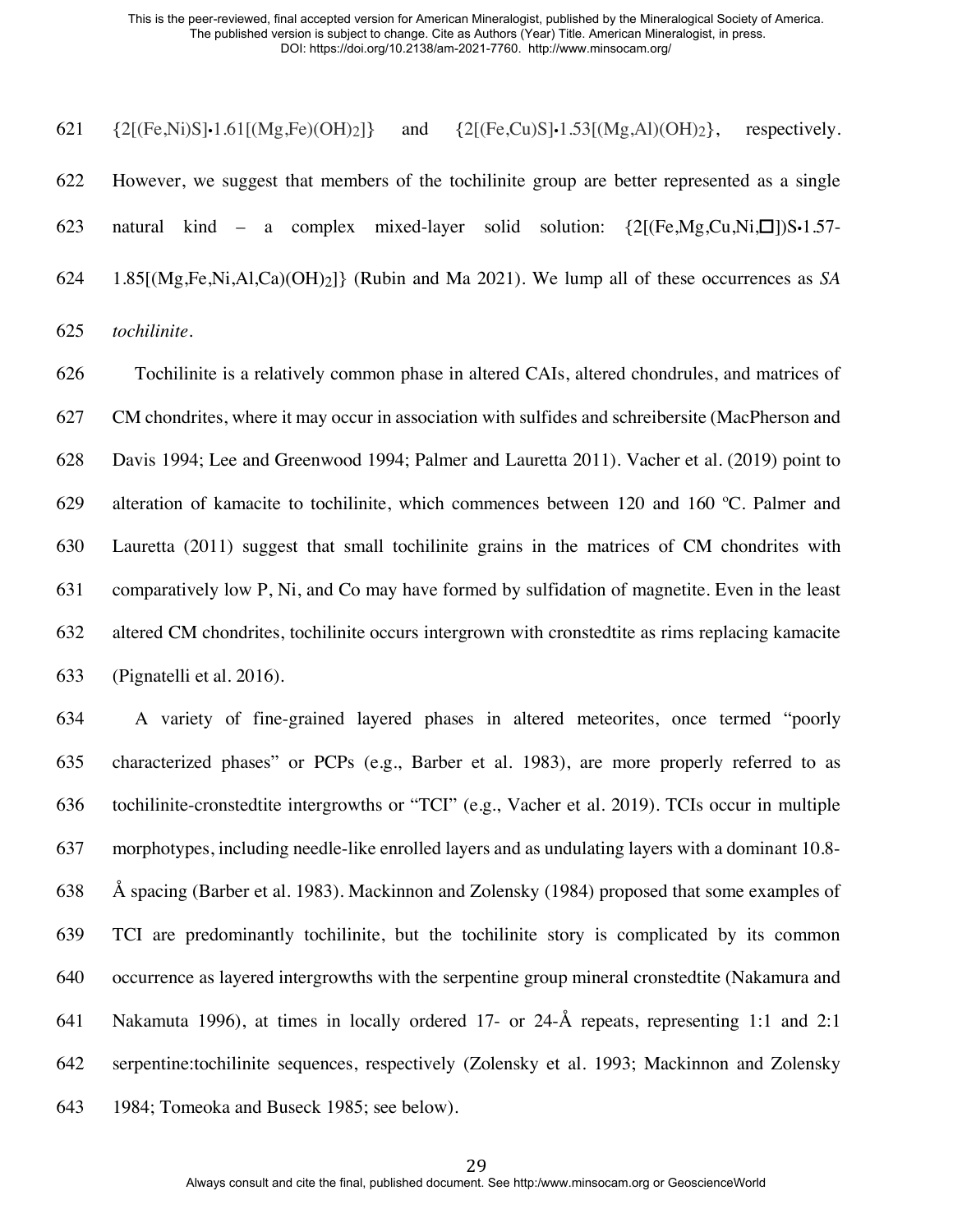{2[(Fe,Ni)S]•1.61[(Mg,Fe)(OH)$_2$]} and {2[(Fe,Cu)S]•1.53[(Mg,Al)(OH)$_2$}, respectively. However, we suggest that members of the tochilinite group are better represented as a single natural kind – a complex mixed-layer solid solution: {2[(Fe,Mg,Cu,Ni,□])S•1.57-1.85[(Mg,Fe,Ni,Al,Ca)(OH)$_2$]} (Rubin and Ma 2021). We lump all of these occurrences as *SA tochilinite*.

Tochilinite is a relatively common phase in altered CAIs, altered chondrules, and matrices of CM chondrites, where it may occur in association with sulfides and schreibersite (MacPherson and Davis 1994; Lee and Greenwood 1994; Palmer and Lauretta 2011). Vacher et al. (2019) point to alteration of kamacite to tochilinite, which commences between 120 and 160 ºC. Palmer and Lauretta (2011) suggest that small tochilinite grains in the matrices of CM chondrites with comparatively low P, Ni, and Co may have formed by sulfidation of magnetite. Even in the least altered CM chondrites, tochilinite occurs intergrown with cronstedtite as rims replacing kamacite (Pignatelli et al. 2016).

A variety of fine-grained layered phases in altered meteorites, once termed "poorly characterized phases" or PCPs (e.g., Barber et al. 1983), are more properly referred to as tochilinite-cronstedtite intergrowths or "TCI" (e.g., Vacher et al. 2019). TCIs occur in multiple morphotypes, including needle-like enrolled layers and as undulating layers with a dominant 10.8-Å spacing (Barber et al. 1983). Mackinnon and Zolensky (1984) proposed that some examples of TCI are predominantly tochilinite, but the tochilinite story is complicated by its common occurrence as layered intergrowths with the serpentine group mineral cronstedtite (Nakamura and Nakamuta 1996), at times in locally ordered 17- or 24-Å repeats, representing 1:1 and 2:1 serpentine:tochilinite sequences, respectively (Zolensky et al. 1993; Mackinnon and Zolensky 1984; Tomeoka and Buseck 1985; see below).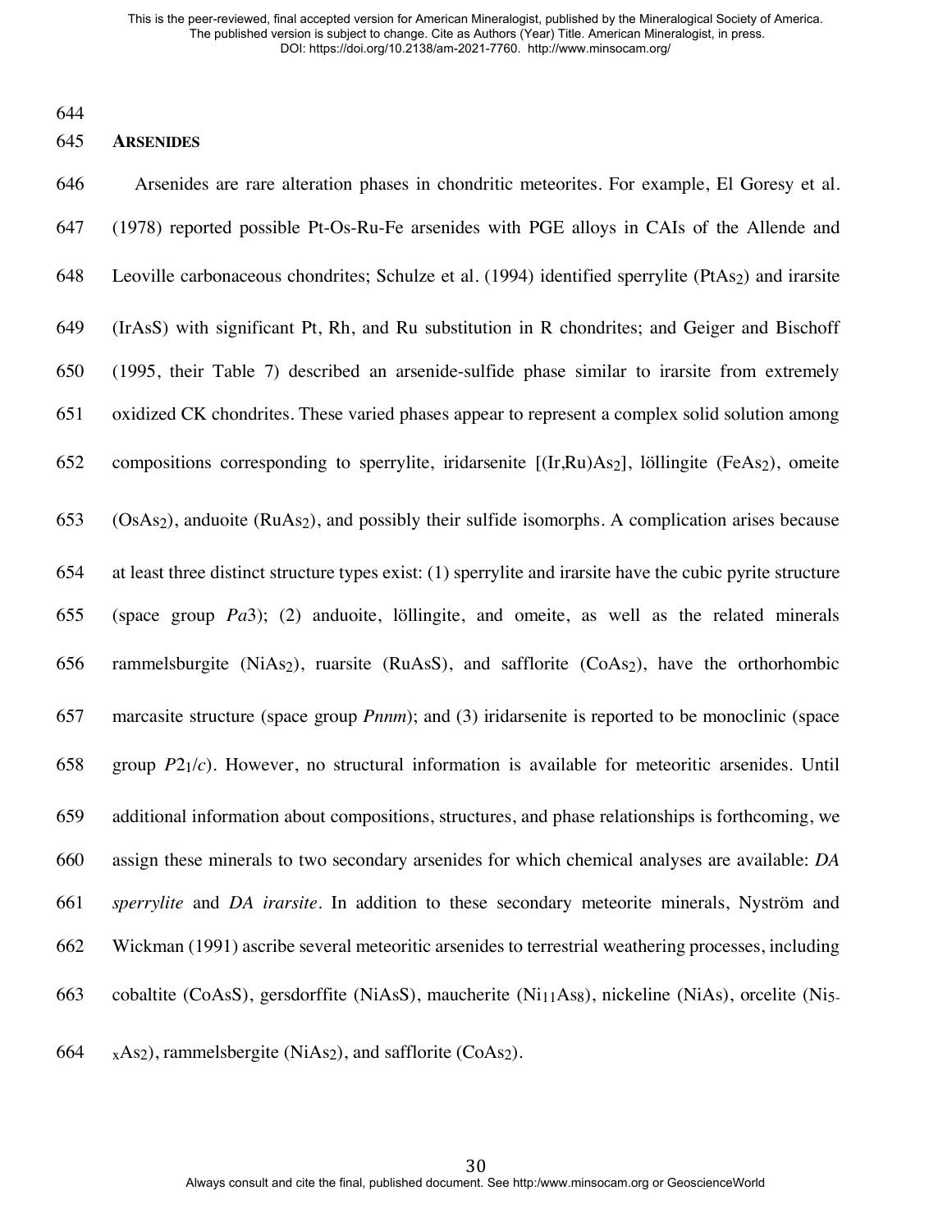## ARSENIDES

Arsenides are rare alteration phases in chondritic meteorites. For example, El Goresy et al. (1978) reported possible Pt-Os-Ru-Fe arsenides with PGE alloys in CAIs of the Allende and Leoville carbonaceous chondrites; Schulze et al. (1994) identified sperrylite ($PtAs_2$) and irarsite (IrAsS) with significant Pt, Rh, and Ru substitution in R chondrites; and Geiger and Bischoff (1995, their Table 7) described an arsenide-sulfide phase similar to irarsite from extremely oxidized CK chondrites. These varied phases appear to represent a complex solid solution among compositions corresponding to sperrylite, iridarsenite [$(Ir,Ru)As_2$], löllingite ($FeAs_2$), omeite ($OsAs_2$), anduoite ($RuAs_2$), and possibly their sulfide isomorphs. A complication arises because at least three distinct structure types exist: (1) sperrylite and irarsite have the cubic pyrite structure (space group *Pa*3); (2) anduoite, löllingite, and omeite, as well as the related minerals rammelsburgite ($NiAs_2$), ruarsite (RuAsS), and safflorite ($CoAs_2$), have the orthorhombic marcasite structure (space group *Pnnm*); and (3) iridarsenite is reported to be monoclinic (space group $P2_1/c$). However, no structural information is available for meteoritic arsenides. Until additional information about compositions, structures, and phase relationships is forthcoming, we assign these minerals to two secondary arsenides for which chemical analyses are available: *DA sperrylite* and *DA irarsite*. In addition to these secondary meteorite minerals, Nyström and Wickman (1991) ascribe several meteoritic arsenides to terrestrial weathering processes, including cobaltite (CoAsS), gersdorffite (NiAsS), maucherite ($Ni_{11}As_8$), nickeline (NiAs), orcelite ($Ni_{5-x}As_2$), rammelsbergite ($NiAs_2$), and safflorite ($CoAs_2$).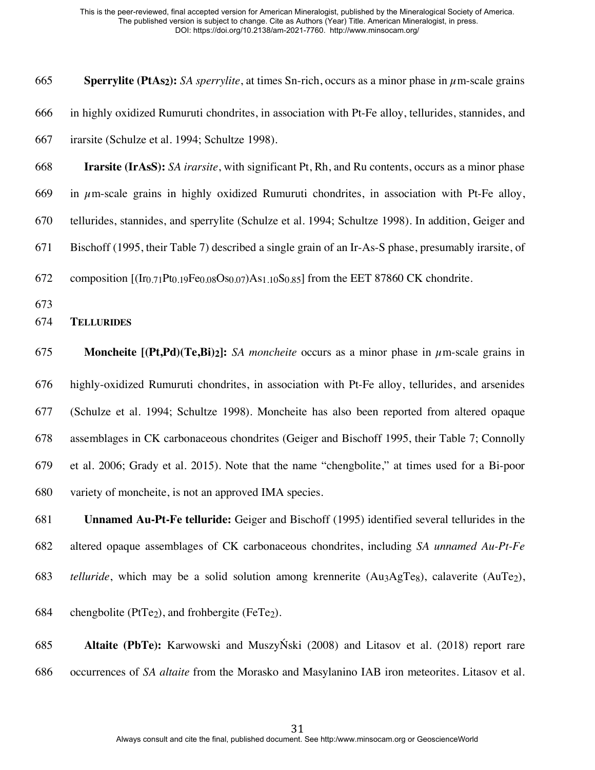**Sperrylite ($PtAs_2$):** *SA sperrylite*, at times Sn-rich, occurs as a minor phase in μm-scale grains in highly oxidized Rumuruti chondrites, in association with Pt-Fe alloy, tellurides, stannides, and irarsite (Schulze et al. 1994; Schultze 1998).

**Irarsite (IrAsS):** *SA irarsite*, with significant Pt, Rh, and Ru contents, occurs as a minor phase in μm-scale grains in highly oxidized Rumuruti chondrites, in association with Pt-Fe alloy, tellurides, stannides, and sperrylite (Schulze et al. 1994; Schultze 1998). In addition, Geiger and Bischoff (1995, their Table 7) described a single grain of an Ir-As-S phase, presumably irarsite, of composition [$(Ir_{0.71}Pt_{0.19}Fe_{0.08}Os_{0.07})As_{1.10}S_{0.85}$] from the EET 87860 CK chondrite.

## TELLURIDES

**Moncheite [$(Pt,Pd)(Te,Bi)_2$]:** *SA moncheite* occurs as a minor phase in μm-scale grains in highly-oxidized Rumuruti chondrites, in association with Pt-Fe alloy, tellurides, and arsenides (Schulze et al. 1994; Schultze 1998). Moncheite has also been reported from altered opaque assemblages in CK carbonaceous chondrites (Geiger and Bischoff 1995, their Table 7; Connolly et al. 2006; Grady et al. 2015). Note that the name "chengbolite," at times used for a Bi-poor variety of moncheite, is not an approved IMA species.

**Unnamed Au-Pt-Fe telluride:** Geiger and Bischoff (1995) identified several tellurides in the altered opaque assemblages of CK carbonaceous chondrites, including *SA unnamed Au-Pt-Fe telluride*, which may be a solid solution among krennerite ($Au_3AgTe_8$), calaverite ($AuTe_2$), chengbolite ($PtTe_2$), and frohbergite ($FeTe_2$).

**Altaite (PbTe):** Karwowski and MuszyŃski (2008) and Litasov et al. (2018) report rare occurrences of *SA altaite* from the Morasko and Masylanino IAB iron meteorites. Litasov et al.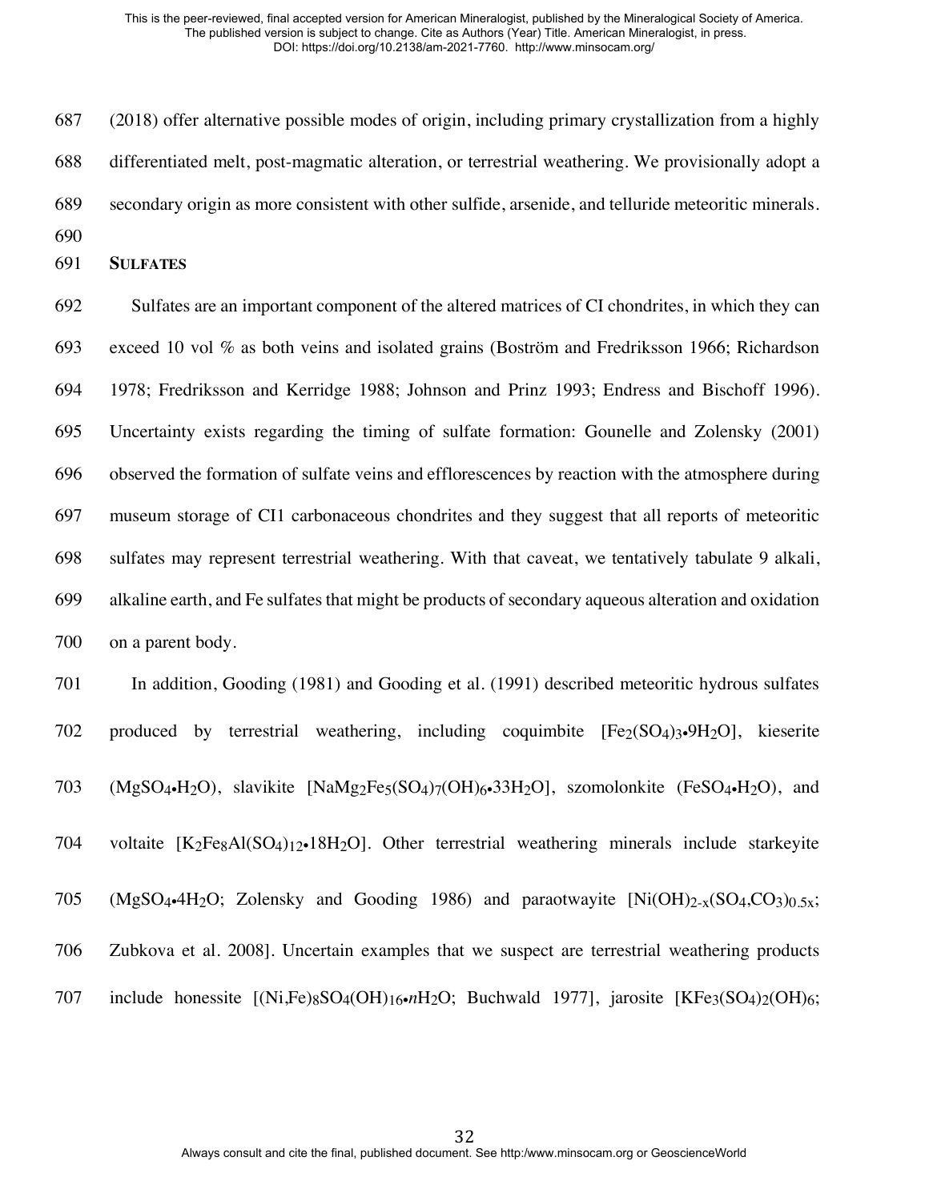(2018) offer alternative possible modes of origin, including primary crystallization from a highly differentiated melt, post-magmatic alteration, or terrestrial weathering. We provisionally adopt a secondary origin as more consistent with other sulfide, arsenide, and telluride meteoritic minerals.

## SULFATES

Sulfates are an important component of the altered matrices of CI chondrites, in which they can exceed 10 vol % as both veins and isolated grains (Boström and Fredriksson 1966; Richardson 1978; Fredriksson and Kerridge 1988; Johnson and Prinz 1993; Endress and Bischoff 1996). Uncertainty exists regarding the timing of sulfate formation: Gounelle and Zolensky (2001) observed the formation of sulfate veins and efflorescences by reaction with the atmosphere during museum storage of CI1 carbonaceous chondrites and they suggest that all reports of meteoritic sulfates may represent terrestrial weathering. With that caveat, we tentatively tabulate 9 alkali, alkaline earth, and Fe sulfates that might be products of secondary aqueous alteration and oxidation on a parent body.

In addition, Gooding (1981) and Gooding et al. (1991) described meteoritic hydrous sulfates produced by terrestrial weathering, including coquimbite [$Fe_2(SO_4)_3{\bullet}9H_2O$], kieserite ($MgSO_4{\bullet}H_2O$), slavikite [$NaMg_2Fe_5(SO_4)_7(OH)_6{\bullet}33H_2O$], szomolonkite ($FeSO_4{\bullet}H_2O$), and voltaite [$K_2Fe_8Al(SO_4)_{12}{\bullet}18H_2O$]. Other terrestrial weathering minerals include starkeyite ($MgSO_4{\bullet}4H_2O$; Zolensky and Gooding 1986) and paraotwayite [$Ni(OH)_{2-x}(SO_4,CO_3)_{0.5x}$; Zubkova et al. 2008]. Uncertain examples that we suspect are terrestrial weathering products include honessite [$(Ni,Fe)_8SO_4(OH)_{16}{\bullet}nH_2O$; Buchwald 1977], jarosite [$KFe_3(SO_4)_2(OH)_6$;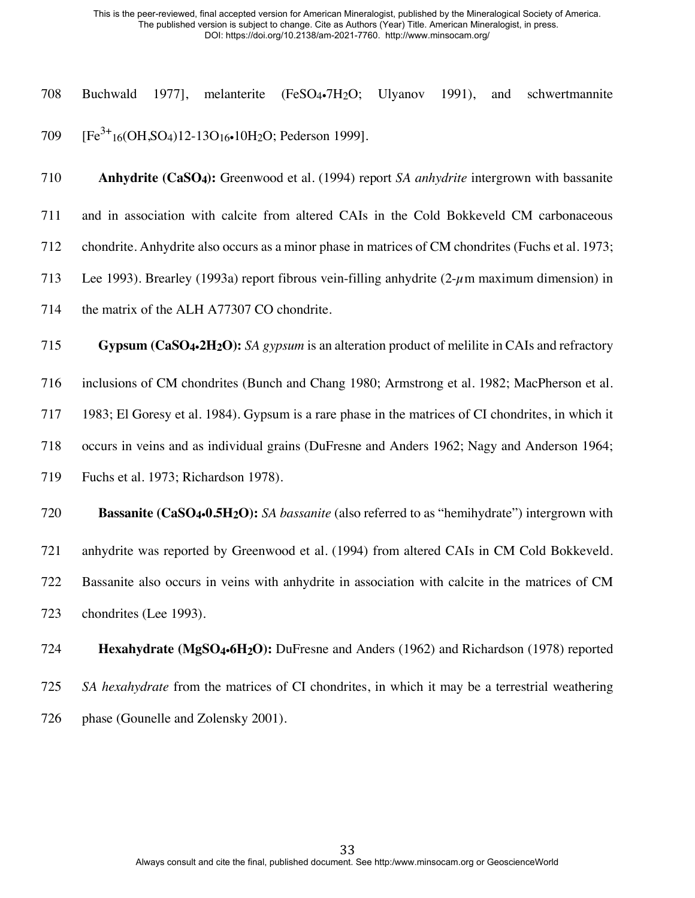Buchwald 1977], melanterite ($FeSO_4 \cdot 7H_2O$; Ulyanov 1991), and schwertmannite [$Fe^{3+}_{16}(OH,SO_4)_{12\text{-}13}O_{16} \cdot 10H_2O$; Pederson 1999].

**Anhydrite ($CaSO_4$):** Greenwood et al. (1994) report *SA anhydrite* intergrown with bassanite and in association with calcite from altered CAIs in the Cold Bokkeveld CM carbonaceous chondrite. Anhydrite also occurs as a minor phase in matrices of CM chondrites (Fuchs et al. 1973; Lee 1993). Brearley (1993a) report fibrous vein-filling anhydrite (2-$\mu$m maximum dimension) in the matrix of the ALH A77307 CO chondrite.

**Gypsum ($CaSO_4 \cdot 2H_2O$):** *SA gypsum* is an alteration product of melilite in CAIs and refractory inclusions of CM chondrites (Bunch and Chang 1980; Armstrong et al. 1982; MacPherson et al. 1983; El Goresy et al. 1984). Gypsum is a rare phase in the matrices of CI chondrites, in which it occurs in veins and as individual grains (DuFresne and Anders 1962; Nagy and Anderson 1964; Fuchs et al. 1973; Richardson 1978).

**Bassanite ($CaSO_4 \cdot 0.5H_2O$):** *SA bassanite* (also referred to as "hemihydrate") intergrown with anhydrite was reported by Greenwood et al. (1994) from altered CAIs in CM Cold Bokkeveld. Bassanite also occurs in veins with anhydrite in association with calcite in the matrices of CM chondrites (Lee 1993).

**Hexahydrate ($MgSO_4 \cdot 6H_2O$):** DuFresne and Anders (1962) and Richardson (1978) reported *SA hexahydrate* from the matrices of CI chondrites, in which it may be a terrestrial weathering phase (Gounelle and Zolensky 2001).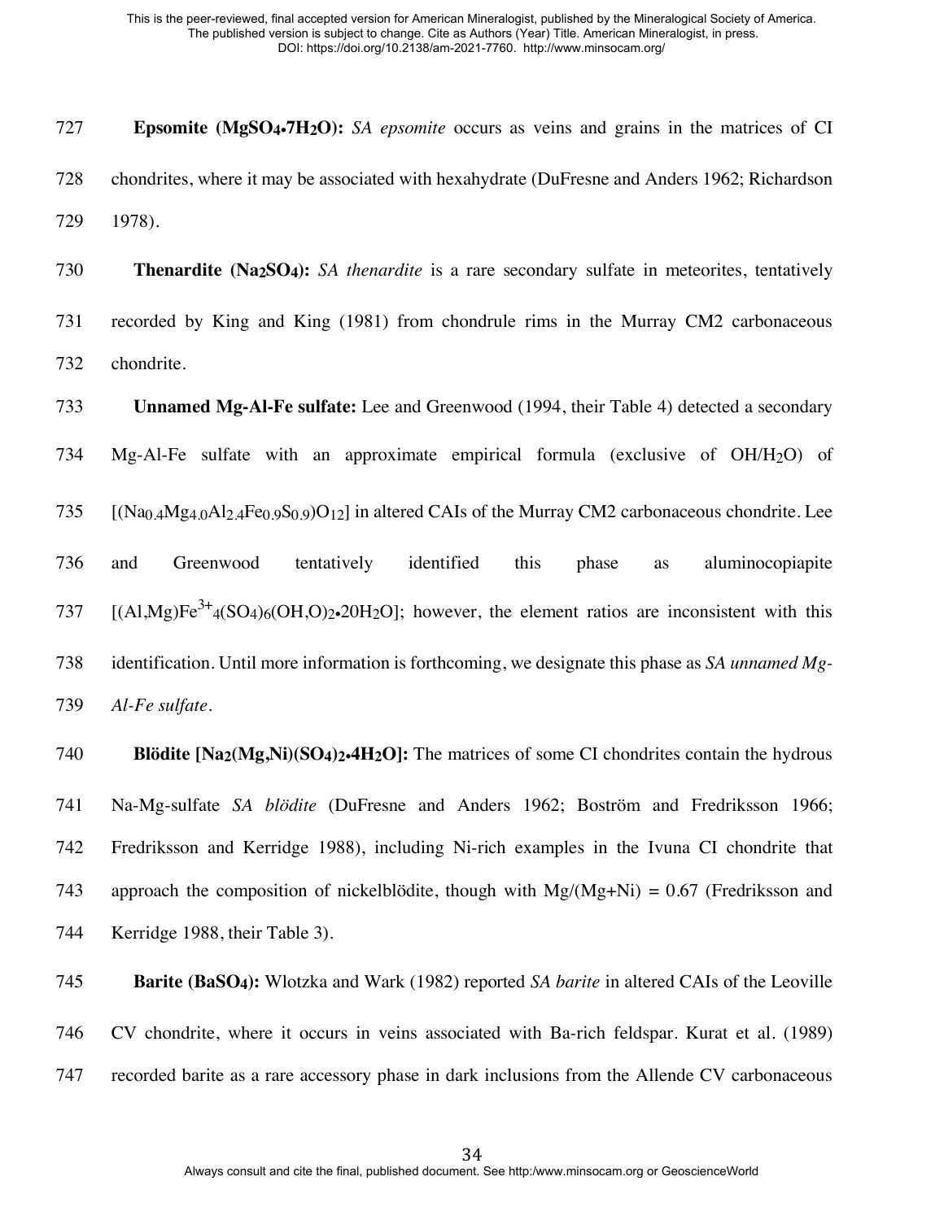**Epsomite ($MgSO_4{\bullet}7H_2O$):** *SA epsomite* occurs as veins and grains in the matrices of CI chondrites, where it may be associated with hexahydrate (DuFresne and Anders 1962; Richardson 1978).

**Thenardite ($Na_2SO_4$):** *SA thenardite* is a rare secondary sulfate in meteorites, tentatively recorded by King and King (1981) from chondrule rims in the Murray CM2 carbonaceous chondrite.

**Unnamed Mg-Al-Fe sulfate:** Lee and Greenwood (1994, their Table 4) detected a secondary Mg-Al-Fe sulfate with an approximate empirical formula (exclusive of OH/$H_2O$) of [$(Na_{0.4}Mg_{4.0}Al_{2.4}Fe_{0.9}S_{0.9})O_{12}$] in altered CAIs of the Murray CM2 carbonaceous chondrite. Lee and Greenwood tentatively identified this phase as aluminocopiapite [$(Al,Mg)Fe^{3+}{}_4(SO_4)_6(OH,O)_2{\bullet}20H_2O$]; however, the element ratios are inconsistent with this identification. Until more information is forthcoming, we designate this phase as *SA unnamed Mg-Al-Fe sulfate*.

**Blödite [$Na_2(Mg,Ni)(SO_4)_2{\bullet}4H_2O$]:** The matrices of some CI chondrites contain the hydrous Na-Mg-sulfate *SA blödite* (DuFresne and Anders 1962; Boström and Fredriksson 1966; Fredriksson and Kerridge 1988), including Ni-rich examples in the Ivuna CI chondrite that approach the composition of nickelblödite, though with Mg/(Mg+Ni) = 0.67 (Fredriksson and Kerridge 1988, their Table 3).

**Barite ($BaSO_4$):** Wlotzka and Wark (1982) reported *SA barite* in altered CAIs of the Leoville CV chondrite, where it occurs in veins associated with Ba-rich feldspar. Kurat et al. (1989) recorded barite as a rare accessory phase in dark inclusions from the Allende CV carbonaceous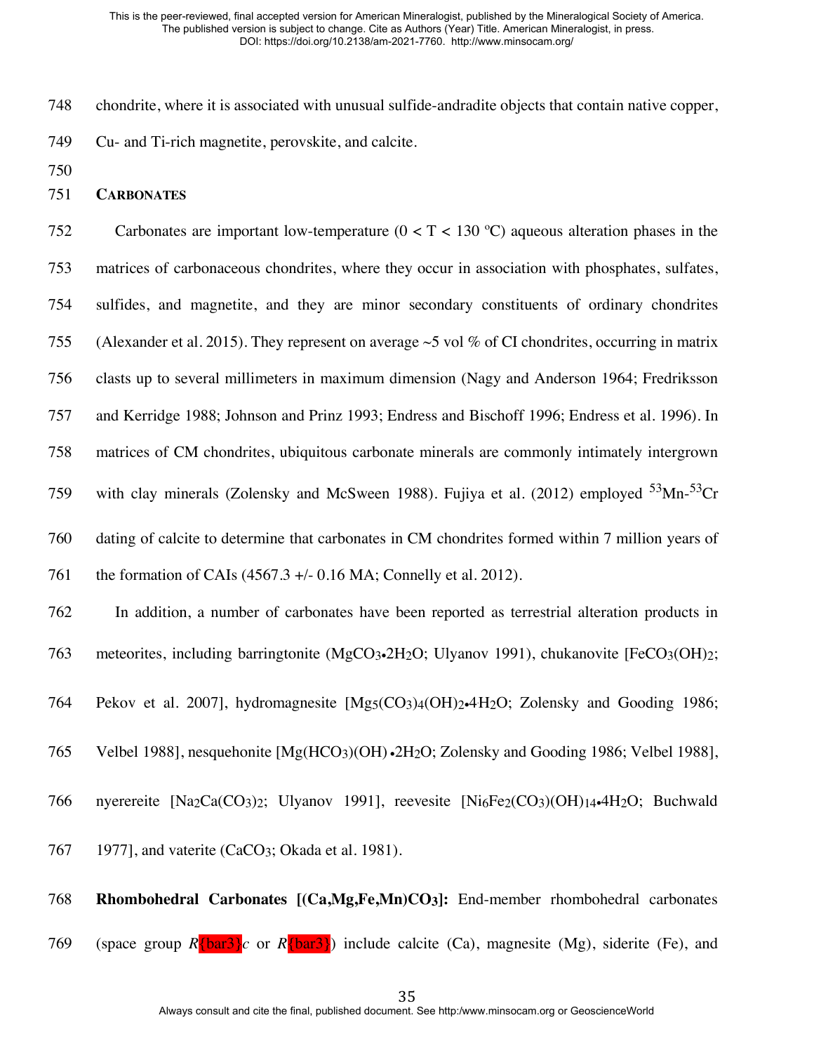chondrite, where it is associated with unusual sulfide-andradite objects that contain native copper, Cu- and Ti-rich magnetite, perovskite, and calcite.

## CARBONATES

Carbonates are important low-temperature (0 < T < 130 ºC) aqueous alteration phases in the matrices of carbonaceous chondrites, where they occur in association with phosphates, sulfates, sulfides, and magnetite, and they are minor secondary constituents of ordinary chondrites (Alexander et al. 2015). They represent on average ~5 vol % of CI chondrites, occurring in matrix clasts up to several millimeters in maximum dimension (Nagy and Anderson 1964; Fredriksson and Kerridge 1988; Johnson and Prinz 1993; Endress and Bischoff 1996; Endress et al. 1996). In matrices of CM chondrites, ubiquitous carbonate minerals are commonly intimately intergrown with clay minerals (Zolensky and McSween 1988). Fujiya et al. (2012) employed $^{53}$Mn-$^{53}$Cr dating of calcite to determine that carbonates in CM chondrites formed within 7 million years of the formation of CAIs (4567.3 +/- 0.16 MA; Connelly et al. 2012).

In addition, a number of carbonates have been reported as terrestrial alteration products in meteorites, including barringtonite ($MgCO_3 \cdot 2H_2O$; Ulyanov 1991), chukanovite [$FeCO_3(OH)_2$; Pekov et al. 2007], hydromagnesite [$Mg_5(CO_3)_4(OH)_2 \cdot 4H_2O$; Zolensky and Gooding 1986; Velbel 1988], nesquehonite [$Mg(HCO_3)(OH) \cdot 2H_2O$; Zolensky and Gooding 1986; Velbel 1988], nyerereite [$Na_2Ca(CO_3)_2$; Ulyanov 1991], reevesite [$Ni_6Fe_2(CO_3)(OH)_{14} \cdot 4H_2O$; Buchwald 1977], and vaterite ($CaCO_3$; Okada et al. 1981).

**Rhombohedral Carbonates [(Ca,Mg,Fe,Mn)$CO_3$]:** End-member rhombohedral carbonates (space group $R\bar{3}c$ or $R\bar{3}$) include calcite (Ca), magnesite (Mg), siderite (Fe), and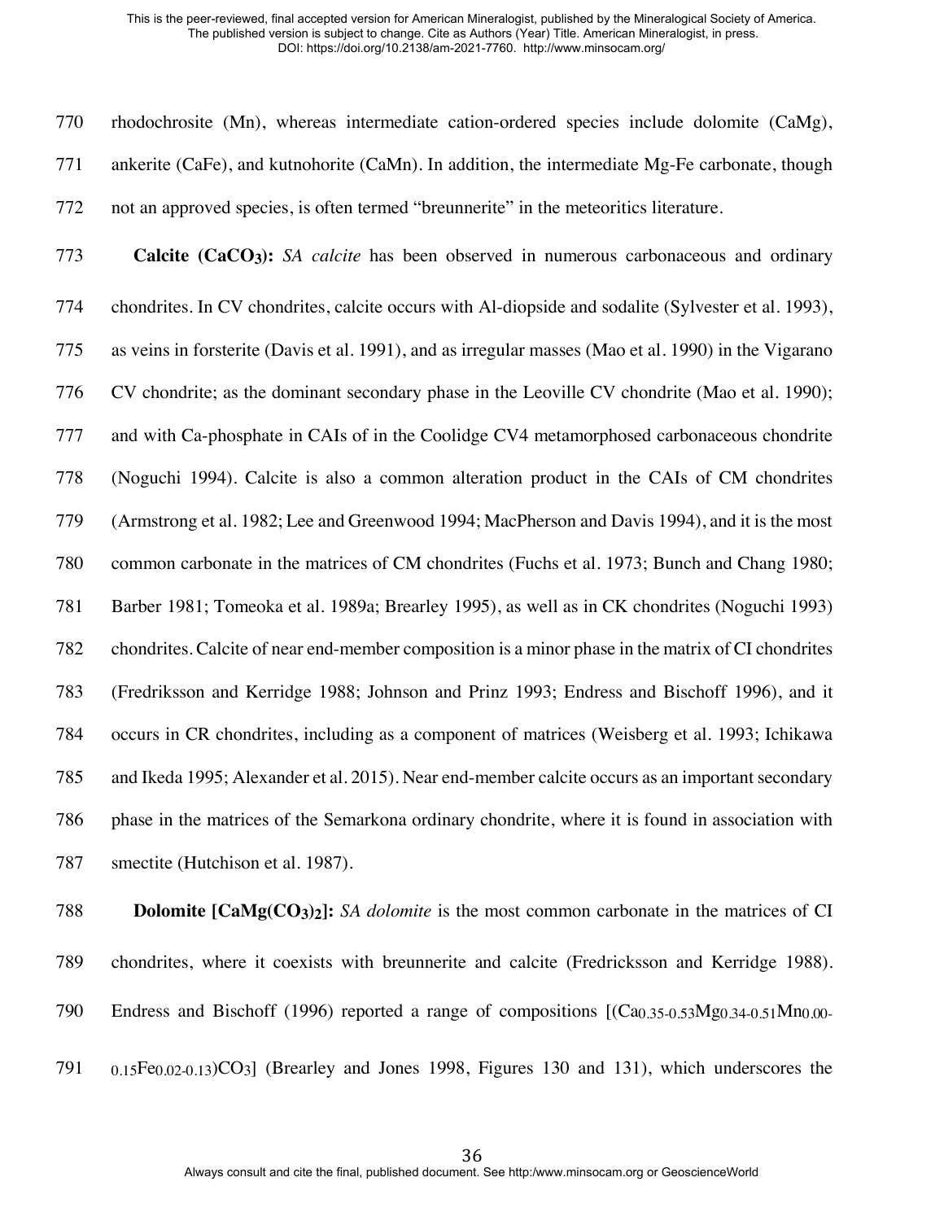rhodochrosite (Mn), whereas intermediate cation-ordered species include dolomite (CaMg), ankerite (CaFe), and kutnohorite (CaMn). In addition, the intermediate Mg-Fe carbonate, though not an approved species, is often termed "breunnerite" in the meteoritics literature.

**Calcite ($CaCO_3$):** *SA calcite* has been observed in numerous carbonaceous and ordinary chondrites. In CV chondrites, calcite occurs with Al-diopside and sodalite (Sylvester et al. 1993), as veins in forsterite (Davis et al. 1991), and as irregular masses (Mao et al. 1990) in the Vigarano CV chondrite; as the dominant secondary phase in the Leoville CV chondrite (Mao et al. 1990); and with Ca-phosphate in CAIs of in the Coolidge CV4 metamorphosed carbonaceous chondrite (Noguchi 1994). Calcite is also a common alteration product in the CAIs of CM chondrites (Armstrong et al. 1982; Lee and Greenwood 1994; MacPherson and Davis 1994), and it is the most common carbonate in the matrices of CM chondrites (Fuchs et al. 1973; Bunch and Chang 1980; Barber 1981; Tomeoka et al. 1989a; Brearley 1995), as well as in CK chondrites (Noguchi 1993) chondrites. Calcite of near end-member composition is a minor phase in the matrix of CI chondrites (Fredriksson and Kerridge 1988; Johnson and Prinz 1993; Endress and Bischoff 1996), and it occurs in CR chondrites, including as a component of matrices (Weisberg et al. 1993; Ichikawa and Ikeda 1995; Alexander et al. 2015). Near end-member calcite occurs as an important secondary phase in the matrices of the Semarkona ordinary chondrite, where it is found in association with smectite (Hutchison et al. 1987).

**Dolomite [$CaMg(CO_3)_2$]:** *SA dolomite* is the most common carbonate in the matrices of CI chondrites, where it coexists with breunnerite and calcite (Fredricksson and Kerridge 1988). Endress and Bischoff (1996) reported a range of compositions [$(Ca_{0.35-0.53}Mg_{0.34-0.51}Mn_{0.00-0.15}Fe_{0.02-0.13})CO_3$] (Brearley and Jones 1998, Figures 130 and 131), which underscores the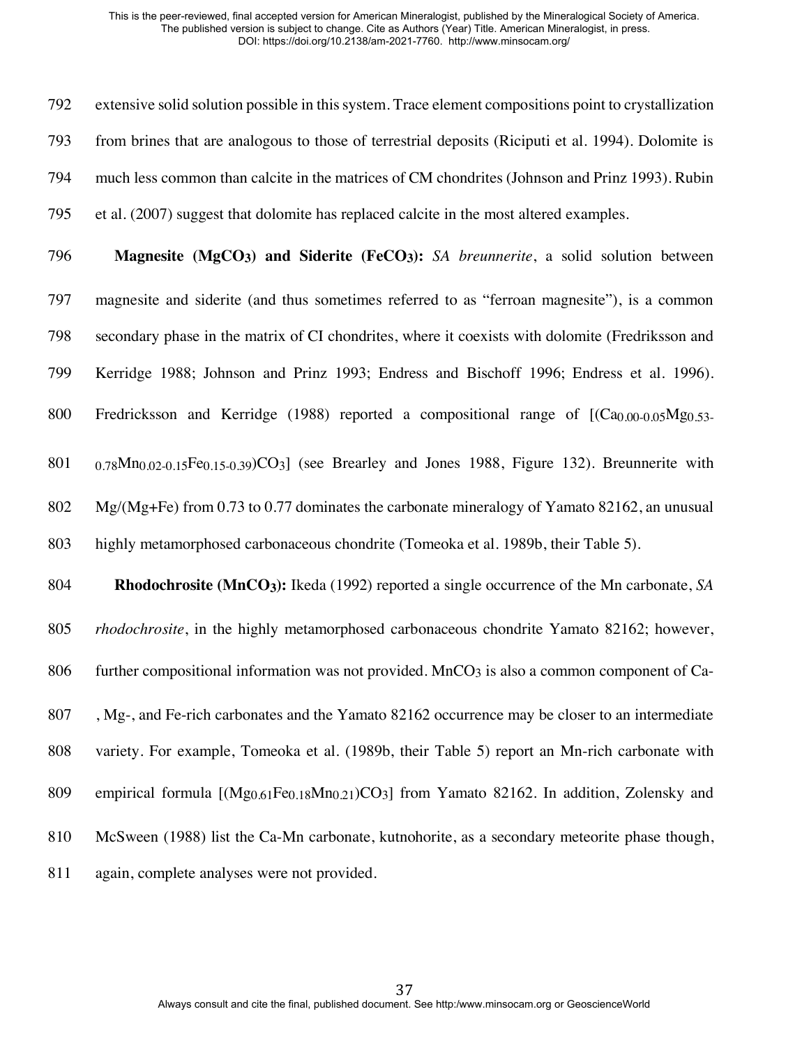extensive solid solution possible in this system. Trace element compositions point to crystallization from brines that are analogous to those of terrestrial deposits (Riciputi et al. 1994). Dolomite is much less common than calcite in the matrices of CM chondrites (Johnson and Prinz 1993). Rubin et al. (2007) suggest that dolomite has replaced calcite in the most altered examples.

**Magnesite ($MgCO_3$) and Siderite ($FeCO_3$):** *SA breunnerite*, a solid solution between magnesite and siderite (and thus sometimes referred to as "ferroan magnesite"), is a common secondary phase in the matrix of CI chondrites, where it coexists with dolomite (Fredriksson and Kerridge 1988; Johnson and Prinz 1993; Endress and Bischoff 1996; Endress et al. 1996). Fredricksson and Kerridge (1988) reported a compositional range of [$(Ca_{0.00\text{-}0.05}Mg_{0.53\text{-}0.78}Mn_{0.02\text{-}0.15}Fe_{0.15\text{-}0.39})CO_3$] (see Brearley and Jones 1988, Figure 132). Breunnerite with Mg/(Mg+Fe) from 0.73 to 0.77 dominates the carbonate mineralogy of Yamato 82162, an unusual highly metamorphosed carbonaceous chondrite (Tomeoka et al. 1989b, their Table 5).

**Rhodochrosite ($MnCO_3$):** Ikeda (1992) reported a single occurrence of the Mn carbonate, *SA rhodochrosite*, in the highly metamorphosed carbonaceous chondrite Yamato 82162; however, further compositional information was not provided. $MnCO_3$ is also a common component of Ca-, Mg-, and Fe-rich carbonates and the Yamato 82162 occurrence may be closer to an intermediate variety. For example, Tomeoka et al. (1989b, their Table 5) report an Mn-rich carbonate with empirical formula [$(Mg_{0.61}Fe_{0.18}Mn_{0.21})CO_3$] from Yamato 82162. In addition, Zolensky and McSween (1988) list the Ca-Mn carbonate, kutnohorite, as a secondary meteorite phase though, again, complete analyses were not provided.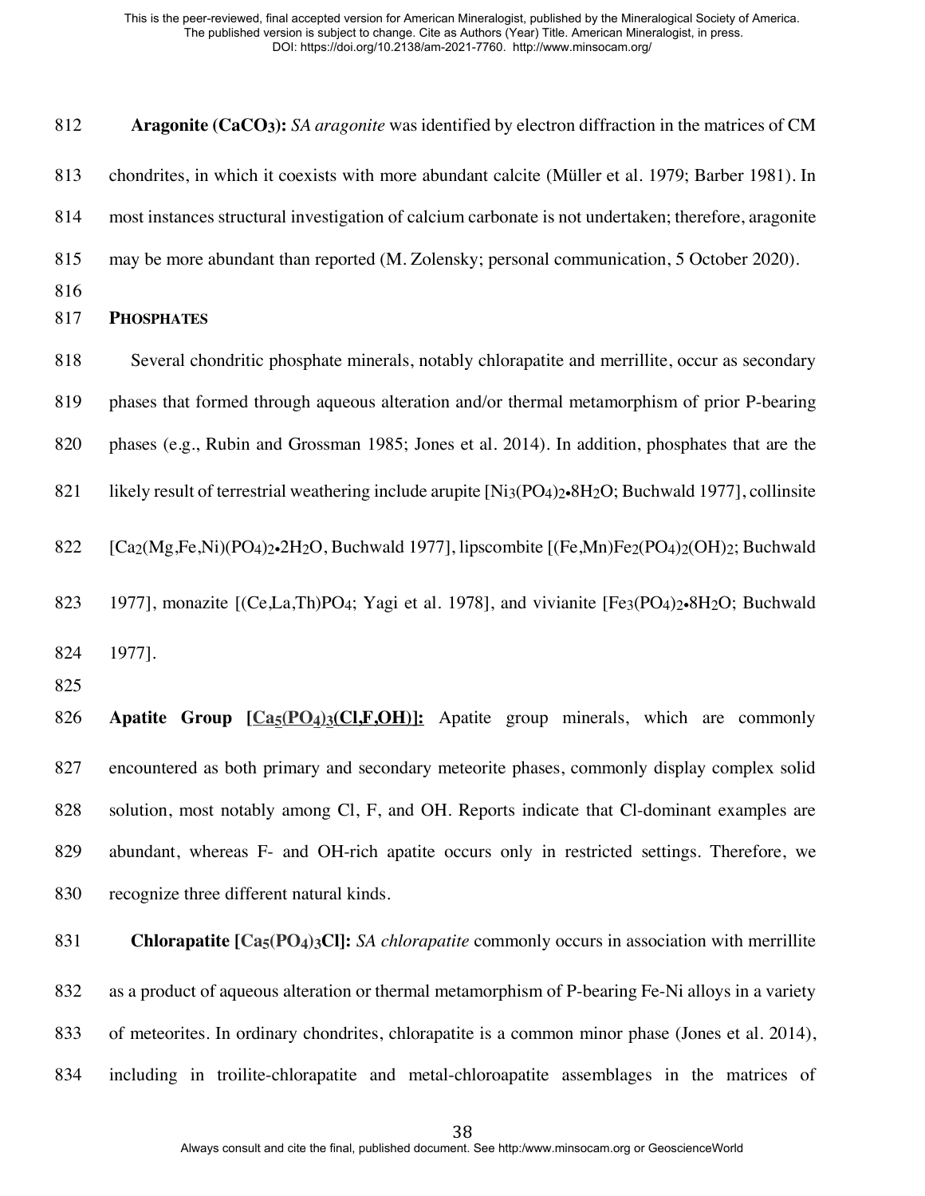**Aragonite ($CaCO_3$):** *SA aragonite* was identified by electron diffraction in the matrices of CM chondrites, in which it coexists with more abundant calcite (Müller et al. 1979; Barber 1981). In most instances structural investigation of calcium carbonate is not undertaken; therefore, aragonite may be more abundant than reported (M. Zolensky; personal communication, 5 October 2020).

## PHOSPHATES

Several chondritic phosphate minerals, notably chlorapatite and merrillite, occur as secondary phases that formed through aqueous alteration and/or thermal metamorphism of prior P-bearing phases (e.g., Rubin and Grossman 1985; Jones et al. 2014). In addition, phosphates that are the likely result of terrestrial weathering include arupite [$Ni_3(PO_4)_2{\bullet}8H_2O$; Buchwald 1977], collinsite [$Ca_2(Mg,Fe,Ni)(PO_4)_2{\bullet}2H_2O$, Buchwald 1977], lipscombite [$(Fe,Mn)Fe_2(PO_4)_2(OH)_2$; Buchwald 1977], monazite [$(Ce,La,Th)PO_4$; Yagi et al. 1978], and vivianite [$Fe_3(PO_4)_2{\bullet}8H_2O$; Buchwald 1977].

**Apatite Group [$Ca_5(PO_4)_3(Cl,F,OH)$]:** Apatite group minerals, which are commonly encountered as both primary and secondary meteorite phases, commonly display complex solid solution, most notably among Cl, F, and OH. Reports indicate that Cl-dominant examples are abundant, whereas F- and OH-rich apatite occurs only in restricted settings. Therefore, we recognize three different natural kinds.

**Chlorapatite [$Ca_5(PO_4)_3Cl$]:** *SA chlorapatite* commonly occurs in association with merrillite as a product of aqueous alteration or thermal metamorphism of P-bearing Fe-Ni alloys in a variety of meteorites. In ordinary chondrites, chlorapatite is a common minor phase (Jones et al. 2014), including in troilite-chlorapatite and metal-chloroapatite assemblages in the matrices of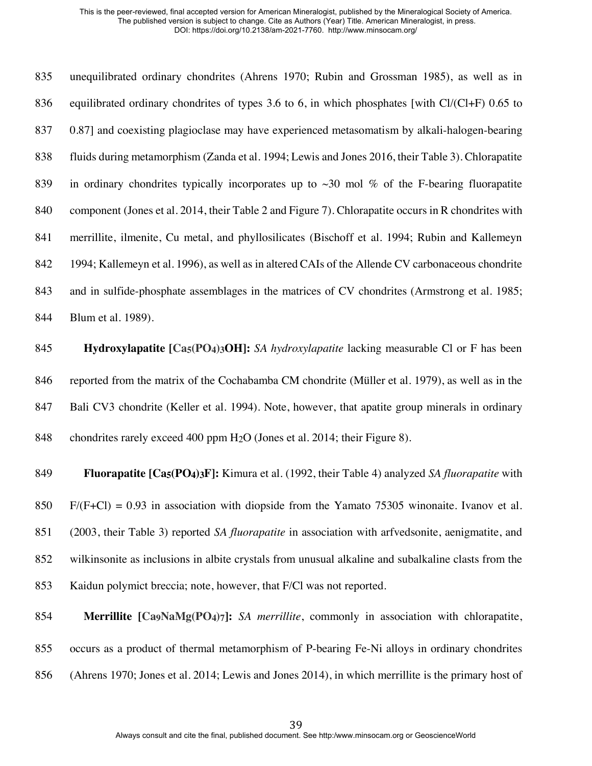unequilibrated ordinary chondrites (Ahrens 1970; Rubin and Grossman 1985), as well as in equilibrated ordinary chondrites of types 3.6 to 6, in which phosphates [with Cl/(Cl+F) 0.65 to 0.87] and coexisting plagioclase may have experienced metasomatism by alkali-halogen-bearing fluids during metamorphism (Zanda et al. 1994; Lewis and Jones 2016, their Table 3). Chlorapatite in ordinary chondrites typically incorporates up to ~30 mol % of the F-bearing fluorapatite component (Jones et al. 2014, their Table 2 and Figure 7). Chlorapatite occurs in R chondrites with merrillite, ilmenite, Cu metal, and phyllosilicates (Bischoff et al. 1994; Rubin and Kallemeyn 1994; Kallemeyn et al. 1996), as well as in altered CAIs of the Allende CV carbonaceous chondrite and in sulfide-phosphate assemblages in the matrices of CV chondrites (Armstrong et al. 1985; Blum et al. 1989).

**Hydroxylapatite [$Ca_5(PO_4)_3OH$]:** *SA hydroxylapatite* lacking measurable Cl or F has been reported from the matrix of the Cochabamba CM chondrite (Müller et al. 1979), as well as in the Bali CV3 chondrite (Keller et al. 1994). Note, however, that apatite group minerals in ordinary chondrites rarely exceed 400 ppm $H_2O$ (Jones et al. 2014; their Figure 8).

**Fluorapatite [$Ca_5(PO_4)_3F$]:** Kimura et al. (1992, their Table 4) analyzed *SA fluorapatite* with F/(F+Cl) = 0.93 in association with diopside from the Yamato 75305 winonaite. Ivanov et al. (2003, their Table 3) reported *SA fluorapatite* in association with arfvedsonite, aenigmatite, and wilkinsonite as inclusions in albite crystals from unusual alkaline and subalkaline clasts from the Kaidun polymict breccia; note, however, that F/Cl was not reported.

**Merrillite [$Ca_9NaMg(PO_4)_7$]:** *SA merrillite*, commonly in association with chlorapatite, occurs as a product of thermal metamorphism of P-bearing Fe-Ni alloys in ordinary chondrites (Ahrens 1970; Jones et al. 2014; Lewis and Jones 2014), in which merrillite is the primary host of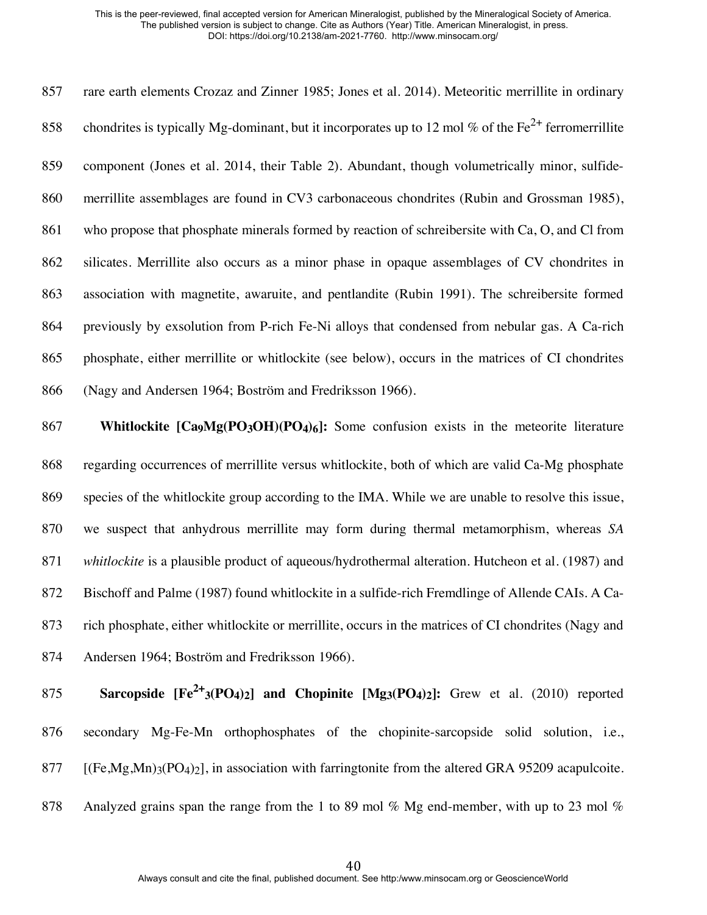rare earth elements Crozaz and Zinner 1985; Jones et al. 2014). Meteoritic merrillite in ordinary chondrites is typically Mg-dominant, but it incorporates up to 12 mol % of the $Fe^{2+}$ ferromerrillite component (Jones et al. 2014, their Table 2). Abundant, though volumetrically minor, sulfide-merrillite assemblages are found in CV3 carbonaceous chondrites (Rubin and Grossman 1985), who propose that phosphate minerals formed by reaction of schreibersite with Ca, O, and Cl from silicates. Merrillite also occurs as a minor phase in opaque assemblages of CV chondrites in association with magnetite, awaruite, and pentlandite (Rubin 1991). The schreibersite formed previously by exsolution from P-rich Fe-Ni alloys that condensed from nebular gas. A Ca-rich phosphate, either merrillite or whitlockite (see below), occurs in the matrices of CI chondrites (Nagy and Andersen 1964; Boström and Fredriksson 1966).

**Whitlockite [$Ca_9Mg(PO_3OH)(PO_4)_6$]:** Some confusion exists in the meteorite literature regarding occurrences of merrillite versus whitlockite, both of which are valid Ca-Mg phosphate species of the whitlockite group according to the IMA. While we are unable to resolve this issue, we suspect that anhydrous merrillite may form during thermal metamorphism, whereas *SA whitlockite* is a plausible product of aqueous/hydrothermal alteration. Hutcheon et al. (1987) and Bischoff and Palme (1987) found whitlockite in a sulfide-rich Fremdlinge of Allende CAIs. A Ca-rich phosphate, either whitlockite or merrillite, occurs in the matrices of CI chondrites (Nagy and Andersen 1964; Boström and Fredriksson 1966).

**Sarcopside [$Fe^{2+}_3(PO_4)_2$] and Chopinite [$Mg_3(PO_4)_2$]:** Grew et al. (2010) reported secondary Mg-Fe-Mn orthophosphates of the chopinite-sarcopside solid solution, i.e., [$(Fe,Mg,Mn)_3(PO_4)_2$], in association with farringtonite from the altered GRA 95209 acapulcoite. Analyzed grains span the range from the 1 to 89 mol % Mg end-member, with up to 23 mol %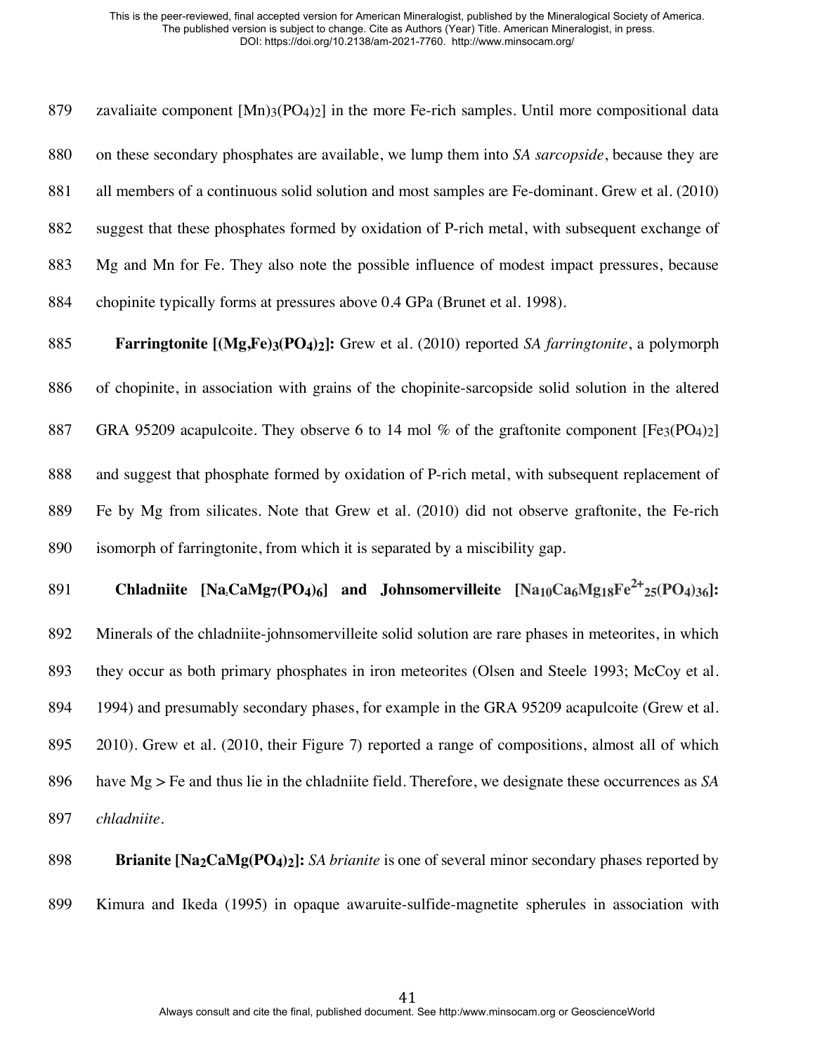zavaliaite component $[Mn)_3(PO_4)_2]$ in the more Fe-rich samples. Until more compositional data on these secondary phosphates are available, we lump them into *SA sarcopside*, because they are all members of a continuous solid solution and most samples are Fe-dominant. Grew et al. (2010) suggest that these phosphates formed by oxidation of P-rich metal, with subsequent exchange of Mg and Mn for Fe. They also note the possible influence of modest impact pressures, because chopinite typically forms at pressures above 0.4 GPa (Brunet et al. 1998).

**Farringtonite $[(Mg,Fe)_3(PO_4)_2]$:** Grew et al. (2010) reported *SA farringtonite*, a polymorph of chopinite, in association with grains of the chopinite-sarcopside solid solution in the altered GRA 95209 acapulcoite. They observe 6 to 14 mol % of the graftonite component $[Fe_3(PO_4)_2]$ and suggest that phosphate formed by oxidation of P-rich metal, with subsequent replacement of Fe by Mg from silicates. Note that Grew et al. (2010) did not observe graftonite, the Fe-rich isomorph of farringtonite, from which it is separated by a miscibility gap.

**Chladniite $[Na_2CaMg_7(PO_4)_6]$ and Johnsomervilleite $[Na_{10}Ca_6Mg_{18}Fe^{2+}_{25}(PO_4)_{36}]$:** Minerals of the chladniite-johnsomervilleite solid solution are rare phases in meteorites, in which they occur as both primary phosphates in iron meteorites (Olsen and Steele 1993; McCoy et al. 1994) and presumably secondary phases, for example in the GRA 95209 acapulcoite (Grew et al. 2010). Grew et al. (2010, their Figure 7) reported a range of compositions, almost all of which have Mg > Fe and thus lie in the chladniite field. Therefore, we designate these occurrences as *SA chladniite*.

**Brianite $[Na_2CaMg(PO_4)_2]$:** *SA brianite* is one of several minor secondary phases reported by Kimura and Ikeda (1995) in opaque awaruite-sulfide-magnetite spherules in association with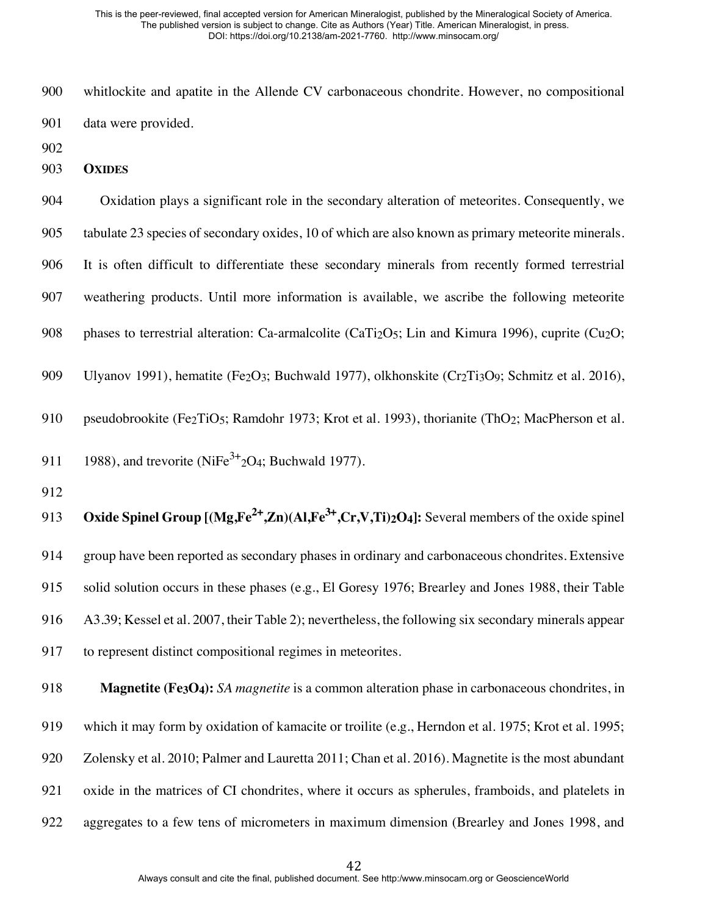whitlockite and apatite in the Allende CV carbonaceous chondrite. However, no compositional data were provided.

### OXIDES

Oxidation plays a significant role in the secondary alteration of meteorites. Consequently, we tabulate 23 species of secondary oxides, 10 of which are also known as primary meteorite minerals. It is often difficult to differentiate these secondary minerals from recently formed terrestrial weathering products. Until more information is available, we ascribe the following meteorite phases to terrestrial alteration: Ca-armalcolite ($CaTi_2O_5$; Lin and Kimura 1996), cuprite ($Cu_2O$; Ulyanov 1991), hematite ($Fe_2O_3$; Buchwald 1977), olkhonskite ($Cr_2Ti_3O_9$; Schmitz et al. 2016), pseudobrookite ($Fe_2TiO_5$; Ramdohr 1973; Krot et al. 1993), thorianite ($ThO_2$; MacPherson et al. 1988), and trevorite ($NiFe^{3+}_2O_4$; Buchwald 1977).

**Oxide Spinel Group [$(Mg,Fe^{2+},Zn)(Al,Fe^{3+},Cr,V,Ti)_2O_4$]:** Several members of the oxide spinel group have been reported as secondary phases in ordinary and carbonaceous chondrites. Extensive solid solution occurs in these phases (e.g., El Goresy 1976; Brearley and Jones 1988, their Table A3.39; Kessel et al. 2007, their Table 2); nevertheless, the following six secondary minerals appear to represent distinct compositional regimes in meteorites.

**Magnetite ($Fe_3O_4$):** *SA magnetite* is a common alteration phase in carbonaceous chondrites, in which it may form by oxidation of kamacite or troilite (e.g., Herndon et al. 1975; Krot et al. 1995; Zolensky et al. 2010; Palmer and Lauretta 2011; Chan et al. 2016). Magnetite is the most abundant oxide in the matrices of CI chondrites, where it occurs as spherules, framboids, and platelets in aggregates to a few tens of micrometers in maximum dimension (Brearley and Jones 1998, and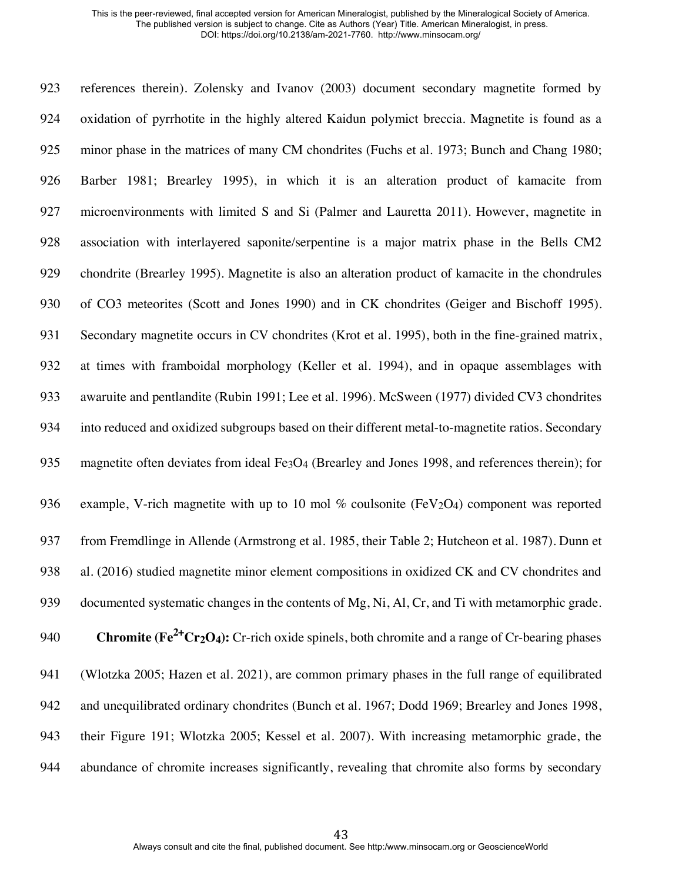references therein). Zolensky and Ivanov (2003) document secondary magnetite formed by oxidation of pyrrhotite in the highly altered Kaidun polymict breccia. Magnetite is found as a minor phase in the matrices of many CM chondrites (Fuchs et al. 1973; Bunch and Chang 1980; Barber 1981; Brearley 1995), in which it is an alteration product of kamacite from microenvironments with limited S and Si (Palmer and Lauretta 2011). However, magnetite in association with interlayered saponite/serpentine is a major matrix phase in the Bells CM2 chondrite (Brearley 1995). Magnetite is also an alteration product of kamacite in the chondrules of CO3 meteorites (Scott and Jones 1990) and in CK chondrites (Geiger and Bischoff 1995). Secondary magnetite occurs in CV chondrites (Krot et al. 1995), both in the fine-grained matrix, at times with framboidal morphology (Keller et al. 1994), and in opaque assemblages with awaruite and pentlandite (Rubin 1991; Lee et al. 1996). McSween (1977) divided CV3 chondrites into reduced and oxidized subgroups based on their different metal-to-magnetite ratios. Secondary magnetite often deviates from ideal $Fe_3O_4$ (Brearley and Jones 1998, and references therein); for example, V-rich magnetite with up to 10 mol % coulsonite ($FeV_2O_4$) component was reported from Fremdlinge in Allende (Armstrong et al. 1985, their Table 2; Hutcheon et al. 1987). Dunn et al. (2016) studied magnetite minor element compositions in oxidized CK and CV chondrites and documented systematic changes in the contents of Mg, Ni, Al, Cr, and Ti with metamorphic grade.

**Chromite ($Fe^{2+}Cr_2O_4$):** Cr-rich oxide spinels, both chromite and a range of Cr-bearing phases (Wlotzka 2005; Hazen et al. 2021), are common primary phases in the full range of equilibrated and unequilibrated ordinary chondrites (Bunch et al. 1967; Dodd 1969; Brearley and Jones 1998, their Figure 191; Wlotzka 2005; Kessel et al. 2007). With increasing metamorphic grade, the abundance of chromite increases significantly, revealing that chromite also forms by secondary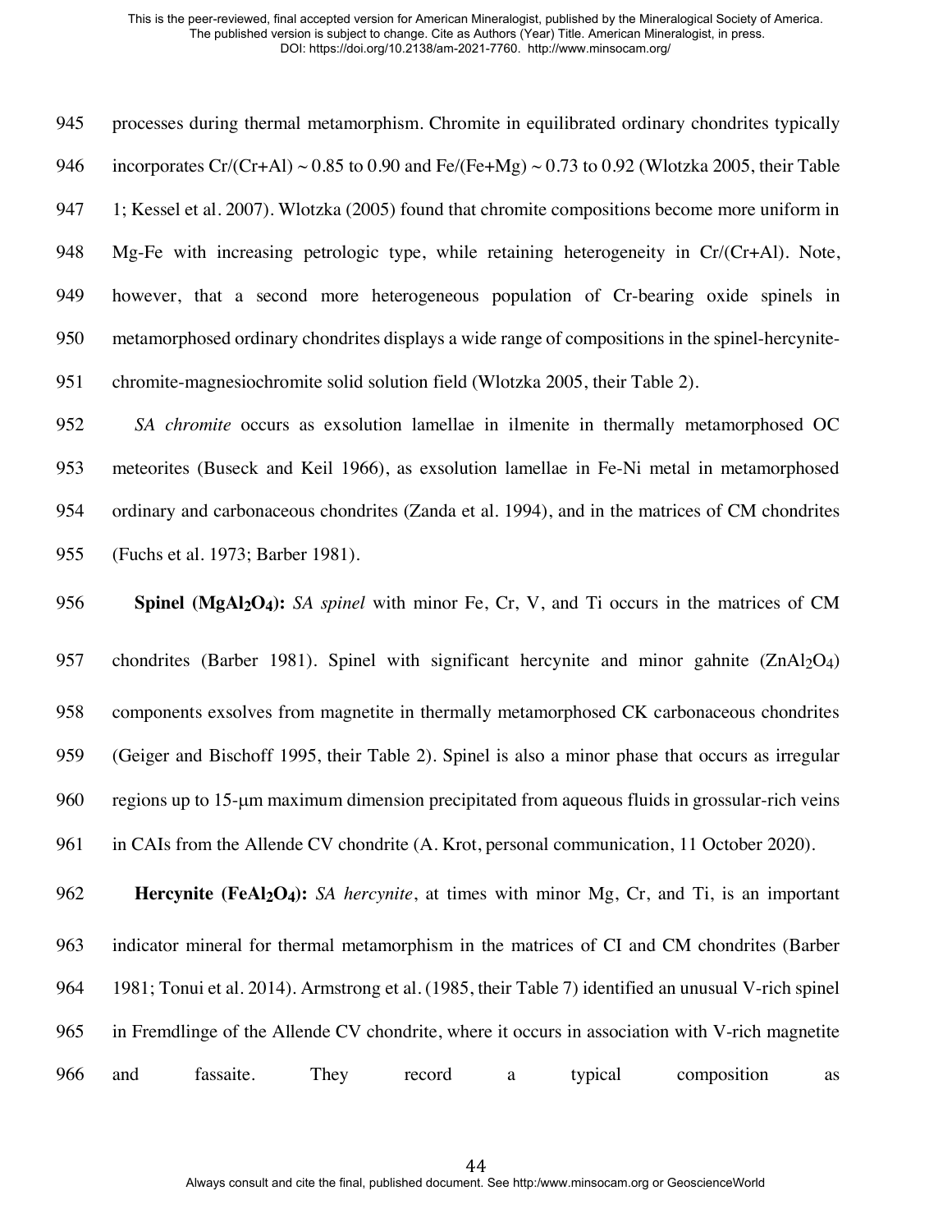processes during thermal metamorphism. Chromite in equilibrated ordinary chondrites typically incorporates Cr/(Cr+Al) ~ 0.85 to 0.90 and Fe/(Fe+Mg) ~ 0.73 to 0.92 (Wlotzka 2005, their Table 1; Kessel et al. 2007). Wlotzka (2005) found that chromite compositions become more uniform in Mg-Fe with increasing petrologic type, while retaining heterogeneity in Cr/(Cr+Al). Note, however, that a second more heterogeneous population of Cr-bearing oxide spinels in metamorphosed ordinary chondrites displays a wide range of compositions in the spinel-hercynite-chromite-magnesiochromite solid solution field (Wlotzka 2005, their Table 2).

*SA chromite* occurs as exsolution lamellae in ilmenite in thermally metamorphosed OC meteorites (Buseck and Keil 1966), as exsolution lamellae in Fe-Ni metal in metamorphosed ordinary and carbonaceous chondrites (Zanda et al. 1994), and in the matrices of CM chondrites (Fuchs et al. 1973; Barber 1981).

**Spinel ($MgAl_2O_4$):** *SA spinel* with minor Fe, Cr, V, and Ti occurs in the matrices of CM chondrites (Barber 1981). Spinel with significant hercynite and minor gahnite ($ZnAl_2O_4$) components exsolves from magnetite in thermally metamorphosed CK carbonaceous chondrites (Geiger and Bischoff 1995, their Table 2). Spinel is also a minor phase that occurs as irregular regions up to 15-μm maximum dimension precipitated from aqueous fluids in grossular-rich veins in CAIs from the Allende CV chondrite (A. Krot, personal communication, 11 October 2020).

**Hercynite ($FeAl_2O_4$):** *SA hercynite*, at times with minor Mg, Cr, and Ti, is an important indicator mineral for thermal metamorphism in the matrices of CI and CM chondrites (Barber 1981; Tonui et al. 2014). Armstrong et al. (1985, their Table 7) identified an unusual V-rich spinel in Fremdlinge of the Allende CV chondrite, where it occurs in association with V-rich magnetite and fassaite. They record a typical composition as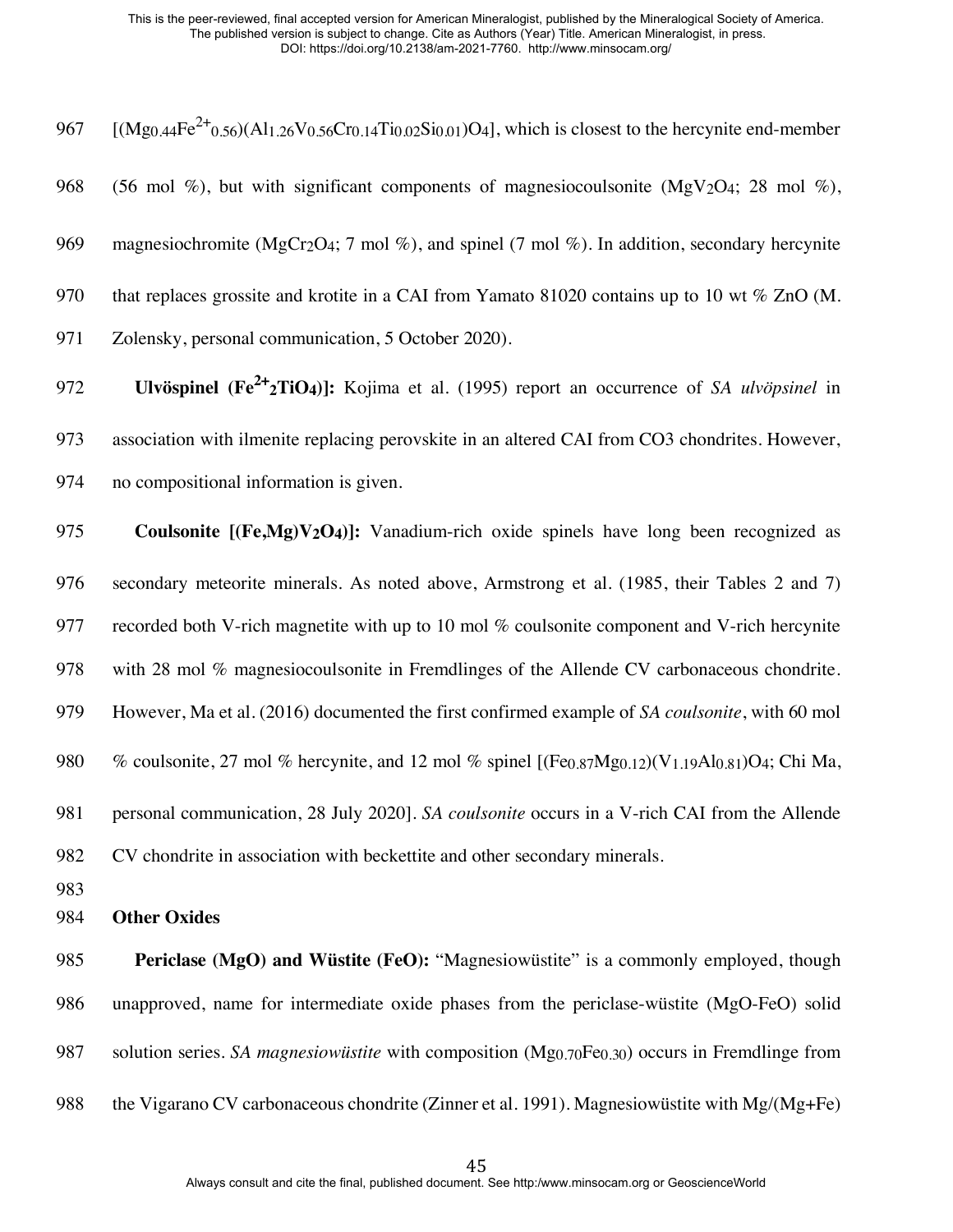$[(Mg_{0.44}Fe^{2+}_{0.56})(Al_{1.26}V_{0.56}Cr_{0.14}Ti_{0.02}Si_{0.01})O_4]$, which is closest to the hercynite end-member (56 mol %), but with significant components of magnesiocoulsonite ($MgV_2O_4$; 28 mol %), magnesiochromite ($MgCr_2O_4$; 7 mol %), and spinel (7 mol %). In addition, secondary hercynite that replaces grossite and krotite in a CAI from Yamato 81020 contains up to 10 wt % ZnO (M. Zolensky, personal communication, 5 October 2020).

**Ulvöspinel ($Fe^{2+}_2TiO_4$)]:** Kojima et al. (1995) report an occurrence of *SA ulvöpsinel* in association with ilmenite replacing perovskite in an altered CAI from CO3 chondrites. However, no compositional information is given.

**Coulsonite [$(Fe,Mg)V_2O_4$)]:** Vanadium-rich oxide spinels have long been recognized as secondary meteorite minerals. As noted above, Armstrong et al. (1985, their Tables 2 and 7) recorded both V-rich magnetite with up to 10 mol % coulsonite component and V-rich hercynite with 28 mol % magnesiocoulsonite in Fremdlinges of the Allende CV carbonaceous chondrite. However, Ma et al. (2016) documented the first confirmed example of *SA coulsonite*, with 60 mol % coulsonite, 27 mol % hercynite, and 12 mol % spinel [$(Fe_{0.87}Mg_{0.12})(V_{1.19}Al_{0.81})O_4$; Chi Ma, personal communication, 28 July 2020]. *SA coulsonite* occurs in a V-rich CAI from the Allende CV chondrite in association with beckettite and other secondary minerals.

## Other Oxides

**Periclase (MgO) and Wüstite (FeO):** "Magnesiowüstite" is a commonly employed, though unapproved, name for intermediate oxide phases from the periclase-wüstite (MgO-FeO) solid solution series. *SA magnesiowüstite* with composition ($Mg_{0.70}Fe_{0.30}$) occurs in Fremdlinge from the Vigarano CV carbonaceous chondrite (Zinner et al. 1991). Magnesiowüstite with Mg/(Mg+Fe)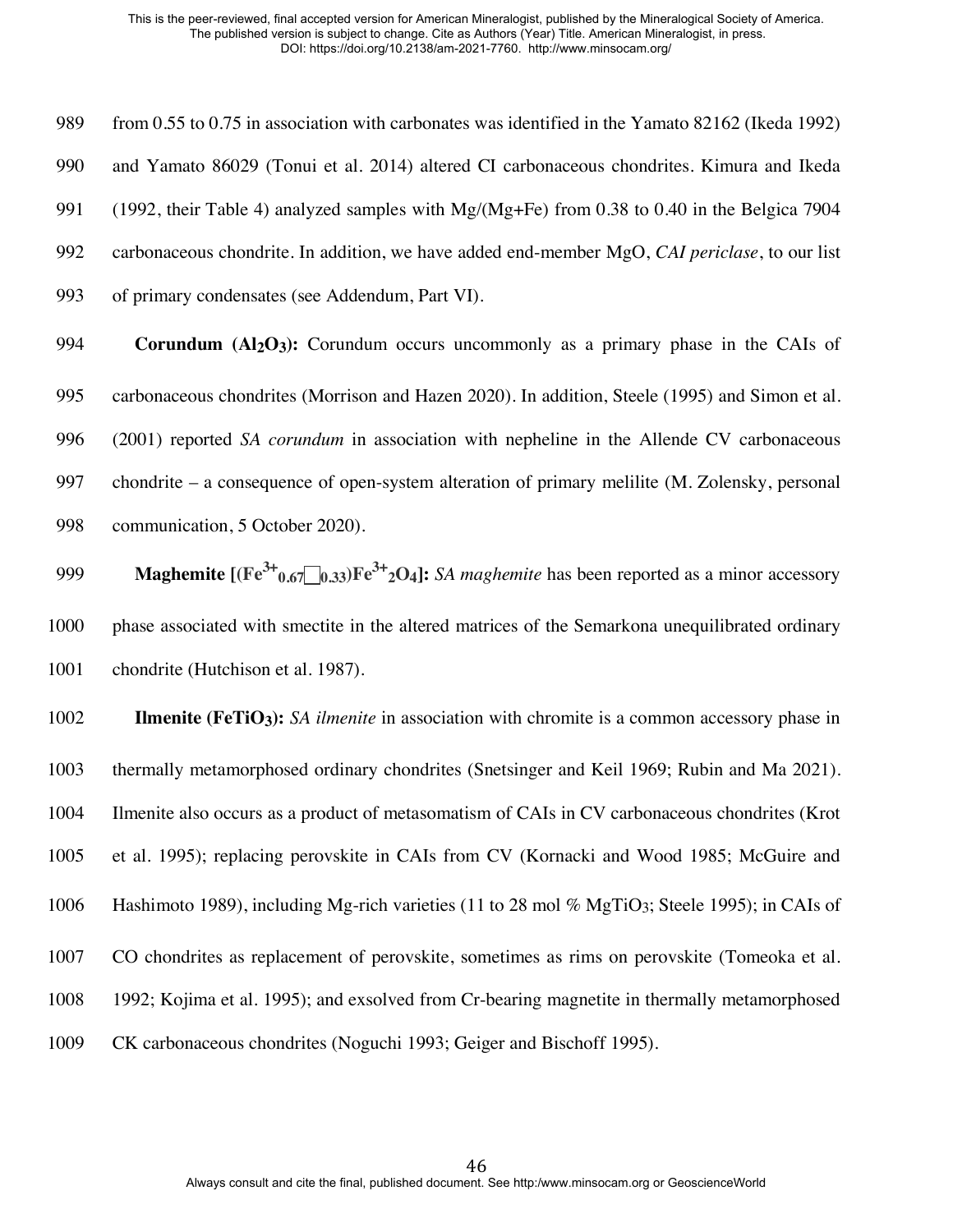from 0.55 to 0.75 in association with carbonates was identified in the Yamato 82162 (Ikeda 1992) and Yamato 86029 (Tonui et al. 2014) altered CI carbonaceous chondrites. Kimura and Ikeda (1992, their Table 4) analyzed samples with Mg/(Mg+Fe) from 0.38 to 0.40 in the Belgica 7904 carbonaceous chondrite. In addition, we have added end-member MgO, *CAI periclase*, to our list of primary condensates (see Addendum, Part VI).

**Corundum ($Al_2O_3$):** Corundum occurs uncommonly as a primary phase in the CAIs of carbonaceous chondrites (Morrison and Hazen 2020). In addition, Steele (1995) and Simon et al. (2001) reported *SA corundum* in association with nepheline in the Allende CV carbonaceous chondrite – a consequence of open-system alteration of primary melilite (M. Zolensky, personal communication, 5 October 2020).

**Maghemite [$(Fe^{3+}_{0.67}\square_{0.33})Fe^{3+}_2O_4$]:** *SA maghemite* has been reported as a minor accessory phase associated with smectite in the altered matrices of the Semarkona unequilibrated ordinary chondrite (Hutchison et al. 1987).

**Ilmenite ($FeTiO_3$):** *SA ilmenite* in association with chromite is a common accessory phase in thermally metamorphosed ordinary chondrites (Snetsinger and Keil 1969; Rubin and Ma 2021). Ilmenite also occurs as a product of metasomatism of CAIs in CV carbonaceous chondrites (Krot et al. 1995); replacing perovskite in CAIs from CV (Kornacki and Wood 1985; McGuire and Hashimoto 1989), including Mg-rich varieties (11 to 28 mol % $MgTiO_3$; Steele 1995); in CAIs of CO chondrites as replacement of perovskite, sometimes as rims on perovskite (Tomeoka et al. 1992; Kojima et al. 1995); and exsolved from Cr-bearing magnetite in thermally metamorphosed CK carbonaceous chondrites (Noguchi 1993; Geiger and Bischoff 1995).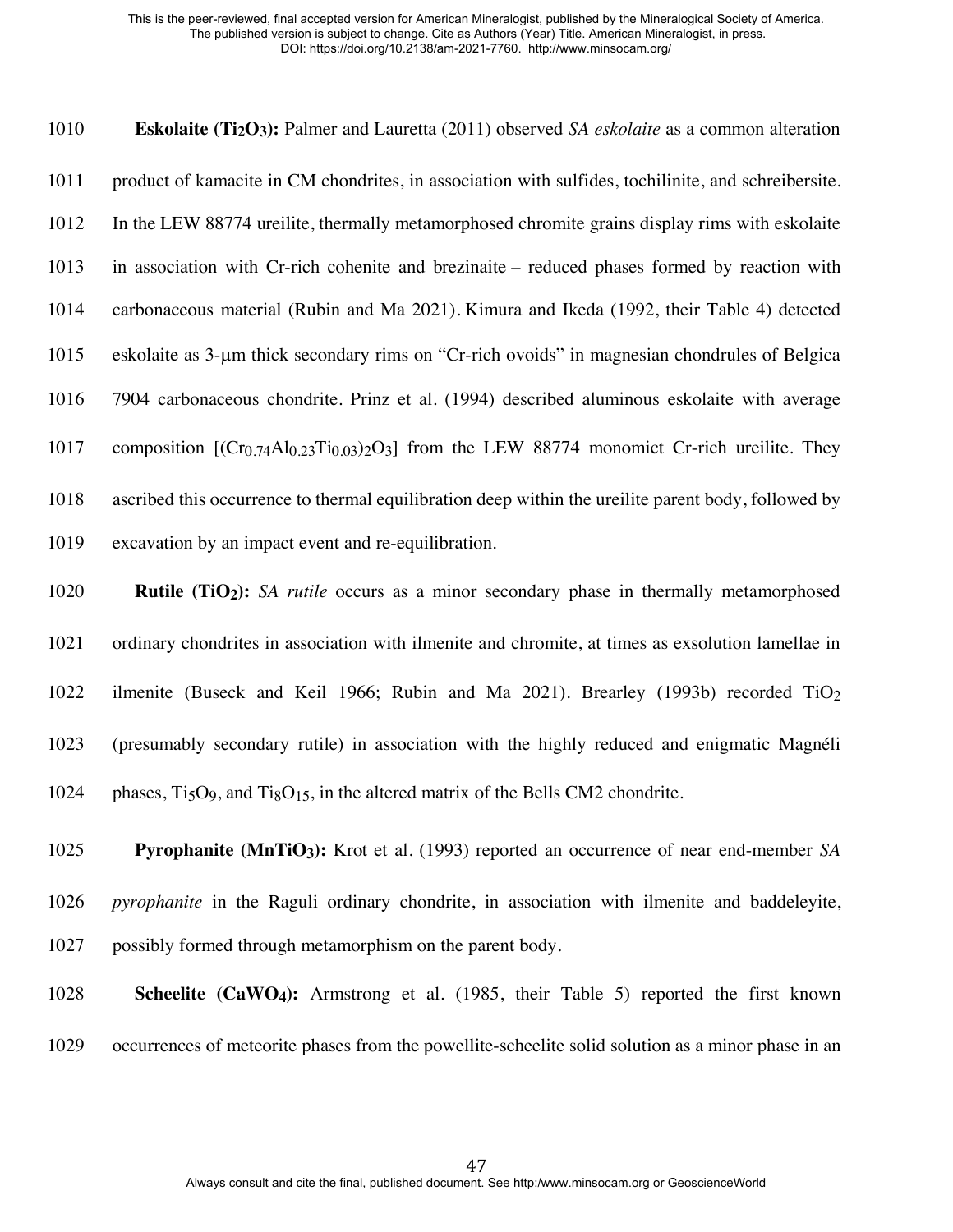**Eskolaite ($Ti_2O_3$):** Palmer and Lauretta (2011) observed *SA eskolaite* as a common alteration product of kamacite in CM chondrites, in association with sulfides, tochilinite, and schreibersite. In the LEW 88774 ureilite, thermally metamorphosed chromite grains display rims with eskolaite in association with Cr-rich cohenite and brezinaite – reduced phases formed by reaction with carbonaceous material (Rubin and Ma 2021). Kimura and Ikeda (1992, their Table 4) detected eskolaite as 3-μm thick secondary rims on "Cr-rich ovoids" in magnesian chondrules of Belgica 7904 carbonaceous chondrite. Prinz et al. (1994) described aluminous eskolaite with average composition $[(Cr_{0.74}Al_{0.23}Ti_{0.03})_2O_3]$ from the LEW 88774 monomict Cr-rich ureilite. They ascribed this occurrence to thermal equilibration deep within the ureilite parent body, followed by excavation by an impact event and re-equilibration.

**Rutile ($TiO_2$):** *SA rutile* occurs as a minor secondary phase in thermally metamorphosed ordinary chondrites in association with ilmenite and chromite, at times as exsolution lamellae in ilmenite (Buseck and Keil 1966; Rubin and Ma 2021). Brearley (1993b) recorded $TiO_2$ (presumably secondary rutile) in association with the highly reduced and enigmatic Magnéli phases, $Ti_5O_9$, and $Ti_8O_{15}$, in the altered matrix of the Bells CM2 chondrite.

**Pyrophanite ($MnTiO_3$):** Krot et al. (1993) reported an occurrence of near end-member *SA pyrophanite* in the Raguli ordinary chondrite, in association with ilmenite and baddeleyite, possibly formed through metamorphism on the parent body.

**Scheelite ($CaWO_4$):** Armstrong et al. (1985, their Table 5) reported the first known occurrences of meteorite phases from the powellite-scheelite solid solution as a minor phase in an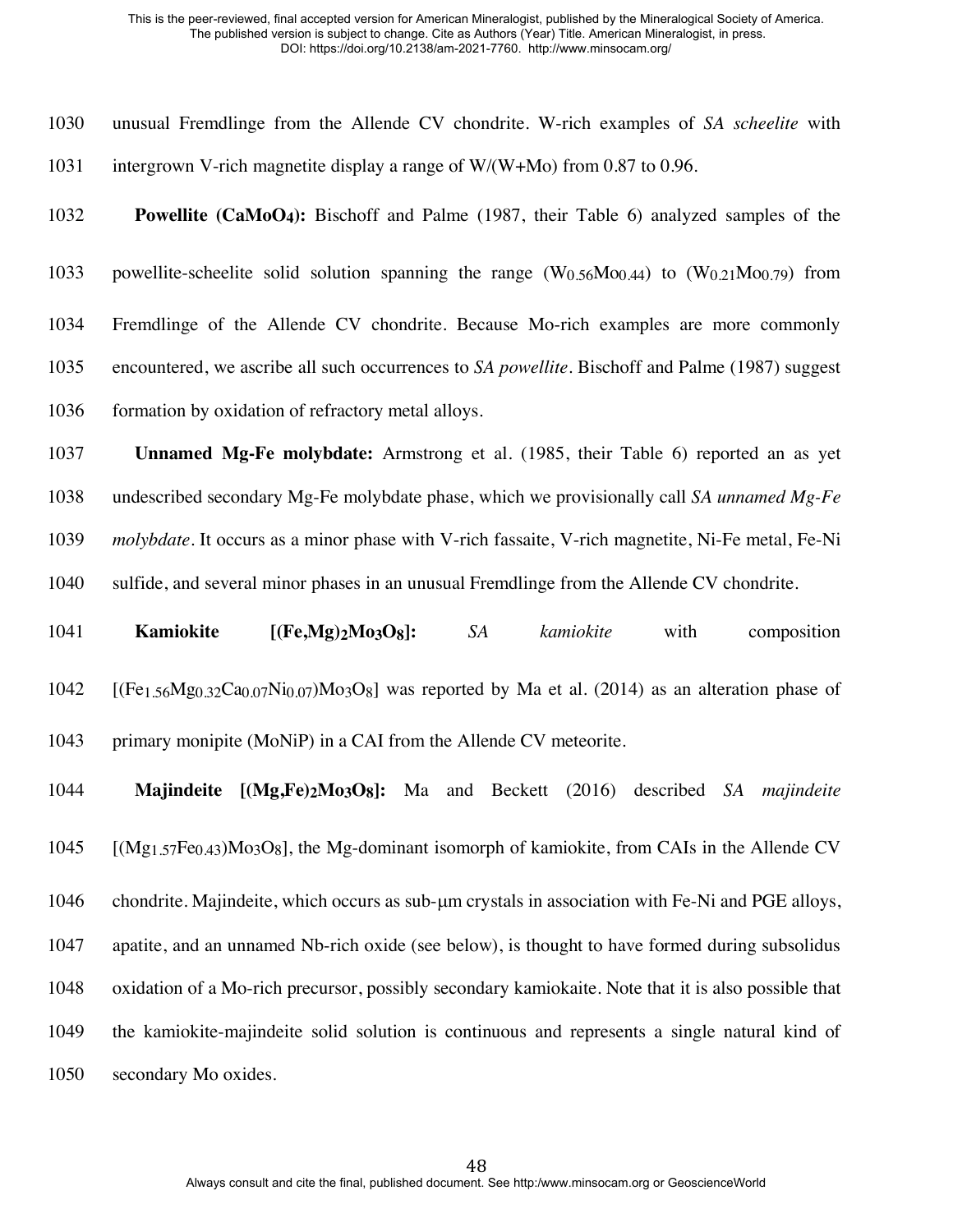unusual Fremdlinge from the Allende CV chondrite. W-rich examples of *SA scheelite* with intergrown V-rich magnetite display a range of W/(W+Mo) from 0.87 to 0.96.

**Powellite ($CaMoO_4$):** Bischoff and Palme (1987, their Table 6) analyzed samples of the powellite-scheelite solid solution spanning the range ($W_{0.56}Mo_{0.44}$) to ($W_{0.21}Mo_{0.79}$) from Fremdlinge of the Allende CV chondrite. Because Mo-rich examples are more commonly encountered, we ascribe all such occurrences to *SA powellite*. Bischoff and Palme (1987) suggest formation by oxidation of refractory metal alloys.

**Unnamed Mg-Fe molybdate:** Armstrong et al. (1985, their Table 6) reported an as yet undescribed secondary Mg-Fe molybdate phase, which we provisionally call *SA unnamed Mg-Fe molybdate*. It occurs as a minor phase with V-rich fassaite, V-rich magnetite, Ni-Fe metal, Fe-Ni sulfide, and several minor phases in an unusual Fremdlinge from the Allende CV chondrite.

**Kamiokite [$(Fe,Mg)_2Mo_3O_8$]:** *SA kamiokite* with composition [$(Fe_{1.56}Mg_{0.32}Ca_{0.07}Ni_{0.07})Mo_3O_8$] was reported by Ma et al. (2014) as an alteration phase of primary monipite (MoNiP) in a CAI from the Allende CV meteorite.

**Majindeite [$(Mg,Fe)_2Mo_3O_8$]:** Ma and Beckett (2016) described *SA majindeite* [$(Mg_{1.57}Fe_{0.43})Mo_3O_8$], the Mg-dominant isomorph of kamiokite, from CAIs in the Allende CV chondrite. Majindeite, which occurs as sub-μm crystals in association with Fe-Ni and PGE alloys, apatite, and an unnamed Nb-rich oxide (see below), is thought to have formed during subsolidus oxidation of a Mo-rich precursor, possibly secondary kamiokaite. Note that it is also possible that the kamiokite-majindeite solid solution is continuous and represents a single natural kind of secondary Mo oxides.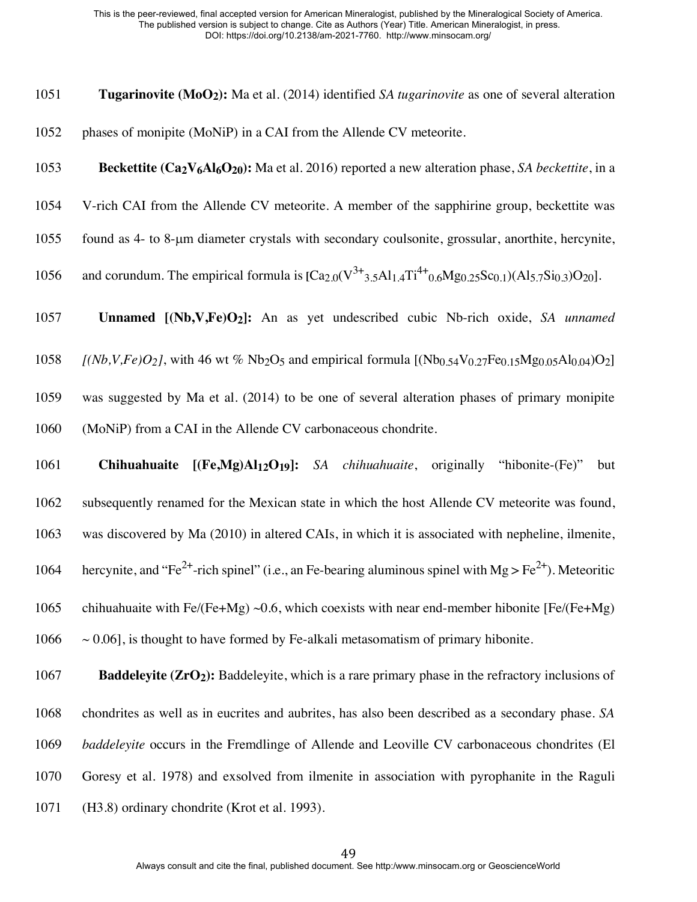**Tugarinovite ($MoO_2$):** Ma et al. (2014) identified *SA tugarinovite* as one of several alteration phases of monipite (MoNiP) in a CAI from the Allende CV meteorite.

**Beckettite ($Ca_2V_6Al_6O_{20}$):** Ma et al. 2016) reported a new alteration phase, *SA beckettite*, in a V-rich CAI from the Allende CV meteorite. A member of the sapphirine group, beckettite was found as 4- to 8-μm diameter crystals with secondary coulsonite, grossular, anorthite, hercynite, and corundum. The empirical formula is $[Ca_{2.0}(V^{3+}_{3.5}Al_{1.4}Ti^{4+}_{0.6}Mg_{0.25}Sc_{0.1})(Al_{5.7}Si_{0.3})O_{20}]$.

**Unnamed [$(Nb,V,Fe)O_2$]:** An as yet undescribed cubic Nb-rich oxide, *SA unnamed [$(Nb,V,Fe)O_2$]*, with 46 wt % $Nb_2O_5$ and empirical formula $[(Nb_{0.54}V_{0.27}Fe_{0.15}Mg_{0.05}Al_{0.04})O_2]$ was suggested by Ma et al. (2014) to be one of several alteration phases of primary monipite (MoNiP) from a CAI in the Allende CV carbonaceous chondrite.

**Chihuahuaite [$(Fe,Mg)Al_{12}O_{19}$]:** *SA chihuahuaite*, originally "hibonite-(Fe)" but subsequently renamed for the Mexican state in which the host Allende CV meteorite was found, was discovered by Ma (2010) in altered CAIs, in which it is associated with nepheline, ilmenite, hercynite, and "$Fe^{2+}$-rich spinel" (i.e., an Fe-bearing aluminous spinel with Mg > $Fe^{2+}$). Meteoritic chihuahuaite with Fe/(Fe+Mg) ~0.6, which coexists with near end-member hibonite [Fe/(Fe+Mg) ~ 0.06], is thought to have formed by Fe-alkali metasomatism of primary hibonite.

**Baddeleyite ($ZrO_2$):** Baddeleyite, which is a rare primary phase in the refractory inclusions of chondrites as well as in eucrites and aubrites, has also been described as a secondary phase. *SA baddeleyite* occurs in the Fremdlinge of Allende and Leoville CV carbonaceous chondrites (El Goresy et al. 1978) and exsolved from ilmenite in association with pyrophanite in the Raguli (H3.8) ordinary chondrite (Krot et al. 1993).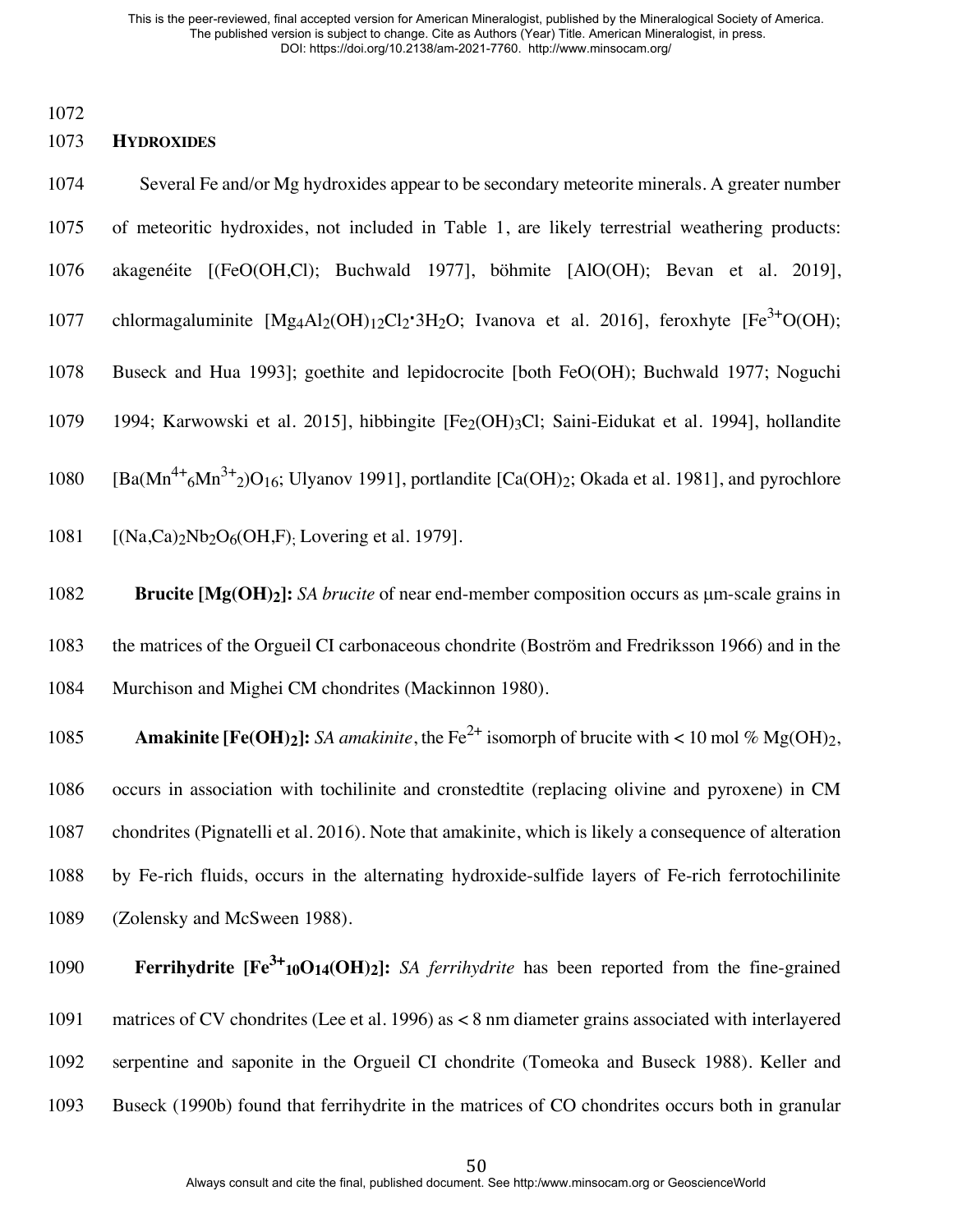## HYDROXIDES

Several Fe and/or Mg hydroxides appear to be secondary meteorite minerals. A greater number of meteoritic hydroxides, not included in Table 1, are likely terrestrial weathering products: akagenéite [(FeO(OH,Cl); Buchwald 1977], böhmite [AlO(OH); Bevan et al. 2019], chlormagaluminite [$Mg_4Al_2(OH)_{12}Cl_2 \cdot 3H_2O$; Ivanova et al. 2016], feroxhyte [$Fe^{3+}O(OH)$; Buseck and Hua 1993]; goethite and lepidocrocite [both FeO(OH); Buchwald 1977; Noguchi 1994; Karwowski et al. 2015], hibbingite [$Fe_2(OH)_3Cl$; Saini-Eidukat et al. 1994], hollandite [$Ba(Mn^{4+}{}_6Mn^{3+}{}_2)O_{16}$; Ulyanov 1991], portlandite [$Ca(OH)_2$; Okada et al. 1981], and pyrochlore [$(Na,Ca)_2Nb_2O_6(OH,F)$; Lovering et al. 1979].

**Brucite [$Mg(OH)_2$]:** *SA brucite* of near end-member composition occurs as μm-scale grains in the matrices of the Orgueil CI carbonaceous chondrite (Boström and Fredriksson 1966) and in the Murchison and Mighei CM chondrites (Mackinnon 1980).

**Amakinite [$Fe(OH)_2$]:** *SA amakinite*, the $Fe^{2+}$ isomorph of brucite with < 10 mol % $Mg(OH)_2$, occurs in association with tochilinite and cronstedtite (replacing olivine and pyroxene) in CM chondrites (Pignatelli et al. 2016). Note that amakinite, which is likely a consequence of alteration by Fe-rich fluids, occurs in the alternating hydroxide-sulfide layers of Fe-rich ferrotochilinite (Zolensky and McSween 1988).

**Ferrihydrite [$Fe^{3+}{}_{10}O_{14}(OH)_2$]:** *SA ferrihydrite* has been reported from the fine-grained matrices of CV chondrites (Lee et al. 1996) as < 8 nm diameter grains associated with interlayered serpentine and saponite in the Orgueil CI chondrite (Tomeoka and Buseck 1988). Keller and Buseck (1990b) found that ferrihydrite in the matrices of CO chondrites occurs both in granular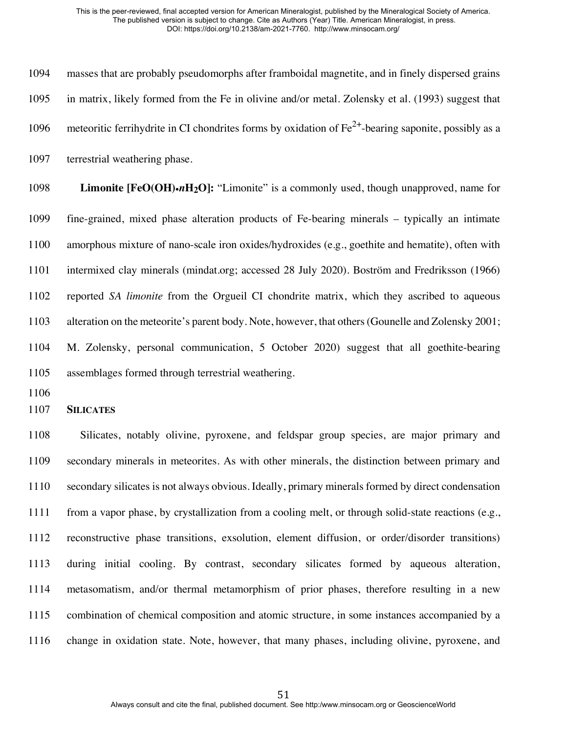masses that are probably pseudomorphs after framboidal magnetite, and in finely dispersed grains in matrix, likely formed from the Fe in olivine and/or metal. Zolensky et al. (1993) suggest that meteoritic ferrihydrite in CI chondrites forms by oxidation of $Fe^{2+}$-bearing saponite, possibly as a terrestrial weathering phase.

**Limonite [$FeO(OH)\cdot nH_2O$]:** "Limonite" is a commonly used, though unapproved, name for fine-grained, mixed phase alteration products of Fe-bearing minerals – typically an intimate amorphous mixture of nano-scale iron oxides/hydroxides (e.g., goethite and hematite), often with intermixed clay minerals (mindat.org; accessed 28 July 2020). Boström and Fredriksson (1966) reported *SA limonite* from the Orgueil CI chondrite matrix, which they ascribed to aqueous alteration on the meteorite's parent body. Note, however, that others (Gounelle and Zolensky 2001; M. Zolensky, personal communication, 5 October 2020) suggest that all goethite-bearing assemblages formed through terrestrial weathering.

## SILICATES

Silicates, notably olivine, pyroxene, and feldspar group species, are major primary and secondary minerals in meteorites. As with other minerals, the distinction between primary and secondary silicates is not always obvious. Ideally, primary minerals formed by direct condensation from a vapor phase, by crystallization from a cooling melt, or through solid-state reactions (e.g., reconstructive phase transitions, exsolution, element diffusion, or order/disorder transitions) during initial cooling. By contrast, secondary silicates formed by aqueous alteration, metasomatism, and/or thermal metamorphism of prior phases, therefore resulting in a new combination of chemical composition and atomic structure, in some instances accompanied by a change in oxidation state. Note, however, that many phases, including olivine, pyroxene, and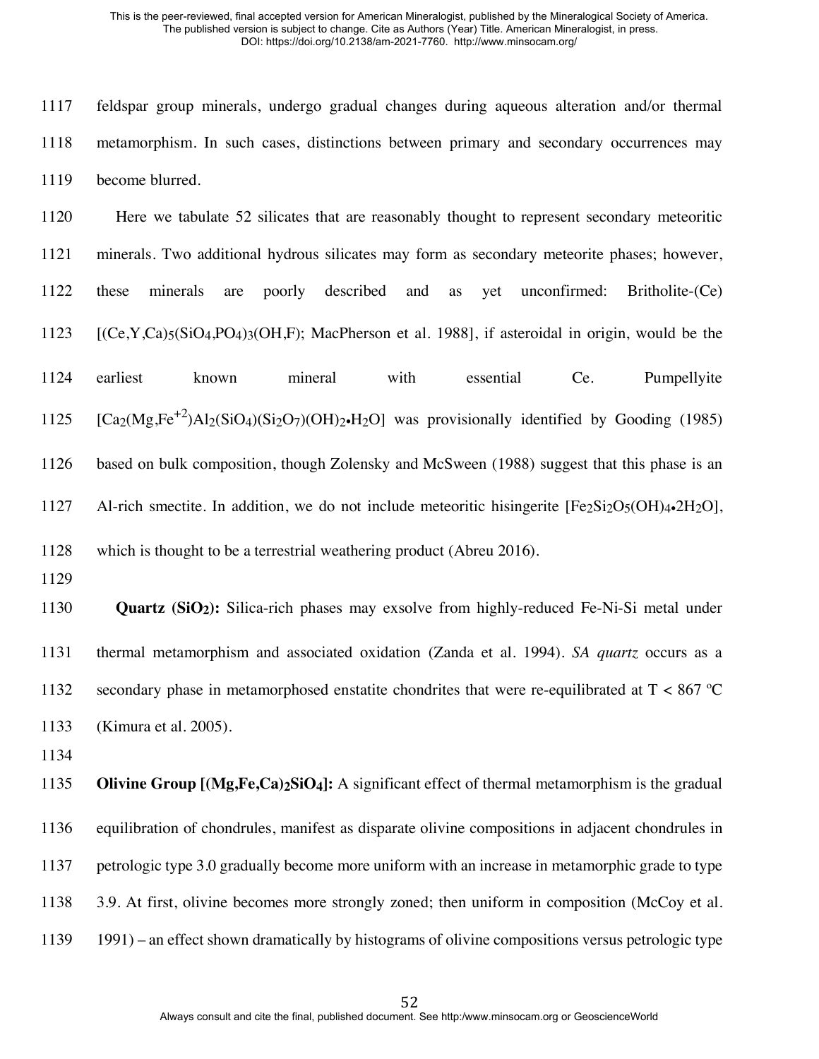feldspar group minerals, undergo gradual changes during aqueous alteration and/or thermal metamorphism. In such cases, distinctions between primary and secondary occurrences may become blurred.

Here we tabulate 52 silicates that are reasonably thought to represent secondary meteoritic minerals. Two additional hydrous silicates may form as secondary meteorite phases; however, these minerals are poorly described and as yet unconfirmed: Britholite-(Ce) [$(Ce,Y,Ca)_5(SiO_4,PO_4)_3(OH,F)$; MacPherson et al. 1988], if asteroidal in origin, would be the earliest known mineral with essential Ce. Pumpellyite [$Ca_2(Mg,Fe^{+2})Al_2(SiO_4)(Si_2O_7)(OH)_2{\bullet}H_2O$] was provisionally identified by Gooding (1985) based on bulk composition, though Zolensky and McSween (1988) suggest that this phase is an Al-rich smectite. In addition, we do not include meteoritic hisingerite [$Fe_2Si_2O_5(OH)_4{\bullet}2H_2O$], which is thought to be a terrestrial weathering product (Abreu 2016).

**Quartz ($SiO_2$):** Silica-rich phases may exsolve from highly-reduced Fe-Ni-Si metal under thermal metamorphism and associated oxidation (Zanda et al. 1994). *SA quartz* occurs as a secondary phase in metamorphosed enstatite chondrites that were re-equilibrated at T < 867 ºC (Kimura et al. 2005).

**Olivine Group [$(Mg,Fe,Ca)_2SiO_4$]:** A significant effect of thermal metamorphism is the gradual equilibration of chondrules, manifest as disparate olivine compositions in adjacent chondrules in petrologic type 3.0 gradually become more uniform with an increase in metamorphic grade to type 3.9. At first, olivine becomes more strongly zoned; then uniform in composition (McCoy et al. 1991) – an effect shown dramatically by histograms of olivine compositions versus petrologic type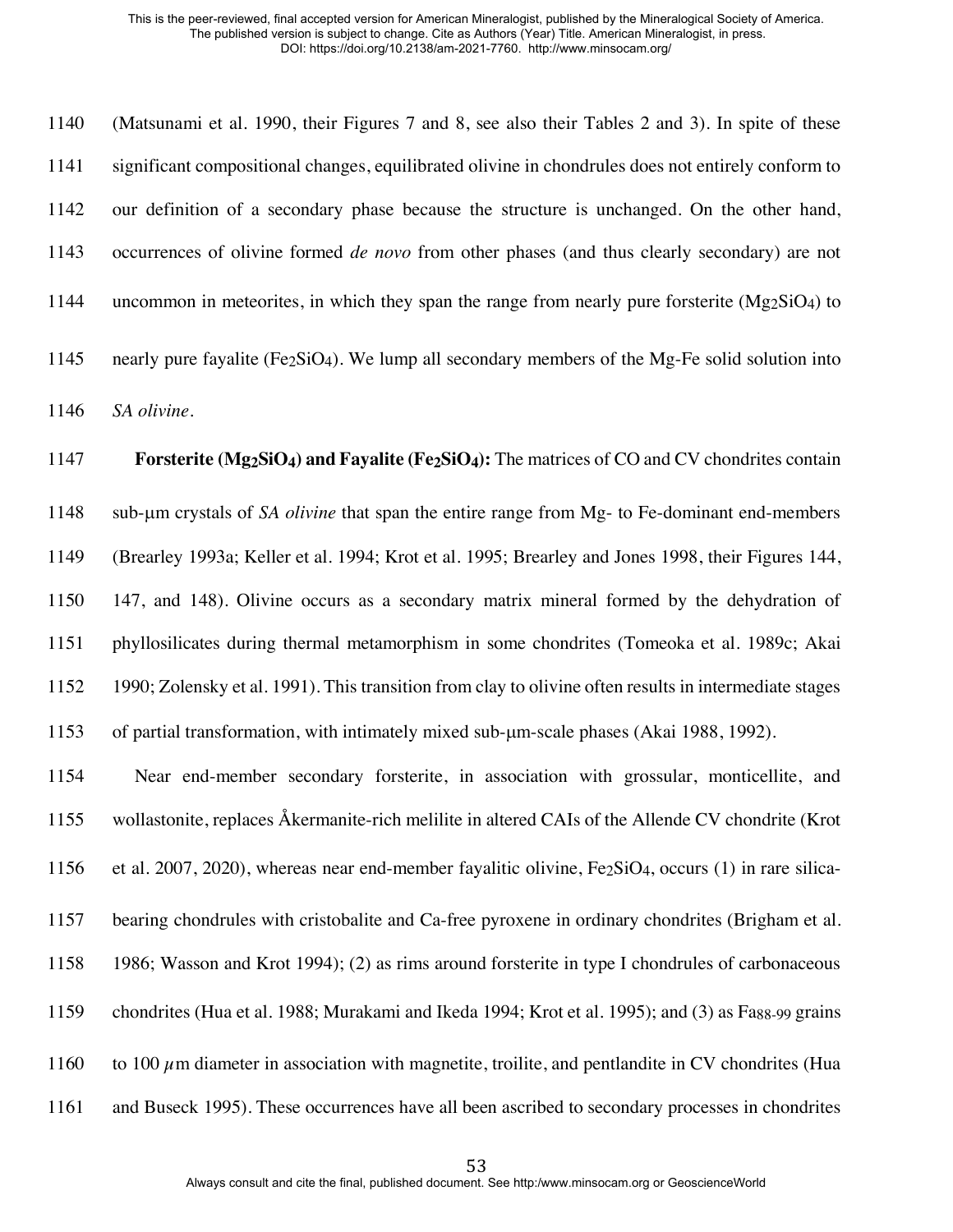(Matsunami et al. 1990, their Figures 7 and 8, see also their Tables 2 and 3). In spite of these significant compositional changes, equilibrated olivine in chondrules does not entirely conform to our definition of a secondary phase because the structure is unchanged. On the other hand, occurrences of olivine formed *de novo* from other phases (and thus clearly secondary) are not uncommon in meteorites, in which they span the range from nearly pure forsterite ($Mg_2SiO_4$) to nearly pure fayalite ($Fe_2SiO_4$). We lump all secondary members of the Mg-Fe solid solution into *SA olivine*.

**Forsterite ($Mg_2SiO_4$) and Fayalite ($Fe_2SiO_4$):** The matrices of CO and CV chondrites contain sub-μm crystals of *SA olivine* that span the entire range from Mg- to Fe-dominant end-members (Brearley 1993a; Keller et al. 1994; Krot et al. 1995; Brearley and Jones 1998, their Figures 144, 147, and 148). Olivine occurs as a secondary matrix mineral formed by the dehydration of phyllosilicates during thermal metamorphism in some chondrites (Tomeoka et al. 1989c; Akai 1990; Zolensky et al. 1991). This transition from clay to olivine often results in intermediate stages of partial transformation, with intimately mixed sub-μm-scale phases (Akai 1988, 1992).

Near end-member secondary forsterite, in association with grossular, monticellite, and wollastonite, replaces Åkermanite-rich melilite in altered CAIs of the Allende CV chondrite (Krot et al. 2007, 2020), whereas near end-member fayalitic olivine, $Fe_2SiO_4$, occurs (1) in rare silica-bearing chondrules with cristobalite and Ca-free pyroxene in ordinary chondrites (Brigham et al. 1986; Wasson and Krot 1994); (2) as rims around forsterite in type I chondrules of carbonaceous chondrites (Hua et al. 1988; Murakami and Ikeda 1994; Krot et al. 1995); and (3) as $Fa_{88-99}$ grains to 100 $\mu$m diameter in association with magnetite, troilite, and pentlandite in CV chondrites (Hua and Buseck 1995). These occurrences have all been ascribed to secondary processes in chondrites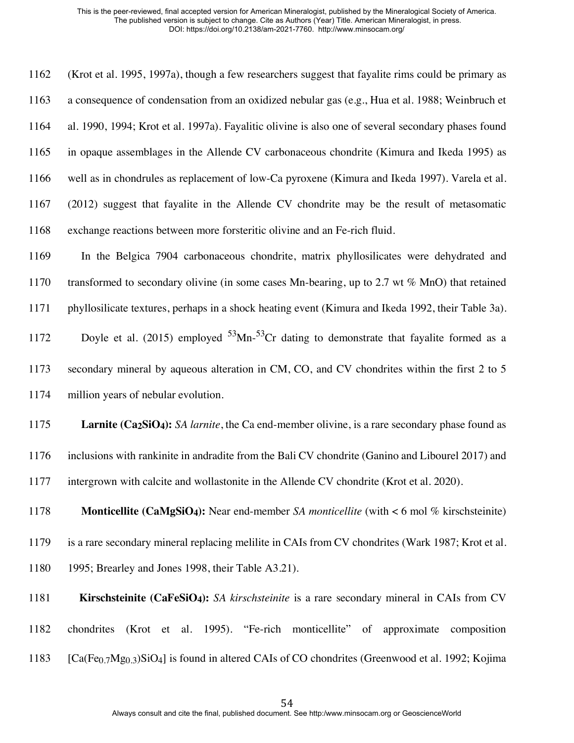(Krot et al. 1995, 1997a), though a few researchers suggest that fayalite rims could be primary as a consequence of condensation from an oxidized nebular gas (e.g., Hua et al. 1988; Weinbruch et al. 1990, 1994; Krot et al. 1997a). Fayalitic olivine is also one of several secondary phases found in opaque assemblages in the Allende CV carbonaceous chondrite (Kimura and Ikeda 1995) as well as in chondrules as replacement of low-Ca pyroxene (Kimura and Ikeda 1997). Varela et al. (2012) suggest that fayalite in the Allende CV chondrite may be the result of metasomatic exchange reactions between more forsteritic olivine and an Fe-rich fluid.

In the Belgica 7904 carbonaceous chondrite, matrix phyllosilicates were dehydrated and transformed to secondary olivine (in some cases Mn-bearing, up to 2.7 wt % MnO) that retained phyllosilicate textures, perhaps in a shock heating event (Kimura and Ikeda 1992, their Table 3a).

Doyle et al. (2015) employed $^{53}$Mn-$^{53}$Cr dating to demonstrate that fayalite formed as a secondary mineral by aqueous alteration in CM, CO, and CV chondrites within the first 2 to 5 million years of nebular evolution.

**Larnite ($Ca_2SiO_4$):** *SA larnite*, the Ca end-member olivine, is a rare secondary phase found as inclusions with rankinite in andradite from the Bali CV chondrite (Ganino and Libourel 2017) and intergrown with calcite and wollastonite in the Allende CV chondrite (Krot et al. 2020).

**Monticellite ($CaMgSiO_4$):** Near end-member *SA monticellite* (with < 6 mol % kirschsteinite) is a rare secondary mineral replacing melilite in CAIs from CV chondrites (Wark 1987; Krot et al. 1995; Brearley and Jones 1998, their Table A3.21).

**Kirschsteinite ($CaFeSiO_4$):** *SA kirschsteinite* is a rare secondary mineral in CAIs from CV chondrites (Krot et al. 1995). "Fe-rich monticellite" of approximate composition [$Ca(Fe_{0.7}Mg_{0.3})SiO_4$] is found in altered CAIs of CO chondrites (Greenwood et al. 1992; Kojima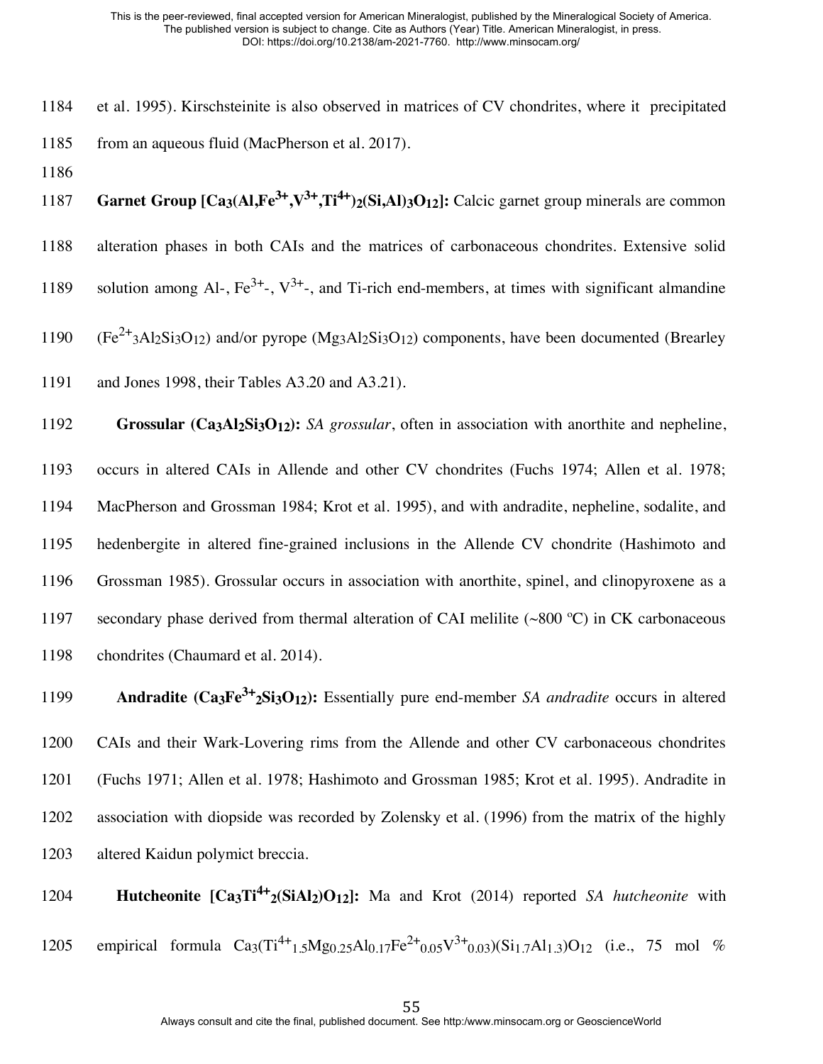et al. 1995). Kirschsteinite is also observed in matrices of CV chondrites, where it precipitated from an aqueous fluid (MacPherson et al. 2017).

**Garnet Group [$Ca_3(Al,Fe^{3+},V^{3+},Ti^{4+})_2(Si,Al)_3O_{12}$]:** Calcic garnet group minerals are common alteration phases in both CAIs and the matrices of carbonaceous chondrites. Extensive solid solution among Al-, $Fe^{3+}$-, $V^{3+}$-, and Ti-rich end-members, at times with significant almandine ($Fe^{2+}{}_3Al_2Si_3O_{12}$) and/or pyrope ($Mg_3Al_2Si_3O_{12}$) components, have been documented (Brearley and Jones 1998, their Tables A3.20 and A3.21).

**Grossular ($Ca_3Al_2Si_3O_{12}$):** *SA grossular*, often in association with anorthite and nepheline, occurs in altered CAIs in Allende and other CV chondrites (Fuchs 1974; Allen et al. 1978; MacPherson and Grossman 1984; Krot et al. 1995), and with andradite, nepheline, sodalite, and hedenbergite in altered fine-grained inclusions in the Allende CV chondrite (Hashimoto and Grossman 1985). Grossular occurs in association with anorthite, spinel, and clinopyroxene as a secondary phase derived from thermal alteration of CAI melilite (~800 ºC) in CK carbonaceous chondrites (Chaumard et al. 2014).

**Andradite ($Ca_3Fe^{3+}{}_2Si_3O_{12}$):** Essentially pure end-member *SA andradite* occurs in altered CAIs and their Wark-Lovering rims from the Allende and other CV carbonaceous chondrites (Fuchs 1971; Allen et al. 1978; Hashimoto and Grossman 1985; Krot et al. 1995). Andradite in association with diopside was recorded by Zolensky et al. (1996) from the matrix of the highly altered Kaidun polymict breccia.

**Hutcheonite [$Ca_3Ti^{4+}{}_2(SiAl_2)O_{12}$]:** Ma and Krot (2014) reported *SA hutcheonite* with empirical formula $Ca_3(Ti^{4+}{}_{1.5}Mg_{0.25}Al_{0.17}Fe^{2+}{}_{0.05}V^{3+}{}_{0.03})(Si_{1.7}Al_{1.3})O_{12}$ (i.e., 75 mol %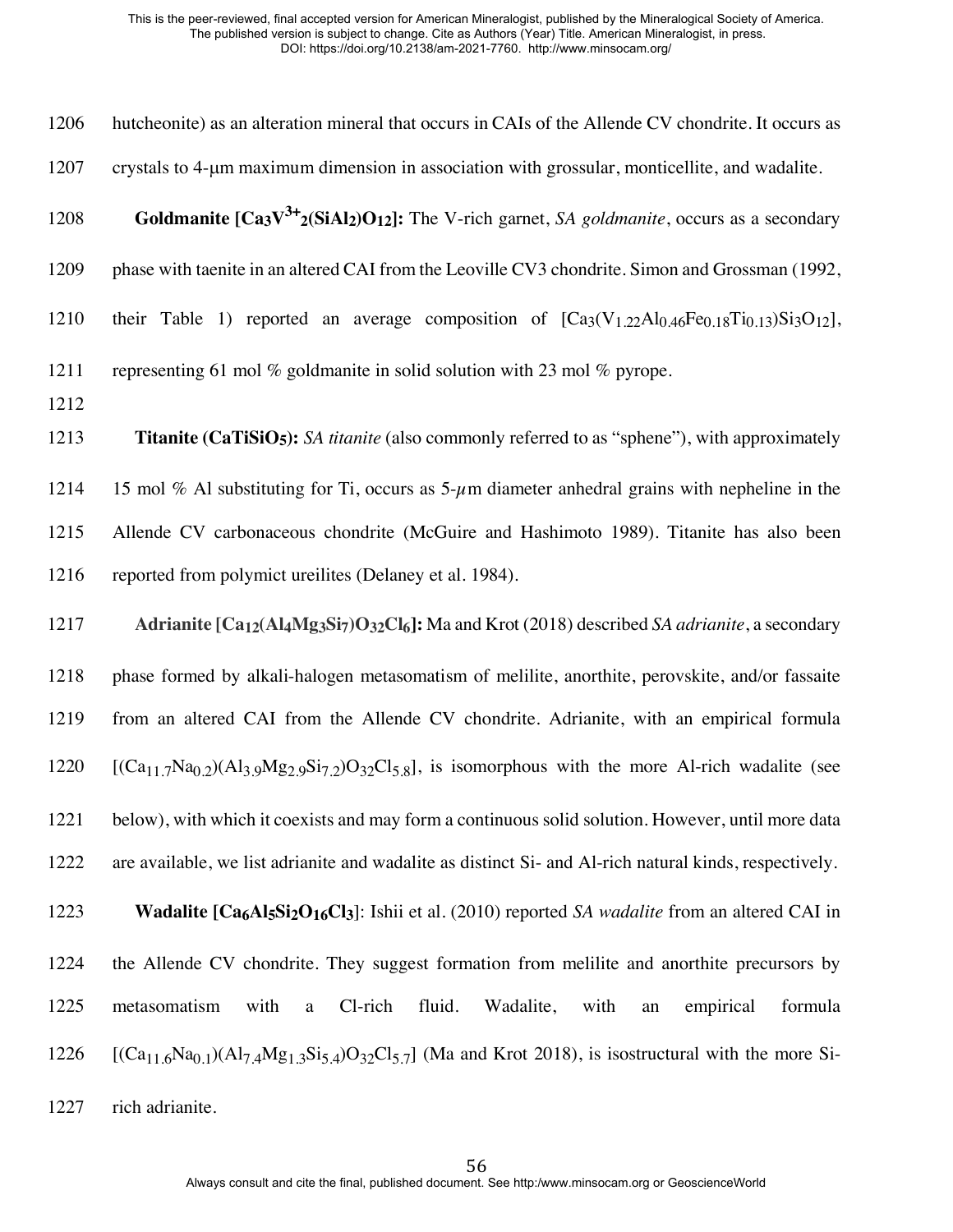hutcheonite) as an alteration mineral that occurs in CAIs of the Allende CV chondrite. It occurs as crystals to 4-μm maximum dimension in association with grossular, monticellite, and wadalite.

**Goldmanite [$Ca_3V^{3+}_2(SiAl_2)O_{12}$]:** The V-rich garnet, *SA goldmanite*, occurs as a secondary phase with taenite in an altered CAI from the Leoville CV3 chondrite. Simon and Grossman (1992, their Table 1) reported an average composition of [$Ca_3(V_{1.22}Al_{0.46}Fe_{0.18}Ti_{0.13})Si_3O_{12}$], representing 61 mol % goldmanite in solid solution with 23 mol % pyrope.

**Titanite ($CaTiSiO_5$):** *SA titanite* (also commonly referred to as "sphene"), with approximately 15 mol % Al substituting for Ti, occurs as 5-$\mu$m diameter anhedral grains with nepheline in the Allende CV carbonaceous chondrite (McGuire and Hashimoto 1989). Titanite has also been reported from polymict ureilites (Delaney et al. 1984).

**Adrianite [$Ca_{12}(Al_4Mg_3Si_7)O_{32}Cl_6$]:** Ma and Krot (2018) described *SA adrianite*, a secondary phase formed by alkali-halogen metasomatism of melilite, anorthite, perovskite, and/or fassaite from an altered CAI from the Allende CV chondrite. Adrianite, with an empirical formula [$(Ca_{11.7}Na_{0.2})(Al_{3.9}Mg_{2.9}Si_{7.2})O_{32}Cl_{5.8}$], is isomorphous with the more Al-rich wadalite (see below), with which it coexists and may form a continuous solid solution. However, until more data are available, we list adrianite and wadalite as distinct Si- and Al-rich natural kinds, respectively.

**Wadalite [$Ca_6Al_5Si_2O_{16}Cl_3$]:** Ishii et al. (2010) reported *SA wadalite* from an altered CAI in the Allende CV chondrite. They suggest formation from melilite and anorthite precursors by metasomatism with a Cl-rich fluid. Wadalite, with an empirical formula [$(Ca_{11.6}Na_{0.1})(Al_{7.4}Mg_{1.3}Si_{5.4})O_{32}Cl_{5.7}$] (Ma and Krot 2018), is isostructural with the more Si-rich adrianite.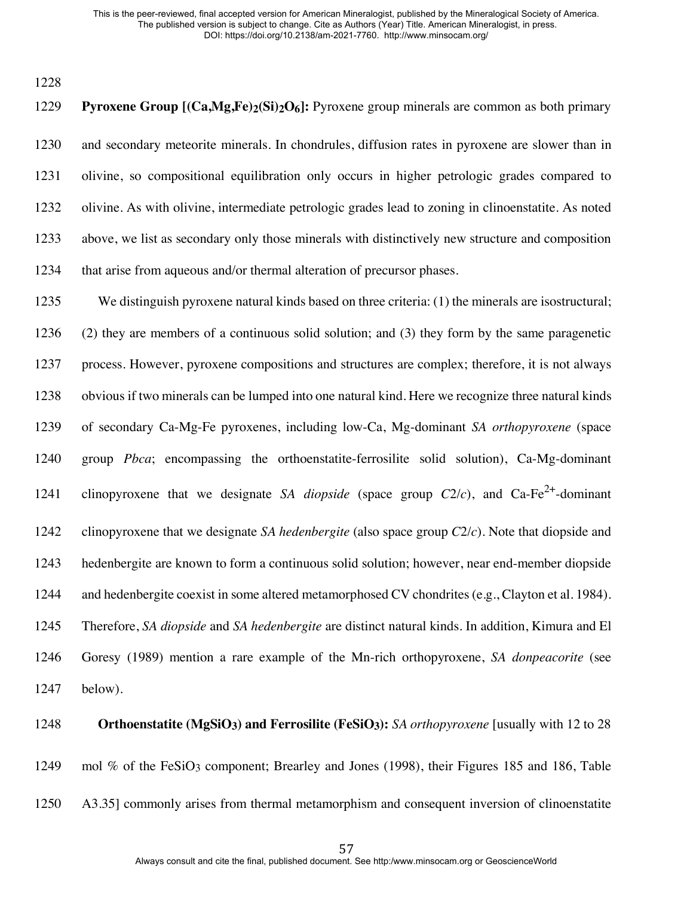**Pyroxene Group [$(Ca,Mg,Fe)_2(Si)_2O_6$]:** Pyroxene group minerals are common as both primary and secondary meteorite minerals. In chondrules, diffusion rates in pyroxene are slower than in olivine, so compositional equilibration only occurs in higher petrologic grades compared to olivine. As with olivine, intermediate petrologic grades lead to zoning in clinoenstatite. As noted above, we list as secondary only those minerals with distinctively new structure and composition that arise from aqueous and/or thermal alteration of precursor phases.

We distinguish pyroxene natural kinds based on three criteria: (1) the minerals are isostructural; (2) they are members of a continuous solid solution; and (3) they form by the same paragenetic process. However, pyroxene compositions and structures are complex; therefore, it is not always obvious if two minerals can be lumped into one natural kind. Here we recognize three natural kinds of secondary Ca-Mg-Fe pyroxenes, including low-Ca, Mg-dominant *SA orthopyroxene* (space group *Pbca*; encompassing the orthoenstatite-ferrosilite solid solution), Ca-Mg-dominant clinopyroxene that we designate *SA diopside* (space group *C*2/*c*), and Ca-$Fe^{2+}$-dominant clinopyroxene that we designate *SA hedenbergite* (also space group *C*2/*c*). Note that diopside and hedenbergite are known to form a continuous solid solution; however, near end-member diopside and hedenbergite coexist in some altered metamorphosed CV chondrites (e.g., Clayton et al. 1984). Therefore, *SA diopside* and *SA hedenbergite* are distinct natural kinds. In addition, Kimura and El Goresy (1989) mention a rare example of the Mn-rich orthopyroxene, *SA donpeacorite* (see below).

**Orthoenstatite ($MgSiO_3$) and Ferrosilite ($FeSiO_3$):** *SA orthopyroxene* [usually with 12 to 28 mol % of the $FeSiO_3$ component; Brearley and Jones (1998), their Figures 185 and 186, Table A3.35] commonly arises from thermal metamorphism and consequent inversion of clinoenstatite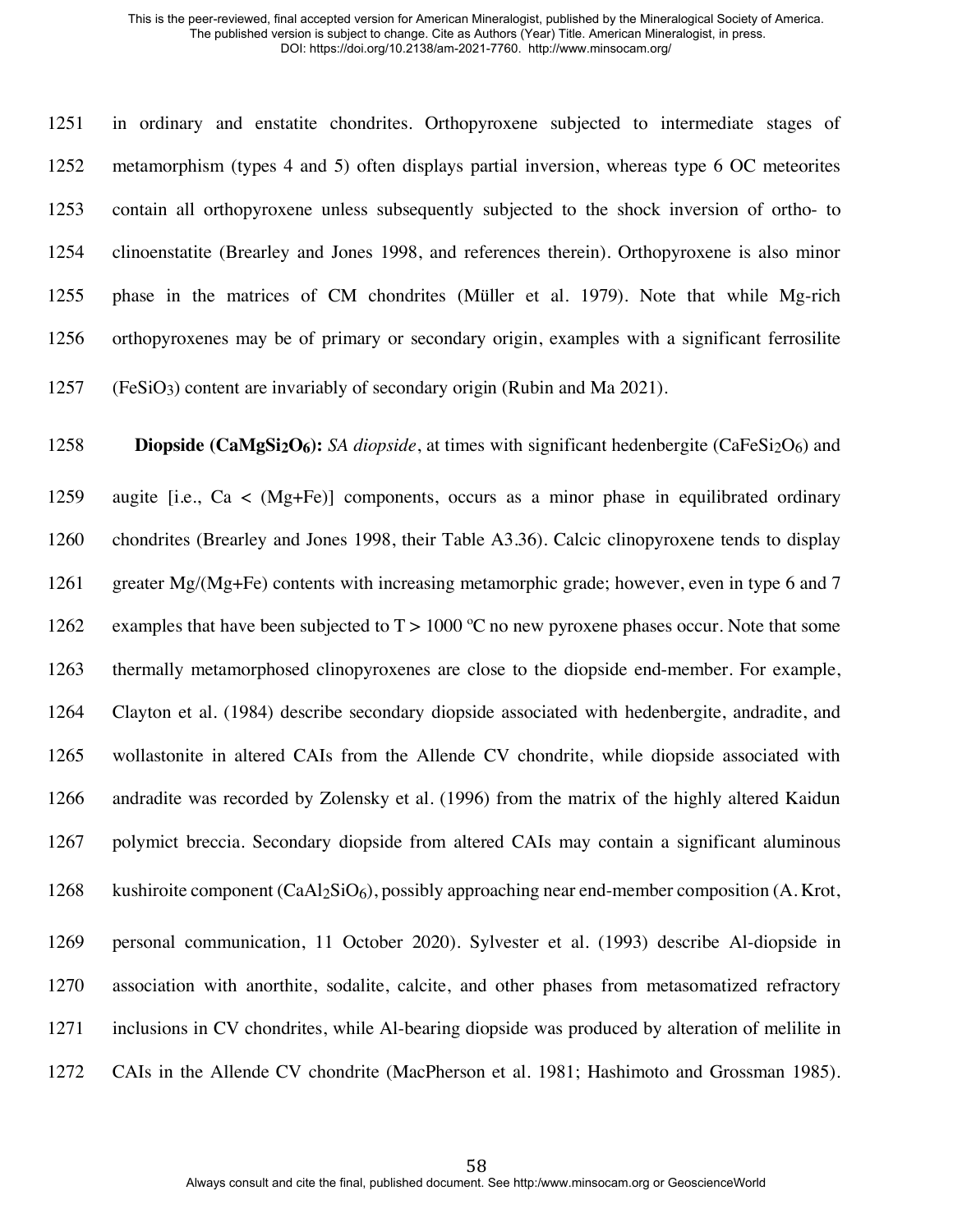in ordinary and enstatite chondrites. Orthopyroxene subjected to intermediate stages of metamorphism (types 4 and 5) often displays partial inversion, whereas type 6 OC meteorites contain all orthopyroxene unless subsequently subjected to the shock inversion of ortho- to clinoenstatite (Brearley and Jones 1998, and references therein). Orthopyroxene is also minor phase in the matrices of CM chondrites (Müller et al. 1979). Note that while Mg-rich orthopyroxenes may be of primary or secondary origin, examples with a significant ferrosilite ($FeSiO_3$) content are invariably of secondary origin (Rubin and Ma 2021).

**Diopside ($CaMgSi_2O_6$):** *SA diopside*, at times with significant hedenbergite ($CaFeSi_2O_6$) and augite [i.e., Ca < (Mg+Fe)] components, occurs as a minor phase in equilibrated ordinary chondrites (Brearley and Jones 1998, their Table A3.36). Calcic clinopyroxene tends to display greater Mg/(Mg+Fe) contents with increasing metamorphic grade; however, even in type 6 and 7 examples that have been subjected to $T > 1000$ ºC no new pyroxene phases occur. Note that some thermally metamorphosed clinopyroxenes are close to the diopside end-member. For example, Clayton et al. (1984) describe secondary diopside associated with hedenbergite, andradite, and wollastonite in altered CAIs from the Allende CV chondrite, while diopside associated with andradite was recorded by Zolensky et al. (1996) from the matrix of the highly altered Kaidun polymict breccia. Secondary diopside from altered CAIs may contain a significant aluminous kushiroite component ($CaAl_2SiO_6$), possibly approaching near end-member composition (A. Krot, personal communication, 11 October 2020). Sylvester et al. (1993) describe Al-diopside in association with anorthite, sodalite, calcite, and other phases from metasomatized refractory inclusions in CV chondrites, while Al-bearing diopside was produced by alteration of melilite in CAIs in the Allende CV chondrite (MacPherson et al. 1981; Hashimoto and Grossman 1985).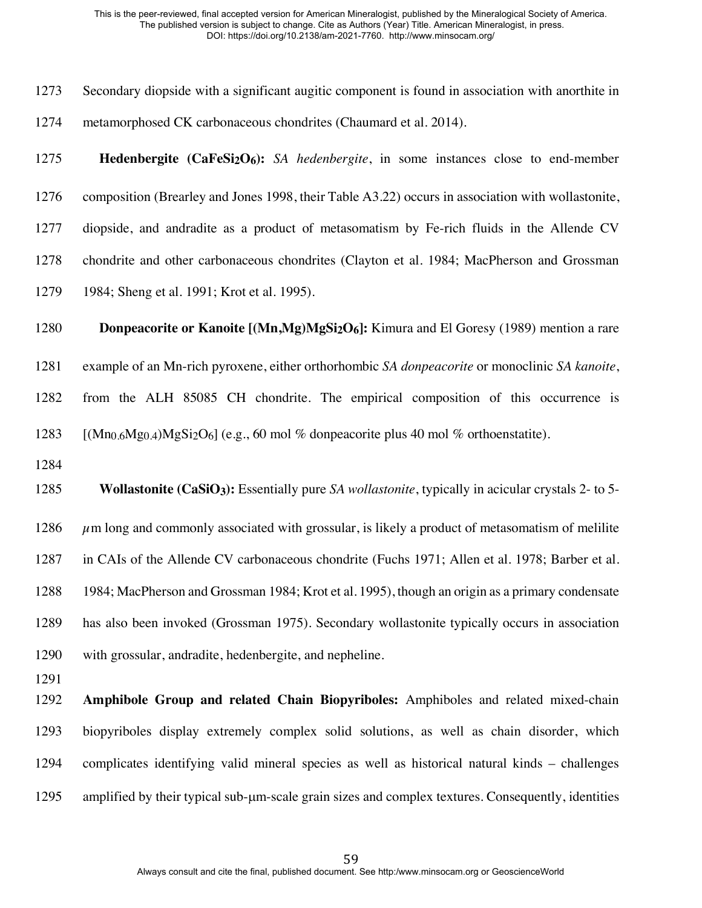Secondary diopside with a significant augitic component is found in association with anorthite in metamorphosed CK carbonaceous chondrites (Chaumard et al. 2014).

**Hedenbergite ($CaFeSi_2O_6$):** *SA hedenbergite*, in some instances close to end-member composition (Brearley and Jones 1998, their Table A3.22) occurs in association with wollastonite, diopside, and andradite as a product of metasomatism by Fe-rich fluids in the Allende CV chondrite and other carbonaceous chondrites (Clayton et al. 1984; MacPherson and Grossman 1984; Sheng et al. 1991; Krot et al. 1995).

**Donpeacorite or Kanoite [$(Mn,Mg)MgSi_2O_6$]:** Kimura and El Goresy (1989) mention a rare example of an Mn-rich pyroxene, either orthorhombic *SA donpeacorite* or monoclinic *SA kanoite*, from the ALH 85085 CH chondrite. The empirical composition of this occurrence is [$(Mn_{0.6}Mg_{0.4})MgSi_2O_6$] (e.g., 60 mol % donpeacorite plus 40 mol % orthoenstatite).

**Wollastonite ($CaSiO_3$):** Essentially pure *SA wollastonite*, typically in acicular crystals 2- to 5-$\mu$m long and commonly associated with grossular, is likely a product of metasomatism of melilite in CAIs of the Allende CV carbonaceous chondrite (Fuchs 1971; Allen et al. 1978; Barber et al. 1984; MacPherson and Grossman 1984; Krot et al. 1995), though an origin as a primary condensate has also been invoked (Grossman 1975). Secondary wollastonite typically occurs in association with grossular, andradite, hedenbergite, and nepheline.

**Amphibole Group and related Chain Biopyriboles:** Amphiboles and related mixed-chain biopyriboles display extremely complex solid solutions, as well as chain disorder, which complicates identifying valid mineral species as well as historical natural kinds – challenges amplified by their typical sub-μm-scale grain sizes and complex textures. Consequently, identities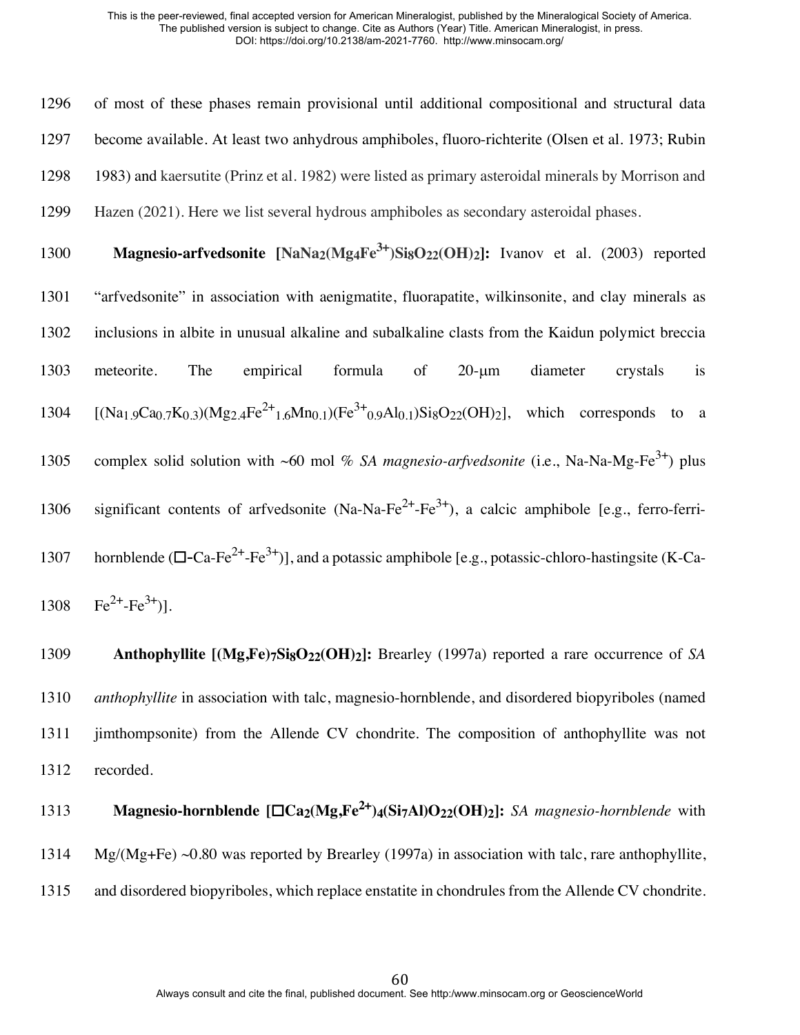of most of these phases remain provisional until additional compositional and structural data become available. At least two anhydrous amphiboles, fluoro-richterite (Olsen et al. 1973; Rubin 1983) and kaersutite (Prinz et al. 1982) were listed as primary asteroidal minerals by Morrison and Hazen (2021). Here we list several hydrous amphiboles as secondary asteroidal phases.

**Magnesio-arfvedsonite [$NaNa_2(Mg_4Fe^{3+})Si_8O_{22}(OH)_2$]:** Ivanov et al. (2003) reported "arfvedsonite" in association with aenigmatite, fluorapatite, wilkinsonite, and clay minerals as inclusions in albite in unusual alkaline and subalkaline clasts from the Kaidun polymict breccia meteorite. The empirical formula of 20-μm diameter crystals is [$(Na_{1.9}Ca_{0.7}K_{0.3})(Mg_{2.4}Fe^{2+}_{1.6}Mn_{0.1})(Fe^{3+}_{0.9}Al_{0.1})Si_8O_{22}(OH)_2$], which corresponds to a complex solid solution with ~60 mol % *SA magnesio-arfvedsonite* (i.e., Na-Na-Mg-$Fe^{3+}$) plus significant contents of arfvedsonite (Na-Na-$Fe^{2+}$-$Fe^{3+}$), a calcic amphibole [e.g., ferro-ferri-hornblende (□-Ca-$Fe^{2+}$-$Fe^{3+}$)], and a potassic amphibole [e.g., potassic-chloro-hastingsite (K-Ca-$Fe^{2+}$-$Fe^{3+}$)].

**Anthophyllite [$(Mg,Fe)_7Si_8O_{22}(OH)_2$]:** Brearley (1997a) reported a rare occurrence of *SA anthophyllite* in association with talc, magnesio-hornblende, and disordered biopyriboles (named jimthompsonite) from the Allende CV chondrite. The composition of anthophyllite was not recorded.

**Magnesio-hornblende [$□Ca_2(Mg,Fe^{2+})_4(Si_7Al)O_{22}(OH)_2$]:** *SA magnesio-hornblende* with Mg/(Mg+Fe) ~0.80 was reported by Brearley (1997a) in association with talc, rare anthophyllite, and disordered biopyriboles, which replace enstatite in chondrules from the Allende CV chondrite.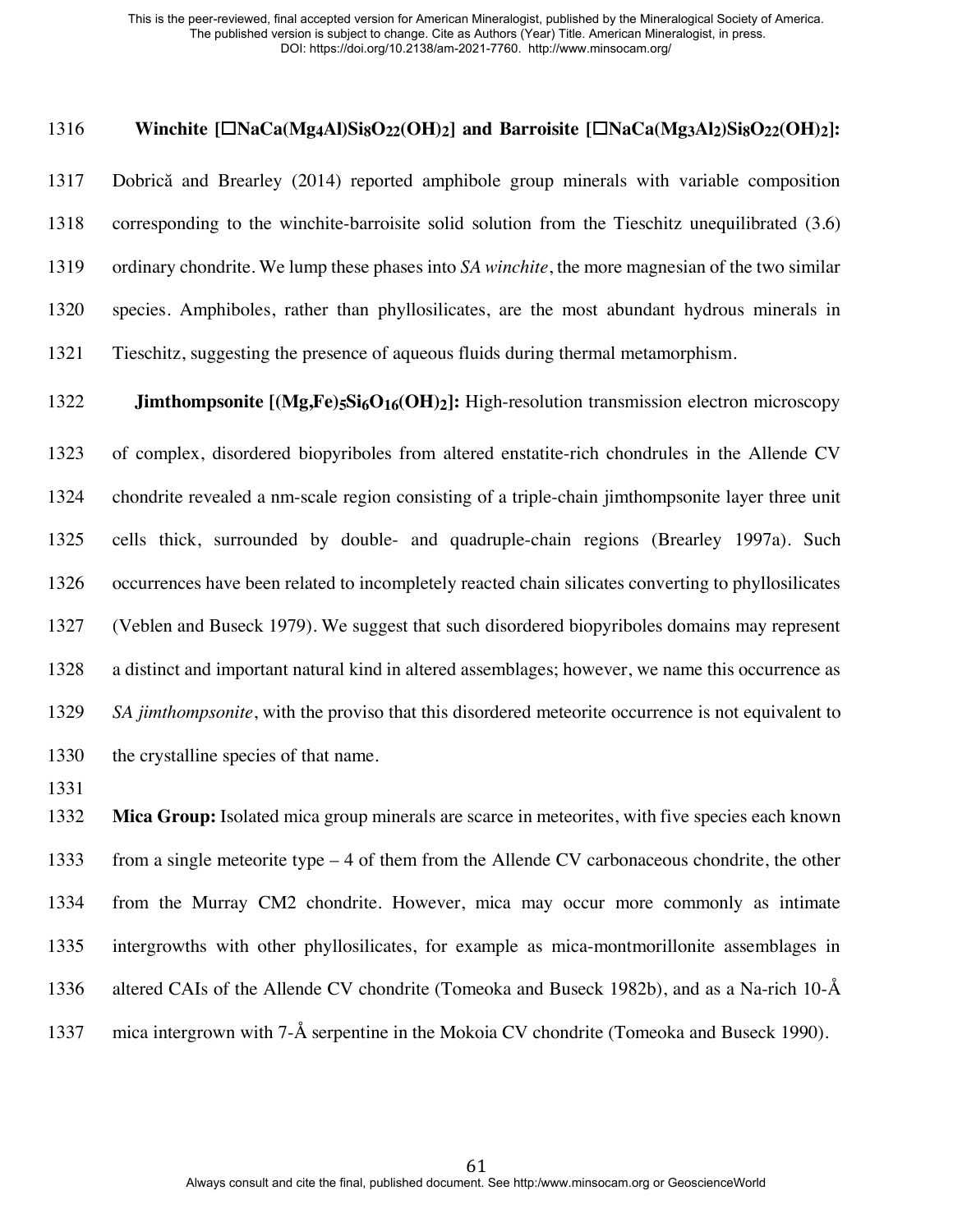**Winchite [□NaCa($Mg_4Al$)$Si_8O_{22}(OH)_2$] and Barroisite [□NaCa($Mg_3Al_2$)$Si_8O_{22}(OH)_2$]:** Dobrică and Brearley (2014) reported amphibole group minerals with variable composition corresponding to the winchite-barroisite solid solution from the Tieschitz unequilibrated (3.6) ordinary chondrite. We lump these phases into *SA winchite*, the more magnesian of the two similar species. Amphiboles, rather than phyllosilicates, are the most abundant hydrous minerals in Tieschitz, suggesting the presence of aqueous fluids during thermal metamorphism.

**Jimthompsonite [$(Mg,Fe)_5Si_6O_{16}(OH)_2$]:** High-resolution transmission electron microscopy of complex, disordered biopyriboles from altered enstatite-rich chondrules in the Allende CV chondrite revealed a nm-scale region consisting of a triple-chain jimthompsonite layer three unit cells thick, surrounded by double- and quadruple-chain regions (Brearley 1997a). Such occurrences have been related to incompletely reacted chain silicates converting to phyllosilicates (Veblen and Buseck 1979). We suggest that such disordered biopyriboles domains may represent a distinct and important natural kind in altered assemblages; however, we name this occurrence as *SA jimthompsonite*, with the proviso that this disordered meteorite occurrence is not equivalent to the crystalline species of that name.

**Mica Group:** Isolated mica group minerals are scarce in meteorites, with five species each known from a single meteorite type – 4 of them from the Allende CV carbonaceous chondrite, the other from the Murray CM2 chondrite. However, mica may occur more commonly as intimate intergrowths with other phyllosilicates, for example as mica-montmorillonite assemblages in altered CAIs of the Allende CV chondrite (Tomeoka and Buseck 1982b), and as a Na-rich 10-Å mica intergrown with 7-Å serpentine in the Mokoia CV chondrite (Tomeoka and Buseck 1990).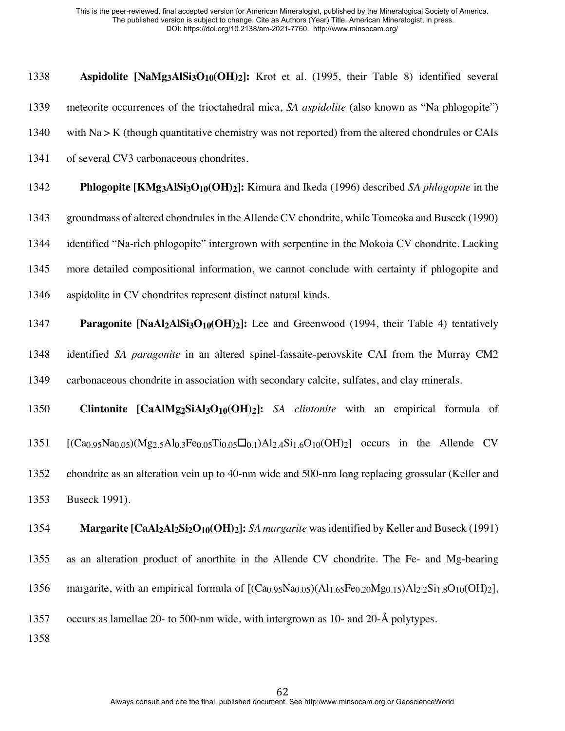**Aspidolite [$NaMg_3AlSi_3O_{10}(OH)_2$]:** Krot et al. (1995, their Table 8) identified several meteorite occurrences of the trioctahedral mica, *SA aspidolite* (also known as "Na phlogopite") with Na > K (though quantitative chemistry was not reported) from the altered chondrules or CAIs of several CV3 carbonaceous chondrites.

**Phlogopite [$KMg_3AlSi_3O_{10}(OH)_2$]:** Kimura and Ikeda (1996) described *SA phlogopite* in the groundmass of altered chondrules in the Allende CV chondrite, while Tomeoka and Buseck (1990) identified "Na-rich phlogopite" intergrown with serpentine in the Mokoia CV chondrite. Lacking more detailed compositional information, we cannot conclude with certainty if phlogopite and aspidolite in CV chondrites represent distinct natural kinds.

**Paragonite [$NaAl_2AlSi_3O_{10}(OH)_2$]:** Lee and Greenwood (1994, their Table 4) tentatively identified *SA paragonite* in an altered spinel-fassaite-perovskite CAI from the Murray CM2 carbonaceous chondrite in association with secondary calcite, sulfates, and clay minerals.

**Clintonite [$CaAlMg_2SiAl_3O_{10}(OH)_2$]:** *SA clintonite* with an empirical formula of [$(Ca_{0.95}Na_{0.05})(Mg_{2.5}Al_{0.3}Fe_{0.05}Ti_{0.05}\square_{0.1})Al_{2.4}Si_{1.6}O_{10}(OH)_2$] occurs in the Allende CV chondrite as an alteration vein up to 40-nm wide and 500-nm long replacing grossular (Keller and Buseck 1991).

**Margarite [$CaAl_2Al_2Si_2O_{10}(OH)_2$]:** *SA margarite* was identified by Keller and Buseck (1991) as an alteration product of anorthite in the Allende CV chondrite. The Fe- and Mg-bearing margarite, with an empirical formula of [$(Ca_{0.95}Na_{0.05})(Al_{1.65}Fe_{0.20}Mg_{0.15})Al_{2.2}Si_{1.8}O_{10}(OH)_2$], occurs as lamellae 20- to 500-nm wide, with intergrown as 10- and 20-Å polytypes.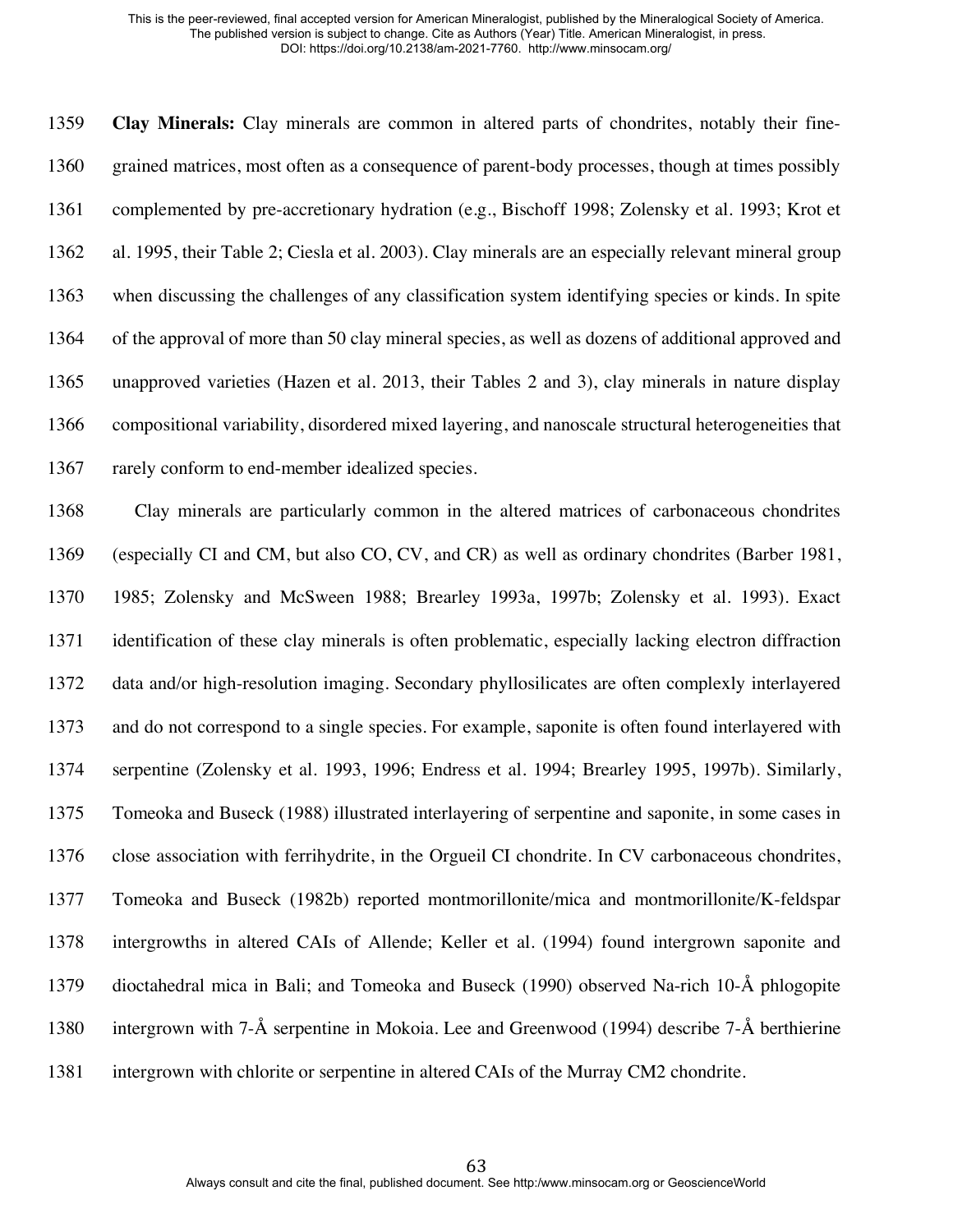**Clay Minerals:** Clay minerals are common in altered parts of chondrites, notably their fine-grained matrices, most often as a consequence of parent-body processes, though at times possibly complemented by pre-accretionary hydration (e.g., Bischoff 1998; Zolensky et al. 1993; Krot et al. 1995, their Table 2; Ciesla et al. 2003). Clay minerals are an especially relevant mineral group when discussing the challenges of any classification system identifying species or kinds. In spite of the approval of more than 50 clay mineral species, as well as dozens of additional approved and unapproved varieties (Hazen et al. 2013, their Tables 2 and 3), clay minerals in nature display compositional variability, disordered mixed layering, and nanoscale structural heterogeneities that rarely conform to end-member idealized species.

Clay minerals are particularly common in the altered matrices of carbonaceous chondrites (especially CI and CM, but also CO, CV, and CR) as well as ordinary chondrites (Barber 1981, 1985; Zolensky and McSween 1988; Brearley 1993a, 1997b; Zolensky et al. 1993). Exact identification of these clay minerals is often problematic, especially lacking electron diffraction data and/or high-resolution imaging. Secondary phyllosilicates are often complexly interlayered and do not correspond to a single species. For example, saponite is often found interlayered with serpentine (Zolensky et al. 1993, 1996; Endress et al. 1994; Brearley 1995, 1997b). Similarly, Tomeoka and Buseck (1988) illustrated interlayering of serpentine and saponite, in some cases in close association with ferrihydrite, in the Orgueil CI chondrite. In CV carbonaceous chondrites, Tomeoka and Buseck (1982b) reported montmorillonite/mica and montmorillonite/K-feldspar intergrowths in altered CAIs of Allende; Keller et al. (1994) found intergrown saponite and dioctahedral mica in Bali; and Tomeoka and Buseck (1990) observed Na-rich 10-Å phlogopite intergrown with 7-Å serpentine in Mokoia. Lee and Greenwood (1994) describe 7-Å berthierine intergrown with chlorite or serpentine in altered CAIs of the Murray CM2 chondrite.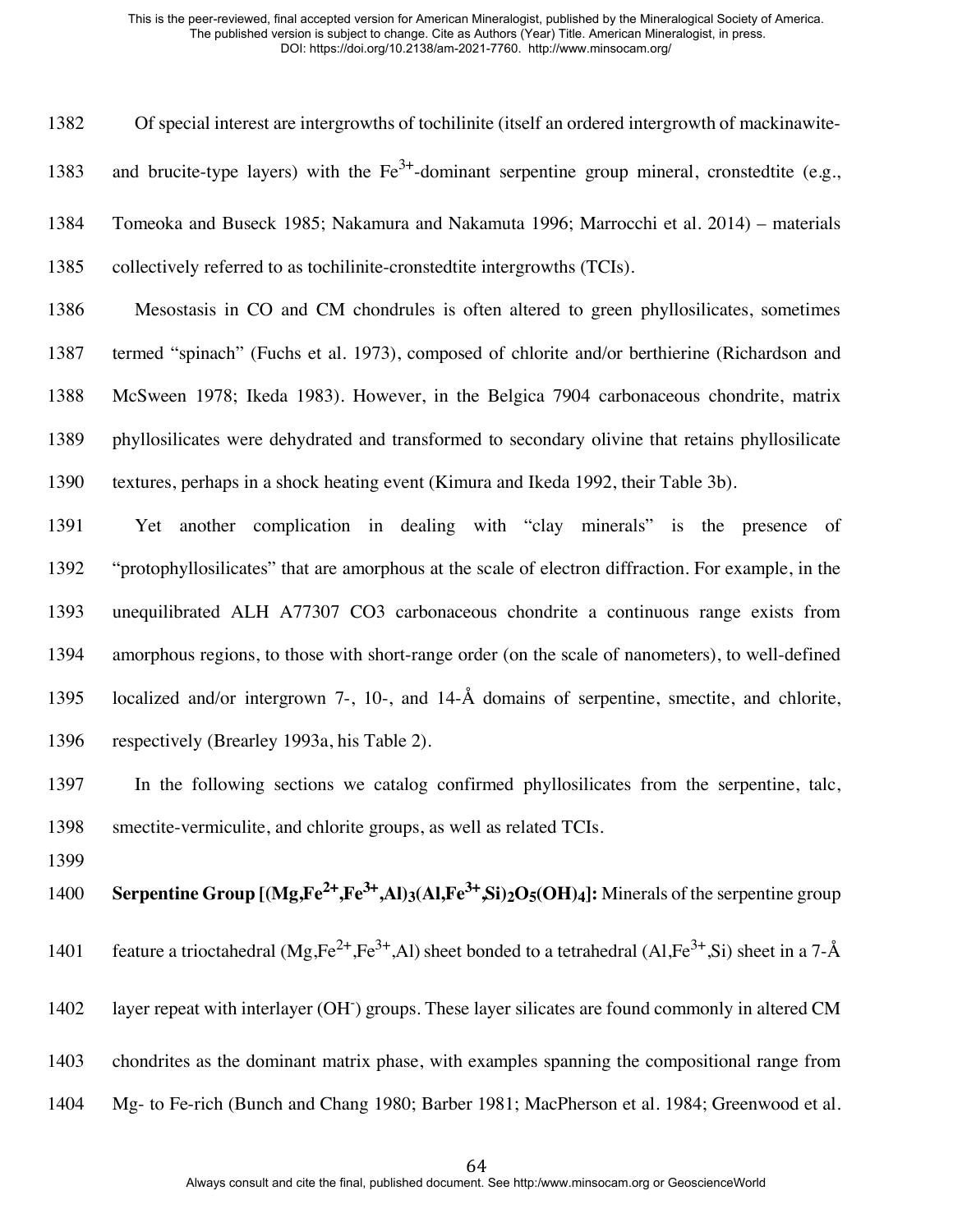Of special interest are intergrowths of tochilinite (itself an ordered intergrowth of mackinawite- and brucite-type layers) with the $Fe^{3+}$-dominant serpentine group mineral, cronstedtite (e.g., Tomeoka and Buseck 1985; Nakamura and Nakamuta 1996; Marrocchi et al. 2014) – materials collectively referred to as tochilinite-cronstedtite intergrowths (TCIs).

Mesostasis in CO and CM chondrules is often altered to green phyllosilicates, sometimes termed "spinach" (Fuchs et al. 1973), composed of chlorite and/or berthierine (Richardson and McSween 1978; Ikeda 1983). However, in the Belgica 7904 carbonaceous chondrite, matrix phyllosilicates were dehydrated and transformed to secondary olivine that retains phyllosilicate textures, perhaps in a shock heating event (Kimura and Ikeda 1992, their Table 3b).

Yet another complication in dealing with "clay minerals" is the presence of "protophyllosilicates" that are amorphous at the scale of electron diffraction. For example, in the unequilibrated ALH A77307 CO3 carbonaceous chondrite a continuous range exists from amorphous regions, to those with short-range order (on the scale of nanometers), to well-defined localized and/or intergrown 7-, 10-, and 14-Å domains of serpentine, smectite, and chlorite, respectively (Brearley 1993a, his Table 2).

In the following sections we catalog confirmed phyllosilicates from the serpentine, talc, smectite-vermiculite, and chlorite groups, as well as related TCIs.

**Serpentine Group [$(Mg,Fe^{2+},Fe^{3+},Al)_3(Al,Fe^{3+},Si)_2O_5(OH)_4$]:** Minerals of the serpentine group feature a trioctahedral ($Mg,Fe^{2+},Fe^{3+},Al$) sheet bonded to a tetrahedral ($Al,Fe^{3+},Si$) sheet in a 7-Å layer repeat with interlayer ($OH^-$) groups. These layer silicates are found commonly in altered CM chondrites as the dominant matrix phase, with examples spanning the compositional range from Mg- to Fe-rich (Bunch and Chang 1980; Barber 1981; MacPherson et al. 1984; Greenwood et al.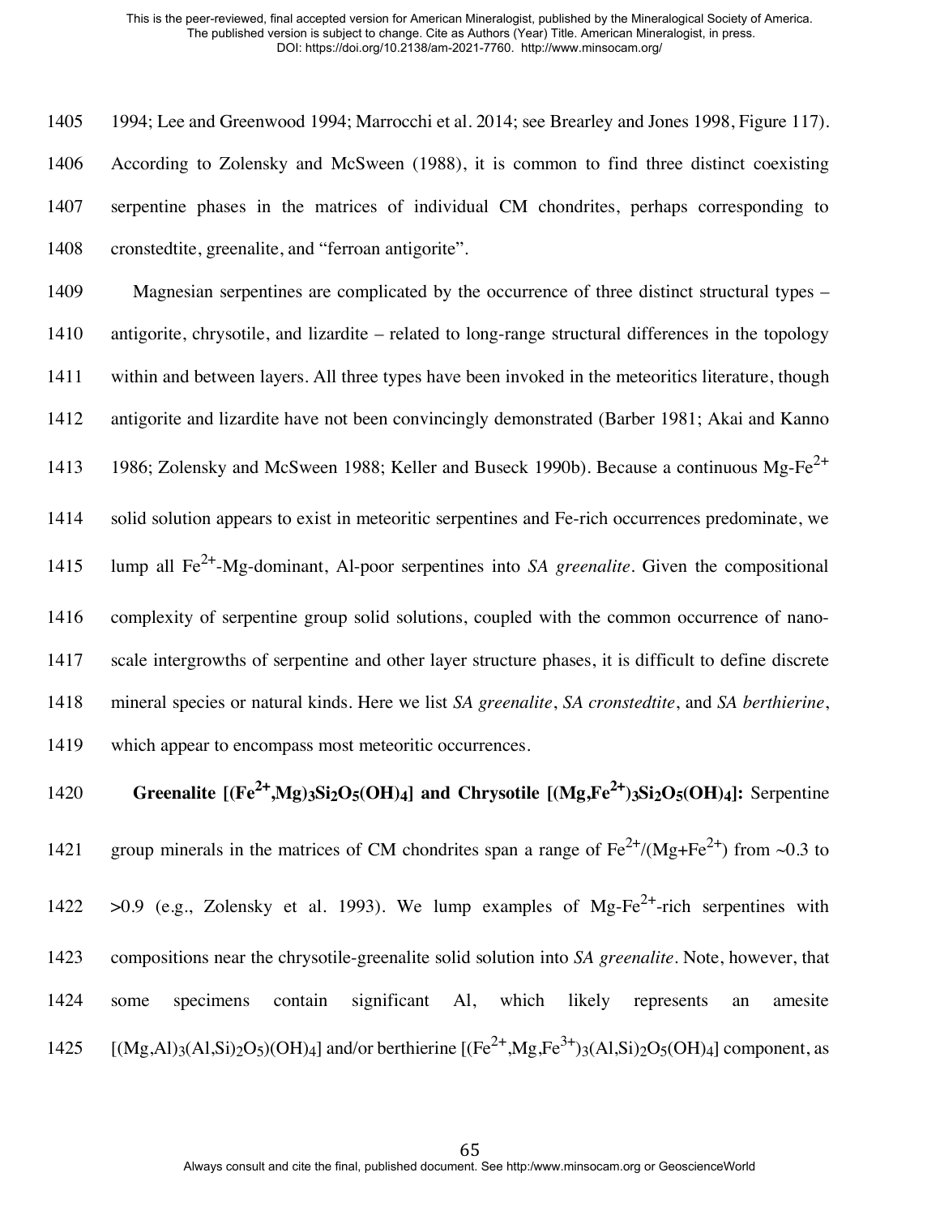1994; Lee and Greenwood 1994; Marrocchi et al. 2014; see Brearley and Jones 1998, Figure 117). According to Zolensky and McSween (1988), it is common to find three distinct coexisting serpentine phases in the matrices of individual CM chondrites, perhaps corresponding to cronstedtite, greenalite, and "ferroan antigorite".

Magnesian serpentines are complicated by the occurrence of three distinct structural types – antigorite, chrysotile, and lizardite – related to long-range structural differences in the topology within and between layers. All three types have been invoked in the meteoritics literature, though antigorite and lizardite have not been convincingly demonstrated (Barber 1981; Akai and Kanno 1986; Zolensky and McSween 1988; Keller and Buseck 1990b). Because a continuous Mg-$Fe^{2+}$ solid solution appears to exist in meteoritic serpentines and Fe-rich occurrences predominate, we lump all $Fe^{2+}$-Mg-dominant, Al-poor serpentines into *SA greenalite*. Given the compositional complexity of serpentine group solid solutions, coupled with the common occurrence of nano-scale intergrowths of serpentine and other layer structure phases, it is difficult to define discrete mineral species or natural kinds. Here we list *SA greenalite*, *SA cronstedtite*, and *SA berthierine*, which appear to encompass most meteoritic occurrences.

**Greenalite [$(Fe^{2+},Mg)_3Si_2O_5(OH)_4$] and Chrysotile [$(Mg,Fe^{2+})_3Si_2O_5(OH)_4$]:** Serpentine group minerals in the matrices of CM chondrites span a range of $Fe^{2+}/(Mg+Fe^{2+})$ from ~0.3 to >0.9 (e.g., Zolensky et al. 1993). We lump examples of Mg-$Fe^{2+}$-rich serpentines with compositions near the chrysotile-greenalite solid solution into *SA greenalite*. Note, however, that some specimens contain significant Al, which likely represents an amesite [$(Mg,Al)_3(Al,Si)_2O_5)(OH)_4$] and/or berthierine [$(Fe^{2+},Mg,Fe^{3+})_3(Al,Si)_2O_5(OH)_4$] component, as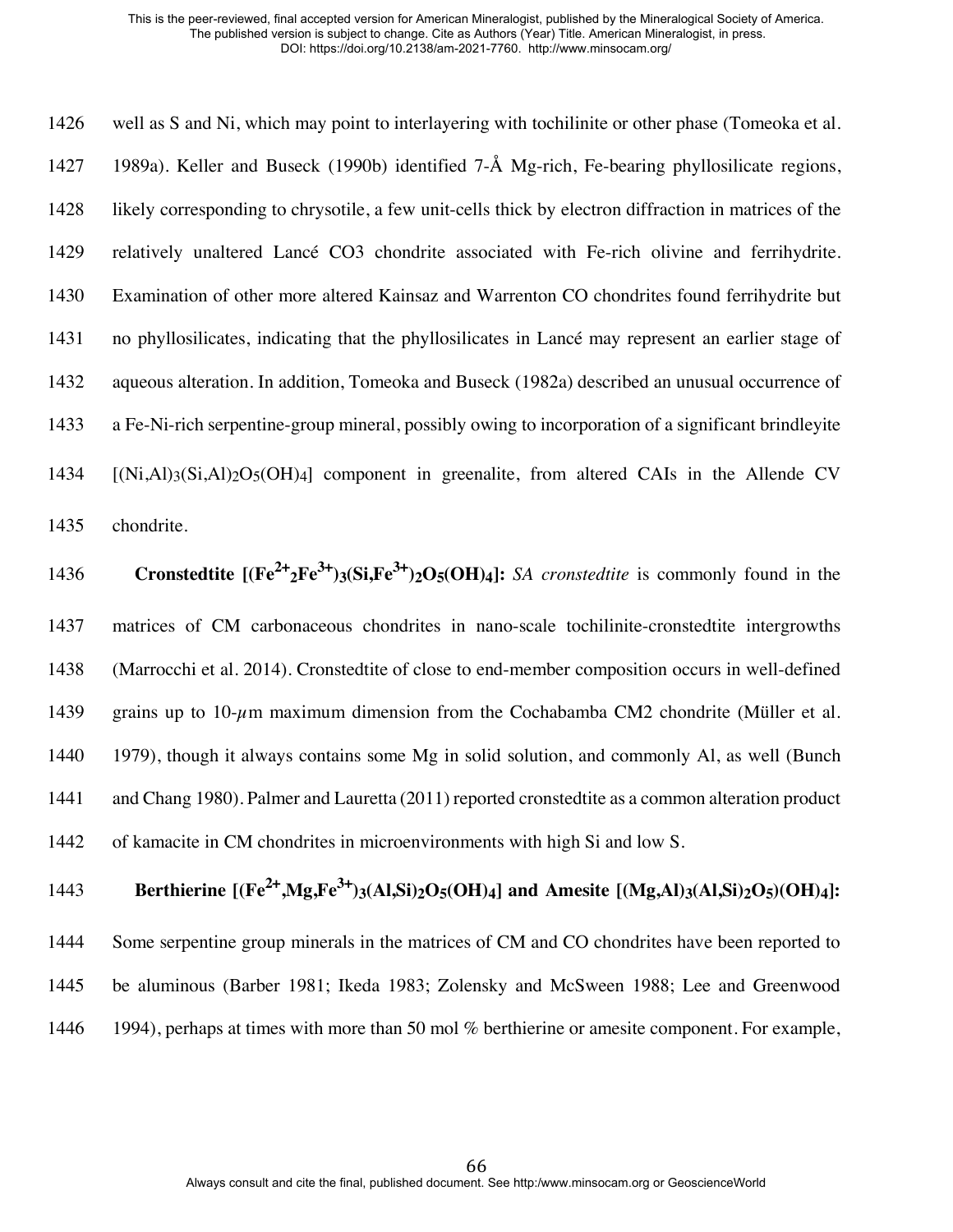well as S and Ni, which may point to interlayering with tochilinite or other phase (Tomeoka et al. 1989a). Keller and Buseck (1990b) identified 7-Å Mg-rich, Fe-bearing phyllosilicate regions, likely corresponding to chrysotile, a few unit-cells thick by electron diffraction in matrices of the relatively unaltered Lancé CO3 chondrite associated with Fe-rich olivine and ferrihydrite. Examination of other more altered Kainsaz and Warrenton CO chondrites found ferrihydrite but no phyllosilicates, indicating that the phyllosilicates in Lancé may represent an earlier stage of aqueous alteration. In addition, Tomeoka and Buseck (1982a) described an unusual occurrence of a Fe-Ni-rich serpentine-group mineral, possibly owing to incorporation of a significant brindleyite [$(Ni,Al)_3(Si,Al)_2O_5(OH)_4$] component in greenalite, from altered CAIs in the Allende CV chondrite.

**Cronstedtite [$(Fe^{2+}{}_2Fe^{3+})_3(Si,Fe^{3+})_2O_5(OH)_4$]:** *SA cronstedtite* is commonly found in the matrices of CM carbonaceous chondrites in nano-scale tochilinite-cronstedtite intergrowths (Marrocchi et al. 2014). Cronstedtite of close to end-member composition occurs in well-defined grains up to 10-$\mu$m maximum dimension from the Cochabamba CM2 chondrite (Müller et al. 1979), though it always contains some Mg in solid solution, and commonly Al, as well (Bunch and Chang 1980). Palmer and Lauretta (2011) reported cronstedtite as a common alteration product of kamacite in CM chondrites in microenvironments with high Si and low S.

**Berthierine [$(Fe^{2+},Mg,Fe^{3+})_3(Al,Si)_2O_5(OH)_4$] and Amesite [$(Mg,Al)_3(Al,Si)_2O_5)(OH)_4$]:** Some serpentine group minerals in the matrices of CM and CO chondrites have been reported to be aluminous (Barber 1981; Ikeda 1983; Zolensky and McSween 1988; Lee and Greenwood 1994), perhaps at times with more than 50 mol % berthierine or amesite component. For example,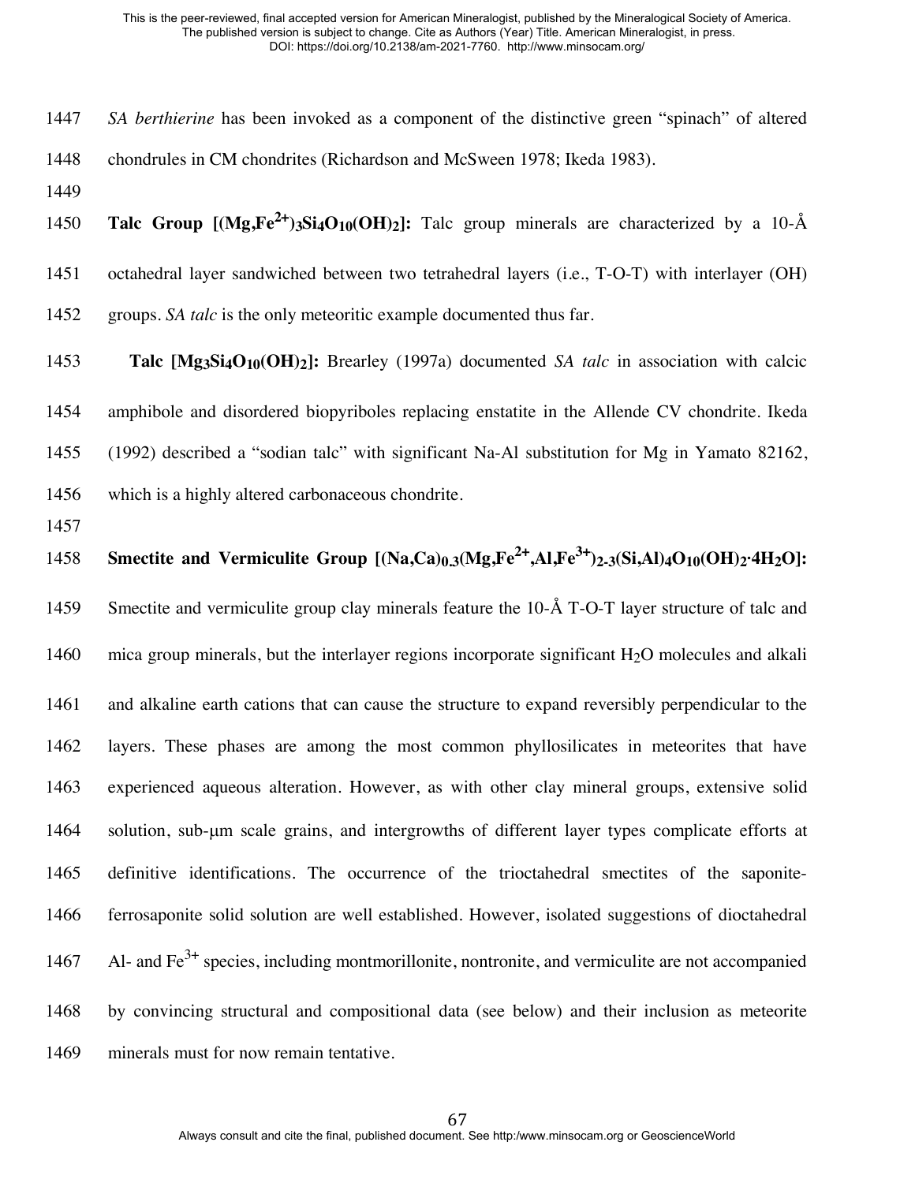*SA berthierine* has been invoked as a component of the distinctive green "spinach" of altered chondrules in CM chondrites (Richardson and McSween 1978; Ikeda 1983).

**Talc Group [$(Mg,Fe^{2+})_3Si_4O_{10}(OH)_2$]:** Talc group minerals are characterized by a 10-Å octahedral layer sandwiched between two tetrahedral layers (i.e., T-O-T) with interlayer (OH) groups. *SA talc* is the only meteoritic example documented thus far.

**Talc [$Mg_3Si_4O_{10}(OH)_2$]:** Brearley (1997a) documented *SA talc* in association with calcic amphibole and disordered biopyriboles replacing enstatite in the Allende CV chondrite. Ikeda (1992) described a "sodian talc" with significant Na-Al substitution for Mg in Yamato 82162, which is a highly altered carbonaceous chondrite.

**Smectite and Vermiculite Group [$(Na,Ca)_{0.3}(Mg,Fe^{2+},Al,Fe^{3+})_{2\text{-}3}(Si,Al)_4O_{10}(OH)_2{\cdot}4H_2O$]:** Smectite and vermiculite group clay minerals feature the 10-Å T-O-T layer structure of talc and mica group minerals, but the interlayer regions incorporate significant $H_2O$ molecules and alkali and alkaline earth cations that can cause the structure to expand reversibly perpendicular to the layers. These phases are among the most common phyllosilicates in meteorites that have experienced aqueous alteration. However, as with other clay mineral groups, extensive solid solution, sub-μm scale grains, and intergrowths of different layer types complicate efforts at definitive identifications. The occurrence of the trioctahedral smectites of the saponite-ferrosaponite solid solution are well established. However, isolated suggestions of dioctahedral Al- and $Fe^{3+}$ species, including montmorillonite, nontronite, and vermiculite are not accompanied by convincing structural and compositional data (see below) and their inclusion as meteorite minerals must for now remain tentative.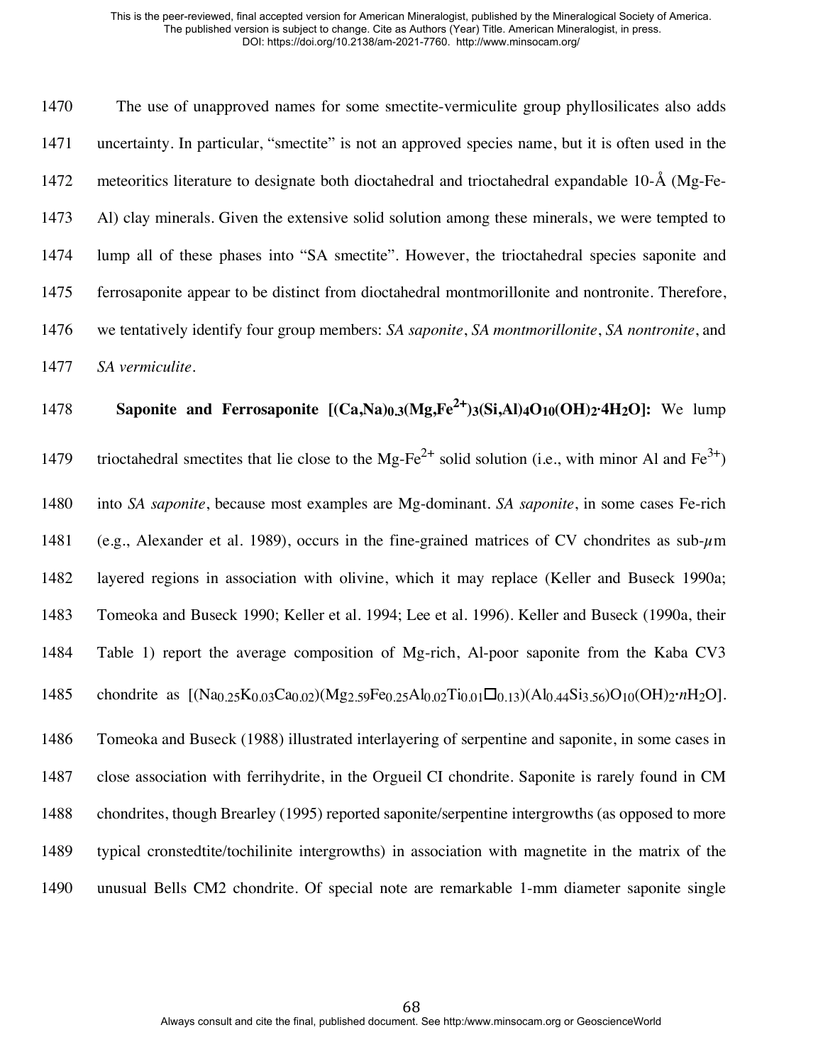The use of unapproved names for some smectite-vermiculite group phyllosilicates also adds uncertainty. In particular, "smectite" is not an approved species name, but it is often used in the meteoritics literature to designate both dioctahedral and trioctahedral expandable 10-Å (Mg-Fe-Al) clay minerals. Given the extensive solid solution among these minerals, we were tempted to lump all of these phases into "SA smectite". However, the trioctahedral species saponite and ferrosaponite appear to be distinct from dioctahedral montmorillonite and nontronite. Therefore, we tentatively identify four group members: *SA saponite*, *SA montmorillonite*, *SA nontronite*, and *SA vermiculite*.

**Saponite and Ferrosaponite [$(Ca,Na)_{0.3}(Mg,Fe^{2+})_3(Si,Al)_4O_{10}(OH)_2{\cdot}4H_2O$]:** We lump trioctahedral smectites that lie close to the Mg-$Fe^{2+}$ solid solution (i.e., with minor Al and $Fe^{3+}$) into *SA saponite*, because most examples are Mg-dominant. *SA saponite*, in some cases Fe-rich (e.g., Alexander et al. 1989), occurs in the fine-grained matrices of CV chondrites as sub-$\mu$m layered regions in association with olivine, which it may replace (Keller and Buseck 1990a; Tomeoka and Buseck 1990; Keller et al. 1994; Lee et al. 1996). Keller and Buseck (1990a, their Table 1) report the average composition of Mg-rich, Al-poor saponite from the Kaba CV3 chondrite as [$(Na_{0.25}K_{0.03}Ca_{0.02})(Mg_{2.59}Fe_{0.25}Al_{0.02}Ti_{0.01}\square_{0.13})(Al_{0.44}Si_{3.56})O_{10}(OH)_2{\cdot}nH_2O$]. Tomeoka and Buseck (1988) illustrated interlayering of serpentine and saponite, in some cases in close association with ferrihydrite, in the Orgueil CI chondrite. Saponite is rarely found in CM chondrites, though Brearley (1995) reported saponite/serpentine intergrowths (as opposed to more typical cronstedtite/tochilinite intergrowths) in association with magnetite in the matrix of the unusual Bells CM2 chondrite. Of special note are remarkable 1-mm diameter saponite single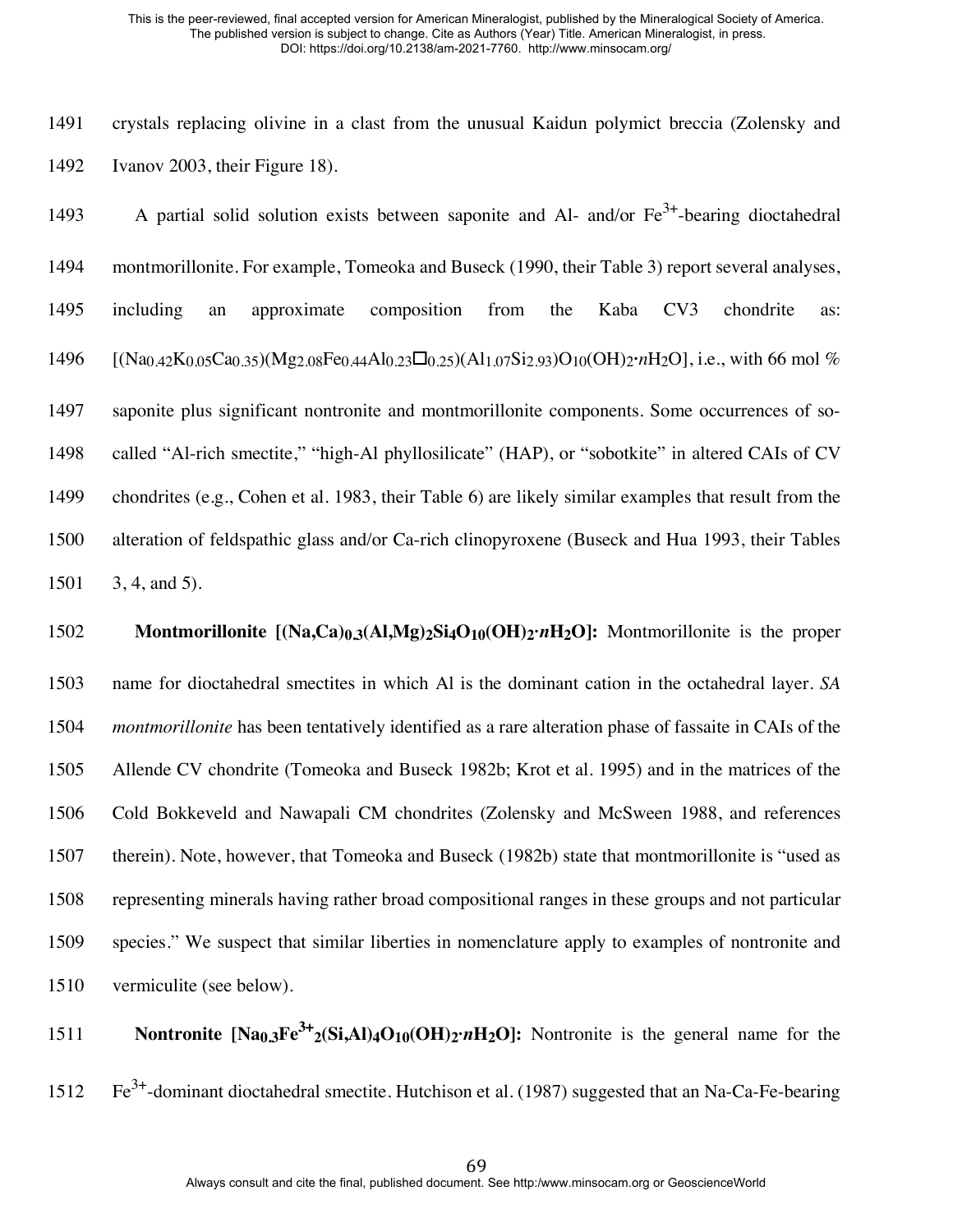crystals replacing olivine in a clast from the unusual Kaidun polymict breccia (Zolensky and Ivanov 2003, their Figure 18).

A partial solid solution exists between saponite and Al- and/or $Fe^{3+}$-bearing dioctahedral montmorillonite. For example, Tomeoka and Buseck (1990, their Table 3) report several analyses, including an approximate composition from the Kaba CV3 chondrite as: $[(Na_{0.42}K_{0.05}Ca_{0.35})(Mg_{2.08}Fe_{0.44}Al_{0.23}\square_{0.25})(Al_{1.07}Si_{2.93})O_{10}(OH)_2 \cdot nH_2O]$, i.e., with 66 mol % saponite plus significant nontronite and montmorillonite components. Some occurrences of so-called "Al-rich smectite," "high-Al phyllosilicate" (HAP), or "sobotkite" in altered CAIs of CV chondrites (e.g., Cohen et al. 1983, their Table 6) are likely similar examples that result from the alteration of feldspathic glass and/or Ca-rich clinopyroxene (Buseck and Hua 1993, their Tables 3, 4, and 5).

**Montmorillonite $[(Na,Ca)_{0.3}(Al,Mg)_2Si_4O_{10}(OH)_2 \cdot nH_2O]$:** Montmorillonite is the proper name for dioctahedral smectites in which Al is the dominant cation in the octahedral layer. *SA montmorillonite* has been tentatively identified as a rare alteration phase of fassaite in CAIs of the Allende CV chondrite (Tomeoka and Buseck 1982b; Krot et al. 1995) and in the matrices of the Cold Bokkeveld and Nawapali CM chondrites (Zolensky and McSween 1988, and references therein). Note, however, that Tomeoka and Buseck (1982b) state that montmorillonite is "used as representing minerals having rather broad compositional ranges in these groups and not particular species." We suspect that similar liberties in nomenclature apply to examples of nontronite and vermiculite (see below).

**Nontronite $[Na_{0.3}Fe^{3+}_2(Si,Al)_4O_{10}(OH)_2 \cdot nH_2O]$:** Nontronite is the general name for the $Fe^{3+}$-dominant dioctahedral smectite. Hutchison et al. (1987) suggested that an Na-Ca-Fe-bearing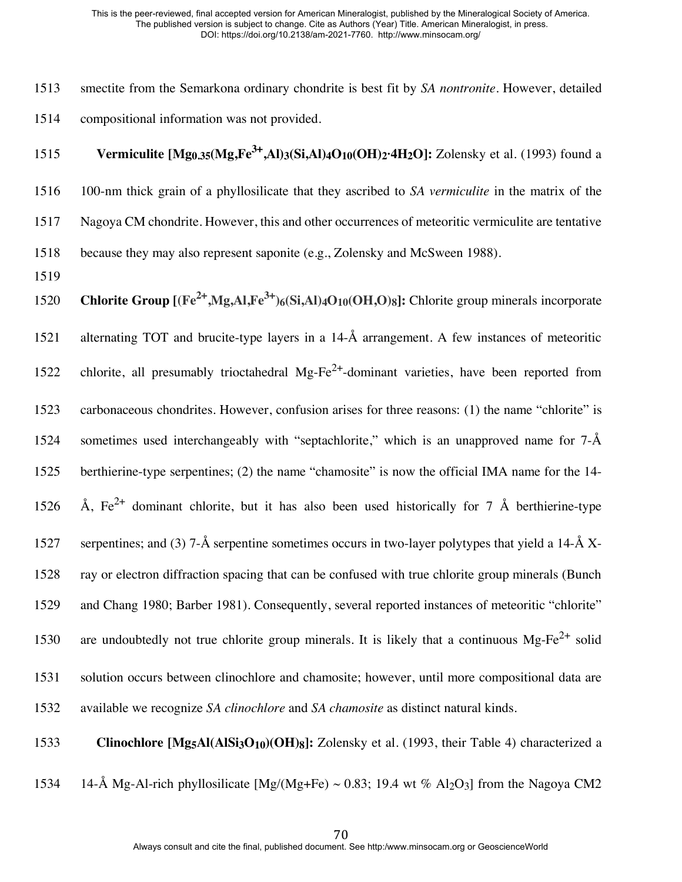smectite from the Semarkona ordinary chondrite is best fit by *SA nontronite*. However, detailed compositional information was not provided.

**Vermiculite [$Mg_{0.35}(Mg,Fe^{3+},Al)_3(Si,Al)_4O_{10}(OH)_2{\cdot}4H_2O$]:** Zolensky et al. (1993) found a 100-nm thick grain of a phyllosilicate that they ascribed to *SA vermiculite* in the matrix of the Nagoya CM chondrite. However, this and other occurrences of meteoritic vermiculite are tentative because they may also represent saponite (e.g., Zolensky and McSween 1988).

**Chlorite Group [$(Fe^{2+},Mg,Al,Fe^{3+})_6(Si,Al)_4O_{10}(OH,O)_8$]:** Chlorite group minerals incorporate alternating TOT and brucite-type layers in a 14-Å arrangement. A few instances of meteoritic chlorite, all presumably trioctahedral Mg-$Fe^{2+}$-dominant varieties, have been reported from carbonaceous chondrites. However, confusion arises for three reasons: (1) the name "chlorite" is sometimes used interchangeably with "septachlorite," which is an unapproved name for 7-Å berthierine-type serpentines; (2) the name "chamosite" is now the official IMA name for the 14-Å, $Fe^{2+}$ dominant chlorite, but it has also been used historically for 7 Å berthierine-type serpentines; and (3) 7-Å serpentine sometimes occurs in two-layer polytypes that yield a 14-Å X-ray or electron diffraction spacing that can be confused with true chlorite group minerals (Bunch and Chang 1980; Barber 1981). Consequently, several reported instances of meteoritic "chlorite" are undoubtedly not true chlorite group minerals. It is likely that a continuous Mg-$Fe^{2+}$ solid solution occurs between clinochlore and chamosite; however, until more compositional data are available we recognize *SA clinochlore* and *SA chamosite* as distinct natural kinds.

**Clinochlore [$Mg_5Al(AlSi_3O_{10})(OH)_8$]:** Zolensky et al. (1993, their Table 4) characterized a 14-Å Mg-Al-rich phyllosilicate [Mg/(Mg+Fe) ~ 0.83; 19.4 wt % $Al_2O_3$] from the Nagoya CM2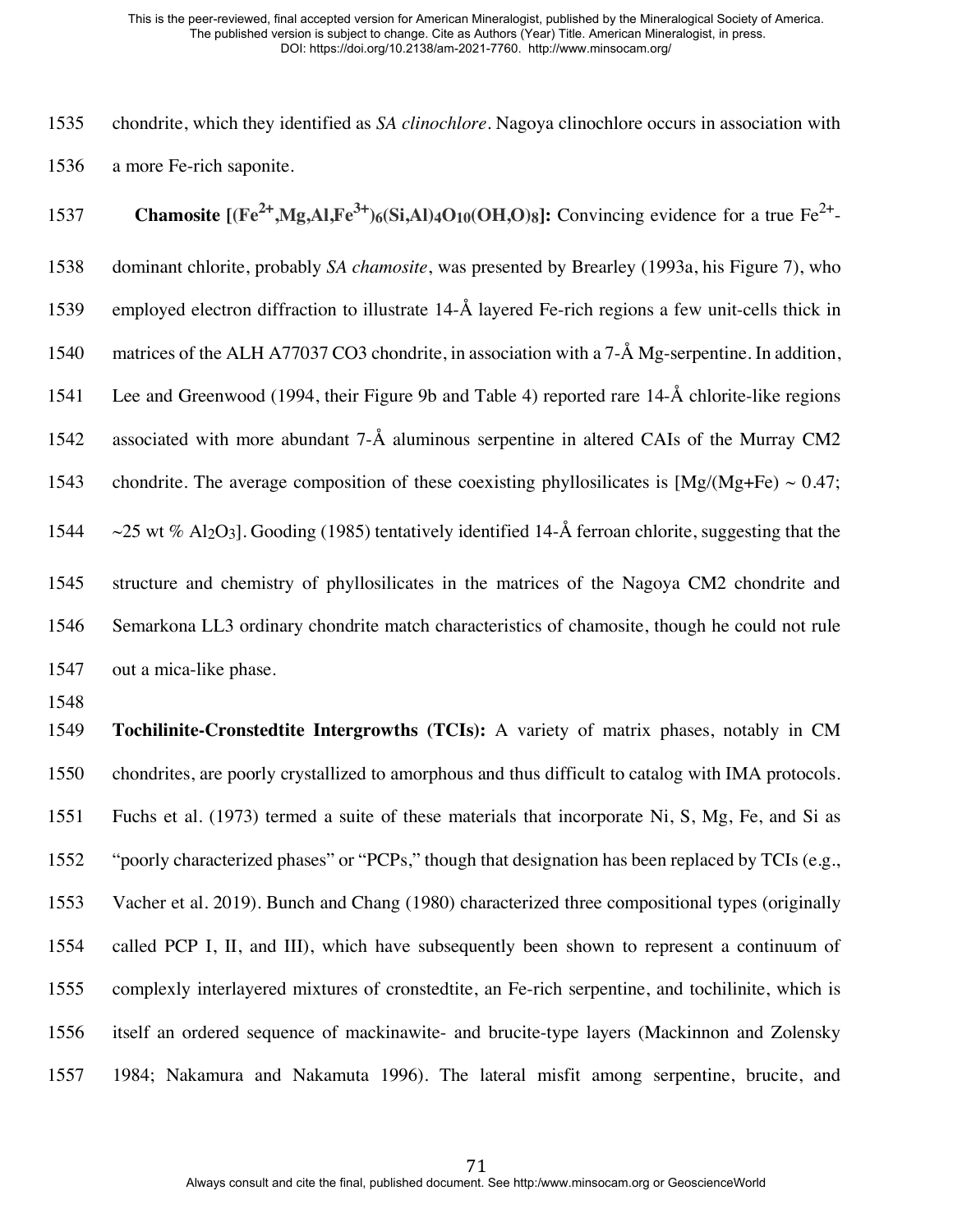chondrite, which they identified as *SA clinochlore*. Nagoya clinochlore occurs in association with a more Fe-rich saponite.

**Chamosite [$(Fe^{2+},Mg,Al,Fe^{3+})_6(Si,Al)_4O_{10}(OH,O)_8$]:** Convincing evidence for a true $Fe^{2+}$-dominant chlorite, probably *SA chamosite*, was presented by Brearley (1993a, his Figure 7), who employed electron diffraction to illustrate 14-Å layered Fe-rich regions a few unit-cells thick in matrices of the ALH A77037 CO3 chondrite, in association with a 7-Å Mg-serpentine. In addition, Lee and Greenwood (1994, their Figure 9b and Table 4) reported rare 14-Å chlorite-like regions associated with more abundant 7-Å aluminous serpentine in altered CAIs of the Murray CM2 chondrite. The average composition of these coexisting phyllosilicates is [$Mg/(Mg+Fe) \sim 0.47$; ~25 wt % $Al_2O_3$]. Gooding (1985) tentatively identified 14-Å ferroan chlorite, suggesting that the structure and chemistry of phyllosilicates in the matrices of the Nagoya CM2 chondrite and Semarkona LL3 ordinary chondrite match characteristics of chamosite, though he could not rule out a mica-like phase.

**Tochilinite-Cronstedtite Intergrowths (TCIs):** A variety of matrix phases, notably in CM chondrites, are poorly crystallized to amorphous and thus difficult to catalog with IMA protocols. Fuchs et al. (1973) termed a suite of these materials that incorporate Ni, S, Mg, Fe, and Si as "poorly characterized phases" or "PCPs," though that designation has been replaced by TCIs (e.g., Vacher et al. 2019). Bunch and Chang (1980) characterized three compositional types (originally called PCP I, II, and III), which have subsequently been shown to represent a continuum of complexly interlayered mixtures of cronstedtite, an Fe-rich serpentine, and tochilinite, which is itself an ordered sequence of mackinawite- and brucite-type layers (Mackinnon and Zolensky 1984; Nakamura and Nakamuta 1996). The lateral misfit among serpentine, brucite, and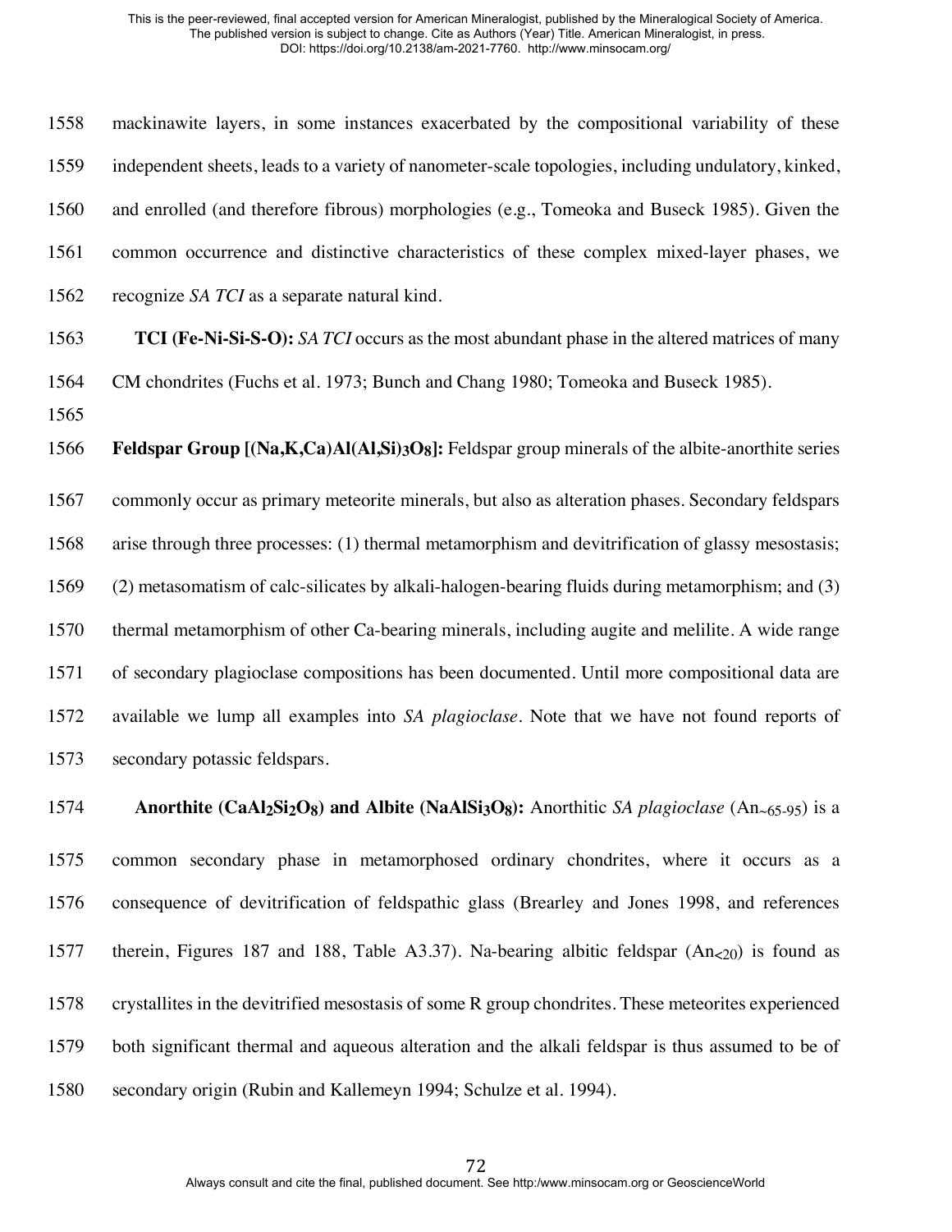mackinawite layers, in some instances exacerbated by the compositional variability of these independent sheets, leads to a variety of nanometer-scale topologies, including undulatory, kinked, and enrolled (and therefore fibrous) morphologies (e.g., Tomeoka and Buseck 1985). Given the common occurrence and distinctive characteristics of these complex mixed-layer phases, we recognize *SA TCI* as a separate natural kind.

**TCI (Fe-Ni-Si-S-O):** *SA TCI* occurs as the most abundant phase in the altered matrices of many CM chondrites (Fuchs et al. 1973; Bunch and Chang 1980; Tomeoka and Buseck 1985).

**Feldspar Group [(Na,K,Ca)Al(Al,Si)$_3$O$_8$]:** Feldspar group minerals of the albite-anorthite series commonly occur as primary meteorite minerals, but also as alteration phases. Secondary feldspars arise through three processes: (1) thermal metamorphism and devitrification of glassy mesostasis; (2) metasomatism of calc-silicates by alkali-halogen-bearing fluids during metamorphism; and (3) thermal metamorphism of other Ca-bearing minerals, including augite and melilite. A wide range of secondary plagioclase compositions has been documented. Until more compositional data are available we lump all examples into *SA plagioclase*. Note that we have not found reports of secondary potassic feldspars.

**Anorthite ($CaAl_2Si_2O_8$) and Albite ($NaAlSi_3O_8$):** Anorthitic *SA plagioclase* ($An_{\sim 65\text{-}95}$) is a common secondary phase in metamorphosed ordinary chondrites, where it occurs as a consequence of devitrification of feldspathic glass (Brearley and Jones 1998, and references therein, Figures 187 and 188, Table A3.37). Na-bearing albitic feldspar ($An_{<20}$) is found as crystallites in the devitrified mesostasis of some R group chondrites. These meteorites experienced both significant thermal and aqueous alteration and the alkali feldspar is thus assumed to be of secondary origin (Rubin and Kallemeyn 1994; Schulze et al. 1994).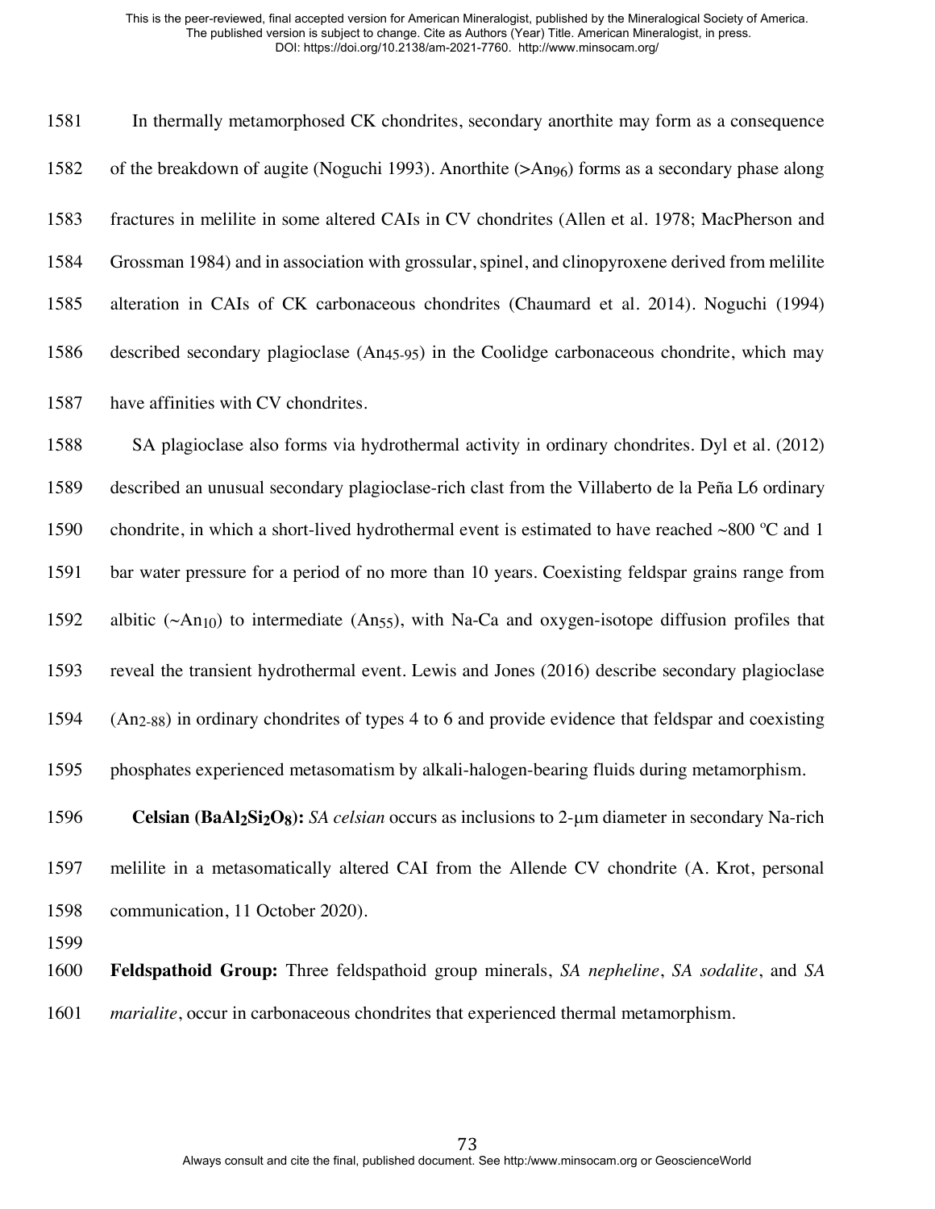In thermally metamorphosed CK chondrites, secondary anorthite may form as a consequence of the breakdown of augite (Noguchi 1993). Anorthite (>$An_{96}$) forms as a secondary phase along fractures in melilite in some altered CAIs in CV chondrites (Allen et al. 1978; MacPherson and Grossman 1984) and in association with grossular, spinel, and clinopyroxene derived from melilite alteration in CAIs of CK carbonaceous chondrites (Chaumard et al. 2014). Noguchi (1994) described secondary plagioclase ($An_{45-95}$) in the Coolidge carbonaceous chondrite, which may have affinities with CV chondrites.

SA plagioclase also forms via hydrothermal activity in ordinary chondrites. Dyl et al. (2012) described an unusual secondary plagioclase-rich clast from the Villaberto de la Peña L6 ordinary chondrite, in which a short-lived hydrothermal event is estimated to have reached ~800 ºC and 1 bar water pressure for a period of no more than 10 years. Coexisting feldspar grains range from albitic (~$An_{10}$) to intermediate ($An_{55}$), with Na-Ca and oxygen-isotope diffusion profiles that reveal the transient hydrothermal event. Lewis and Jones (2016) describe secondary plagioclase ($An_{2-88}$) in ordinary chondrites of types 4 to 6 and provide evidence that feldspar and coexisting phosphates experienced metasomatism by alkali-halogen-bearing fluids during metamorphism.

**Celsian ($BaAl_2Si_2O_8$):** *SA celsian* occurs as inclusions to 2-μm diameter in secondary Na-rich melilite in a metasomatically altered CAI from the Allende CV chondrite (A. Krot, personal communication, 11 October 2020).

**Feldspathoid Group:** Three feldspathoid group minerals, *SA nepheline*, *SA sodalite*, and *SA marialite*, occur in carbonaceous chondrites that experienced thermal metamorphism.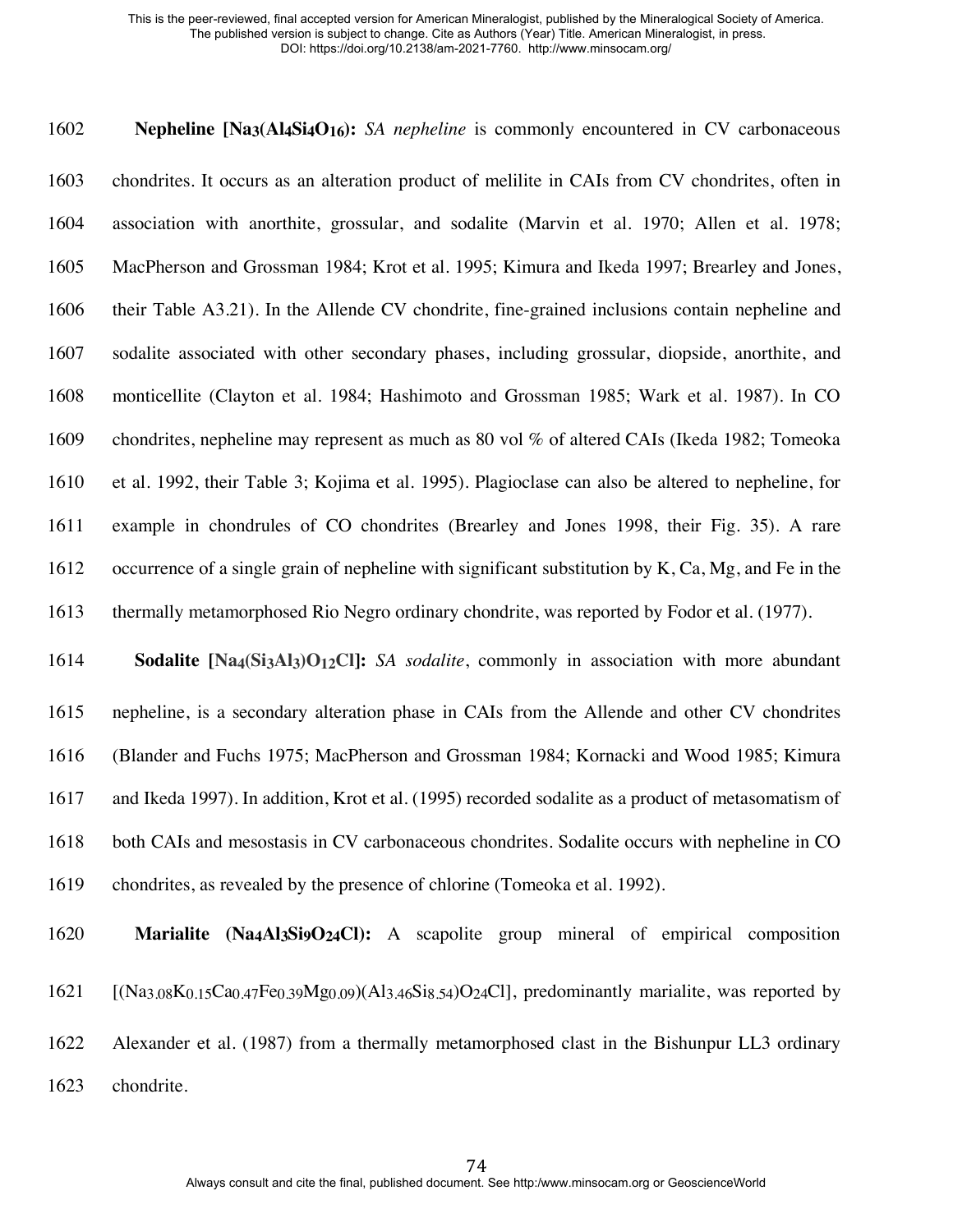**Nepheline [$Na_3(Al_4Si_4O_{16})$):** *SA nepheline* is commonly encountered in CV carbonaceous chondrites. It occurs as an alteration product of melilite in CAIs from CV chondrites, often in association with anorthite, grossular, and sodalite (Marvin et al. 1970; Allen et al. 1978; MacPherson and Grossman 1984; Krot et al. 1995; Kimura and Ikeda 1997; Brearley and Jones, their Table A3.21). In the Allende CV chondrite, fine-grained inclusions contain nepheline and sodalite associated with other secondary phases, including grossular, diopside, anorthite, and monticellite (Clayton et al. 1984; Hashimoto and Grossman 1985; Wark et al. 1987). In CO chondrites, nepheline may represent as much as 80 vol % of altered CAIs (Ikeda 1982; Tomeoka et al. 1992, their Table 3; Kojima et al. 1995). Plagioclase can also be altered to nepheline, for example in chondrules of CO chondrites (Brearley and Jones 1998, their Fig. 35). A rare occurrence of a single grain of nepheline with significant substitution by K, Ca, Mg, and Fe in the thermally metamorphosed Rio Negro ordinary chondrite, was reported by Fodor et al. (1977).

**Sodalite [$Na_4(Si_3Al_3)O_{12}Cl$]:** *SA sodalite*, commonly in association with more abundant nepheline, is a secondary alteration phase in CAIs from the Allende and other CV chondrites (Blander and Fuchs 1975; MacPherson and Grossman 1984; Kornacki and Wood 1985; Kimura and Ikeda 1997). In addition, Krot et al. (1995) recorded sodalite as a product of metasomatism of both CAIs and mesostasis in CV carbonaceous chondrites. Sodalite occurs with nepheline in CO chondrites, as revealed by the presence of chlorine (Tomeoka et al. 1992).

**Marialite ($Na_4Al_3Si_9O_{24}Cl$):** A scapolite group mineral of empirical composition [$(Na_{3.08}K_{0.15}Ca_{0.47}Fe_{0.39}Mg_{0.09})(Al_{3.46}Si_{8.54})O_{24}Cl$], predominantly marialite, was reported by Alexander et al. (1987) from a thermally metamorphosed clast in the Bishunpur LL3 ordinary chondrite.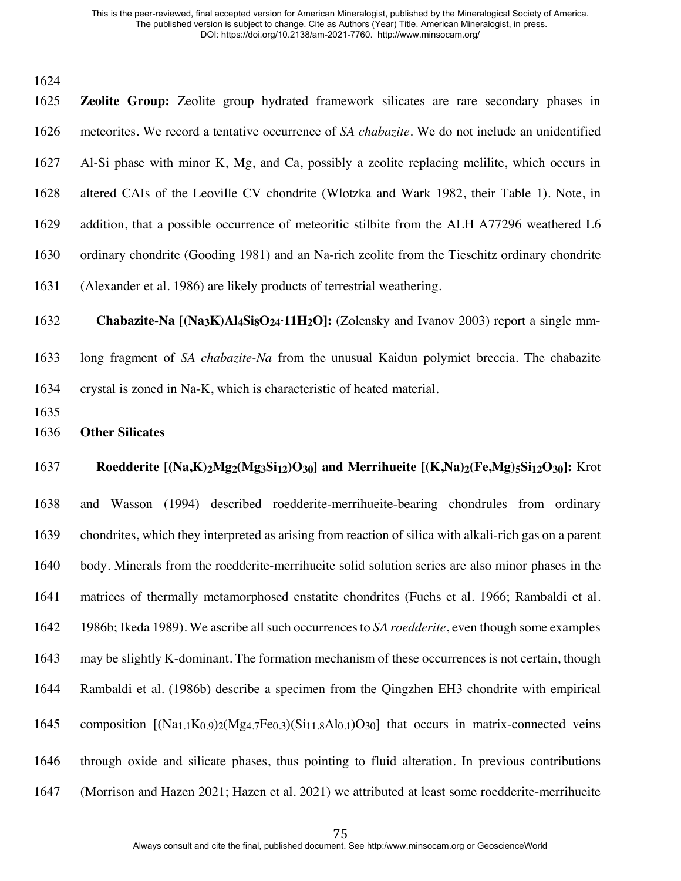**Zeolite Group:** Zeolite group hydrated framework silicates are rare secondary phases in meteorites. We record a tentative occurrence of *SA chabazite*. We do not include an unidentified Al-Si phase with minor K, Mg, and Ca, possibly a zeolite replacing melilite, which occurs in altered CAIs of the Leoville CV chondrite (Wlotzka and Wark 1982, their Table 1). Note, in addition, that a possible occurrence of meteoritic stilbite from the ALH A77296 weathered L6 ordinary chondrite (Gooding 1981) and an Na-rich zeolite from the Tieschitz ordinary chondrite (Alexander et al. 1986) are likely products of terrestrial weathering.

**Chabazite-Na [$(Na_3K)Al_4Si_8O_{24}{\cdot}11H_2O$]:** (Zolensky and Ivanov 2003) report a single mm-long fragment of *SA chabazite-Na* from the unusual Kaidun polymict breccia. The chabazite crystal is zoned in Na-K, which is characteristic of heated material.

**Other Silicates**

**Roedderite [$(Na,K)_2Mg_2(Mg_3Si_{12})O_{30}$] and Merrihueite [$(K,Na)_2(Fe,Mg)_5Si_{12}O_{30}$]:** Krot and Wasson (1994) described roedderite-merrihueite-bearing chondrules from ordinary chondrites, which they interpreted as arising from reaction of silica with alkali-rich gas on a parent body. Minerals from the roedderite-merrihueite solid solution series are also minor phases in the matrices of thermally metamorphosed enstatite chondrites (Fuchs et al. 1966; Rambaldi et al. 1986b; Ikeda 1989). We ascribe all such occurrences to *SA roedderite*, even though some examples may be slightly K-dominant. The formation mechanism of these occurrences is not certain, though Rambaldi et al. (1986b) describe a specimen from the Qingzhen EH3 chondrite with empirical composition [$(Na_{1.1}K_{0.9})_2(Mg_{4.7}Fe_{0.3})(Si_{11.8}Al_{0.1})O_{30}$] that occurs in matrix-connected veins through oxide and silicate phases, thus pointing to fluid alteration. In previous contributions (Morrison and Hazen 2021; Hazen et al. 2021) we attributed at least some roedderite-merrihueite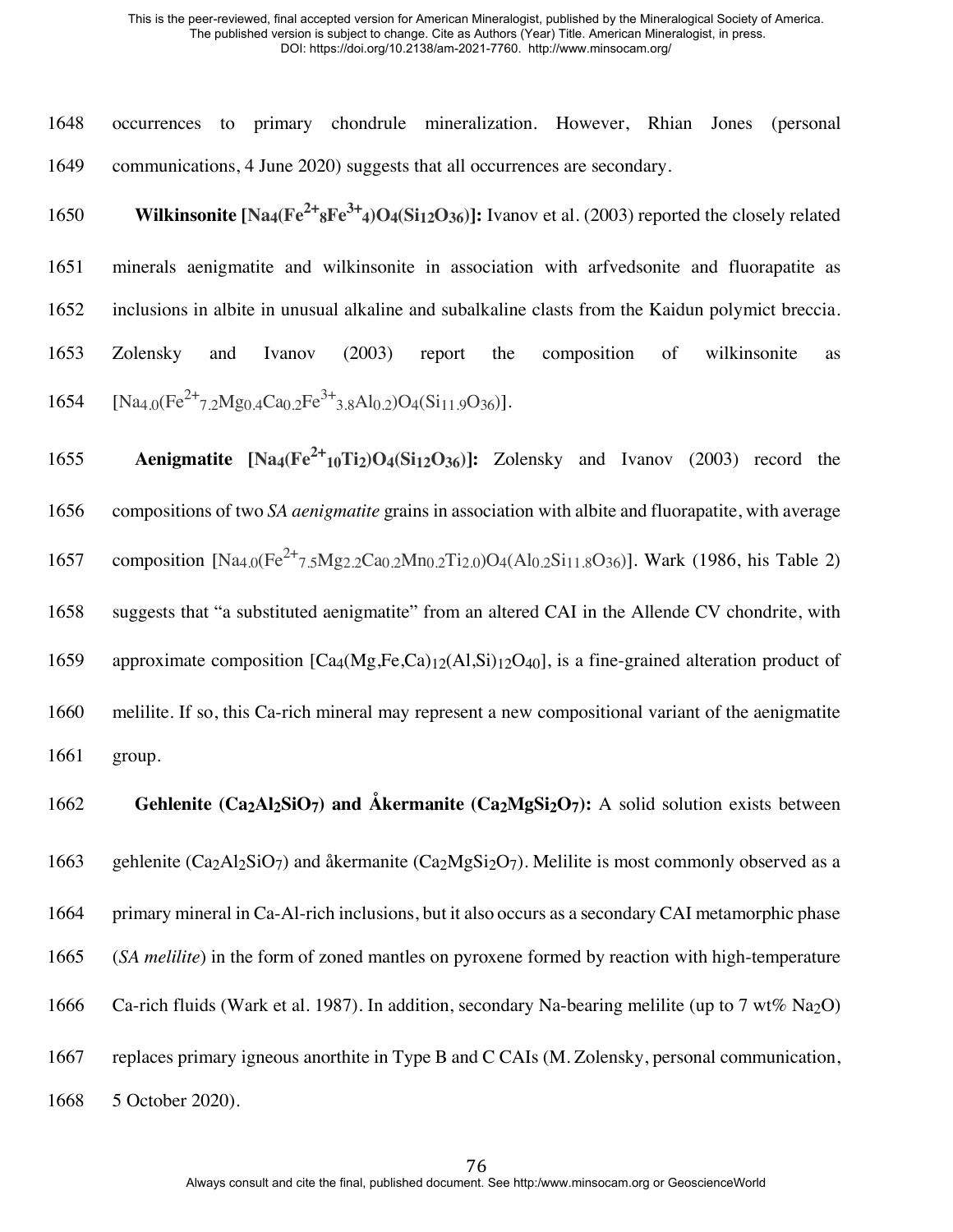occurrences to primary chondrule mineralization. However, Rhian Jones (personal communications, 4 June 2020) suggests that all occurrences are secondary.

**Wilkinsonite [$Na_4(Fe^{2+}_8Fe^{3+}_4)O_4(Si_{12}O_{36})$]:** Ivanov et al. (2003) reported the closely related minerals aenigmatite and wilkinsonite in association with arfvedsonite and fluorapatite as inclusions in albite in unusual alkaline and subalkaline clasts from the Kaidun polymict breccia. Zolensky and Ivanov (2003) report the composition of wilkinsonite as [$Na_{4.0}(Fe^{2+}_{7.2}Mg_{0.4}Ca_{0.2}Fe^{3+}_{3.8}Al_{0.2})O_4(Si_{11.9}O_{36})$].

**Aenigmatite [$Na_4(Fe^{2+}_{10}Ti_2)O_4(Si_{12}O_{36})$]:** Zolensky and Ivanov (2003) record the compositions of two *SA aenigmatite* grains in association with albite and fluorapatite, with average composition [$Na_{4.0}(Fe^{2+}_{7.5}Mg_{2.2}Ca_{0.2}Mn_{0.2}Ti_{2.0})O_4(Al_{0.2}Si_{11.8}O_{36})$]. Wark (1986, his Table 2) suggests that "a substituted aenigmatite" from an altered CAI in the Allende CV chondrite, with approximate composition [$Ca_4(Mg,Fe,Ca)_{12}(Al,Si)_{12}O_{40}$], is a fine-grained alteration product of melilite. If so, this Ca-rich mineral may represent a new compositional variant of the aenigmatite group.

**Gehlenite ($Ca_2Al_2SiO_7$) and Åkermanite ($Ca_2MgSi_2O_7$):** A solid solution exists between gehlenite ($Ca_2Al_2SiO_7$) and åkermanite ($Ca_2MgSi_2O_7$). Melilite is most commonly observed as a primary mineral in Ca-Al-rich inclusions, but it also occurs as a secondary CAI metamorphic phase (*SA melilite*) in the form of zoned mantles on pyroxene formed by reaction with high-temperature Ca-rich fluids (Wark et al. 1987). In addition, secondary Na-bearing melilite (up to 7 wt% $Na_2O$) replaces primary igneous anorthite in Type B and C CAIs (M. Zolensky, personal communication, 5 October 2020).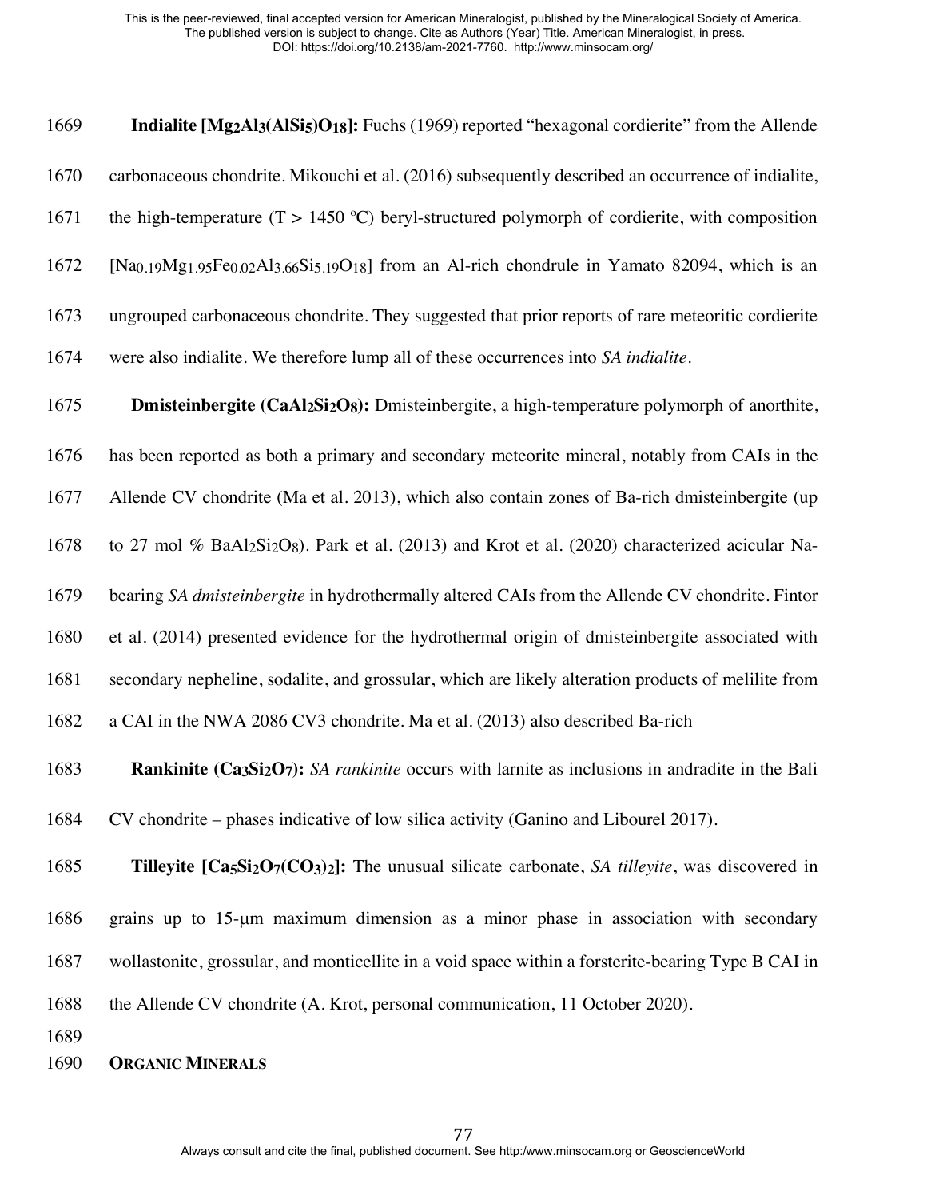**Indialite [$Mg_2Al_3(AlSi_5)O_{18}$]:** Fuchs (1969) reported "hexagonal cordierite" from the Allende carbonaceous chondrite. Mikouchi et al. (2016) subsequently described an occurrence of indialite, the high-temperature (T > 1450 ºC) beryl-structured polymorph of cordierite, with composition [$Na_{0.19}Mg_{1.95}Fe_{0.02}Al_{3.66}Si_{5.19}O_{18}$] from an Al-rich chondrule in Yamato 82094, which is an ungrouped carbonaceous chondrite. They suggested that prior reports of rare meteoritic cordierite were also indialite. We therefore lump all of these occurrences into *SA indialite*.

**Dmisteinbergite ($CaAl_2Si_2O_8$):** Dmisteinbergite, a high-temperature polymorph of anorthite, has been reported as both a primary and secondary meteorite mineral, notably from CAIs in the Allende CV chondrite (Ma et al. 2013), which also contain zones of Ba-rich dmisteinbergite (up to 27 mol % $BaAl_2Si_2O_8$). Park et al. (2013) and Krot et al. (2020) characterized acicular Na-bearing *SA dmisteinbergite* in hydrothermally altered CAIs from the Allende CV chondrite. Fintor et al. (2014) presented evidence for the hydrothermal origin of dmisteinbergite associated with secondary nepheline, sodalite, and grossular, which are likely alteration products of melilite from a CAI in the NWA 2086 CV3 chondrite. Ma et al. (2013) also described Ba-rich

**Rankinite ($Ca_3Si_2O_7$):** *SA rankinite* occurs with larnite as inclusions in andradite in the Bali CV chondrite – phases indicative of low silica activity (Ganino and Libourel 2017).

**Tilleyite [$Ca_5Si_2O_7(CO_3)_2$]:** The unusual silicate carbonate, *SA tilleyite*, was discovered in grains up to 15-µm maximum dimension as a minor phase in association with secondary wollastonite, grossular, and monticellite in a void space within a forsterite-bearing Type B CAI in the Allende CV chondrite (A. Krot, personal communication, 11 October 2020).

## ORGANIC MINERALS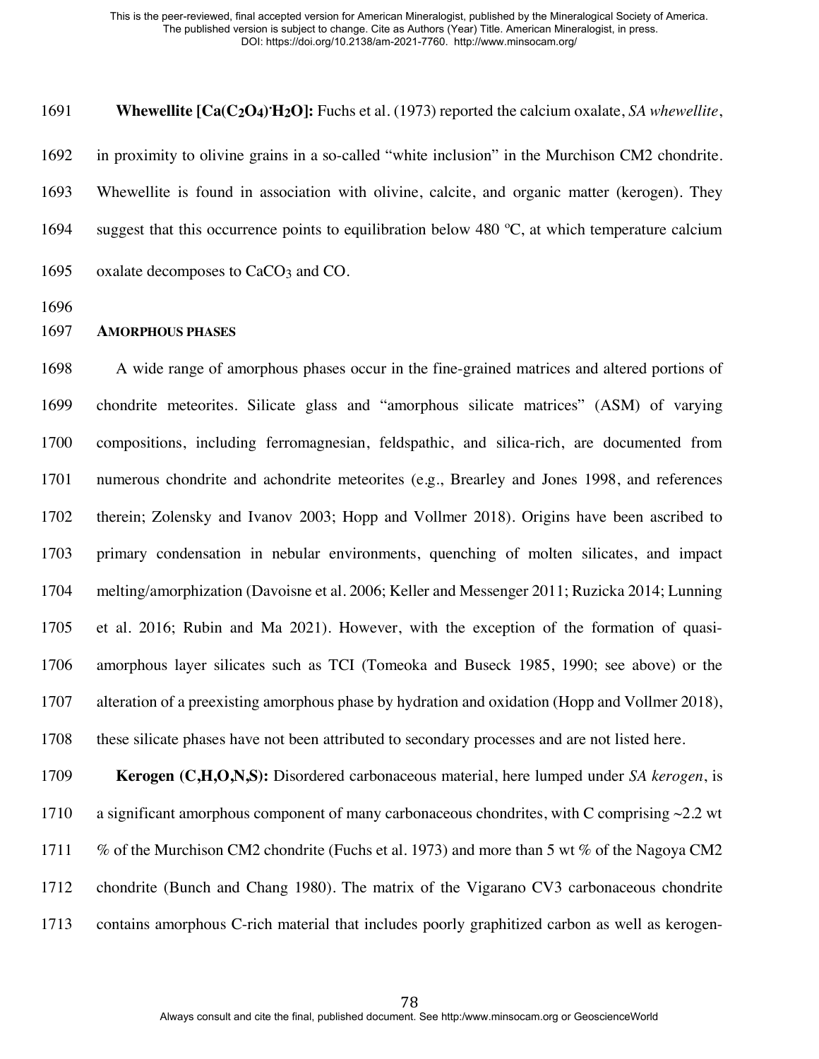**Whewellite [$Ca(C_2O_4){\cdot}H_2O$]:** Fuchs et al. (1973) reported the calcium oxalate, *SA whewellite*, in proximity to olivine grains in a so-called "white inclusion" in the Murchison CM2 chondrite. Whewellite is found in association with olivine, calcite, and organic matter (kerogen). They suggest that this occurrence points to equilibration below 480 ºC, at which temperature calcium oxalate decomposes to $CaCO_3$ and CO.

## AMORPHOUS PHASES

A wide range of amorphous phases occur in the fine-grained matrices and altered portions of chondrite meteorites. Silicate glass and "amorphous silicate matrices" (ASM) of varying compositions, including ferromagnesian, feldspathic, and silica-rich, are documented from numerous chondrite and achondrite meteorites (e.g., Brearley and Jones 1998, and references therein; Zolensky and Ivanov 2003; Hopp and Vollmer 2018). Origins have been ascribed to primary condensation in nebular environments, quenching of molten silicates, and impact melting/amorphization (Davoisne et al. 2006; Keller and Messenger 2011; Ruzicka 2014; Lunning et al. 2016; Rubin and Ma 2021). However, with the exception of the formation of quasi-amorphous layer silicates such as TCI (Tomeoka and Buseck 1985, 1990; see above) or the alteration of a preexisting amorphous phase by hydration and oxidation (Hopp and Vollmer 2018), these silicate phases have not been attributed to secondary processes and are not listed here.

**Kerogen (C,H,O,N,S):** Disordered carbonaceous material, here lumped under *SA kerogen*, is a significant amorphous component of many carbonaceous chondrites, with C comprising ~2.2 wt % of the Murchison CM2 chondrite (Fuchs et al. 1973) and more than 5 wt % of the Nagoya CM2 chondrite (Bunch and Chang 1980). The matrix of the Vigarano CV3 carbonaceous chondrite contains amorphous C-rich material that includes poorly graphitized carbon as well as kerogen-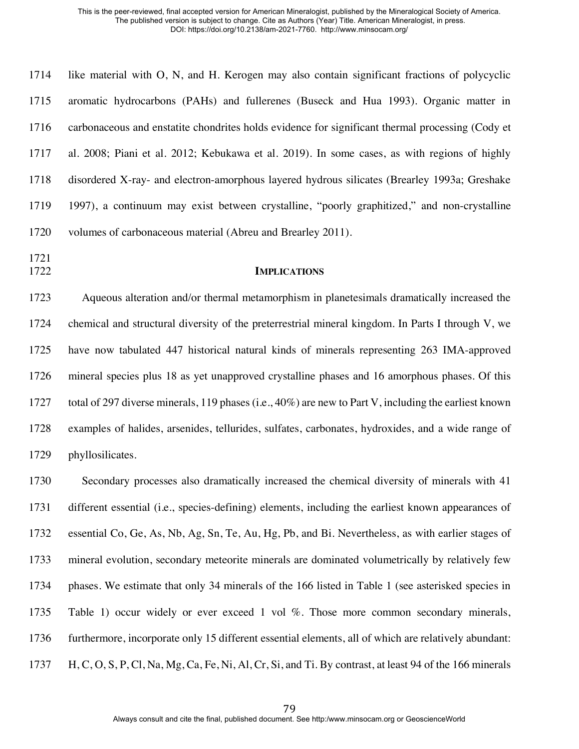like material with O, N, and H. Kerogen may also contain significant fractions of polycyclic aromatic hydrocarbons (PAHs) and fullerenes (Buseck and Hua 1993). Organic matter in carbonaceous and enstatite chondrites holds evidence for significant thermal processing (Cody et al. 2008; Piani et al. 2012; Kebukawa et al. 2019). In some cases, as with regions of highly disordered X-ray- and electron-amorphous layered hydrous silicates (Brearley 1993a; Greshake 1997), a continuum may exist between crystalline, "poorly graphitized," and non-crystalline volumes of carbonaceous material (Abreu and Brearley 2011).

## IMPLICATIONS

Aqueous alteration and/or thermal metamorphism in planetesimals dramatically increased the chemical and structural diversity of the preterrestrial mineral kingdom. In Parts I through V, we have now tabulated 447 historical natural kinds of minerals representing 263 IMA-approved mineral species plus 18 as yet unapproved crystalline phases and 16 amorphous phases. Of this total of 297 diverse minerals, 119 phases (i.e., 40%) are new to Part V, including the earliest known examples of halides, arsenides, tellurides, sulfates, carbonates, hydroxides, and a wide range of phyllosilicates.

Secondary processes also dramatically increased the chemical diversity of minerals with 41 different essential (i.e., species-defining) elements, including the earliest known appearances of essential Co, Ge, As, Nb, Ag, Sn, Te, Au, Hg, Pb, and Bi. Nevertheless, as with earlier stages of mineral evolution, secondary meteorite minerals are dominated volumetrically by relatively few phases. We estimate that only 34 minerals of the 166 listed in Table 1 (see asterisked species in Table 1) occur widely or ever exceed 1 vol %. Those more common secondary minerals, furthermore, incorporate only 15 different essential elements, all of which are relatively abundant: H, C, O, S, P, Cl, Na, Mg, Ca, Fe, Ni, Al, Cr, Si, and Ti. By contrast, at least 94 of the 166 minerals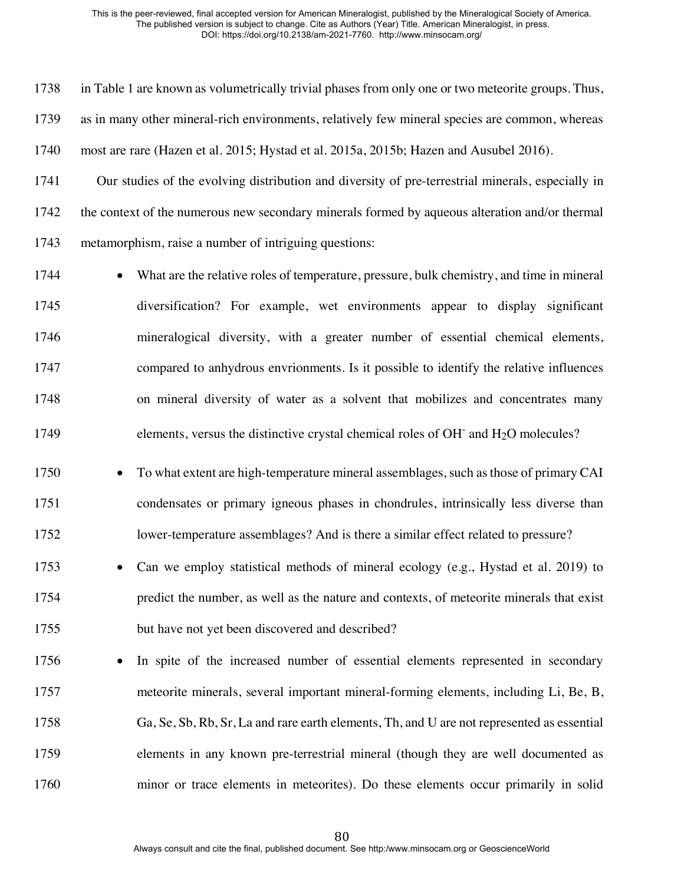in Table 1 are known as volumetrically trivial phases from only one or two meteorite groups. Thus, as in many other mineral-rich environments, relatively few mineral species are common, whereas most are rare (Hazen et al. 2015; Hystad et al. 2015a, 2015b; Hazen and Ausubel 2016).

Our studies of the evolving distribution and diversity of pre-terrestrial minerals, especially in the context of the numerous new secondary minerals formed by aqueous alteration and/or thermal metamorphism, raise a number of intriguing questions:

- What are the relative roles of temperature, pressure, bulk chemistry, and time in mineral diversification? For example, wet environments appear to display significant mineralogical diversity, with a greater number of essential chemical elements, compared to anhydrous envrionments. Is it possible to identify the relative influences on mineral diversity of water as a solvent that mobilizes and concentrates many elements, versus the distinctive crystal chemical roles of $OH^-$ and $H_2O$ molecules?
- To what extent are high-temperature mineral assemblages, such as those of primary CAI condensates or primary igneous phases in chondrules, intrinsically less diverse than lower-temperature assemblages? And is there a similar effect related to pressure?
- Can we employ statistical methods of mineral ecology (e.g., Hystad et al. 2019) to predict the number, as well as the nature and contexts, of meteorite minerals that exist but have not yet been discovered and described?
- In spite of the increased number of essential elements represented in secondary meteorite minerals, several important mineral-forming elements, including Li, Be, B, Ga, Se, Sb, Rb, Sr, La and rare earth elements, Th, and U are not represented as essential elements in any known pre-terrestrial mineral (though they are well documented as minor or trace elements in meteorites). Do these elements occur primarily in solid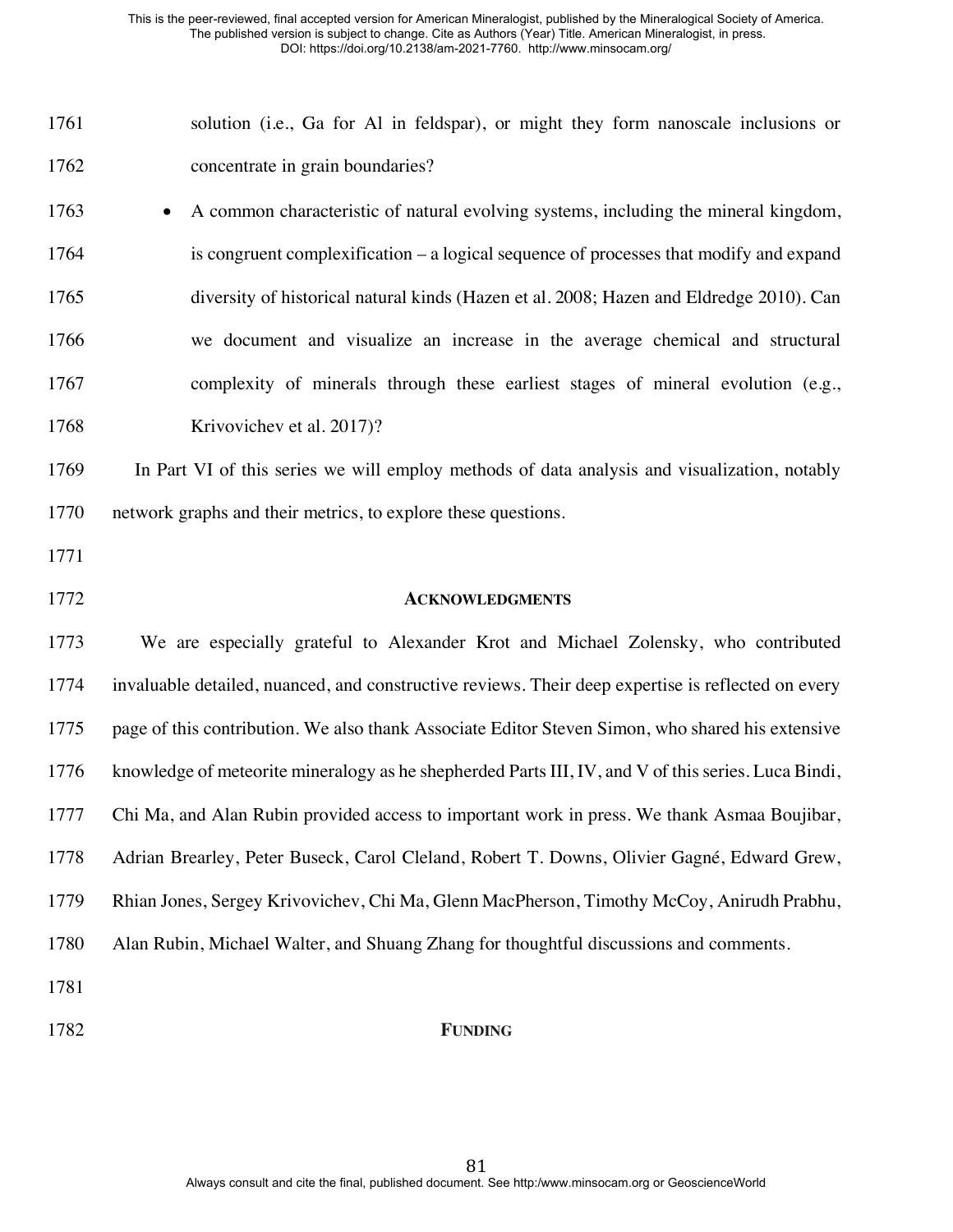solution (i.e., Ga for Al in feldspar), or might they form nanoscale inclusions or concentrate in grain boundaries?

- A common characteristic of natural evolving systems, including the mineral kingdom, is congruent complexification – a logical sequence of processes that modify and expand diversity of historical natural kinds (Hazen et al. 2008; Hazen and Eldredge 2010). Can we document and visualize an increase in the average chemical and structural complexity of minerals through these earliest stages of mineral evolution (e.g., Krivovichev et al. 2017)?

In Part VI of this series we will employ methods of data analysis and visualization, notably network graphs and their metrics, to explore these questions.

## ACKNOWLEDGMENTS

We are especially grateful to Alexander Krot and Michael Zolensky, who contributed invaluable detailed, nuanced, and constructive reviews. Their deep expertise is reflected on every page of this contribution. We also thank Associate Editor Steven Simon, who shared his extensive knowledge of meteorite mineralogy as he shepherded Parts III, IV, and V of this series. Luca Bindi, Chi Ma, and Alan Rubin provided access to important work in press. We thank Asmaa Boujibar, Adrian Brearley, Peter Buseck, Carol Cleland, Robert T. Downs, Olivier Gagné, Edward Grew, Rhian Jones, Sergey Krivovichev, Chi Ma, Glenn MacPherson, Timothy McCoy, Anirudh Prabhu, Alan Rubin, Michael Walter, and Shuang Zhang for thoughtful discussions and comments.

## FUNDING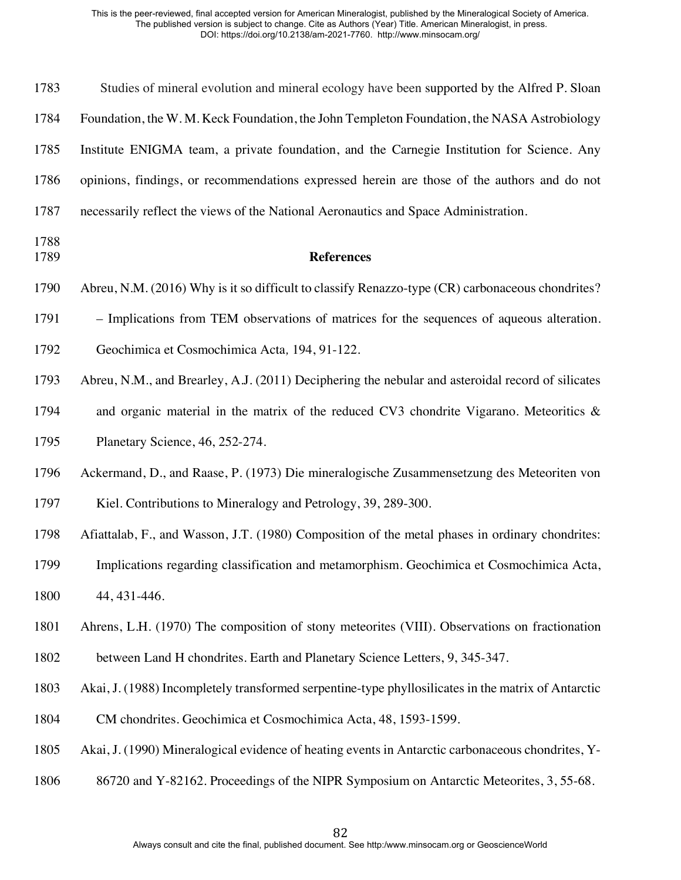Studies of mineral evolution and mineral ecology have been supported by the Alfred P. Sloan Foundation, the W. M. Keck Foundation, the John Templeton Foundation, the NASA Astrobiology Institute ENIGMA team, a private foundation, and the Carnegie Institution for Science. Any opinions, findings, or recommendations expressed herein are those of the authors and do not necessarily reflect the views of the National Aeronautics and Space Administration.

## References

Abreu, N.M. (2016) Why is it so difficult to classify Renazzo-type (CR) carbonaceous chondrites? – Implications from TEM observations of matrices for the sequences of aqueous alteration. Geochimica et Cosmochimica Acta, 194, 91-122.

Abreu, N.M., and Brearley, A.J. (2011) Deciphering the nebular and asteroidal record of silicates and organic material in the matrix of the reduced CV3 chondrite Vigarano. Meteoritics & Planetary Science, 46, 252-274.

Ackermand, D., and Raase, P. (1973) Die mineralogische Zusammensetzung des Meteoriten von Kiel. Contributions to Mineralogy and Petrology, 39, 289-300.

Afiattalab, F., and Wasson, J.T. (1980) Composition of the metal phases in ordinary chondrites: Implications regarding classification and metamorphism. Geochimica et Cosmochimica Acta, 44, 431-446.

Ahrens, L.H. (1970) The composition of stony meteorites (VIII). Observations on fractionation between Land H chondrites. Earth and Planetary Science Letters, 9, 345-347.

Akai, J. (1988) Incompletely transformed serpentine-type phyllosilicates in the matrix of Antarctic CM chondrites. Geochimica et Cosmochimica Acta, 48, 1593-1599.

Akai, J. (1990) Mineralogical evidence of heating events in Antarctic carbonaceous chondrites, Y-86720 and Y-82162. Proceedings of the NIPR Symposium on Antarctic Meteorites, 3, 55-68.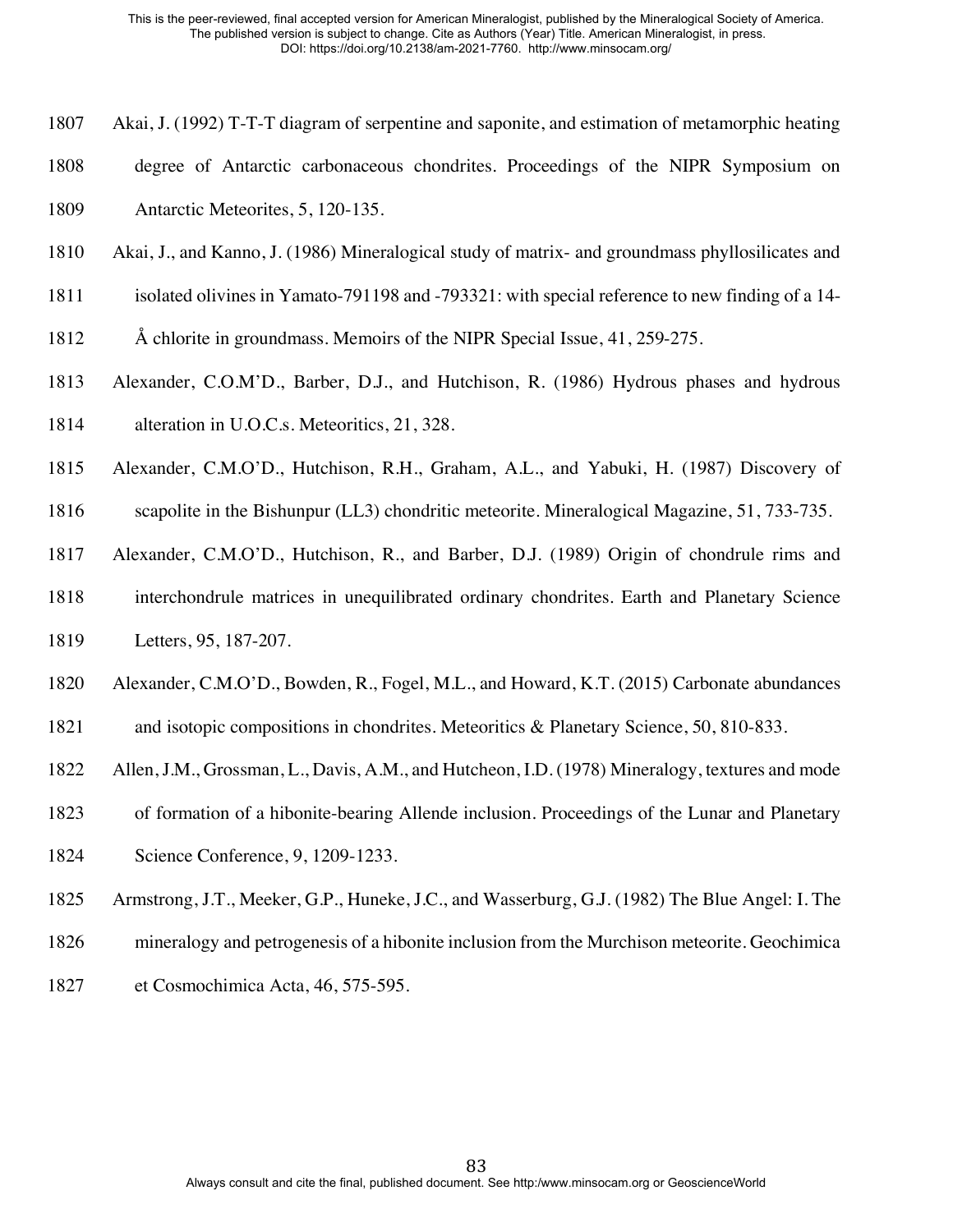Akai, J. (1992) T-T-T diagram of serpentine and saponite, and estimation of metamorphic heating degree of Antarctic carbonaceous chondrites. Proceedings of the NIPR Symposium on Antarctic Meteorites, 5, 120-135.

Akai, J., and Kanno, J. (1986) Mineralogical study of matrix- and groundmass phyllosilicates and isolated olivines in Yamato-791198 and -793321: with special reference to new finding of a 14-Å chlorite in groundmass. Memoirs of the NIPR Special Issue, 41, 259-275.

Alexander, C.O.M'D., Barber, D.J., and Hutchison, R. (1986) Hydrous phases and hydrous alteration in U.O.C.s. Meteoritics, 21, 328.

Alexander, C.M.O'D., Hutchison, R.H., Graham, A.L., and Yabuki, H. (1987) Discovery of scapolite in the Bishunpur (LL3) chondritic meteorite. Mineralogical Magazine, 51, 733-735.

Alexander, C.M.O'D., Hutchison, R., and Barber, D.J. (1989) Origin of chondrule rims and interchondrule matrices in unequilibrated ordinary chondrites. Earth and Planetary Science Letters, 95, 187-207.

Alexander, C.M.O'D., Bowden, R., Fogel, M.L., and Howard, K.T. (2015) Carbonate abundances and isotopic compositions in chondrites. Meteoritics & Planetary Science, 50, 810-833.

Allen, J.M., Grossman, L., Davis, A.M., and Hutcheon, I.D. (1978) Mineralogy, textures and mode of formation of a hibonite-bearing Allende inclusion. Proceedings of the Lunar and Planetary Science Conference, 9, 1209-1233.

Armstrong, J.T., Meeker, G.P., Huneke, J.C., and Wasserburg, G.J. (1982) The Blue Angel: I. The mineralogy and petrogenesis of a hibonite inclusion from the Murchison meteorite. Geochimica et Cosmochimica Acta, 46, 575-595.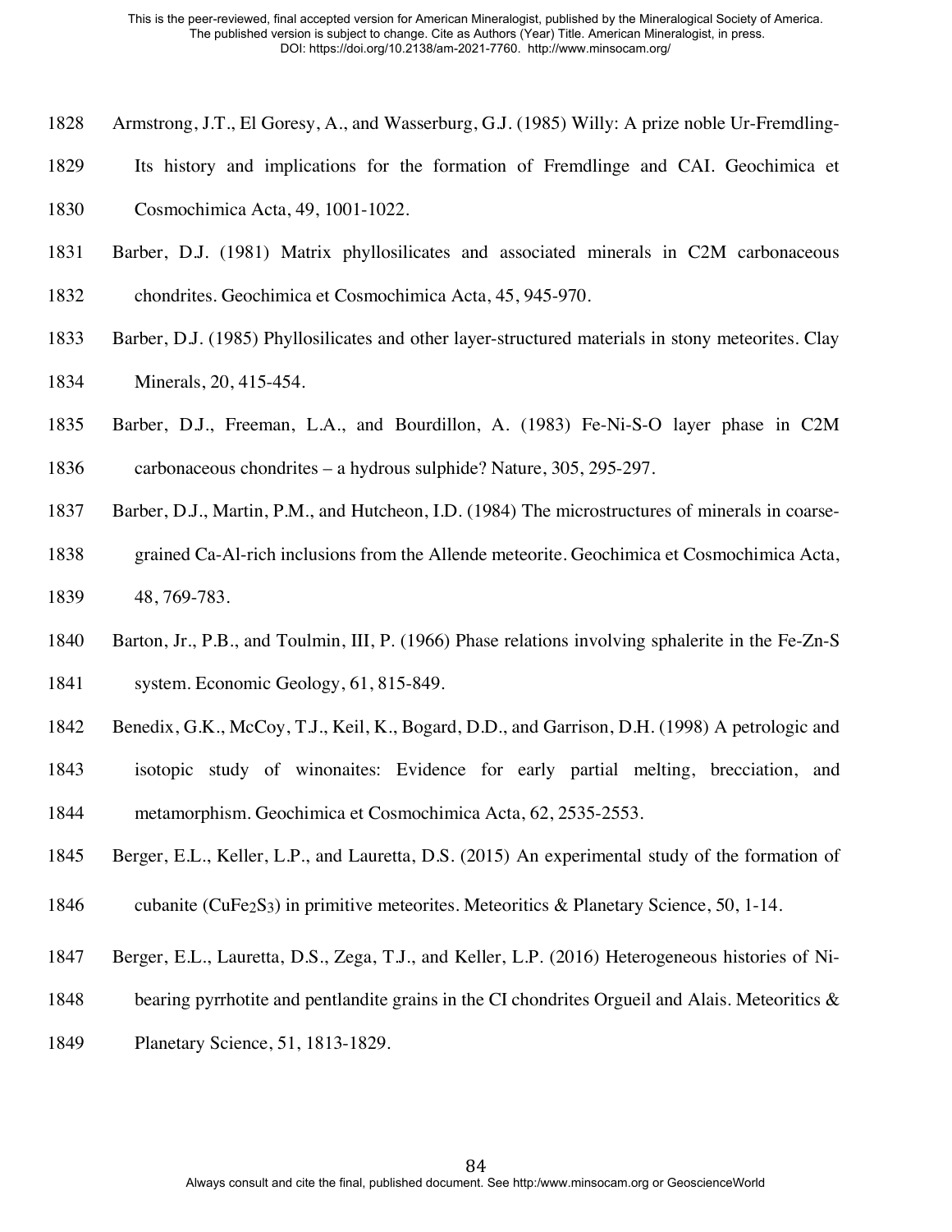Armstrong, J.T., El Goresy, A., and Wasserburg, G.J. (1985) Willy: A prize noble Ur-Fremdling-Its history and implications for the formation of Fremdlinge and CAI. Geochimica et Cosmochimica Acta, 49, 1001-1022.

Barber, D.J. (1981) Matrix phyllosilicates and associated minerals in C2M carbonaceous chondrites. Geochimica et Cosmochimica Acta, 45, 945-970.

Barber, D.J. (1985) Phyllosilicates and other layer-structured materials in stony meteorites. Clay Minerals, 20, 415-454.

Barber, D.J., Freeman, L.A., and Bourdillon, A. (1983) Fe-Ni-S-O layer phase in C2M carbonaceous chondrites – a hydrous sulphide? Nature, 305, 295-297.

Barber, D.J., Martin, P.M., and Hutcheon, I.D. (1984) The microstructures of minerals in coarse-grained Ca-Al-rich inclusions from the Allende meteorite. Geochimica et Cosmochimica Acta, 48, 769-783.

Barton, Jr., P.B., and Toulmin, III, P. (1966) Phase relations involving sphalerite in the Fe-Zn-S system. Economic Geology, 61, 815-849.

Benedix, G.K., McCoy, T.J., Keil, K., Bogard, D.D., and Garrison, D.H. (1998) A petrologic and isotopic study of winonaites: Evidence for early partial melting, brecciation, and metamorphism. Geochimica et Cosmochimica Acta, 62, 2535-2553.

Berger, E.L., Keller, L.P., and Lauretta, D.S. (2015) An experimental study of the formation of cubanite ($CuFe_2S_3$) in primitive meteorites. Meteoritics & Planetary Science, 50, 1-14.

Berger, E.L., Lauretta, D.S., Zega, T.J., and Keller, L.P. (2016) Heterogeneous histories of Ni-bearing pyrrhotite and pentlandite grains in the CI chondrites Orgueil and Alais. Meteoritics & Planetary Science, 51, 1813-1829.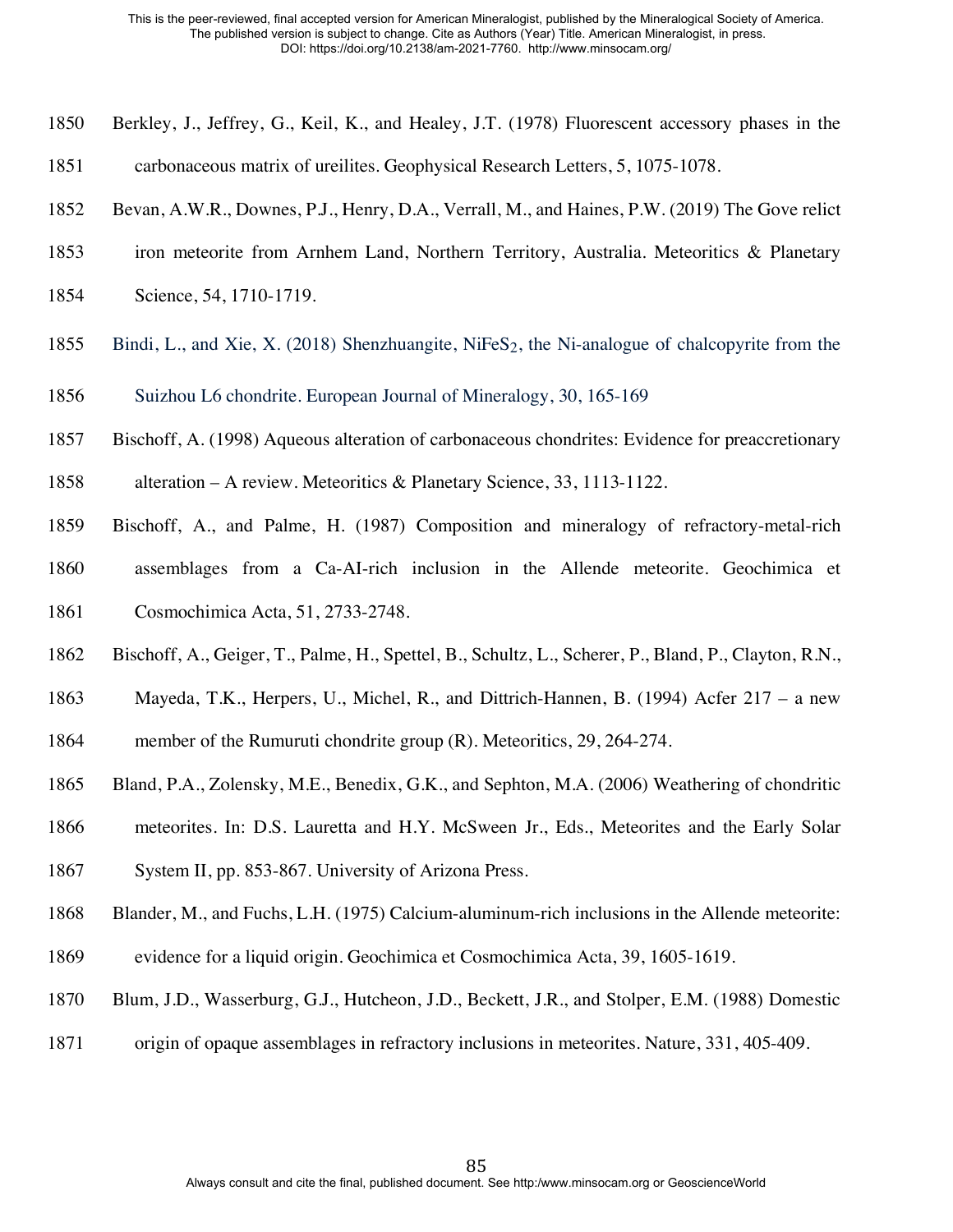Berkley, J., Jeffrey, G., Keil, K., and Healey, J.T. (1978) Fluorescent accessory phases in the carbonaceous matrix of ureilites. Geophysical Research Letters, 5, 1075-1078.

Bevan, A.W.R., Downes, P.J., Henry, D.A., Verrall, M., and Haines, P.W. (2019) The Gove relict iron meteorite from Arnhem Land, Northern Territory, Australia. Meteoritics & Planetary Science, 54, 1710-1719.

Bindi, L., and Xie, X. (2018) Shenzhuangite, $NiFeS_2$, the Ni-analogue of chalcopyrite from the Suizhou L6 chondrite. European Journal of Mineralogy, 30, 165-169

Bischoff, A. (1998) Aqueous alteration of carbonaceous chondrites: Evidence for preaccretionary alteration – A review. Meteoritics & Planetary Science, 33, 1113-1122.

Bischoff, A., and Palme, H. (1987) Composition and mineralogy of refractory-metal-rich assemblages from a Ca-AI-rich inclusion in the Allende meteorite. Geochimica et Cosmochimica Acta, 51, 2733-2748.

Bischoff, A., Geiger, T., Palme, H., Spettel, B., Schultz, L., Scherer, P., Bland, P., Clayton, R.N., Mayeda, T.K., Herpers, U., Michel, R., and Dittrich-Hannen, B. (1994) Acfer 217 – a new member of the Rumuruti chondrite group (R). Meteoritics, 29, 264-274.

Bland, P.A., Zolensky, M.E., Benedix, G.K., and Sephton, M.A. (2006) Weathering of chondritic meteorites. In: D.S. Lauretta and H.Y. McSween Jr., Eds., Meteorites and the Early Solar System II, pp. 853-867. University of Arizona Press.

Blander, M., and Fuchs, L.H. (1975) Calcium-aluminum-rich inclusions in the Allende meteorite: evidence for a liquid origin. Geochimica et Cosmochimica Acta, 39, 1605-1619.

Blum, J.D., Wasserburg, G.J., Hutcheon, J.D., Beckett, J.R., and Stolper, E.M. (1988) Domestic origin of opaque assemblages in refractory inclusions in meteorites. Nature, 331, 405-409.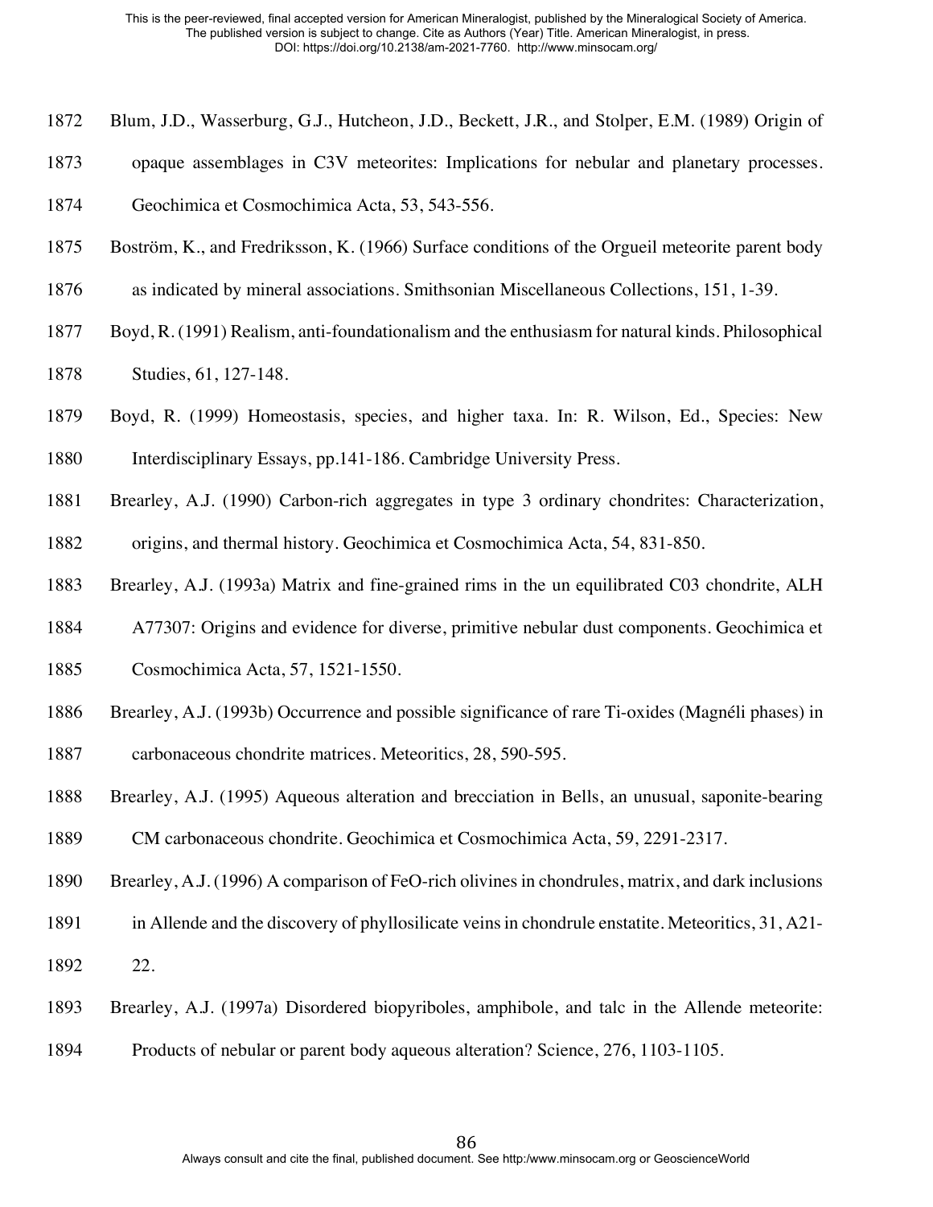Blum, J.D., Wasserburg, G.J., Hutcheon, J.D., Beckett, J.R., and Stolper, E.M. (1989) Origin of opaque assemblages in C3V meteorites: Implications for nebular and planetary processes. Geochimica et Cosmochimica Acta, 53, 543-556.

Boström, K., and Fredriksson, K. (1966) Surface conditions of the Orgueil meteorite parent body as indicated by mineral associations. Smithsonian Miscellaneous Collections, 151, 1-39.

Boyd, R. (1991) Realism, anti-foundationalism and the enthusiasm for natural kinds. Philosophical Studies, 61, 127-148.

Boyd, R. (1999) Homeostasis, species, and higher taxa. In: R. Wilson, Ed., Species: New Interdisciplinary Essays, pp.141-186. Cambridge University Press.

Brearley, A.J. (1990) Carbon-rich aggregates in type 3 ordinary chondrites: Characterization, origins, and thermal history. Geochimica et Cosmochimica Acta, 54, 831-850.

Brearley, A.J. (1993a) Matrix and fine-grained rims in the un equilibrated C03 chondrite, ALH A77307: Origins and evidence for diverse, primitive nebular dust components. Geochimica et Cosmochimica Acta, 57, 1521-1550.

Brearley, A.J. (1993b) Occurrence and possible significance of rare Ti-oxides (Magnéli phases) in carbonaceous chondrite matrices. Meteoritics, 28, 590-595.

Brearley, A.J. (1995) Aqueous alteration and brecciation in Bells, an unusual, saponite-bearing CM carbonaceous chondrite. Geochimica et Cosmochimica Acta, 59, 2291-2317.

Brearley, A.J. (1996) A comparison of FeO-rich olivines in chondrules, matrix, and dark inclusions in Allende and the discovery of phyllosilicate veins in chondrule enstatite. Meteoritics, 31, A21-22.

Brearley, A.J. (1997a) Disordered biopyriboles, amphibole, and talc in the Allende meteorite: Products of nebular or parent body aqueous alteration? Science, 276, 1103-1105.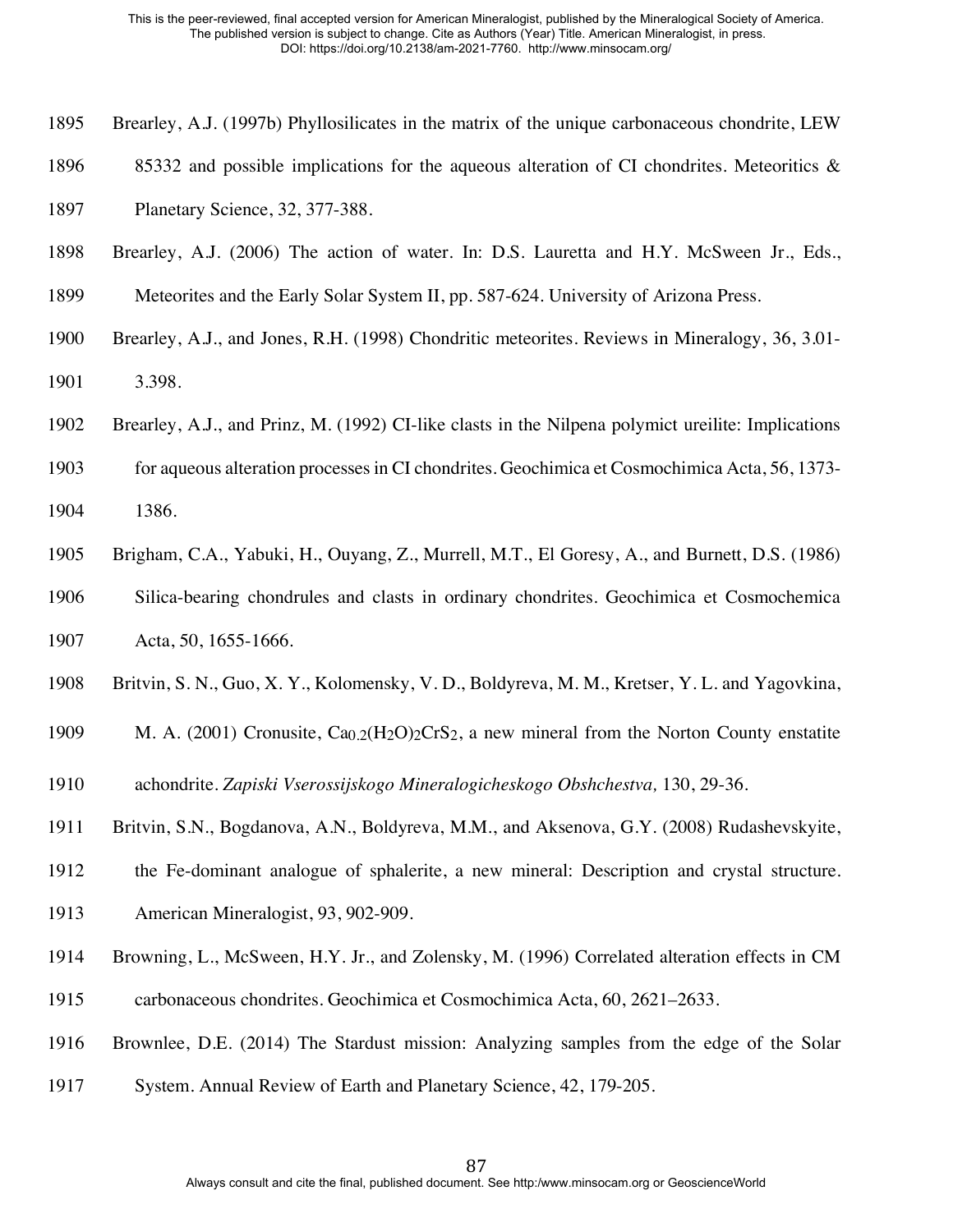Brearley, A.J. (1997b) Phyllosilicates in the matrix of the unique carbonaceous chondrite, LEW 85332 and possible implications for the aqueous alteration of CI chondrites. Meteoritics & Planetary Science, 32, 377-388.

Brearley, A.J. (2006) The action of water. In: D.S. Lauretta and H.Y. McSween Jr., Eds., Meteorites and the Early Solar System II, pp. 587-624. University of Arizona Press.

Brearley, A.J., and Jones, R.H. (1998) Chondritic meteorites. Reviews in Mineralogy, 36, 3.01-3.398.

Brearley, A.J., and Prinz, M. (1992) CI-like clasts in the Nilpena polymict ureilite: Implications for aqueous alteration processes in CI chondrites. Geochimica et Cosmochimica Acta, 56, 1373-1386.

Brigham, C.A., Yabuki, H., Ouyang, Z., Murrell, M.T., El Goresy, A., and Burnett, D.S. (1986) Silica-bearing chondrules and clasts in ordinary chondrites. Geochimica et Cosmochemica Acta, 50, 1655-1666.

Britvin, S. N., Guo, X. Y., Kolomensky, V. D., Boldyreva, M. M., Kretser, Y. L. and Yagovkina, M. A. (2001) Cronusite, $Ca_{0.2}(H_2O)_2CrS_2$, a new mineral from the Norton County enstatite achondrite. *Zapiski Vserossijskogo Mineralogicheskogo Obshchestva,* 130, 29-36.

Britvin, S.N., Bogdanova, A.N., Boldyreva, M.M., and Aksenova, G.Y. (2008) Rudashevskyite, the Fe-dominant analogue of sphalerite, a new mineral: Description and crystal structure. American Mineralogist, 93, 902-909.

Browning, L., McSween, H.Y. Jr., and Zolensky, M. (1996) Correlated alteration effects in CM carbonaceous chondrites. Geochimica et Cosmochimica Acta, 60, 2621–2633.

Brownlee, D.E. (2014) The Stardust mission: Analyzing samples from the edge of the Solar System. Annual Review of Earth and Planetary Science, 42, 179-205.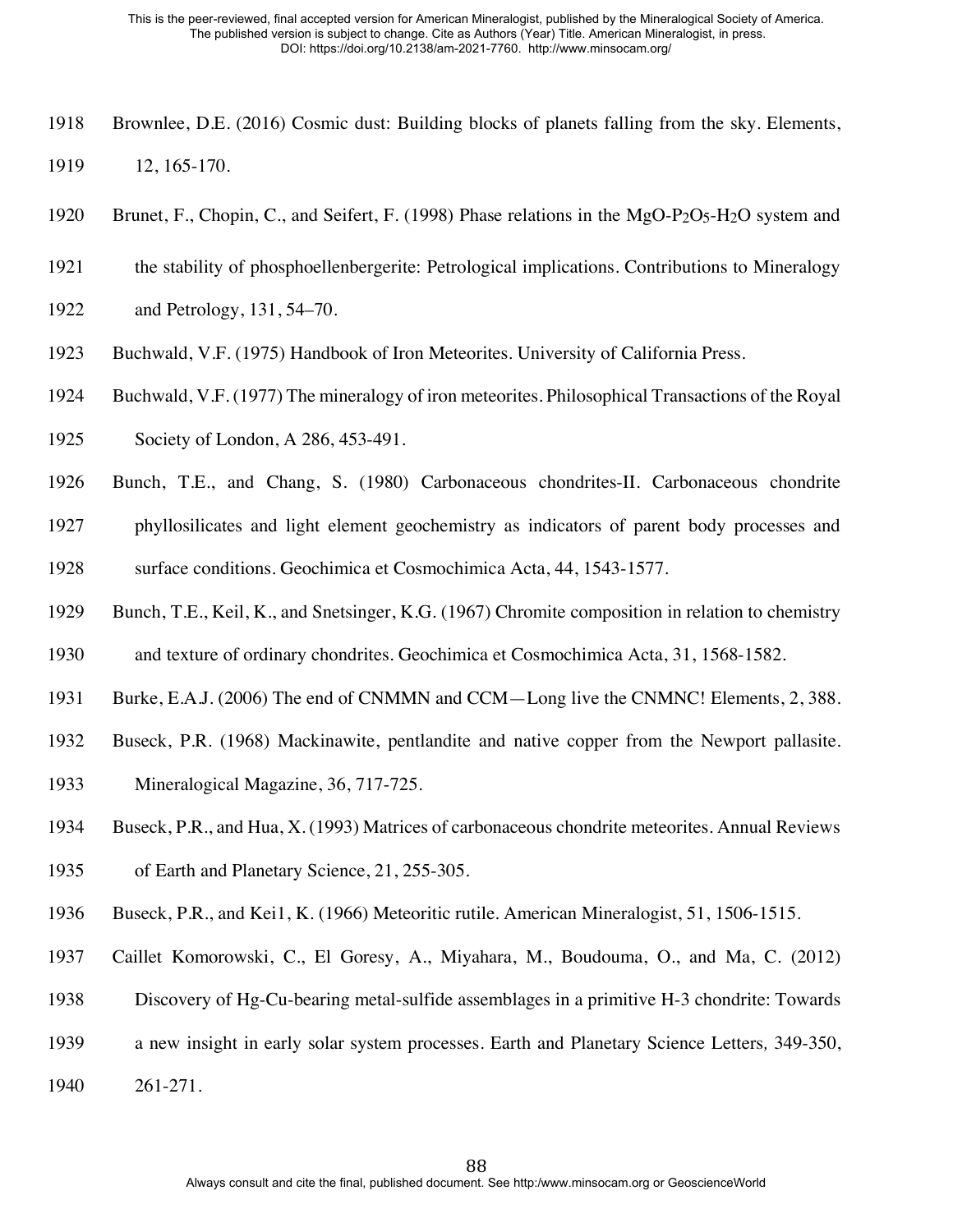Brownlee, D.E. (2016) Cosmic dust: Building blocks of planets falling from the sky. Elements, 12, 165-170.

Brunet, F., Chopin, C., and Seifert, F. (1998) Phase relations in the $MgO$-$P_2O_5$-$H_2O$ system and the stability of phosphoellenbergerite: Petrological implications. Contributions to Mineralogy and Petrology, 131, 54–70.

Buchwald, V.F. (1975) Handbook of Iron Meteorites. University of California Press.

Buchwald, V.F. (1977) The mineralogy of iron meteorites. Philosophical Transactions of the Royal Society of London, A 286, 453-491.

Bunch, T.E., and Chang, S. (1980) Carbonaceous chondrites-II. Carbonaceous chondrite phyllosilicates and light element geochemistry as indicators of parent body processes and surface conditions. Geochimica et Cosmochimica Acta, 44, 1543-1577.

Bunch, T.E., Keil, K., and Snetsinger, K.G. (1967) Chromite composition in relation to chemistry and texture of ordinary chondrites. Geochimica et Cosmochimica Acta, 31, 1568-1582.

Burke, E.A.J. (2006) The end of CNMMN and CCM—Long live the CNMNC! Elements, 2, 388.

Buseck, P.R. (1968) Mackinawite, pentlandite and native copper from the Newport pallasite. Mineralogical Magazine, 36, 717-725.

Buseck, P.R., and Hua, X. (1993) Matrices of carbonaceous chondrite meteorites. Annual Reviews of Earth and Planetary Science, 21, 255-305.

Buseck, P.R., and Kei1, K. (1966) Meteoritic rutile. American Mineralogist, 51, 1506-1515.

Caillet Komorowski, C., El Goresy, A., Miyahara, M., Boudouma, O., and Ma, C. (2012) Discovery of Hg-Cu-bearing metal-sulfide assemblages in a primitive H-3 chondrite: Towards a new insight in early solar system processes. Earth and Planetary Science Letters, 349-350, 261-271.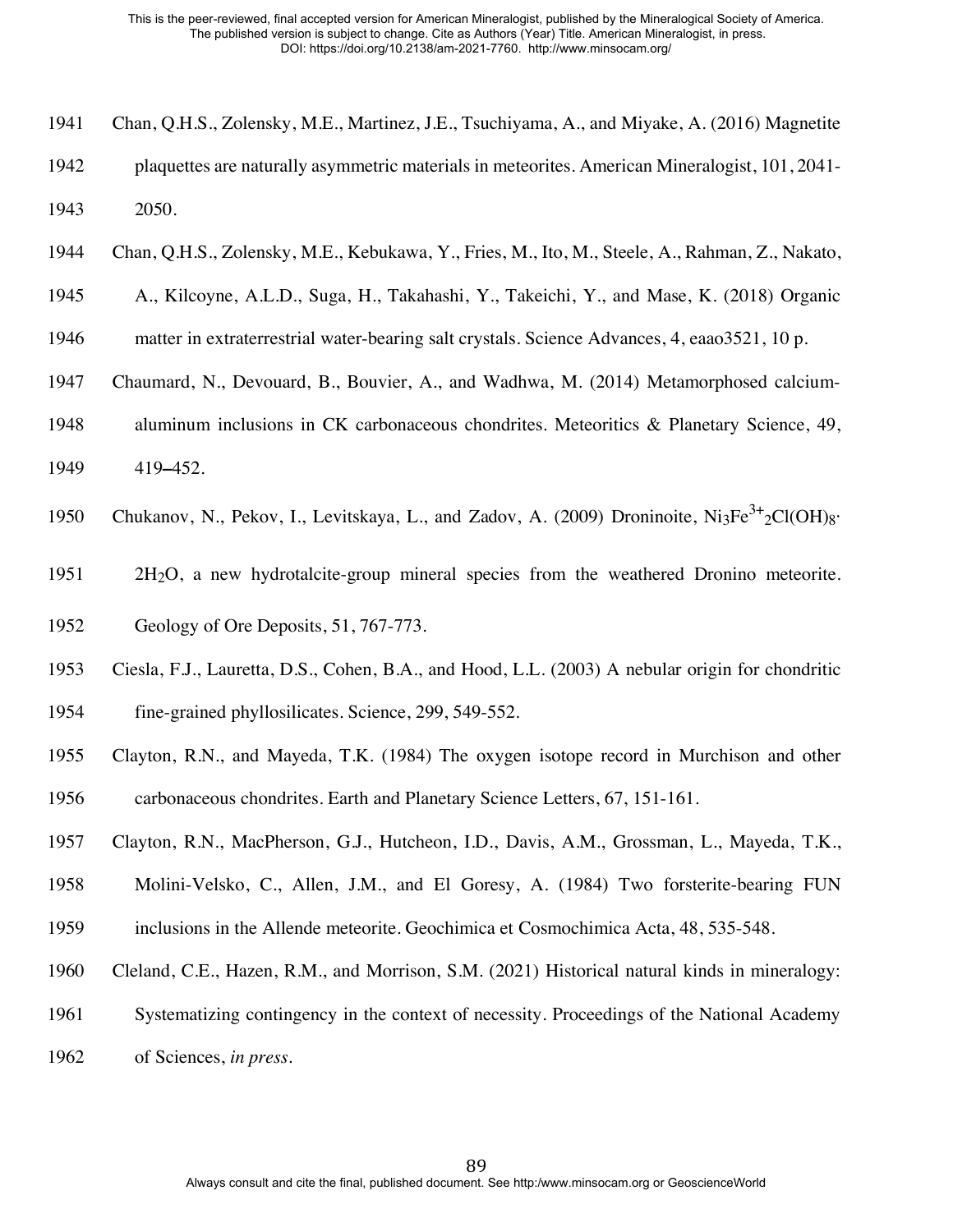Chan, Q.H.S., Zolensky, M.E., Martinez, J.E., Tsuchiyama, A., and Miyake, A. (2016) Magnetite plaquettes are naturally asymmetric materials in meteorites. American Mineralogist, 101, 2041-2050.

Chan, Q.H.S., Zolensky, M.E., Kebukawa, Y., Fries, M., Ito, M., Steele, A., Rahman, Z., Nakato, A., Kilcoyne, A.L.D., Suga, H., Takahashi, Y., Takeichi, Y., and Mase, K. (2018) Organic matter in extraterrestrial water-bearing salt crystals. Science Advances, 4, eaao3521, 10 p.

Chaumard, N., Devouard, B., Bouvier, A., and Wadhwa, M. (2014) Metamorphosed calcium-aluminum inclusions in CK carbonaceous chondrites. Meteoritics & Planetary Science, 49, 419–452.

Chukanov, N., Pekov, I., Levitskaya, L., and Zadov, A. (2009) Droninoite, $Ni_3Fe^{3+}{}_2Cl(OH)_8 \cdot 2H_2O$, a new hydrotalcite-group mineral species from the weathered Dronino meteorite. Geology of Ore Deposits, 51, 767-773.

Ciesla, F.J., Lauretta, D.S., Cohen, B.A., and Hood, L.L. (2003) A nebular origin for chondritic fine-grained phyllosilicates. Science, 299, 549-552.

Clayton, R.N., and Mayeda, T.K. (1984) The oxygen isotope record in Murchison and other carbonaceous chondrites. Earth and Planetary Science Letters, 67, 151-161.

Clayton, R.N., MacPherson, G.J., Hutcheon, I.D., Davis, A.M., Grossman, L., Mayeda, T.K., Molini-Velsko, C., Allen, J.M., and El Goresy, A. (1984) Two forsterite-bearing FUN inclusions in the Allende meteorite. Geochimica et Cosmochimica Acta, 48, 535-548.

Cleland, C.E., Hazen, R.M., and Morrison, S.M. (2021) Historical natural kinds in mineralogy: Systematizing contingency in the context of necessity. Proceedings of the National Academy of Sciences, *in press*.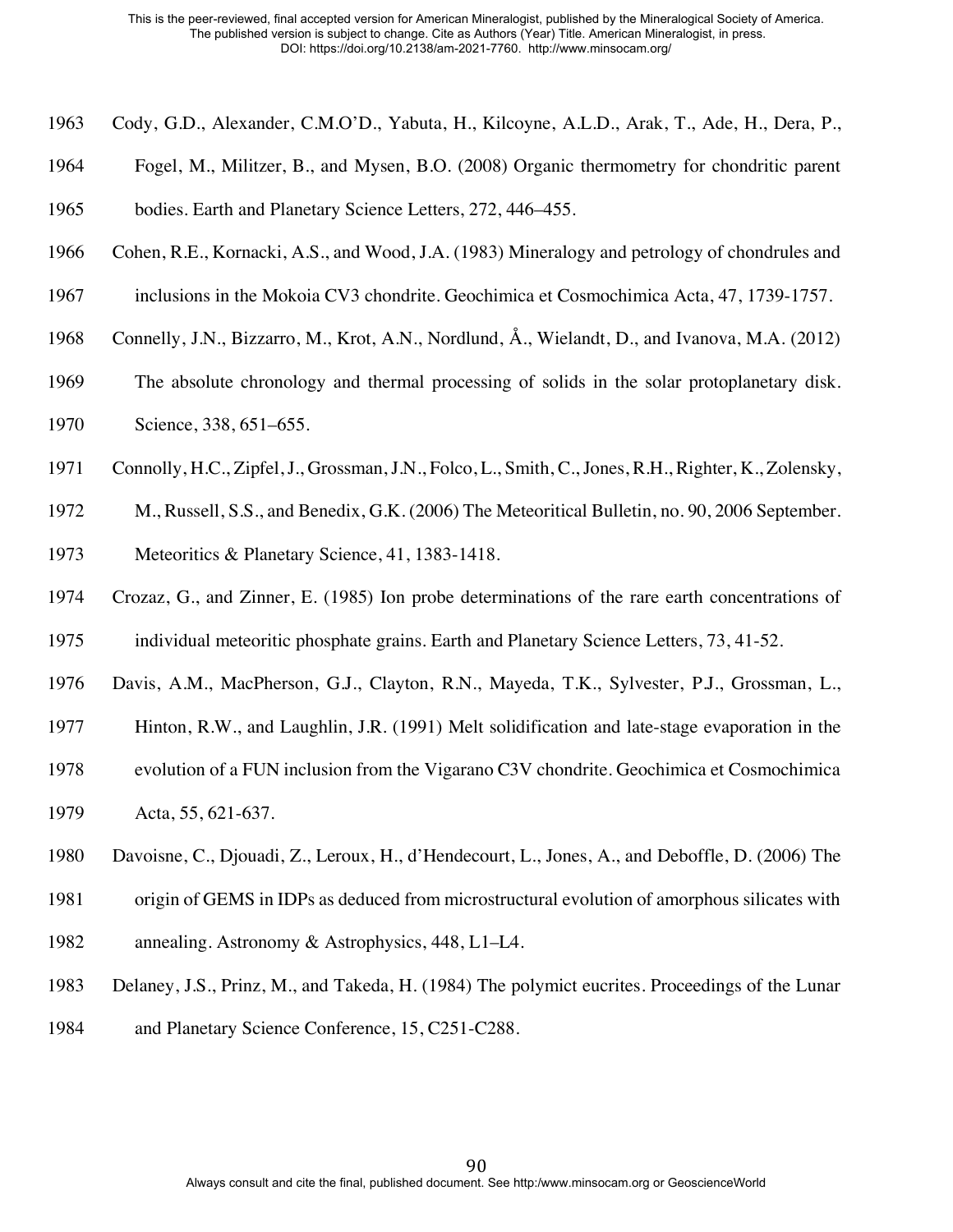Cody, G.D., Alexander, C.M.O'D., Yabuta, H., Kilcoyne, A.L.D., Arak, T., Ade, H., Dera, P., Fogel, M., Militzer, B., and Mysen, B.O. (2008) Organic thermometry for chondritic parent bodies. Earth and Planetary Science Letters, 272, 446–455.

Cohen, R.E., Kornacki, A.S., and Wood, J.A. (1983) Mineralogy and petrology of chondrules and inclusions in the Mokoia CV3 chondrite. Geochimica et Cosmochimica Acta, 47, 1739-1757.

Connelly, J.N., Bizzarro, M., Krot, A.N., Nordlund, Å., Wielandt, D., and Ivanova, M.A. (2012) The absolute chronology and thermal processing of solids in the solar protoplanetary disk. Science, 338, 651–655.

Connolly, H.C., Zipfel, J., Grossman, J.N., Folco, L., Smith, C., Jones, R.H., Righter, K., Zolensky, M., Russell, S.S., and Benedix, G.K. (2006) The Meteoritical Bulletin, no. 90, 2006 September. Meteoritics & Planetary Science, 41, 1383-1418.

Crozaz, G., and Zinner, E. (1985) Ion probe determinations of the rare earth concentrations of individual meteoritic phosphate grains. Earth and Planetary Science Letters, 73, 41-52.

Davis, A.M., MacPherson, G.J., Clayton, R.N., Mayeda, T.K., Sylvester, P.J., Grossman, L., Hinton, R.W., and Laughlin, J.R. (1991) Melt solidification and late-stage evaporation in the evolution of a FUN inclusion from the Vigarano C3V chondrite. Geochimica et Cosmochimica Acta, 55, 621-637.

Davoisne, C., Djouadi, Z., Leroux, H., d'Hendecourt, L., Jones, A., and Deboffle, D. (2006) The origin of GEMS in IDPs as deduced from microstructural evolution of amorphous silicates with annealing. Astronomy & Astrophysics, 448, L1–L4.

Delaney, J.S., Prinz, M., and Takeda, H. (1984) The polymict eucrites. Proceedings of the Lunar and Planetary Science Conference, 15, C251-C288.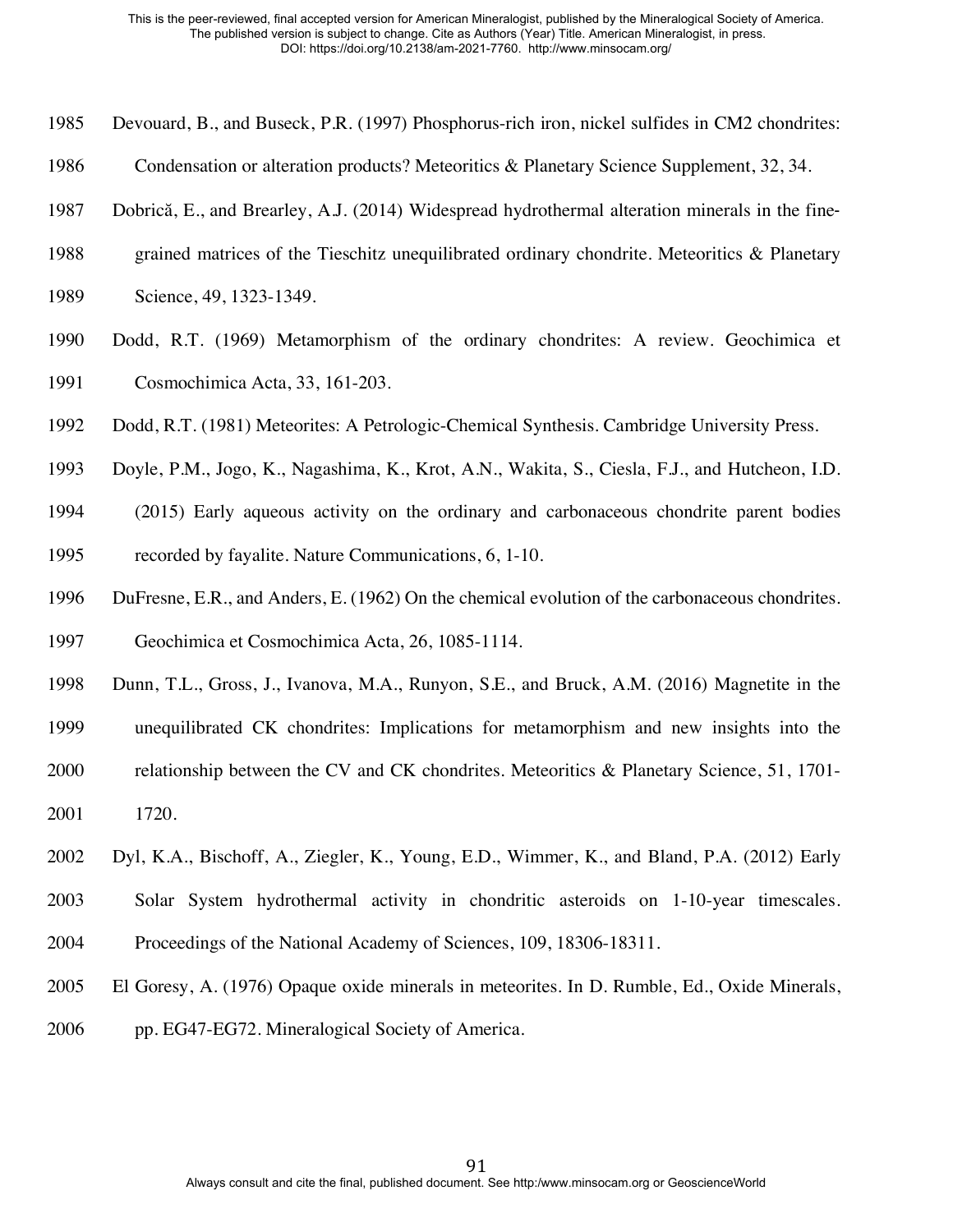Devouard, B., and Buseck, P.R. (1997) Phosphorus-rich iron, nickel sulfides in CM2 chondrites: Condensation or alteration products? Meteoritics & Planetary Science Supplement, 32, 34.

Dobrică, E., and Brearley, A.J. (2014) Widespread hydrothermal alteration minerals in the fine-grained matrices of the Tieschitz unequilibrated ordinary chondrite. Meteoritics & Planetary Science, 49, 1323-1349.

Dodd, R.T. (1969) Metamorphism of the ordinary chondrites: A review. Geochimica et Cosmochimica Acta, 33, 161-203.

Dodd, R.T. (1981) Meteorites: A Petrologic-Chemical Synthesis. Cambridge University Press.

Doyle, P.M., Jogo, K., Nagashima, K., Krot, A.N., Wakita, S., Ciesla, F.J., and Hutcheon, I.D. (2015) Early aqueous activity on the ordinary and carbonaceous chondrite parent bodies recorded by fayalite. Nature Communications, 6, 1-10.

DuFresne, E.R., and Anders, E. (1962) On the chemical evolution of the carbonaceous chondrites. Geochimica et Cosmochimica Acta, 26, 1085-1114.

Dunn, T.L., Gross, J., Ivanova, M.A., Runyon, S.E., and Bruck, A.M. (2016) Magnetite in the unequilibrated CK chondrites: Implications for metamorphism and new insights into the relationship between the CV and CK chondrites. Meteoritics & Planetary Science, 51, 1701-1720.

Dyl, K.A., Bischoff, A., Ziegler, K., Young, E.D., Wimmer, K., and Bland, P.A. (2012) Early Solar System hydrothermal activity in chondritic asteroids on 1-10-year timescales. Proceedings of the National Academy of Sciences, 109, 18306-18311.

El Goresy, A. (1976) Opaque oxide minerals in meteorites. In D. Rumble, Ed., Oxide Minerals, pp. EG47-EG72. Mineralogical Society of America.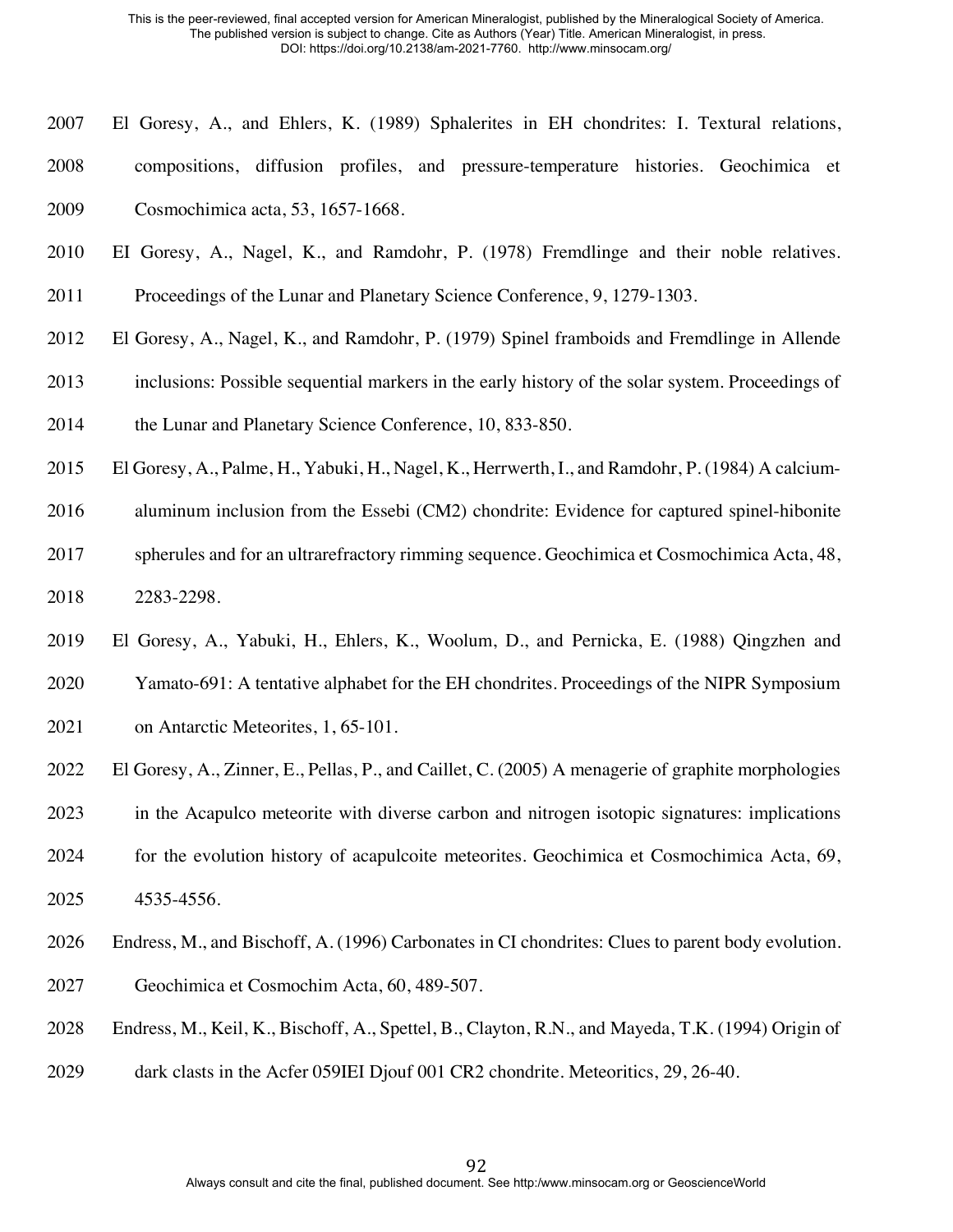El Goresy, A., and Ehlers, K. (1989) Sphalerites in EH chondrites: I. Textural relations, compositions, diffusion profiles, and pressure-temperature histories. Geochimica et Cosmochimica acta, 53, 1657-1668.

EI Goresy, A., Nagel, K., and Ramdohr, P. (1978) Fremdlinge and their noble relatives. Proceedings of the Lunar and Planetary Science Conference, 9, 1279-1303.

El Goresy, A., Nagel, K., and Ramdohr, P. (1979) Spinel framboids and Fremdlinge in Allende inclusions: Possible sequential markers in the early history of the solar system. Proceedings of the Lunar and Planetary Science Conference, 10, 833-850.

El Goresy, A., Palme, H., Yabuki, H., Nagel, K., Herrwerth, I., and Ramdohr, P. (1984) A calcium-aluminum inclusion from the Essebi (CM2) chondrite: Evidence for captured spinel-hibonite spherules and for an ultrarefractory rimming sequence. Geochimica et Cosmochimica Acta, 48, 2283-2298.

El Goresy, A., Yabuki, H., Ehlers, K., Woolum, D., and Pernicka, E. (1988) Qingzhen and Yamato-691: A tentative alphabet for the EH chondrites. Proceedings of the NIPR Symposium on Antarctic Meteorites, 1, 65-101.

El Goresy, A., Zinner, E., Pellas, P., and Caillet, C. (2005) A menagerie of graphite morphologies in the Acapulco meteorite with diverse carbon and nitrogen isotopic signatures: implications for the evolution history of acapulcoite meteorites. Geochimica et Cosmochimica Acta, 69, 4535-4556.

Endress, M., and Bischoff, A. (1996) Carbonates in CI chondrites: Clues to parent body evolution. Geochimica et Cosmochim Acta, 60, 489-507.

Endress, M., Keil, K., Bischoff, A., Spettel, B., Clayton, R.N., and Mayeda, T.K. (1994) Origin of dark clasts in the Acfer 059IEI Djouf 001 CR2 chondrite. Meteoritics, 29, 26-40.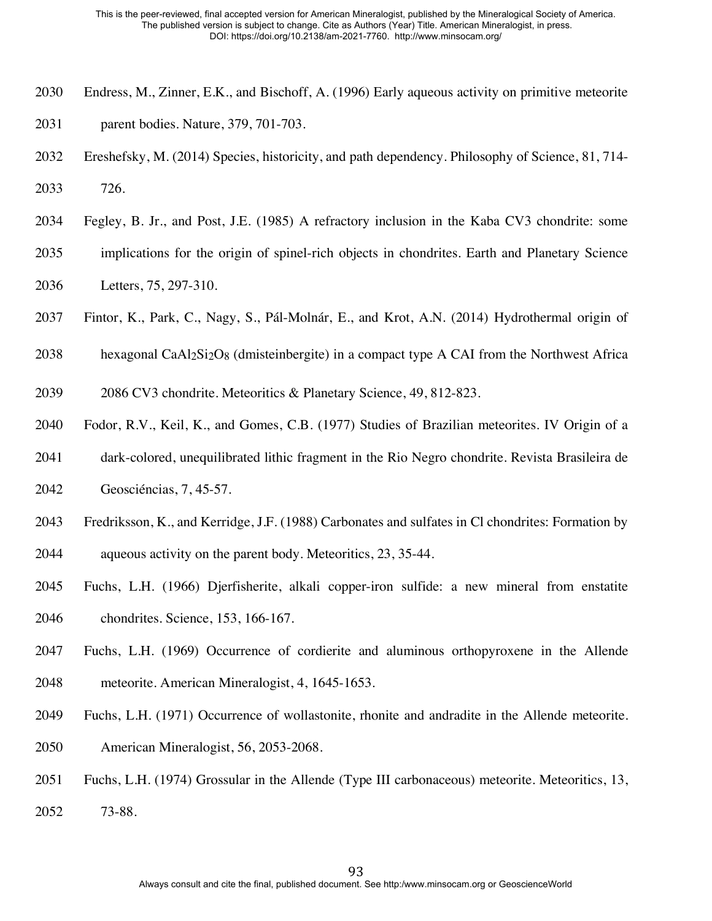Endress, M., Zinner, E.K., and Bischoff, A. (1996) Early aqueous activity on primitive meteorite parent bodies. Nature, 379, 701-703.

Ereshefsky, M. (2014) Species, historicity, and path dependency. Philosophy of Science, 81, 714-726.

Fegley, B. Jr., and Post, J.E. (1985) A refractory inclusion in the Kaba CV3 chondrite: some implications for the origin of spinel-rich objects in chondrites. Earth and Planetary Science Letters, 75, 297-310.

Fintor, K., Park, C., Nagy, S., Pál-Molnár, E., and Krot, A.N. (2014) Hydrothermal origin of hexagonal $CaAl_2Si_2O_8$ (dmisteinbergite) in a compact type A CAI from the Northwest Africa 2086 CV3 chondrite. Meteoritics & Planetary Science, 49, 812-823.

Fodor, R.V., Keil, K., and Gomes, C.B. (1977) Studies of Brazilian meteorites. IV Origin of a dark-colored, unequilibrated lithic fragment in the Rio Negro chondrite. Revista Brasileira de Geosciéncias, 7, 45-57.

Fredriksson, K., and Kerridge, J.F. (1988) Carbonates and sulfates in Cl chondrites: Formation by aqueous activity on the parent body. Meteoritics, 23, 35-44.

Fuchs, L.H. (1966) Djerfisherite, alkali copper-iron sulfide: a new mineral from enstatite chondrites. Science, 153, 166-167.

Fuchs, L.H. (1969) Occurrence of cordierite and aluminous orthopyroxene in the Allende meteorite. American Mineralogist, 4, 1645-1653.

Fuchs, L.H. (1971) Occurrence of wollastonite, rhonite and andradite in the Allende meteorite. American Mineralogist, 56, 2053-2068.

Fuchs, L.H. (1974) Grossular in the Allende (Type III carbonaceous) meteorite. Meteoritics, 13, 73-88.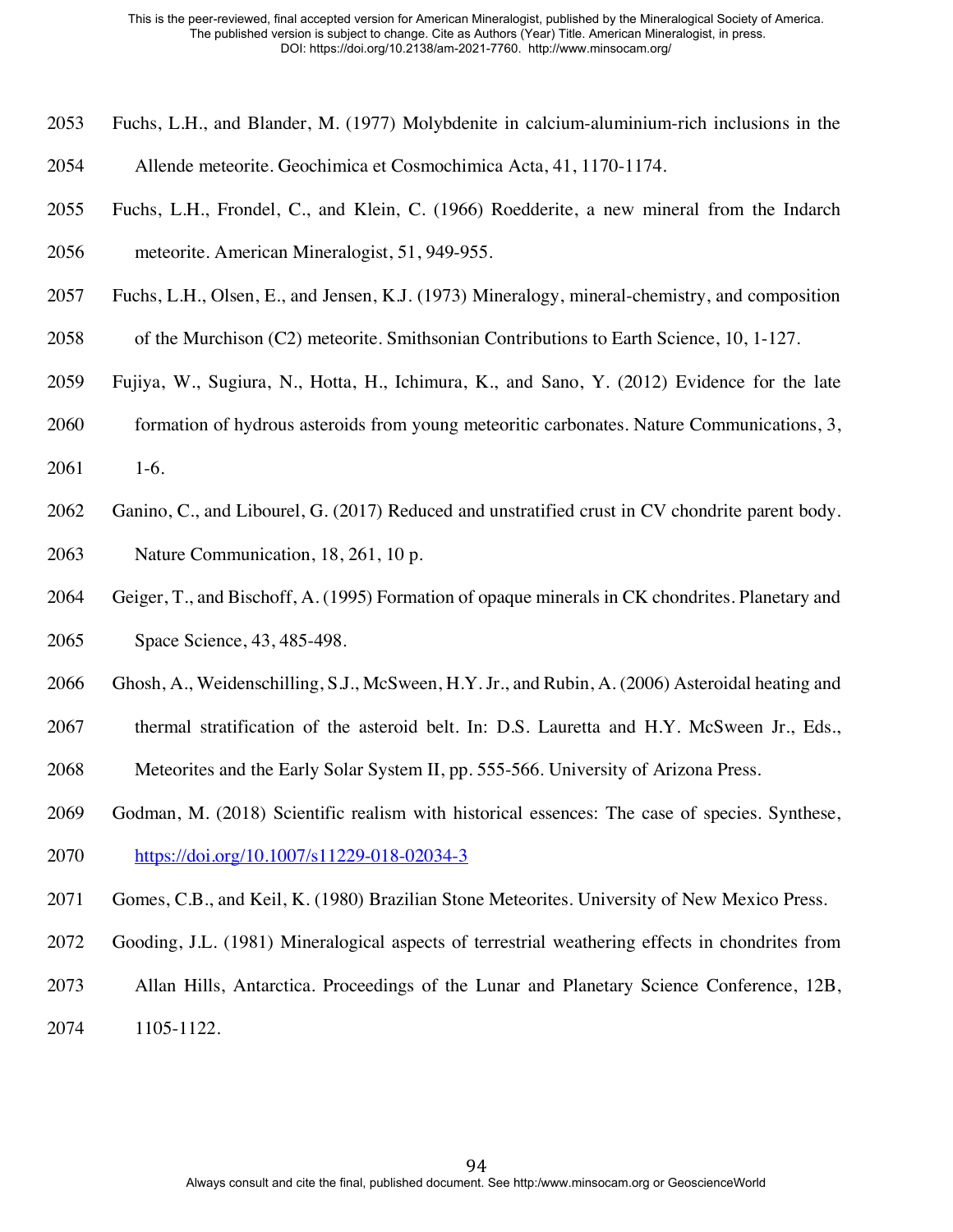Fuchs, L.H., and Blander, M. (1977) Molybdenite in calcium-aluminium-rich inclusions in the Allende meteorite. Geochimica et Cosmochimica Acta, 41, 1170-1174.

Fuchs, L.H., Frondel, C., and Klein, C. (1966) Roedderite, a new mineral from the Indarch meteorite. American Mineralogist, 51, 949-955.

Fuchs, L.H., Olsen, E., and Jensen, K.J. (1973) Mineralogy, mineral-chemistry, and composition of the Murchison (C2) meteorite. Smithsonian Contributions to Earth Science, 10, 1-127.

Fujiya, W., Sugiura, N., Hotta, H., Ichimura, K., and Sano, Y. (2012) Evidence for the late formation of hydrous asteroids from young meteoritic carbonates. Nature Communications, 3, 1-6.

Ganino, C., and Libourel, G. (2017) Reduced and unstratified crust in CV chondrite parent body. Nature Communication, 18, 261, 10 p.

Geiger, T., and Bischoff, A. (1995) Formation of opaque minerals in CK chondrites. Planetary and Space Science, 43, 485-498.

Ghosh, A., Weidenschilling, S.J., McSween, H.Y. Jr., and Rubin, A. (2006) Asteroidal heating and thermal stratification of the asteroid belt. In: D.S. Lauretta and H.Y. McSween Jr., Eds., Meteorites and the Early Solar System II, pp. 555-566. University of Arizona Press.

Godman, M. (2018) Scientific realism with historical essences: The case of species. Synthese, https://doi.org/10.1007/s11229-018-02034-3

Gomes, C.B., and Keil, K. (1980) Brazilian Stone Meteorites. University of New Mexico Press.

Gooding, J.L. (1981) Mineralogical aspects of terrestrial weathering effects in chondrites from Allan Hills, Antarctica. Proceedings of the Lunar and Planetary Science Conference, 12B, 1105-1122.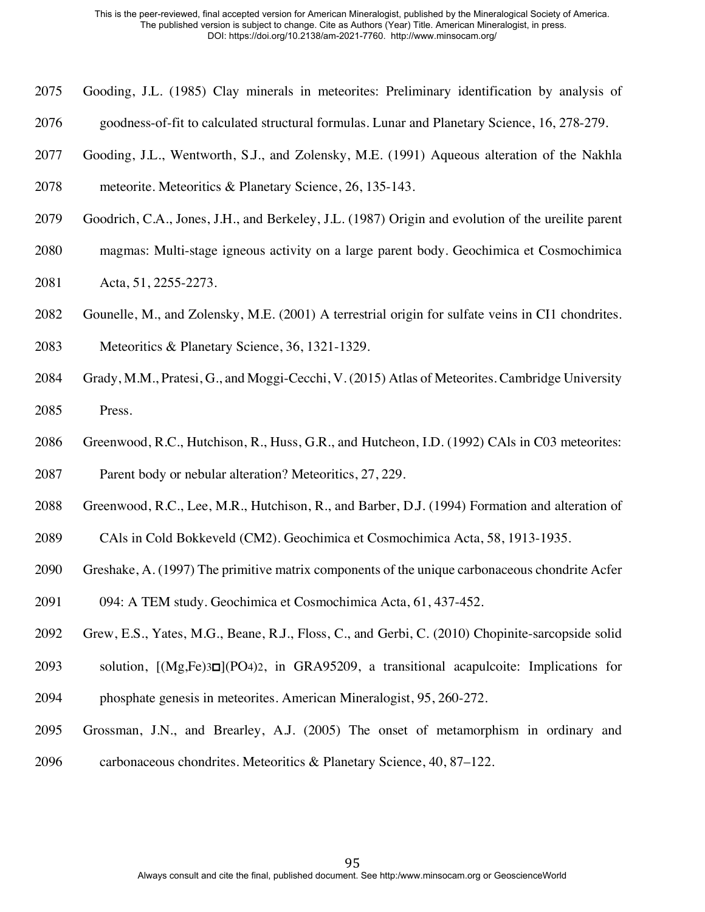Gooding, J.L. (1985) Clay minerals in meteorites: Preliminary identification by analysis of goodness-of-fit to calculated structural formulas. Lunar and Planetary Science, 16, 278-279.

Gooding, J.L., Wentworth, S.J., and Zolensky, M.E. (1991) Aqueous alteration of the Nakhla meteorite. Meteoritics & Planetary Science, 26, 135-143.

Goodrich, C.A., Jones, J.H., and Berkeley, J.L. (1987) Origin and evolution of the ureilite parent magmas: Multi-stage igneous activity on a large parent body. Geochimica et Cosmochimica Acta, 51, 2255-2273.

Gounelle, M., and Zolensky, M.E. (2001) A terrestrial origin for sulfate veins in CI1 chondrites. Meteoritics & Planetary Science, 36, 1321-1329.

Grady, M.M., Pratesi, G., and Moggi-Cecchi, V. (2015) Atlas of Meteorites. Cambridge University Press.

Greenwood, R.C., Hutchison, R., Huss, G.R., and Hutcheon, I.D. (1992) CAls in C03 meteorites: Parent body or nebular alteration? Meteoritics, 27, 229.

Greenwood, R.C., Lee, M.R., Hutchison, R., and Barber, D.J. (1994) Formation and alteration of CAls in Cold Bokkeveld (CM2). Geochimica et Cosmochimica Acta, 58, 1913-1935.

Greshake, A. (1997) The primitive matrix components of the unique carbonaceous chondrite Acfer 094: A TEM study. Geochimica et Cosmochimica Acta, 61, 437-452.

Grew, E.S., Yates, M.G., Beane, R.J., Floss, C., and Gerbi, C. (2010) Chopinite-sarcopside solid solution, $[(Mg,Fe)_3\square](PO_4)_2$, in GRA95209, a transitional acapulcoite: Implications for phosphate genesis in meteorites. American Mineralogist, 95, 260-272.

Grossman, J.N., and Brearley, A.J. (2005) The onset of metamorphism in ordinary and carbonaceous chondrites. Meteoritics & Planetary Science, 40, 87–122.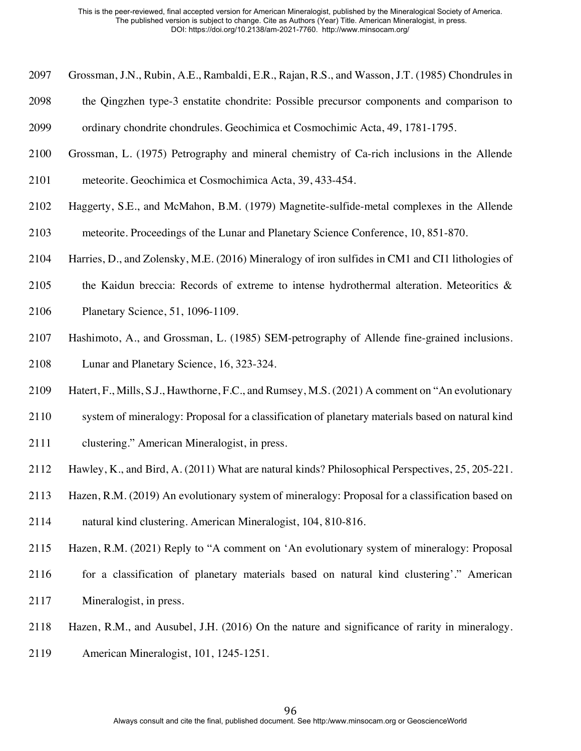Grossman, J.N., Rubin, A.E., Rambaldi, E.R., Rajan, R.S., and Wasson, J.T. (1985) Chondrules in the Qingzhen type-3 enstatite chondrite: Possible precursor components and comparison to ordinary chondrite chondrules. Geochimica et Cosmochimic Acta, 49, 1781-1795.

Grossman, L. (1975) Petrography and mineral chemistry of Ca-rich inclusions in the Allende meteorite. Geochimica et Cosmochimica Acta, 39, 433-454.

Haggerty, S.E., and McMahon, B.M. (1979) Magnetite-sulfide-metal complexes in the Allende meteorite. Proceedings of the Lunar and Planetary Science Conference, 10, 851-870.

Harries, D., and Zolensky, M.E. (2016) Mineralogy of iron sulfides in CM1 and CI1 lithologies of the Kaidun breccia: Records of extreme to intense hydrothermal alteration. Meteoritics & Planetary Science, 51, 1096-1109.

Hashimoto, A., and Grossman, L. (1985) SEM-petrography of Allende fine-grained inclusions. Lunar and Planetary Science, 16, 323-324.

Hatert, F., Mills, S.J., Hawthorne, F.C., and Rumsey, M.S. (2021) A comment on "An evolutionary system of mineralogy: Proposal for a classification of planetary materials based on natural kind clustering." American Mineralogist, in press.

Hawley, K., and Bird, A. (2011) What are natural kinds? Philosophical Perspectives, 25, 205-221.

Hazen, R.M. (2019) An evolutionary system of mineralogy: Proposal for a classification based on natural kind clustering. American Mineralogist, 104, 810-816.

Hazen, R.M. (2021) Reply to "A comment on 'An evolutionary system of mineralogy: Proposal for a classification of planetary materials based on natural kind clustering'." American Mineralogist, in press.

Hazen, R.M., and Ausubel, J.H. (2016) On the nature and significance of rarity in mineralogy. American Mineralogist, 101, 1245-1251.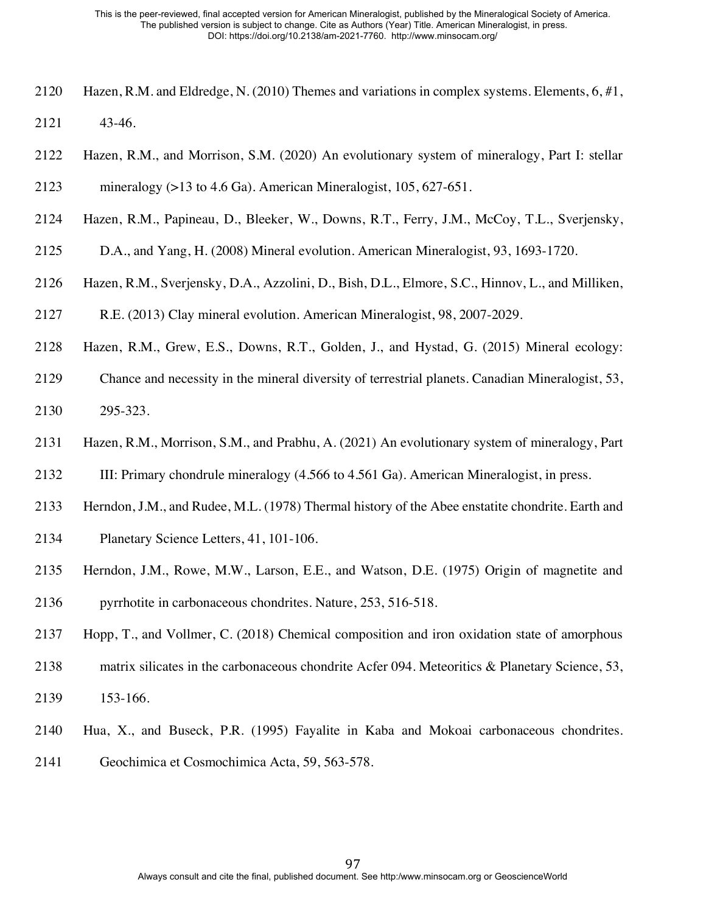Hazen, R.M. and Eldredge, N. (2010) Themes and variations in complex systems. Elements, 6, #1, 43-46.

Hazen, R.M., and Morrison, S.M. (2020) An evolutionary system of mineralogy, Part I: stellar mineralogy (>13 to 4.6 Ga). American Mineralogist, 105, 627-651.

Hazen, R.M., Papineau, D., Bleeker, W., Downs, R.T., Ferry, J.M., McCoy, T.L., Sverjensky, D.A., and Yang, H. (2008) Mineral evolution. American Mineralogist, 93, 1693-1720.

Hazen, R.M., Sverjensky, D.A., Azzolini, D., Bish, D.L., Elmore, S.C., Hinnov, L., and Milliken, R.E. (2013) Clay mineral evolution. American Mineralogist, 98, 2007-2029.

Hazen, R.M., Grew, E.S., Downs, R.T., Golden, J., and Hystad, G. (2015) Mineral ecology: Chance and necessity in the mineral diversity of terrestrial planets. Canadian Mineralogist, 53, 295-323.

Hazen, R.M., Morrison, S.M., and Prabhu, A. (2021) An evolutionary system of mineralogy, Part III: Primary chondrule mineralogy (4.566 to 4.561 Ga). American Mineralogist, in press.

Herndon, J.M., and Rudee, M.L. (1978) Thermal history of the Abee enstatite chondrite. Earth and Planetary Science Letters, 41, 101-106.

Herndon, J.M., Rowe, M.W., Larson, E.E., and Watson, D.E. (1975) Origin of magnetite and pyrrhotite in carbonaceous chondrites. Nature, 253, 516-518.

Hopp, T., and Vollmer, C. (2018) Chemical composition and iron oxidation state of amorphous matrix silicates in the carbonaceous chondrite Acfer 094. Meteoritics & Planetary Science, 53, 153-166.

Hua, X., and Buseck, P.R. (1995) Fayalite in Kaba and Mokoai carbonaceous chondrites. Geochimica et Cosmochimica Acta, 59, 563-578.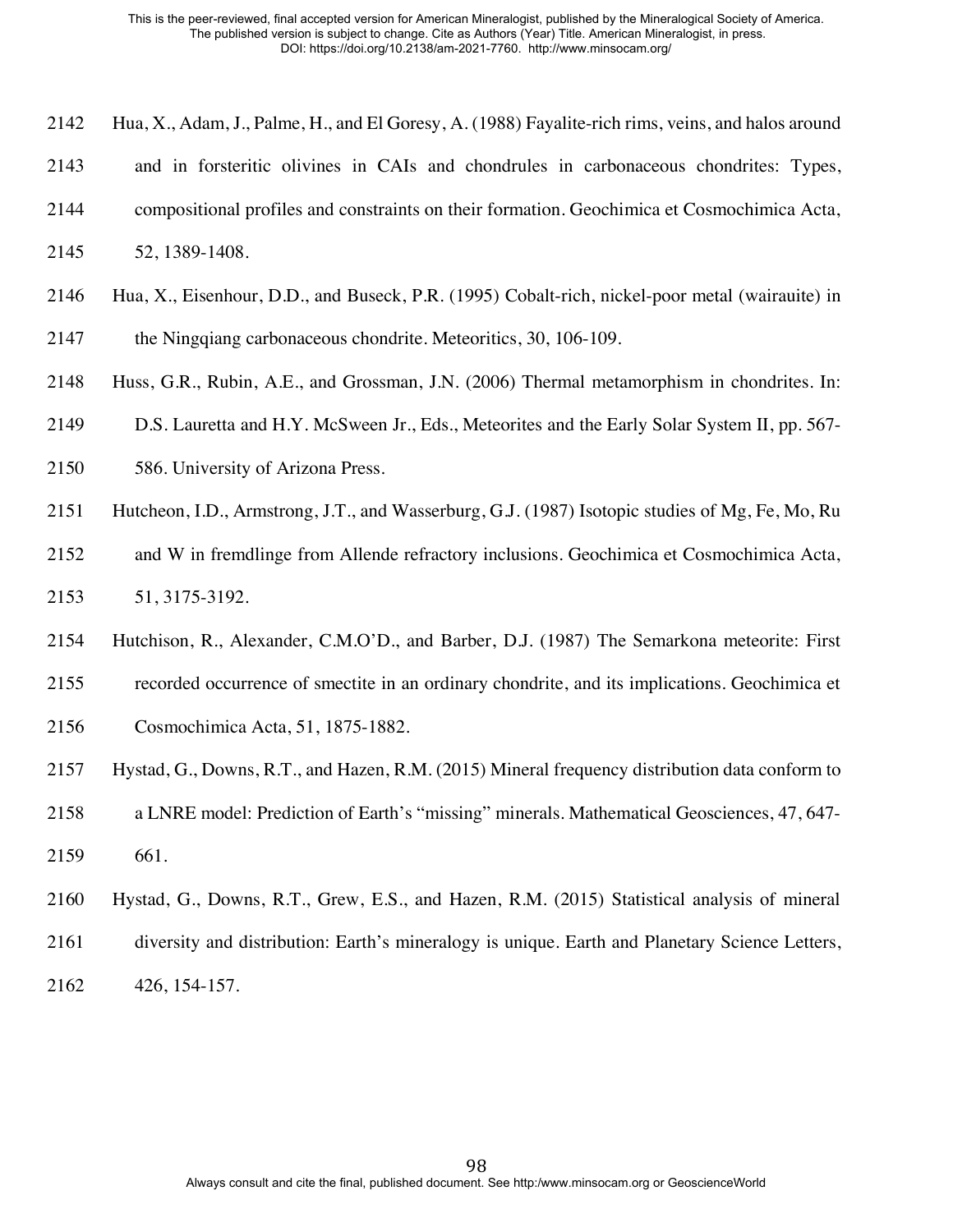Hua, X., Adam, J., Palme, H., and El Goresy, A. (1988) Fayalite-rich rims, veins, and halos around and in forsteritic olivines in CAIs and chondrules in carbonaceous chondrites: Types, compositional profiles and constraints on their formation. Geochimica et Cosmochimica Acta, 52, 1389-1408.

Hua, X., Eisenhour, D.D., and Buseck, P.R. (1995) Cobalt-rich, nickel-poor metal (wairauite) in the Ningqiang carbonaceous chondrite. Meteoritics, 30, 106-109.

Huss, G.R., Rubin, A.E., and Grossman, J.N. (2006) Thermal metamorphism in chondrites. In: D.S. Lauretta and H.Y. McSween Jr., Eds., Meteorites and the Early Solar System II, pp. 567-586. University of Arizona Press.

Hutcheon, I.D., Armstrong, J.T., and Wasserburg, G.J. (1987) Isotopic studies of Mg, Fe, Mo, Ru and W in fremdlinge from Allende refractory inclusions. Geochimica et Cosmochimica Acta, 51, 3175-3192.

Hutchison, R., Alexander, C.M.O'D., and Barber, D.J. (1987) The Semarkona meteorite: First recorded occurrence of smectite in an ordinary chondrite, and its implications. Geochimica et Cosmochimica Acta, 51, 1875-1882.

Hystad, G., Downs, R.T., and Hazen, R.M. (2015) Mineral frequency distribution data conform to a LNRE model: Prediction of Earth's "missing" minerals. Mathematical Geosciences, 47, 647-661.

Hystad, G., Downs, R.T., Grew, E.S., and Hazen, R.M. (2015) Statistical analysis of mineral diversity and distribution: Earth's mineralogy is unique. Earth and Planetary Science Letters, 426, 154-157.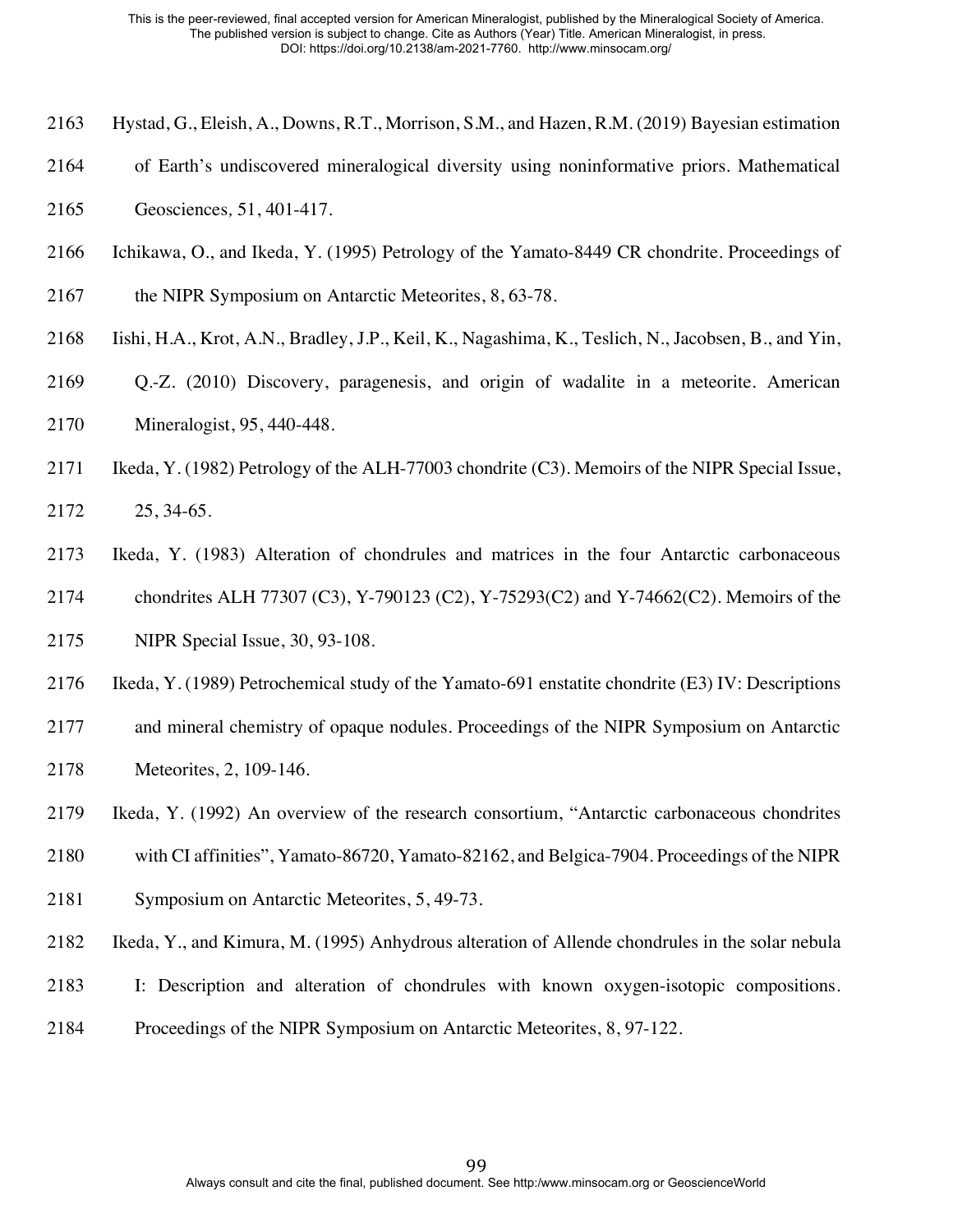Hystad, G., Eleish, A., Downs, R.T., Morrison, S.M., and Hazen, R.M. (2019) Bayesian estimation of Earth's undiscovered mineralogical diversity using noninformative priors. Mathematical Geosciences, 51, 401-417.

Ichikawa, O., and Ikeda, Y. (1995) Petrology of the Yamato-8449 CR chondrite. Proceedings of the NIPR Symposium on Antarctic Meteorites, 8, 63-78.

Iishi, H.A., Krot, A.N., Bradley, J.P., Keil, K., Nagashima, K., Teslich, N., Jacobsen, B., and Yin, Q.-Z. (2010) Discovery, paragenesis, and origin of wadalite in a meteorite. American Mineralogist, 95, 440-448.

Ikeda, Y. (1982) Petrology of the ALH-77003 chondrite (C3). Memoirs of the NIPR Special Issue, 25, 34-65.

Ikeda, Y. (1983) Alteration of chondrules and matrices in the four Antarctic carbonaceous chondrites ALH 77307 (C3), Y-790123 (C2), Y-75293(C2) and Y-74662(C2). Memoirs of the NIPR Special Issue, 30, 93-108.

Ikeda, Y. (1989) Petrochemical study of the Yamato-691 enstatite chondrite (E3) IV: Descriptions and mineral chemistry of opaque nodules. Proceedings of the NIPR Symposium on Antarctic Meteorites, 2, 109-146.

Ikeda, Y. (1992) An overview of the research consortium, "Antarctic carbonaceous chondrites with CI affinities", Yamato-86720, Yamato-82162, and Belgica-7904. Proceedings of the NIPR Symposium on Antarctic Meteorites, 5, 49-73.

Ikeda, Y., and Kimura, M. (1995) Anhydrous alteration of Allende chondrules in the solar nebula I: Description and alteration of chondrules with known oxygen-isotopic compositions. Proceedings of the NIPR Symposium on Antarctic Meteorites, 8, 97-122.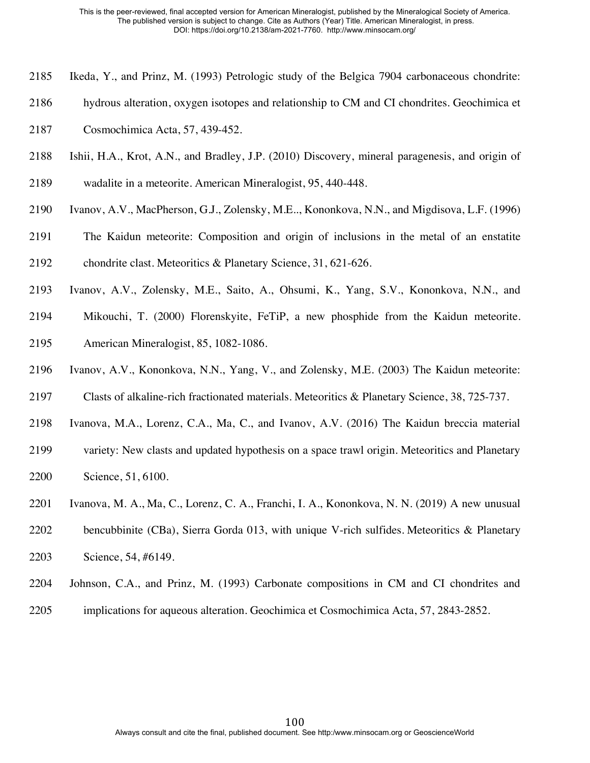Ikeda, Y., and Prinz, M. (1993) Petrologic study of the Belgica 7904 carbonaceous chondrite: hydrous alteration, oxygen isotopes and relationship to CM and CI chondrites. Geochimica et Cosmochimica Acta, 57, 439-452.

Ishii, H.A., Krot, A.N., and Bradley, J.P. (2010) Discovery, mineral paragenesis, and origin of wadalite in a meteorite. American Mineralogist, 95, 440-448.

Ivanov, A.V., MacPherson, G.J., Zolensky, M.E.., Kononkova, N.N., and Migdisova, L.F. (1996) The Kaidun meteorite: Composition and origin of inclusions in the metal of an enstatite chondrite clast. Meteoritics & Planetary Science, 31, 621-626.

Ivanov, A.V., Zolensky, M.E., Saito, A., Ohsumi, K., Yang, S.V., Kononkova, N.N., and Mikouchi, T. (2000) Florenskyite, FeTiP, a new phosphide from the Kaidun meteorite. American Mineralogist, 85, 1082-1086.

Ivanov, A.V., Kononkova, N.N., Yang, V., and Zolensky, M.E. (2003) The Kaidun meteorite: Clasts of alkaline-rich fractionated materials. Meteoritics & Planetary Science, 38, 725-737.

Ivanova, M.A., Lorenz, C.A., Ma, C., and Ivanov, A.V. (2016) The Kaidun breccia material variety: New clasts and updated hypothesis on a space trawl origin. Meteoritics and Planetary Science, 51, 6100.

Ivanova, M. A., Ma, C., Lorenz, C. A., Franchi, I. A., Kononkova, N. N. (2019) A new unusual bencubbinite (CBa), Sierra Gorda 013, with unique V-rich sulfides. Meteoritics & Planetary Science, 54, #6149.

Johnson, C.A., and Prinz, M. (1993) Carbonate compositions in CM and CI chondrites and implications for aqueous alteration. Geochimica et Cosmochimica Acta, 57, 2843-2852.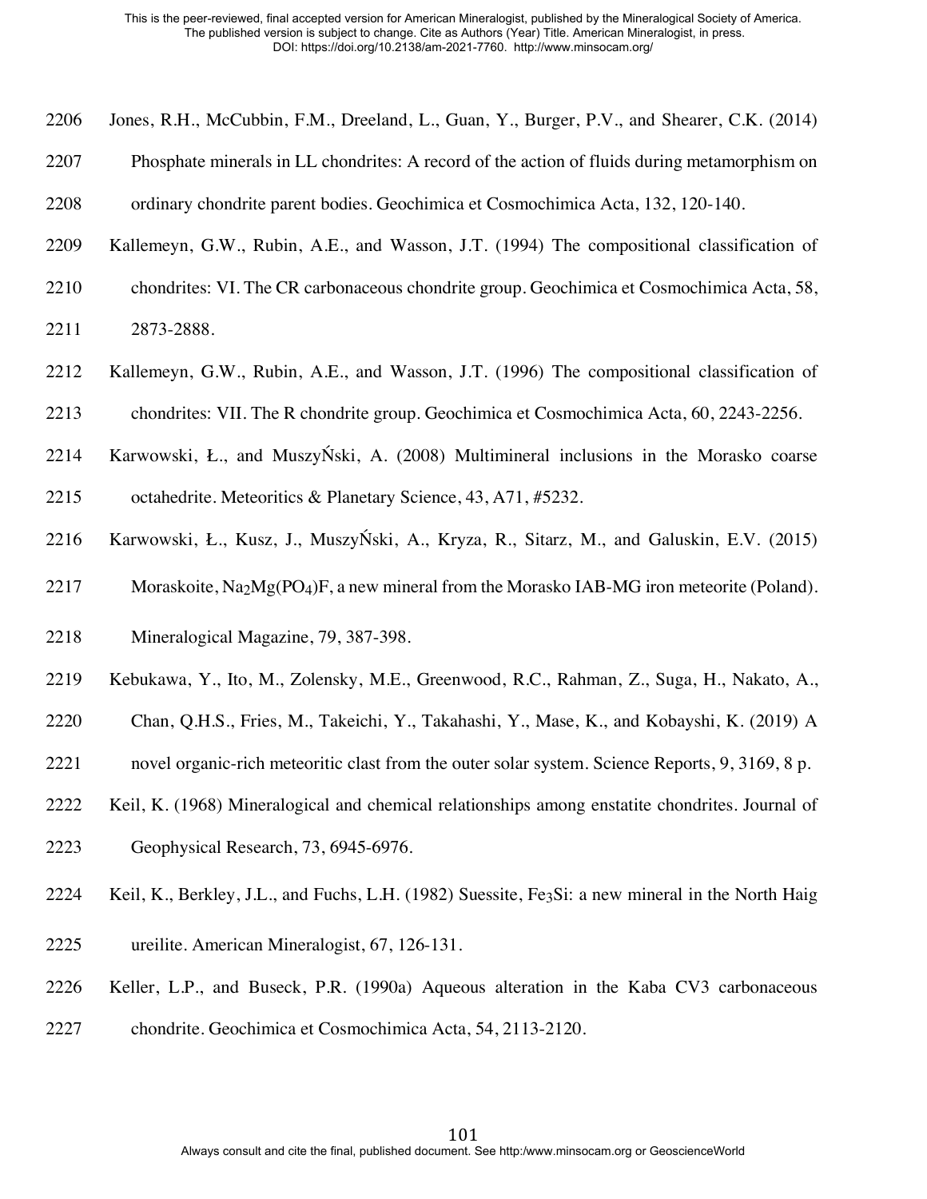Jones, R.H., McCubbin, F.M., Dreeland, L., Guan, Y., Burger, P.V., and Shearer, C.K. (2014) Phosphate minerals in LL chondrites: A record of the action of fluids during metamorphism on ordinary chondrite parent bodies. Geochimica et Cosmochimica Acta, 132, 120-140.

Kallemeyn, G.W., Rubin, A.E., and Wasson, J.T. (1994) The compositional classification of chondrites: VI. The CR carbonaceous chondrite group. Geochimica et Cosmochimica Acta, 58, 2873-2888.

Kallemeyn, G.W., Rubin, A.E., and Wasson, J.T. (1996) The compositional classification of chondrites: VII. The R chondrite group. Geochimica et Cosmochimica Acta, 60, 2243-2256.

Karwowski, Ł., and MuszyŃski, A. (2008) Multimineral inclusions in the Morasko coarse octahedrite. Meteoritics & Planetary Science, 43, A71, #5232.

Karwowski, Ł., Kusz, J., MuszyŃski, A., Kryza, R., Sitarz, M., and Galuskin, E.V. (2015) Moraskoite, $Na_2Mg(PO_4)F$, a new mineral from the Morasko IAB-MG iron meteorite (Poland). Mineralogical Magazine, 79, 387-398.

Kebukawa, Y., Ito, M., Zolensky, M.E., Greenwood, R.C., Rahman, Z., Suga, H., Nakato, A., Chan, Q.H.S., Fries, M., Takeichi, Y., Takahashi, Y., Mase, K., and Kobayshi, K. (2019) A novel organic-rich meteoritic clast from the outer solar system. Science Reports, 9, 3169, 8 p.

Keil, K. (1968) Mineralogical and chemical relationships among enstatite chondrites. Journal of Geophysical Research, 73, 6945-6976.

Keil, K., Berkley, J.L., and Fuchs, L.H. (1982) Suessite, $Fe_3Si$: a new mineral in the North Haig ureilite. American Mineralogist, 67, 126-131.

Keller, L.P., and Buseck, P.R. (1990a) Aqueous alteration in the Kaba CV3 carbonaceous chondrite. Geochimica et Cosmochimica Acta, 54, 2113-2120.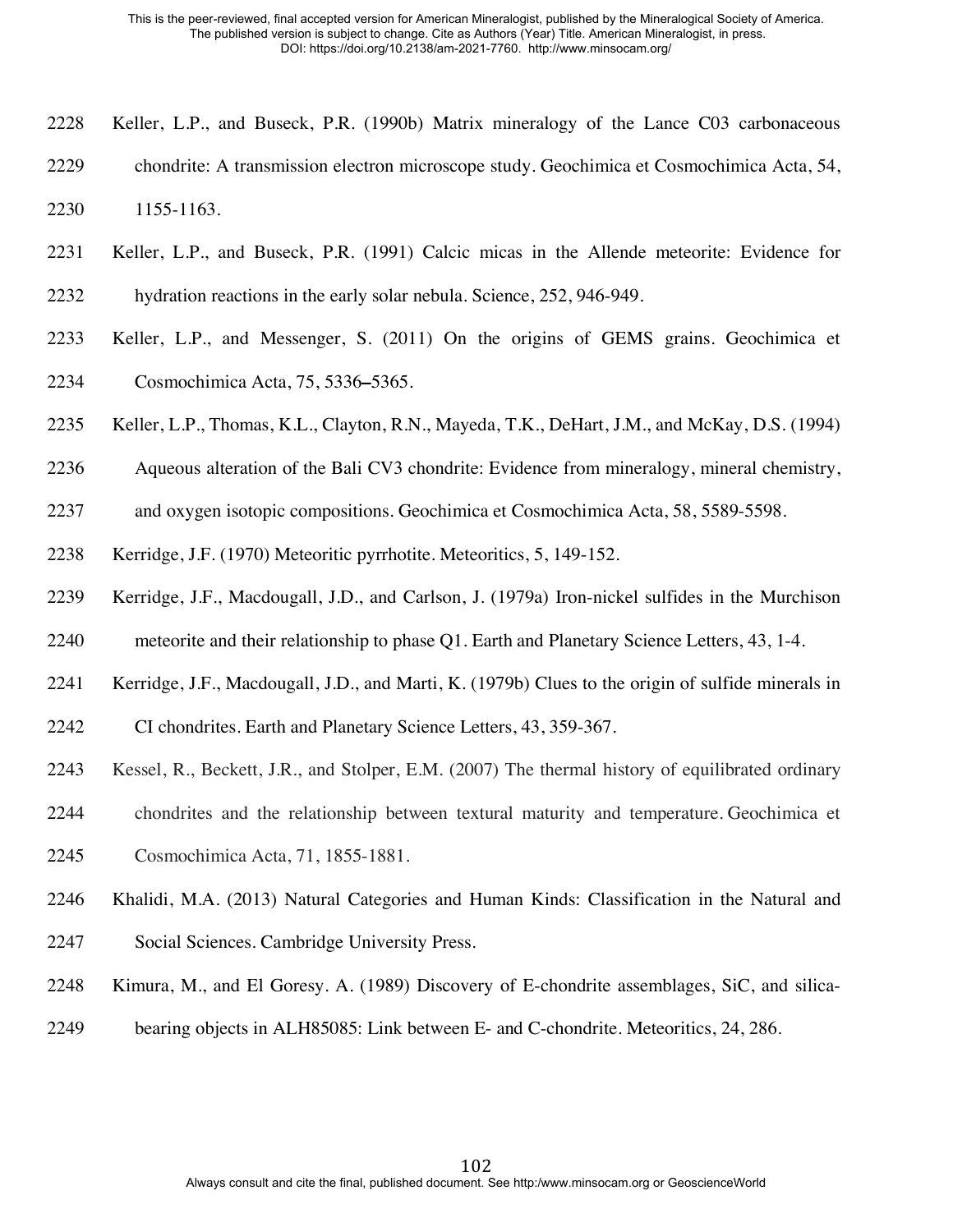Keller, L.P., and Buseck, P.R. (1990b) Matrix mineralogy of the Lance C03 carbonaceous chondrite: A transmission electron microscope study. Geochimica et Cosmochimica Acta, 54, 1155-1163.

Keller, L.P., and Buseck, P.R. (1991) Calcic micas in the Allende meteorite: Evidence for hydration reactions in the early solar nebula. Science, 252, 946-949.

Keller, L.P., and Messenger, S. (2011) On the origins of GEMS grains. Geochimica et Cosmochimica Acta, 75, 5336–5365.

Keller, L.P., Thomas, K.L., Clayton, R.N., Mayeda, T.K., DeHart, J.M., and McKay, D.S. (1994) Aqueous alteration of the Bali CV3 chondrite: Evidence from mineralogy, mineral chemistry, and oxygen isotopic compositions. Geochimica et Cosmochimica Acta, 58, 5589-5598.

Kerridge, J.F. (1970) Meteoritic pyrrhotite. Meteoritics, 5, 149-152.

Kerridge, J.F., Macdougall, J.D., and Carlson, J. (1979a) Iron-nickel sulfides in the Murchison meteorite and their relationship to phase Q1. Earth and Planetary Science Letters, 43, 1-4.

Kerridge, J.F., Macdougall, J.D., and Marti, K. (1979b) Clues to the origin of sulfide minerals in CI chondrites. Earth and Planetary Science Letters, 43, 359-367.

Kessel, R., Beckett, J.R., and Stolper, E.M. (2007) The thermal history of equilibrated ordinary chondrites and the relationship between textural maturity and temperature. Geochimica et Cosmochimica Acta, 71, 1855-1881.

Khalidi, M.A. (2013) Natural Categories and Human Kinds: Classification in the Natural and Social Sciences. Cambridge University Press.

Kimura, M., and El Goresy. A. (1989) Discovery of E-chondrite assemblages, SiC, and silica-bearing objects in ALH85085: Link between E- and C-chondrite. Meteoritics, 24, 286.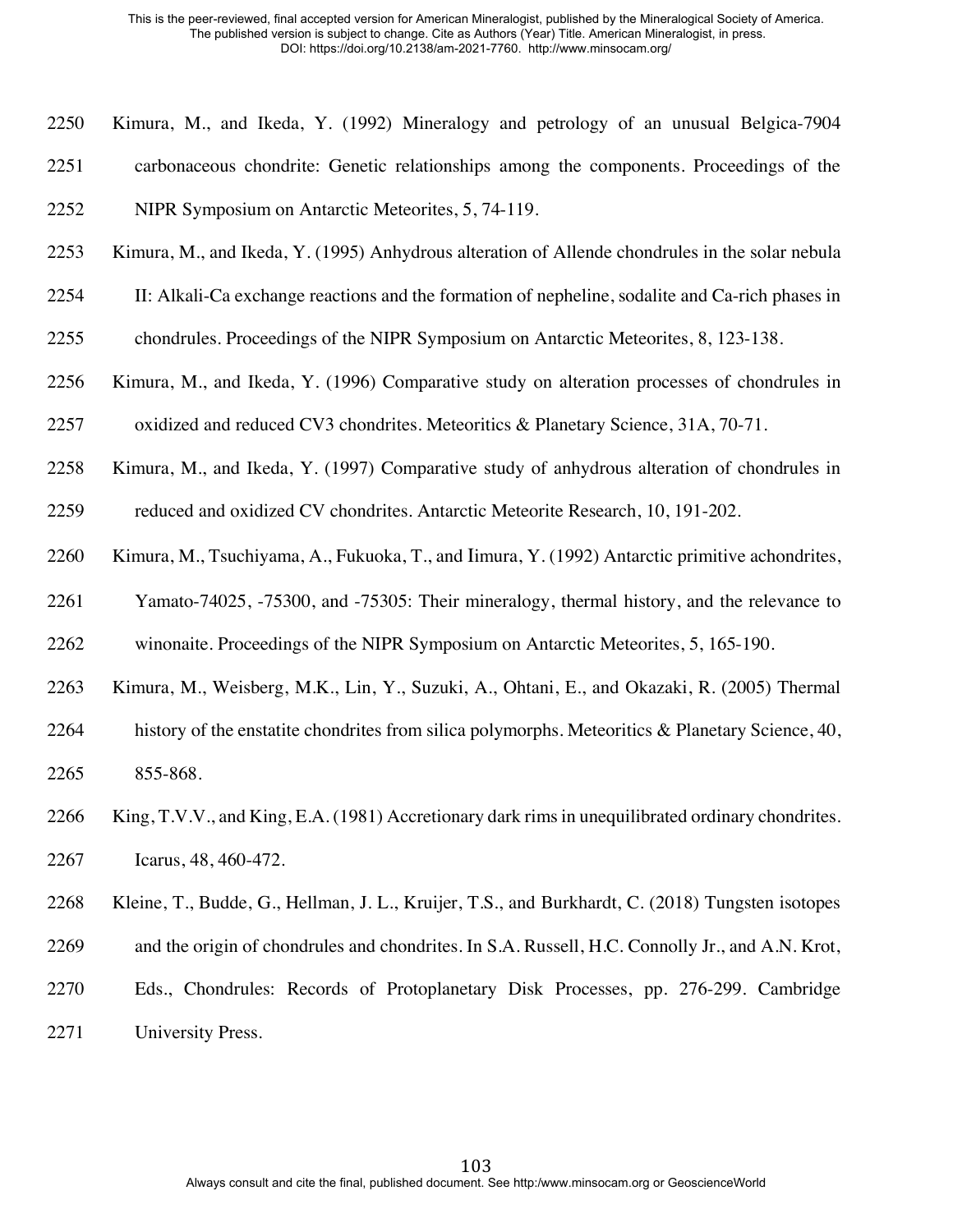Kimura, M., and Ikeda, Y. (1992) Mineralogy and petrology of an unusual Belgica-7904 carbonaceous chondrite: Genetic relationships among the components. Proceedings of the NIPR Symposium on Antarctic Meteorites, 5, 74-119.

Kimura, M., and Ikeda, Y. (1995) Anhydrous alteration of Allende chondrules in the solar nebula II: Alkali-Ca exchange reactions and the formation of nepheline, sodalite and Ca-rich phases in chondrules. Proceedings of the NIPR Symposium on Antarctic Meteorites, 8, 123-138.

Kimura, M., and Ikeda, Y. (1996) Comparative study on alteration processes of chondrules in oxidized and reduced CV3 chondrites. Meteoritics & Planetary Science, 31A, 70-71.

Kimura, M., and Ikeda, Y. (1997) Comparative study of anhydrous alteration of chondrules in reduced and oxidized CV chondrites. Antarctic Meteorite Research, 10, 191-202.

Kimura, M., Tsuchiyama, A., Fukuoka, T., and Iimura, Y. (1992) Antarctic primitive achondrites, Yamato-74025, -75300, and -75305: Their mineralogy, thermal history, and the relevance to winonaite. Proceedings of the NIPR Symposium on Antarctic Meteorites, 5, 165-190.

Kimura, M., Weisberg, M.K., Lin, Y., Suzuki, A., Ohtani, E., and Okazaki, R. (2005) Thermal history of the enstatite chondrites from silica polymorphs. Meteoritics & Planetary Science, 40, 855-868.

King, T.V.V., and King, E.A. (1981) Accretionary dark rims in unequilibrated ordinary chondrites. Icarus, 48, 460-472.

Kleine, T., Budde, G., Hellman, J. L., Kruijer, T.S., and Burkhardt, C. (2018) Tungsten isotopes and the origin of chondrules and chondrites. In S.A. Russell, H.C. Connolly Jr., and A.N. Krot, Eds., Chondrules: Records of Protoplanetary Disk Processes, pp. 276-299. Cambridge University Press.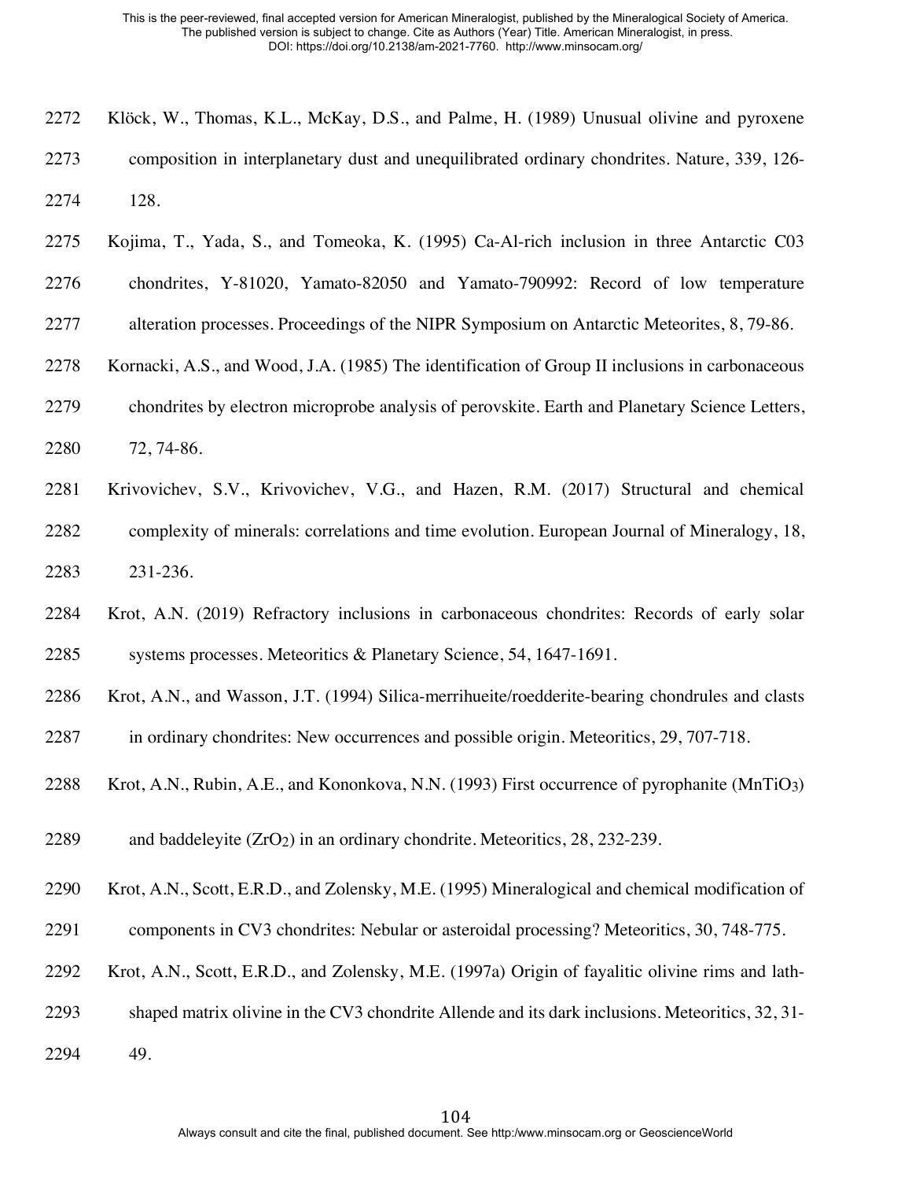Klöck, W., Thomas, K.L., McKay, D.S., and Palme, H. (1989) Unusual olivine and pyroxene composition in interplanetary dust and unequilibrated ordinary chondrites. Nature, 339, 126-128.

Kojima, T., Yada, S., and Tomeoka, K. (1995) Ca-Al-rich inclusion in three Antarctic C03 chondrites, Y-81020, Yamato-82050 and Yamato-790992: Record of low temperature alteration processes. Proceedings of the NIPR Symposium on Antarctic Meteorites, 8, 79-86.

Kornacki, A.S., and Wood, J.A. (1985) The identification of Group II inclusions in carbonaceous chondrites by electron microprobe analysis of perovskite. Earth and Planetary Science Letters, 72, 74-86.

Krivovichev, S.V., Krivovichev, V.G., and Hazen, R.M. (2017) Structural and chemical complexity of minerals: correlations and time evolution. European Journal of Mineralogy, 18, 231-236.

Krot, A.N. (2019) Refractory inclusions in carbonaceous chondrites: Records of early solar systems processes. Meteoritics & Planetary Science, 54, 1647-1691.

Krot, A.N., and Wasson, J.T. (1994) Silica-merrihueite/roedderite-bearing chondrules and clasts in ordinary chondrites: New occurrences and possible origin. Meteoritics, 29, 707-718.

Krot, A.N., Rubin, A.E., and Kononkova, N.N. (1993) First occurrence of pyrophanite ($MnTiO_3$) and baddeleyite ($ZrO_2$) in an ordinary chondrite. Meteoritics, 28, 232-239.

Krot, A.N., Scott, E.R.D., and Zolensky, M.E. (1995) Mineralogical and chemical modification of components in CV3 chondrites: Nebular or asteroidal processing? Meteoritics, 30, 748-775.

Krot, A.N., Scott, E.R.D., and Zolensky, M.E. (1997a) Origin of fayalitic olivine rims and lath-shaped matrix olivine in the CV3 chondrite Allende and its dark inclusions. Meteoritics, 32, 31-49.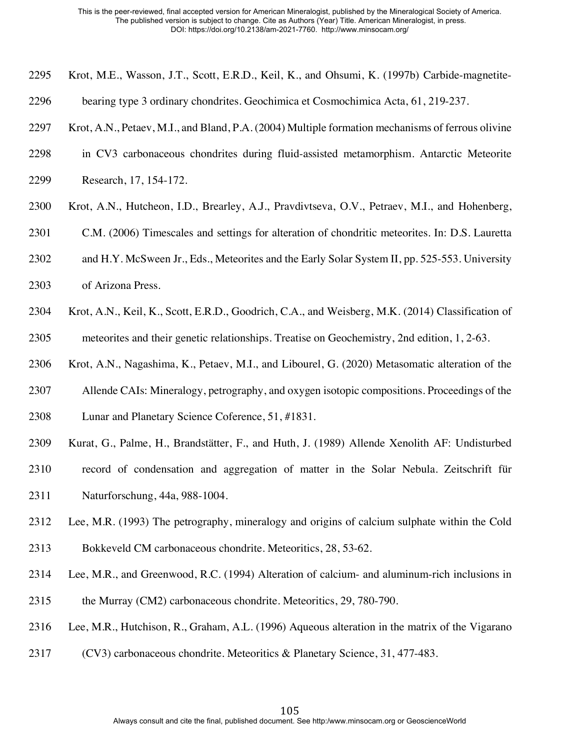Krot, M.E., Wasson, J.T., Scott, E.R.D., Keil, K., and Ohsumi, K. (1997b) Carbide-magnetite-bearing type 3 ordinary chondrites. Geochimica et Cosmochimica Acta, 61, 219-237.

Krot, A.N., Petaev, M.I., and Bland, P.A. (2004) Multiple formation mechanisms of ferrous olivine in CV3 carbonaceous chondrites during fluid-assisted metamorphism. Antarctic Meteorite Research, 17, 154-172.

Krot, A.N., Hutcheon, I.D., Brearley, A.J., Pravdivtseva, O.V., Petraev, M.I., and Hohenberg, C.M. (2006) Timescales and settings for alteration of chondritic meteorites. In: D.S. Lauretta and H.Y. McSween Jr., Eds., Meteorites and the Early Solar System II, pp. 525-553. University of Arizona Press.

Krot, A.N., Keil, K., Scott, E.R.D., Goodrich, C.A., and Weisberg, M.K. (2014) Classification of meteorites and their genetic relationships. Treatise on Geochemistry, 2nd edition, 1, 2-63.

Krot, A.N., Nagashima, K., Petaev, M.I., and Libourel, G. (2020) Metasomatic alteration of the Allende CAIs: Mineralogy, petrography, and oxygen isotopic compositions. Proceedings of the Lunar and Planetary Science Coference, 51, #1831.

Kurat, G., Palme, H., Brandstätter, F., and Huth, J. (1989) Allende Xenolith AF: Undisturbed record of condensation and aggregation of matter in the Solar Nebula. Zeitschrift für Naturforschung, 44a, 988-1004.

Lee, M.R. (1993) The petrography, mineralogy and origins of calcium sulphate within the Cold Bokkeveld CM carbonaceous chondrite. Meteoritics, 28, 53-62.

Lee, M.R., and Greenwood, R.C. (1994) Alteration of calcium- and aluminum-rich inclusions in the Murray (CM2) carbonaceous chondrite. Meteoritics, 29, 780-790.

Lee, M.R., Hutchison, R., Graham, A.L. (1996) Aqueous alteration in the matrix of the Vigarano (CV3) carbonaceous chondrite. Meteoritics & Planetary Science, 31, 477-483.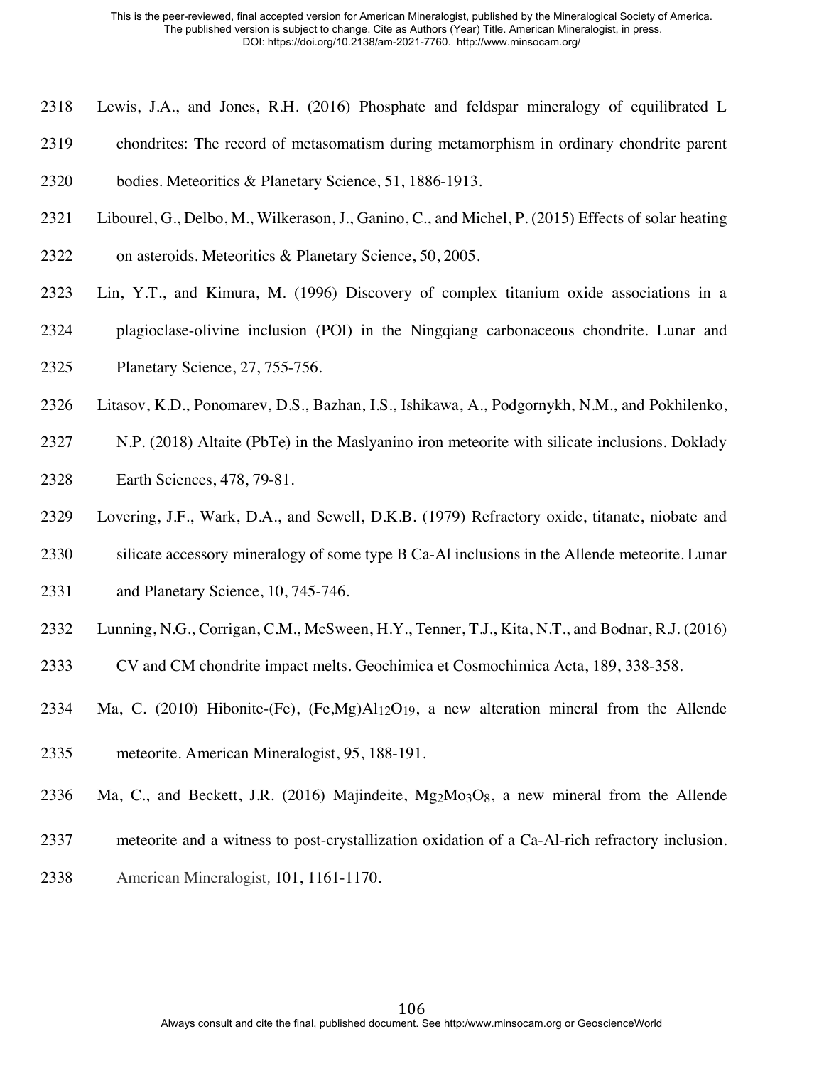Lewis, J.A., and Jones, R.H. (2016) Phosphate and feldspar mineralogy of equilibrated L chondrites: The record of metasomatism during metamorphism in ordinary chondrite parent bodies. Meteoritics & Planetary Science, 51, 1886-1913.

Libourel, G., Delbo, M., Wilkerason, J., Ganino, C., and Michel, P. (2015) Effects of solar heating on asteroids. Meteoritics & Planetary Science, 50, 2005.

Lin, Y.T., and Kimura, M. (1996) Discovery of complex titanium oxide associations in a plagioclase-olivine inclusion (POI) in the Ningqiang carbonaceous chondrite. Lunar and Planetary Science, 27, 755-756.

Litasov, K.D., Ponomarev, D.S., Bazhan, I.S., Ishikawa, A., Podgornykh, N.M., and Pokhilenko, N.P. (2018) Altaite (PbTe) in the Maslyanino iron meteorite with silicate inclusions. Doklady Earth Sciences, 478, 79-81.

Lovering, J.F., Wark, D.A., and Sewell, D.K.B. (1979) Refractory oxide, titanate, niobate and silicate accessory mineralogy of some type B Ca-Al inclusions in the Allende meteorite. Lunar and Planetary Science, 10, 745-746.

Lunning, N.G., Corrigan, C.M., McSween, H.Y., Tenner, T.J., Kita, N.T., and Bodnar, R.J. (2016) CV and CM chondrite impact melts. Geochimica et Cosmochimica Acta, 189, 338-358.

Ma, C. (2010) Hibonite-(Fe), $(Fe,Mg)Al_{12}O_{19}$, a new alteration mineral from the Allende meteorite. American Mineralogist, 95, 188-191.

Ma, C., and Beckett, J.R. (2016) Majindeite, $Mg_2Mo_3O_8$, a new mineral from the Allende meteorite and a witness to post-crystallization oxidation of a Ca-Al-rich refractory inclusion. American Mineralogist, 101, 1161-1170.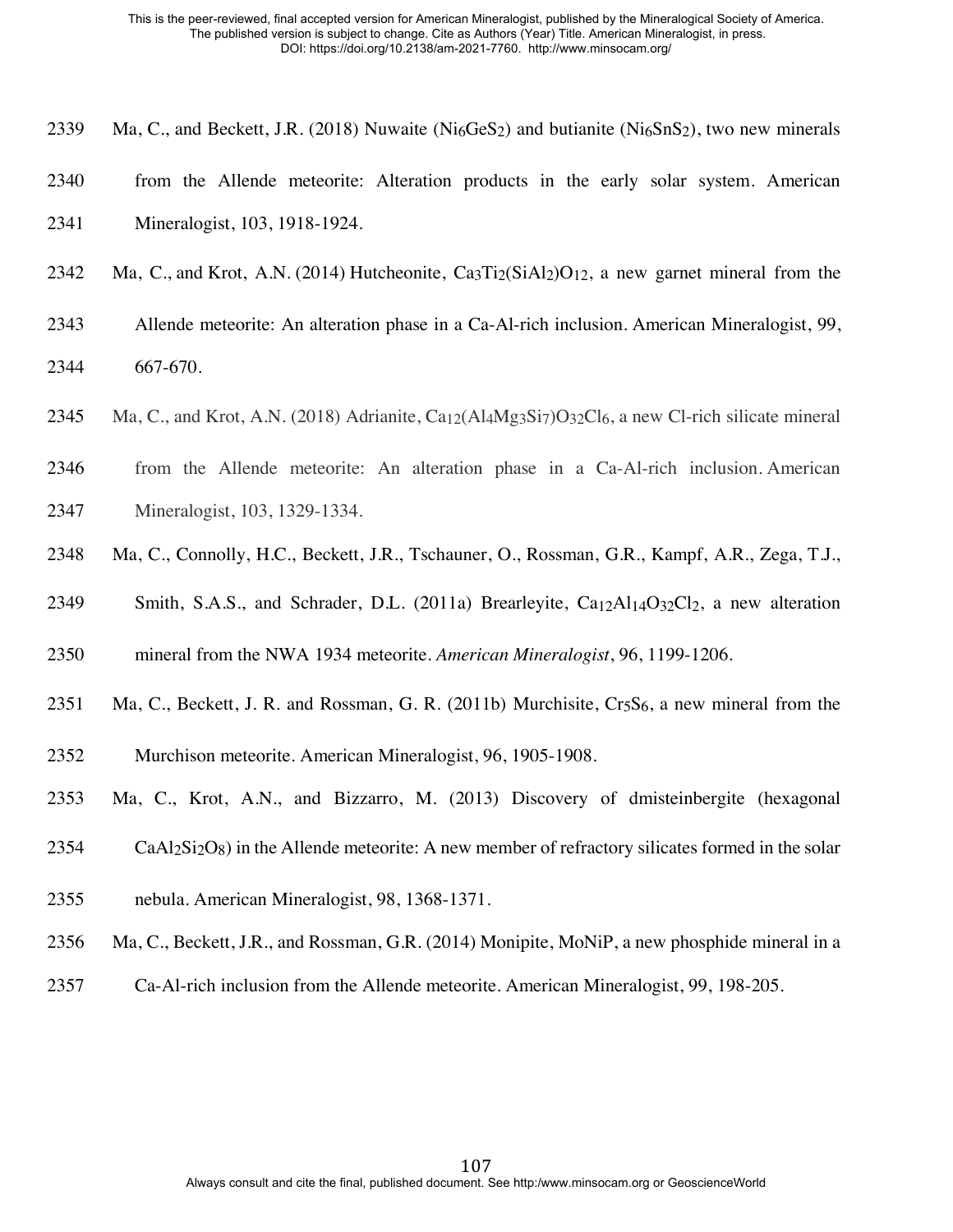Ma, C., and Beckett, J.R. (2018) Nuwaite ($Ni_6GeS_2$) and butianite ($Ni_6SnS_2$), two new minerals from the Allende meteorite: Alteration products in the early solar system. American Mineralogist, 103, 1918-1924.

Ma, C., and Krot, A.N. (2014) Hutcheonite, $Ca_3Ti_2(SiAl_2)O_{12}$, a new garnet mineral from the Allende meteorite: An alteration phase in a Ca-Al-rich inclusion. American Mineralogist, 99, 667-670.

Ma, C., and Krot, A.N. (2018) Adrianite, $Ca_{12}(Al_4Mg_3Si_7)O_{32}Cl_6$, a new Cl-rich silicate mineral from the Allende meteorite: An alteration phase in a Ca-Al-rich inclusion. American Mineralogist, 103, 1329-1334.

Ma, C., Connolly, H.C., Beckett, J.R., Tschauner, O., Rossman, G.R., Kampf, A.R., Zega, T.J., Smith, S.A.S., and Schrader, D.L. (2011a) Brearleyite, $Ca_{12}Al_{14}O_{32}Cl_2$, a new alteration mineral from the NWA 1934 meteorite. *American Mineralogist*, 96, 1199-1206.

Ma, C., Beckett, J. R. and Rossman, G. R. (2011b) Murchisite, $Cr_5S_6$, a new mineral from the Murchison meteorite. American Mineralogist, 96, 1905-1908.

Ma, C., Krot, A.N., and Bizzarro, M. (2013) Discovery of dmisteinbergite (hexagonal $CaAl_2Si_2O_8$) in the Allende meteorite: A new member of refractory silicates formed in the solar nebula. American Mineralogist, 98, 1368-1371.

Ma, C., Beckett, J.R., and Rossman, G.R. (2014) Monipite, MoNiP, a new phosphide mineral in a Ca-Al-rich inclusion from the Allende meteorite. American Mineralogist, 99, 198-205.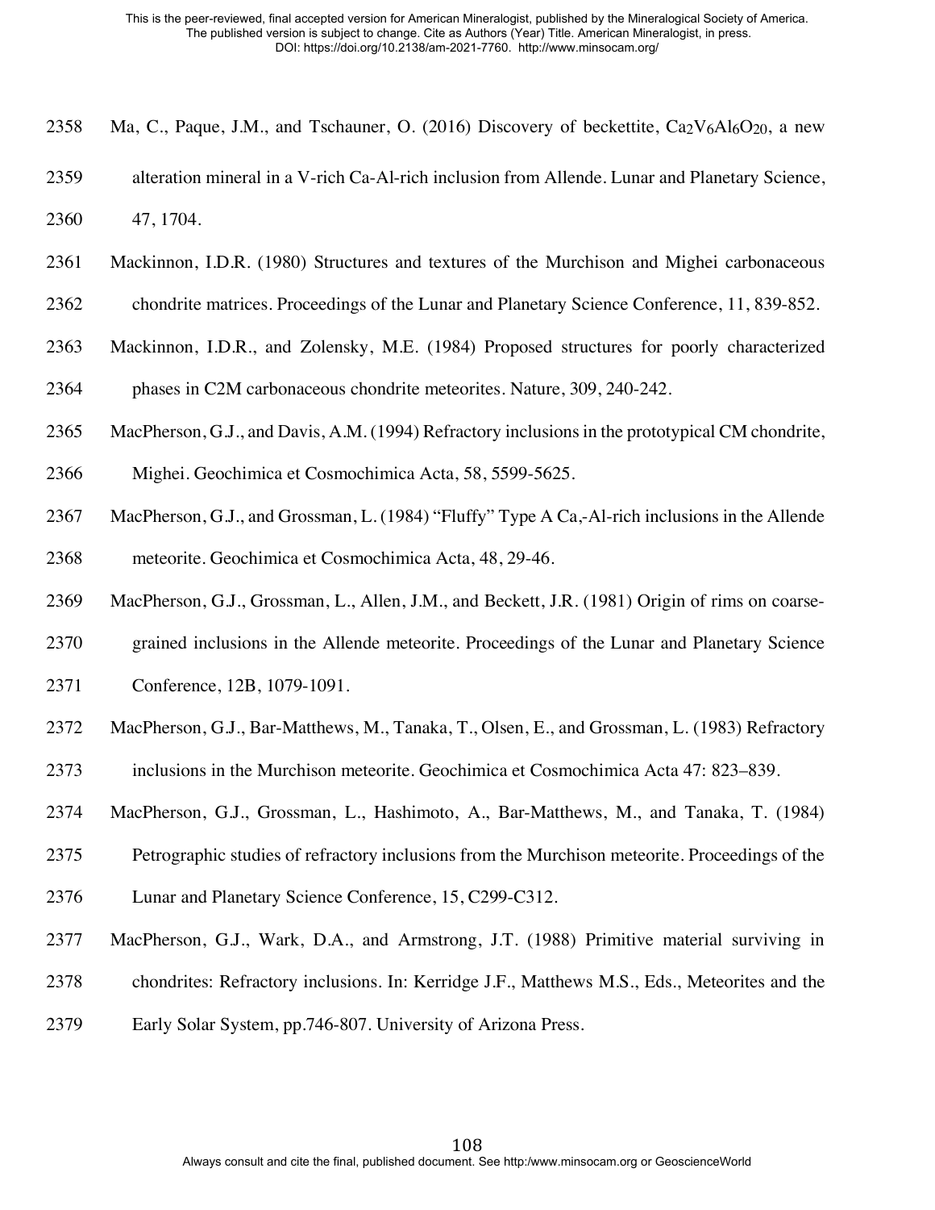Ma, C., Paque, J.M., and Tschauner, O. (2016) Discovery of beckettite, $Ca_2V_6Al_6O_{20}$, a new alteration mineral in a V-rich Ca-Al-rich inclusion from Allende. Lunar and Planetary Science, 47, 1704.

Mackinnon, I.D.R. (1980) Structures and textures of the Murchison and Mighei carbonaceous chondrite matrices. Proceedings of the Lunar and Planetary Science Conference, 11, 839-852.

Mackinnon, I.D.R., and Zolensky, M.E. (1984) Proposed structures for poorly characterized phases in C2M carbonaceous chondrite meteorites. Nature, 309, 240-242.

MacPherson, G.J., and Davis, A.M. (1994) Refractory inclusions in the prototypical CM chondrite, Mighei. Geochimica et Cosmochimica Acta, 58, 5599-5625.

MacPherson, G.J., and Grossman, L. (1984) "Fluffy" Type A Ca,-Al-rich inclusions in the Allende meteorite. Geochimica et Cosmochimica Acta, 48, 29-46.

MacPherson, G.J., Grossman, L., Allen, J.M., and Beckett, J.R. (1981) Origin of rims on coarse-grained inclusions in the Allende meteorite. Proceedings of the Lunar and Planetary Science Conference, 12B, 1079-1091.

MacPherson, G.J., Bar-Matthews, M., Tanaka, T., Olsen, E., and Grossman, L. (1983) Refractory inclusions in the Murchison meteorite. Geochimica et Cosmochimica Acta 47: 823–839.

MacPherson, G.J., Grossman, L., Hashimoto, A., Bar-Matthews, M., and Tanaka, T. (1984) Petrographic studies of refractory inclusions from the Murchison meteorite. Proceedings of the Lunar and Planetary Science Conference, 15, C299-C312.

MacPherson, G.J., Wark, D.A., and Armstrong, J.T. (1988) Primitive material surviving in chondrites: Refractory inclusions. In: Kerridge J.F., Matthews M.S., Eds., Meteorites and the Early Solar System, pp.746-807. University of Arizona Press.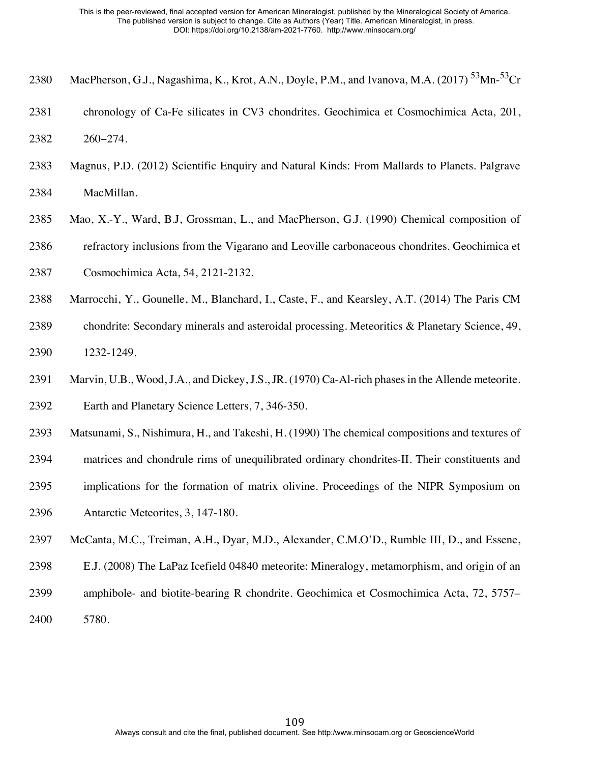MacPherson, G.J., Nagashima, K., Krot, A.N., Doyle, P.M., and Ivanova, M.A. (2017) $^{53}$Mn-$^{53}$Cr chronology of Ca-Fe silicates in CV3 chondrites. Geochimica et Cosmochimica Acta, 201, 260–274.

Magnus, P.D. (2012) Scientific Enquiry and Natural Kinds: From Mallards to Planets. Palgrave MacMillan.

Mao, X.-Y., Ward, B.J, Grossman, L., and MacPherson, G.J. (1990) Chemical composition of refractory inclusions from the Vigarano and Leoville carbonaceous chondrites. Geochimica et Cosmochimica Acta, 54, 2121-2132.

Marrocchi, Y., Gounelle, M., Blanchard, I., Caste, F., and Kearsley, A.T. (2014) The Paris CM chondrite: Secondary minerals and asteroidal processing. Meteoritics & Planetary Science, 49, 1232-1249.

Marvin, U.B., Wood, J.A., and Dickey, J.S., JR. (1970) Ca-Al-rich phases in the Allende meteorite. Earth and Planetary Science Letters, 7, 346-350.

Matsunami, S., Nishimura, H., and Takeshi, H. (1990) The chemical compositions and textures of matrices and chondrule rims of unequilibrated ordinary chondrites-II. Their constituents and implications for the formation of matrix olivine. Proceedings of the NIPR Symposium on Antarctic Meteorites, 3, 147-180.

McCanta, M.C., Treiman, A.H., Dyar, M.D., Alexander, C.M.O'D., Rumble III, D., and Essene, E.J. (2008) The LaPaz Icefield 04840 meteorite: Mineralogy, metamorphism, and origin of an amphibole- and biotite-bearing R chondrite. Geochimica et Cosmochimica Acta, 72, 5757–5780.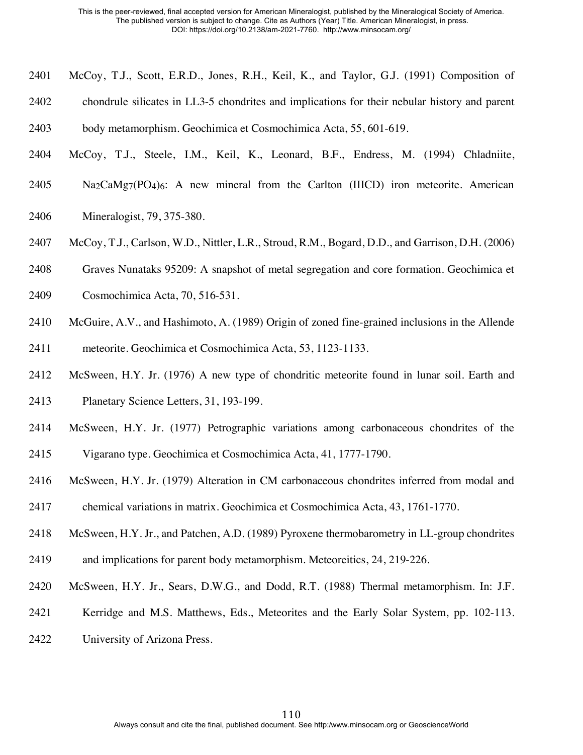McCoy, T.J., Scott, E.R.D., Jones, R.H., Keil, K., and Taylor, G.J. (1991) Composition of chondrule silicates in LL3-5 chondrites and implications for their nebular history and parent body metamorphism. Geochimica et Cosmochimica Acta, 55, 601-619.

McCoy, T.J., Steele, I.M., Keil, K., Leonard, B.F., Endress, M. (1994) Chladniite, $Na_2CaMg_7(PO_4)_6$: A new mineral from the Carlton (IIICD) iron meteorite. American Mineralogist, 79, 375-380.

McCoy, T.J., Carlson, W.D., Nittler, L.R., Stroud, R.M., Bogard, D.D., and Garrison, D.H. (2006) Graves Nunataks 95209: A snapshot of metal segregation and core formation. Geochimica et Cosmochimica Acta, 70, 516-531.

McGuire, A.V., and Hashimoto, A. (1989) Origin of zoned fine-grained inclusions in the Allende meteorite. Geochimica et Cosmochimica Acta, 53, 1123-1133.

McSween, H.Y. Jr. (1976) A new type of chondritic meteorite found in lunar soil. Earth and Planetary Science Letters, 31, 193-199.

McSween, H.Y. Jr. (1977) Petrographic variations among carbonaceous chondrites of the Vigarano type. Geochimica et Cosmochimica Acta, 41, 1777-1790.

McSween, H.Y. Jr. (1979) Alteration in CM carbonaceous chondrites inferred from modal and chemical variations in matrix. Geochimica et Cosmochimica Acta, 43, 1761-1770.

McSween, H.Y. Jr., and Patchen, A.D. (1989) Pyroxene thermobarometry in LL-group chondrites and implications for parent body metamorphism. Meteoreitics, 24, 219-226.

McSween, H.Y. Jr., Sears, D.W.G., and Dodd, R.T. (1988) Thermal metamorphism. In: J.F. Kerridge and M.S. Matthews, Eds., Meteorites and the Early Solar System, pp. 102-113. University of Arizona Press.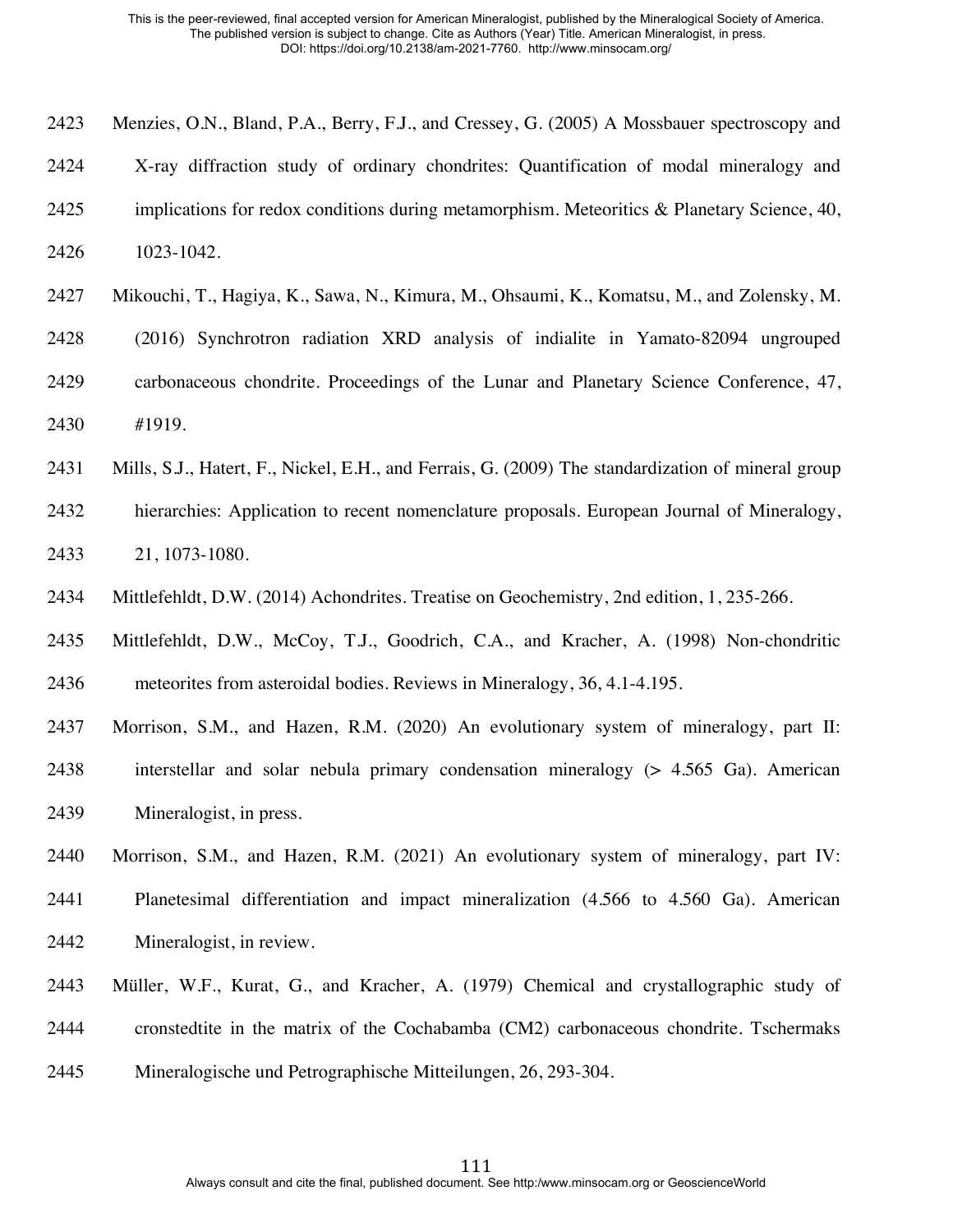Menzies, O.N., Bland, P.A., Berry, F.J., and Cressey, G. (2005) A Mossbauer spectroscopy and X-ray diffraction study of ordinary chondrites: Quantification of modal mineralogy and implications for redox conditions during metamorphism. Meteoritics & Planetary Science, 40, 1023-1042.

Mikouchi, T., Hagiya, K., Sawa, N., Kimura, M., Ohsaumi, K., Komatsu, M., and Zolensky, M. (2016) Synchrotron radiation XRD analysis of indialite in Yamato-82094 ungrouped carbonaceous chondrite. Proceedings of the Lunar and Planetary Science Conference, 47, #1919.

Mills, S.J., Hatert, F., Nickel, E.H., and Ferrais, G. (2009) The standardization of mineral group hierarchies: Application to recent nomenclature proposals. European Journal of Mineralogy, 21, 1073-1080.

Mittlefehldt, D.W. (2014) Achondrites. Treatise on Geochemistry, 2nd edition, 1, 235-266.

Mittlefehldt, D.W., McCoy, T.J., Goodrich, C.A., and Kracher, A. (1998) Non-chondritic meteorites from asteroidal bodies. Reviews in Mineralogy, 36, 4.1-4.195.

Morrison, S.M., and Hazen, R.M. (2020) An evolutionary system of mineralogy, part II: interstellar and solar nebula primary condensation mineralogy (> 4.565 Ga). American Mineralogist, in press.

Morrison, S.M., and Hazen, R.M. (2021) An evolutionary system of mineralogy, part IV: Planetesimal differentiation and impact mineralization (4.566 to 4.560 Ga). American Mineralogist, in review.

Müller, W.F., Kurat, G., and Kracher, A. (1979) Chemical and crystallographic study of cronstedtite in the matrix of the Cochabamba (CM2) carbonaceous chondrite. Tschermaks Mineralogische und Petrographische Mitteilungen, 26, 293-304.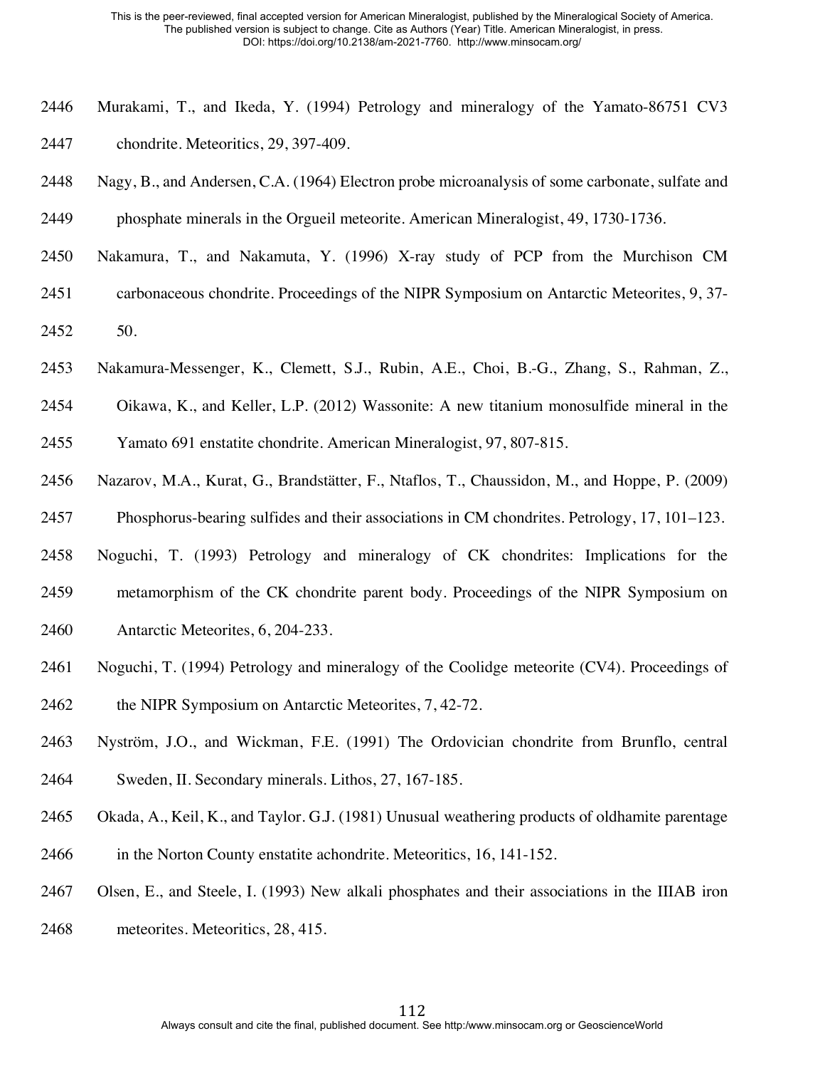Murakami, T., and Ikeda, Y. (1994) Petrology and mineralogy of the Yamato-86751 CV3 chondrite. Meteoritics, 29, 397-409.

Nagy, B., and Andersen, C.A. (1964) Electron probe microanalysis of some carbonate, sulfate and phosphate minerals in the Orgueil meteorite. American Mineralogist, 49, 1730-1736.

Nakamura, T., and Nakamuta, Y. (1996) X-ray study of PCP from the Murchison CM carbonaceous chondrite. Proceedings of the NIPR Symposium on Antarctic Meteorites, 9, 37-50.

Nakamura-Messenger, K., Clemett, S.J., Rubin, A.E., Choi, B.-G., Zhang, S., Rahman, Z., Oikawa, K., and Keller, L.P. (2012) Wassonite: A new titanium monosulfide mineral in the Yamato 691 enstatite chondrite. American Mineralogist, 97, 807-815.

Nazarov, M.A., Kurat, G., Brandstätter, F., Ntaflos, T., Chaussidon, M., and Hoppe, P. (2009) Phosphorus-bearing sulfides and their associations in CM chondrites. Petrology, 17, 101–123.

Noguchi, T. (1993) Petrology and mineralogy of CK chondrites: Implications for the metamorphism of the CK chondrite parent body. Proceedings of the NIPR Symposium on Antarctic Meteorites, 6, 204-233.

Noguchi, T. (1994) Petrology and mineralogy of the Coolidge meteorite (CV4). Proceedings of the NIPR Symposium on Antarctic Meteorites, 7, 42-72.

Nyström, J.O., and Wickman, F.E. (1991) The Ordovician chondrite from Brunflo, central Sweden, II. Secondary minerals. Lithos, 27, 167-185.

Okada, A., Keil, K., and Taylor. G.J. (1981) Unusual weathering products of oldhamite parentage in the Norton County enstatite achondrite. Meteoritics, 16, 141-152.

Olsen, E., and Steele, I. (1993) New alkali phosphates and their associations in the IIIAB iron meteorites. Meteoritics, 28, 415.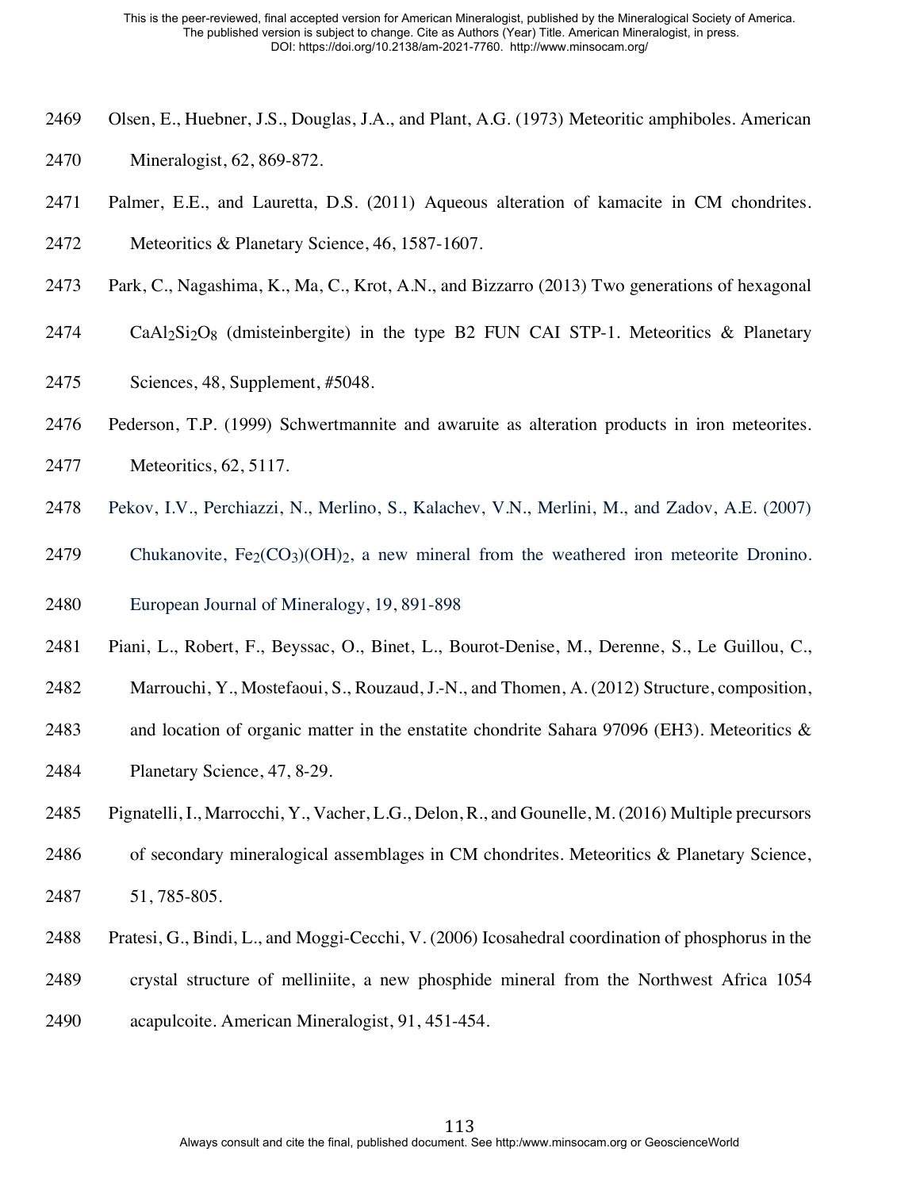Olsen, E., Huebner, J.S., Douglas, J.A., and Plant, A.G. (1973) Meteoritic amphiboles. American Mineralogist, 62, 869-872.

Palmer, E.E., and Lauretta, D.S. (2011) Aqueous alteration of kamacite in CM chondrites. Meteoritics & Planetary Science, 46, 1587-1607.

Park, C., Nagashima, K., Ma, C., Krot, A.N., and Bizzarro (2013) Two generations of hexagonal $CaAl_2Si_2O_8$ (dmisteinbergite) in the type B2 FUN CAI STP-1. Meteoritics & Planetary Sciences, 48, Supplement, #5048.

Pederson, T.P. (1999) Schwertmannite and awaruite as alteration products in iron meteorites. Meteoritics, 62, 5117.

Pekov, I.V., Perchiazzi, N., Merlino, S., Kalachev, V.N., Merlini, M., and Zadov, A.E. (2007) Chukanovite, $Fe_2(CO_3)(OH)_2$, a new mineral from the weathered iron meteorite Dronino. European Journal of Mineralogy, 19, 891-898

Piani, L., Robert, F., Beyssac, O., Binet, L., Bourot-Denise, M., Derenne, S., Le Guillou, C., Marrouchi, Y., Mostefaoui, S., Rouzaud, J.-N., and Thomen, A. (2012) Structure, composition, and location of organic matter in the enstatite chondrite Sahara 97096 (EH3). Meteoritics & Planetary Science, 47, 8-29.

Pignatelli, I., Marrocchi, Y., Vacher, L.G., Delon, R., and Gounelle, M. (2016) Multiple precursors of secondary mineralogical assemblages in CM chondrites. Meteoritics & Planetary Science, 51, 785-805.

Pratesi, G., Bindi, L., and Moggi-Cecchi, V. (2006) Icosahedral coordination of phosphorus in the crystal structure of melliniite, a new phosphide mineral from the Northwest Africa 1054 acapulcoite. American Mineralogist, 91, 451-454.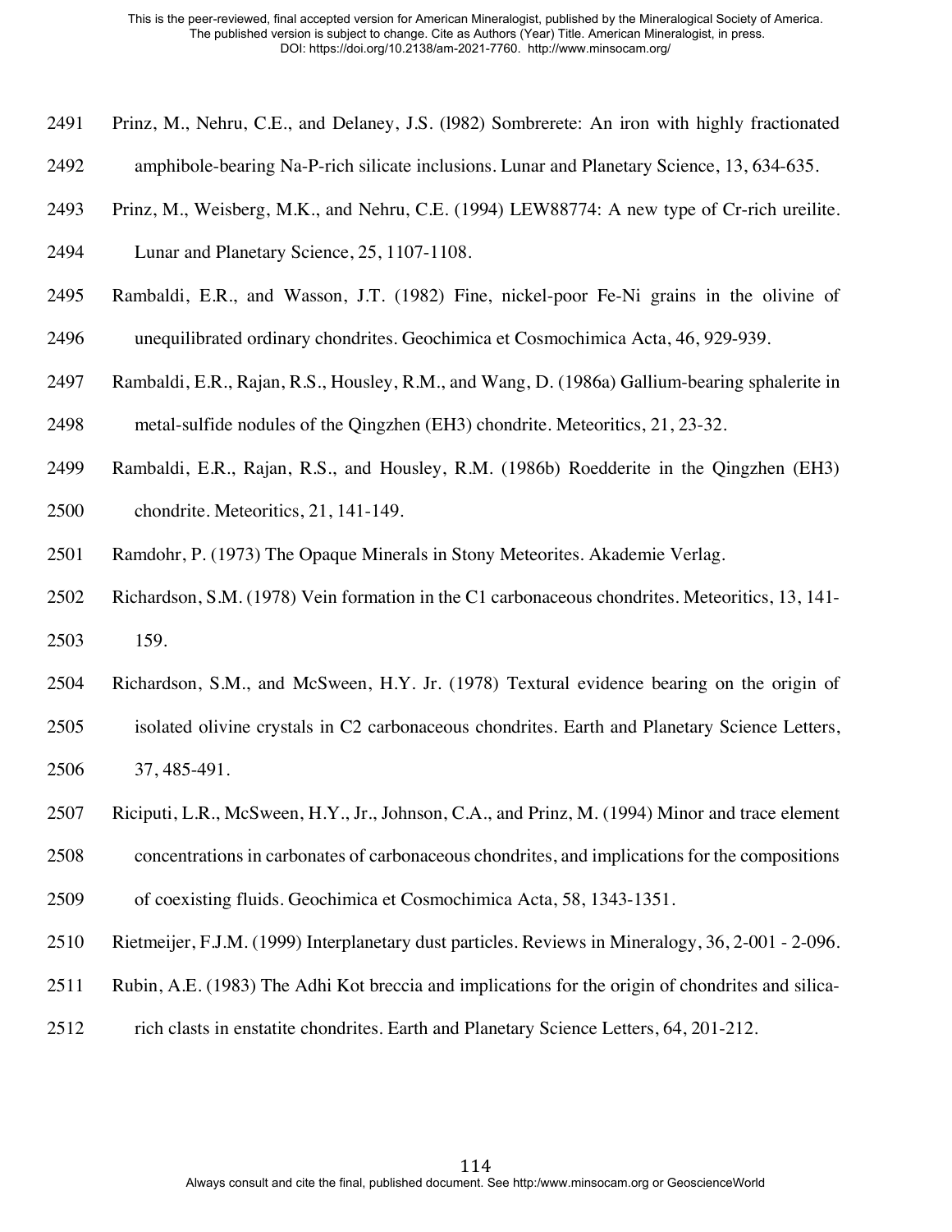Prinz, M., Nehru, C.E., and Delaney, J.S. (l982) Sombrerete: An iron with highly fractionated amphibole-bearing Na-P-rich silicate inclusions. Lunar and Planetary Science, 13, 634-635.

Prinz, M., Weisberg, M.K., and Nehru, C.E. (1994) LEW88774: A new type of Cr-rich ureilite. Lunar and Planetary Science, 25, 1107-1108.

Rambaldi, E.R., and Wasson, J.T. (1982) Fine, nickel-poor Fe-Ni grains in the olivine of unequilibrated ordinary chondrites. Geochimica et Cosmochimica Acta, 46, 929-939.

Rambaldi, E.R., Rajan, R.S., Housley, R.M., and Wang, D. (1986a) Gallium-bearing sphalerite in metal-sulfide nodules of the Qingzhen (EH3) chondrite. Meteoritics, 21, 23-32.

Rambaldi, E.R., Rajan, R.S., and Housley, R.M. (1986b) Roedderite in the Qingzhen (EH3) chondrite. Meteoritics, 21, 141-149.

Ramdohr, P. (1973) The Opaque Minerals in Stony Meteorites. Akademie Verlag.

Richardson, S.M. (1978) Vein formation in the C1 carbonaceous chondrites. Meteoritics, 13, 141-159.

Richardson, S.M., and McSween, H.Y. Jr. (1978) Textural evidence bearing on the origin of isolated olivine crystals in C2 carbonaceous chondrites. Earth and Planetary Science Letters, 37, 485-491.

Riciputi, L.R., McSween, H.Y., Jr., Johnson, C.A., and Prinz, M. (1994) Minor and trace element concentrations in carbonates of carbonaceous chondrites, and implications for the compositions of coexisting fluids. Geochimica et Cosmochimica Acta, 58, 1343-1351.

Rietmeijer, F.J.M. (1999) Interplanetary dust particles. Reviews in Mineralogy, 36, 2-001 - 2-096.

Rubin, A.E. (1983) The Adhi Kot breccia and implications for the origin of chondrites and silica-rich clasts in enstatite chondrites. Earth and Planetary Science Letters, 64, 201-212.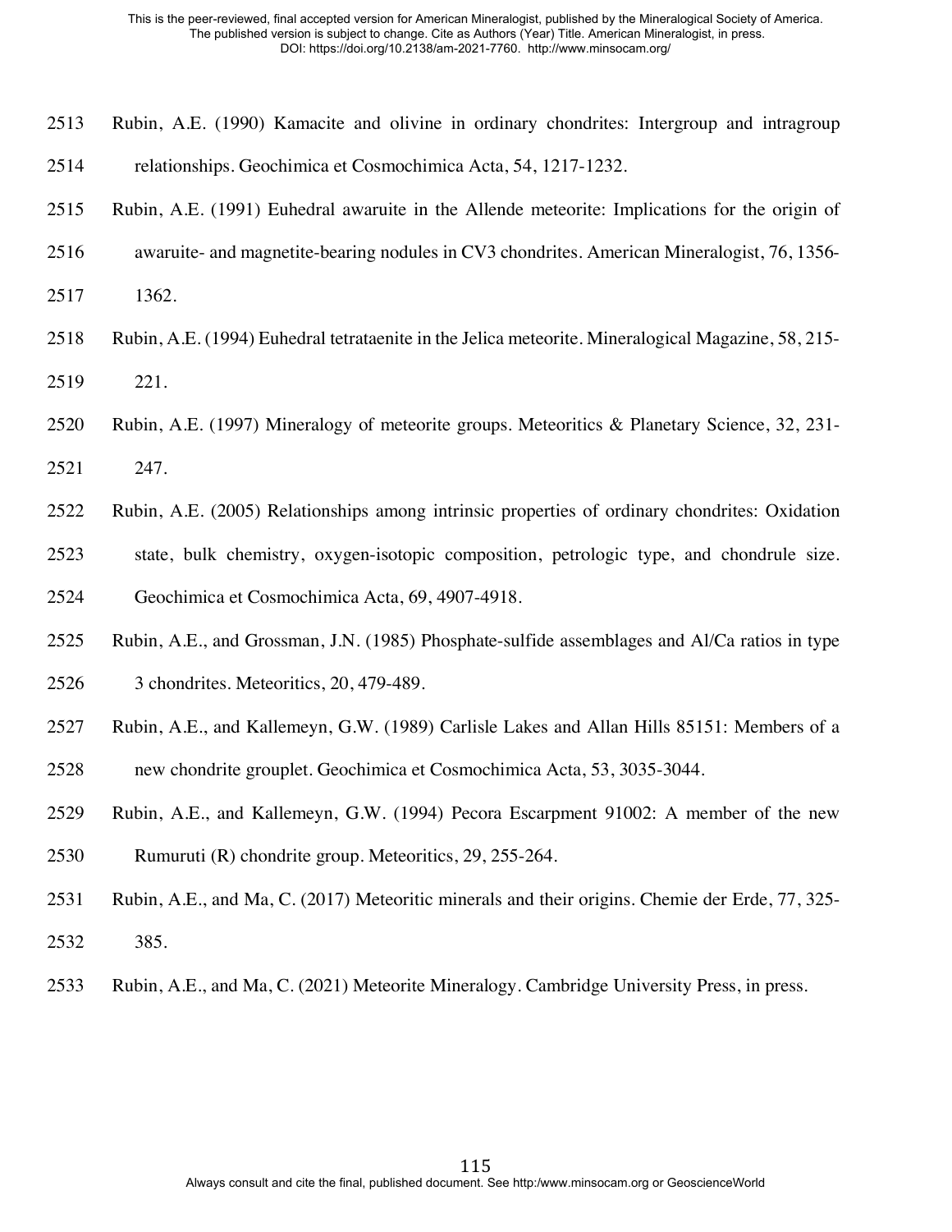Rubin, A.E. (1990) Kamacite and olivine in ordinary chondrites: Intergroup and intragroup relationships. Geochimica et Cosmochimica Acta, 54, 1217-1232.

Rubin, A.E. (1991) Euhedral awaruite in the Allende meteorite: Implications for the origin of awaruite- and magnetite-bearing nodules in CV3 chondrites. American Mineralogist, 76, 1356-1362.

Rubin, A.E. (1994) Euhedral tetrataenite in the Jelica meteorite. Mineralogical Magazine, 58, 215-221.

Rubin, A.E. (1997) Mineralogy of meteorite groups. Meteoritics & Planetary Science, 32, 231-247.

Rubin, A.E. (2005) Relationships among intrinsic properties of ordinary chondrites: Oxidation state, bulk chemistry, oxygen-isotopic composition, petrologic type, and chondrule size. Geochimica et Cosmochimica Acta, 69, 4907-4918.

Rubin, A.E., and Grossman, J.N. (1985) Phosphate-sulfide assemblages and Al/Ca ratios in type 3 chondrites. Meteoritics, 20, 479-489.

Rubin, A.E., and Kallemeyn, G.W. (1989) Carlisle Lakes and Allan Hills 85151: Members of a new chondrite grouplet. Geochimica et Cosmochimica Acta, 53, 3035-3044.

Rubin, A.E., and Kallemeyn, G.W. (1994) Pecora Escarpment 91002: A member of the new Rumuruti (R) chondrite group. Meteoritics, 29, 255-264.

Rubin, A.E., and Ma, C. (2017) Meteoritic minerals and their origins. Chemie der Erde, 77, 325-385.

Rubin, A.E., and Ma, C. (2021) Meteorite Mineralogy. Cambridge University Press, in press.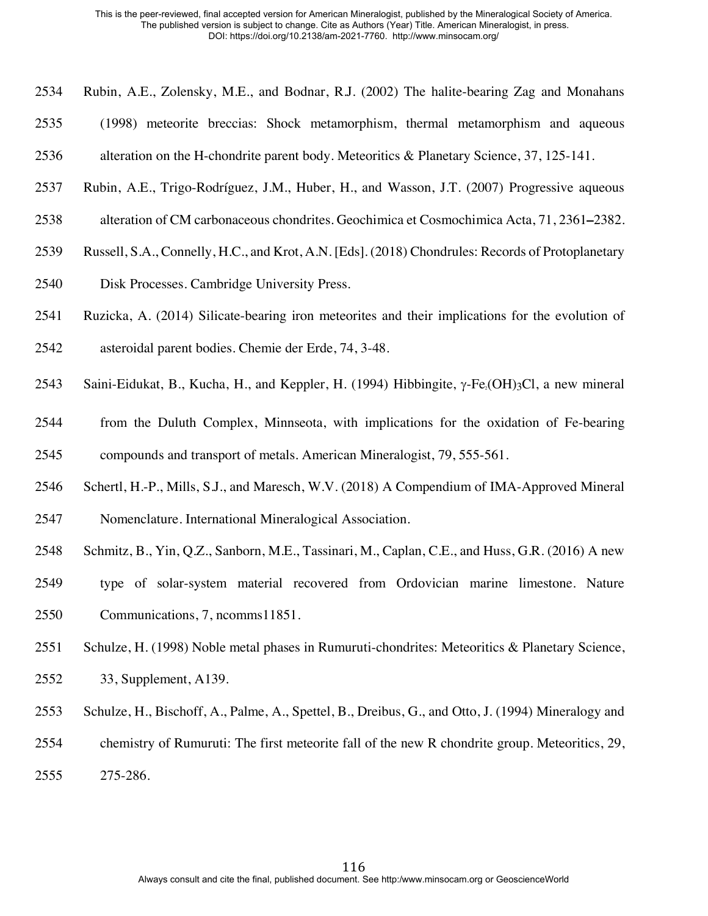Rubin, A.E., Zolensky, M.E., and Bodnar, R.J. (2002) The halite-bearing Zag and Monahans (1998) meteorite breccias: Shock metamorphism, thermal metamorphism and aqueous alteration on the H-chondrite parent body. Meteoritics & Planetary Science, 37, 125-141.

Rubin, A.E., Trigo-Rodríguez, J.M., Huber, H., and Wasson, J.T. (2007) Progressive aqueous alteration of CM carbonaceous chondrites. Geochimica et Cosmochimica Acta, 71, 2361–2382.

Russell, S.A., Connelly, H.C., and Krot, A.N. [Eds]. (2018) Chondrules: Records of Protoplanetary Disk Processes. Cambridge University Press.

Ruzicka, A. (2014) Silicate-bearing iron meteorites and their implications for the evolution of asteroidal parent bodies. Chemie der Erde, 74, 3-48.

Saini-Eidukat, B., Kucha, H., and Keppler, H. (1994) Hibbingite, γ-$Fe_2(OH)_3Cl$, a new mineral from the Duluth Complex, Minnseota, with implications for the oxidation of Fe-bearing compounds and transport of metals. American Mineralogist, 79, 555-561.

Schertl, H.-P., Mills, S.J., and Maresch, W.V. (2018) A Compendium of IMA-Approved Mineral Nomenclature. International Mineralogical Association.

Schmitz, B., Yin, Q.Z., Sanborn, M.E., Tassinari, M., Caplan, C.E., and Huss, G.R. (2016) A new type of solar-system material recovered from Ordovician marine limestone. Nature Communications, 7, ncomms11851.

Schulze, H. (1998) Noble metal phases in Rumuruti-chondrites: Meteoritics & Planetary Science, 33, Supplement, A139.

Schulze, H., Bischoff, A., Palme, A., Spettel, B., Dreibus, G., and Otto, J. (1994) Mineralogy and chemistry of Rumuruti: The first meteorite fall of the new R chondrite group. Meteoritics, 29, 275-286.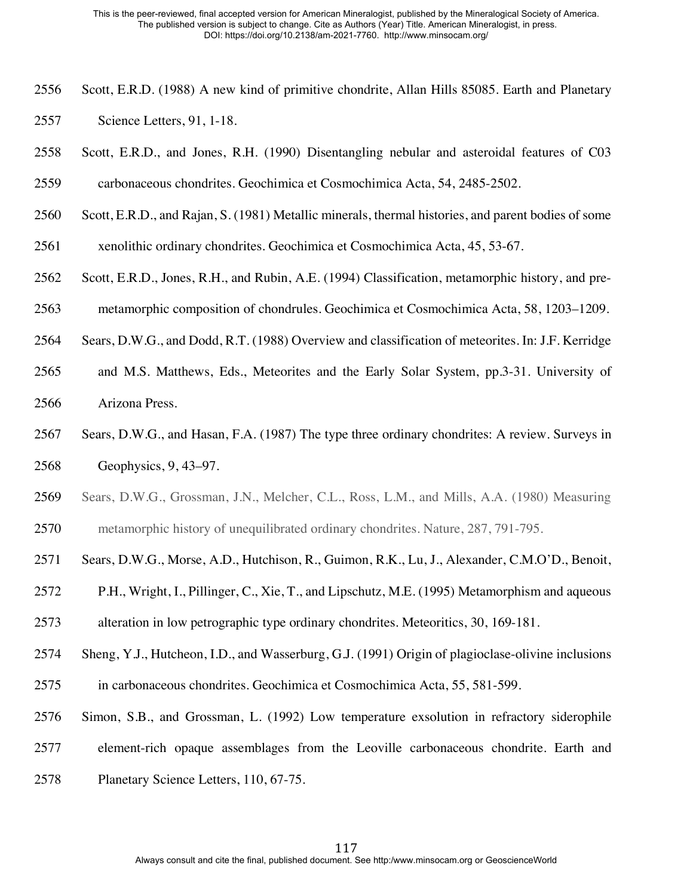Scott, E.R.D. (1988) A new kind of primitive chondrite, Allan Hills 85085. Earth and Planetary Science Letters, 91, 1-18.

Scott, E.R.D., and Jones, R.H. (1990) Disentangling nebular and asteroidal features of C03 carbonaceous chondrites. Geochimica et Cosmochimica Acta, 54, 2485-2502.

Scott, E.R.D., and Rajan, S. (1981) Metallic minerals, thermal histories, and parent bodies of some xenolithic ordinary chondrites. Geochimica et Cosmochimica Acta, 45, 53-67.

Scott, E.R.D., Jones, R.H., and Rubin, A.E. (1994) Classification, metamorphic history, and pre-metamorphic composition of chondrules. Geochimica et Cosmochimica Acta, 58, 1203–1209.

Sears, D.W.G., and Dodd, R.T. (1988) Overview and classification of meteorites. In: J.F. Kerridge and M.S. Matthews, Eds., Meteorites and the Early Solar System, pp.3-31. University of Arizona Press.

Sears, D.W.G., and Hasan, F.A. (1987) The type three ordinary chondrites: A review. Surveys in Geophysics, 9, 43–97.

Sears, D.W.G., Grossman, J.N., Melcher, C.L., Ross, L.M., and Mills, A.A. (1980) Measuring metamorphic history of unequilibrated ordinary chondrites. Nature, 287, 791-795.

Sears, D.W.G., Morse, A.D., Hutchison, R., Guimon, R.K., Lu, J., Alexander, C.M.O'D., Benoit, P.H., Wright, I., Pillinger, C., Xie, T., and Lipschutz, M.E. (1995) Metamorphism and aqueous alteration in low petrographic type ordinary chondrites. Meteoritics, 30, 169-181.

Sheng, Y.J., Hutcheon, I.D., and Wasserburg, G.J. (1991) Origin of plagioclase-olivine inclusions in carbonaceous chondrites. Geochimica et Cosmochimica Acta, 55, 581-599.

Simon, S.B., and Grossman, L. (1992) Low temperature exsolution in refractory siderophile element-rich opaque assemblages from the Leoville carbonaceous chondrite. Earth and Planetary Science Letters, 110, 67-75.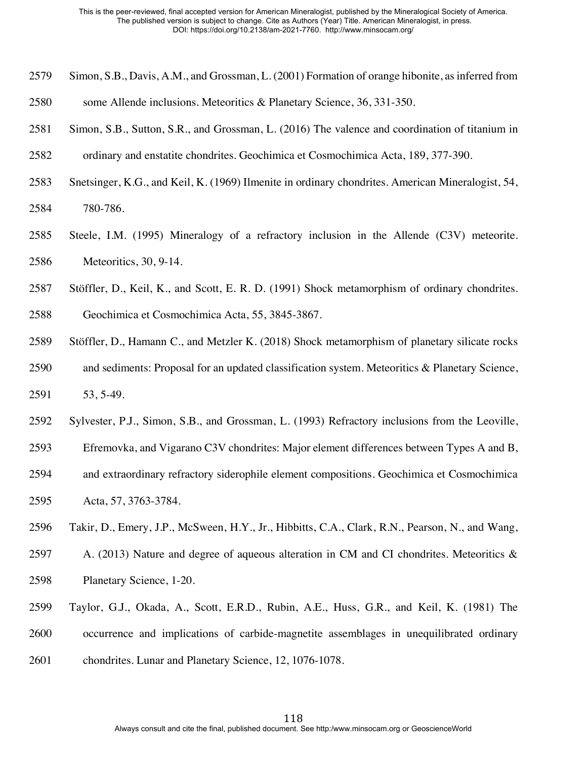Simon, S.B., Davis, A.M., and Grossman, L. (2001) Formation of orange hibonite, as inferred from some Allende inclusions. Meteoritics & Planetary Science, 36, 331-350.

Simon, S.B., Sutton, S.R., and Grossman, L. (2016) The valence and coordination of titanium in ordinary and enstatite chondrites. Geochimica et Cosmochimica Acta, 189, 377-390.

Snetsinger, K.G., and Keil, K. (1969) Ilmenite in ordinary chondrites. American Mineralogist, 54, 780-786.

Steele, I.M. (1995) Mineralogy of a refractory inclusion in the Allende (C3V) meteorite. Meteoritics, 30, 9-14.

Stöffler, D., Keil, K., and Scott, E. R. D. (1991) Shock metamorphism of ordinary chondrites. Geochimica et Cosmochimica Acta, 55, 3845-3867.

Stöffler, D., Hamann C., and Metzler K. (2018) Shock metamorphism of planetary silicate rocks and sediments: Proposal for an updated classification system. Meteoritics & Planetary Science, 53, 5-49.

Sylvester, P.J., Simon, S.B., and Grossman, L. (1993) Refractory inclusions from the Leoville, Efremovka, and Vigarano C3V chondrites: Major element differences between Types A and B, and extraordinary refractory siderophile element compositions. Geochimica et Cosmochimica Acta, 57, 3763-3784.

Takir, D., Emery, J.P., McSween, H.Y., Jr., Hibbitts, C.A., Clark, R.N., Pearson, N., and Wang, A. (2013) Nature and degree of aqueous alteration in CM and CI chondrites. Meteoritics & Planetary Science, 1-20.

Taylor, G.J., Okada, A., Scott, E.R.D., Rubin, A.E., Huss, G.R., and Keil, K. (1981) The occurrence and implications of carbide-magnetite assemblages in unequilibrated ordinary chondrites. Lunar and Planetary Science, 12, 1076-1078.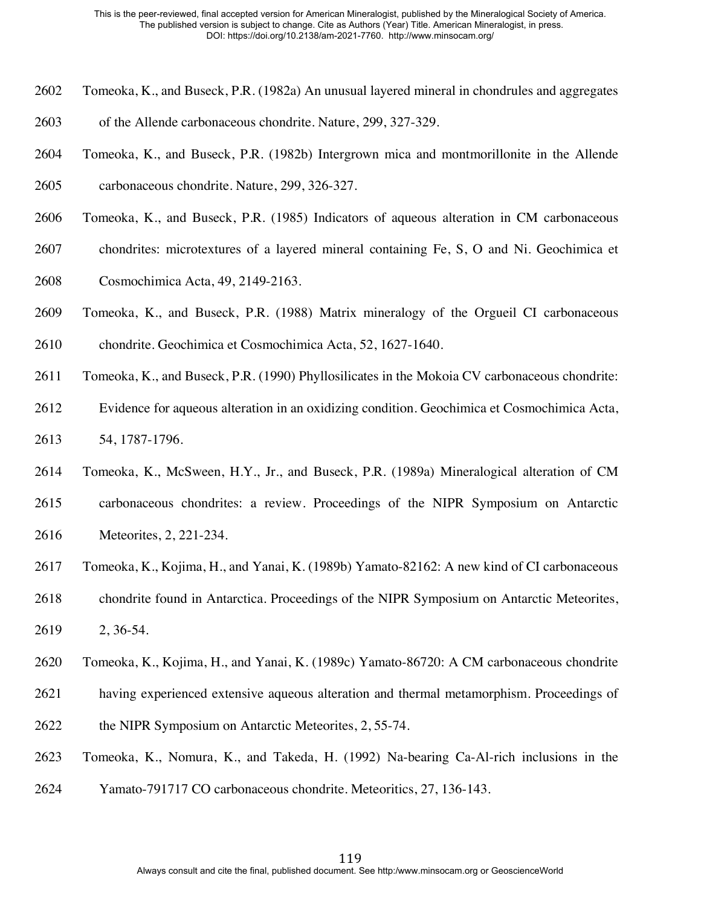Tomeoka, K., and Buseck, P.R. (1982a) An unusual layered mineral in chondrules and aggregates of the Allende carbonaceous chondrite. Nature, 299, 327-329.

Tomeoka, K., and Buseck, P.R. (1982b) Intergrown mica and montmorillonite in the Allende carbonaceous chondrite. Nature, 299, 326-327.

Tomeoka, K., and Buseck, P.R. (1985) Indicators of aqueous alteration in CM carbonaceous chondrites: microtextures of a layered mineral containing Fe, S, O and Ni. Geochimica et Cosmochimica Acta, 49, 2149-2163.

Tomeoka, K., and Buseck, P.R. (1988) Matrix mineralogy of the Orgueil CI carbonaceous chondrite. Geochimica et Cosmochimica Acta, 52, 1627-1640.

Tomeoka, K., and Buseck, P.R. (1990) Phyllosilicates in the Mokoia CV carbonaceous chondrite: Evidence for aqueous alteration in an oxidizing condition. Geochimica et Cosmochimica Acta, 54, 1787-1796.

Tomeoka, K., McSween, H.Y., Jr., and Buseck, P.R. (1989a) Mineralogical alteration of CM carbonaceous chondrites: a review. Proceedings of the NIPR Symposium on Antarctic Meteorites, 2, 221-234.

Tomeoka, K., Kojima, H., and Yanai, K. (1989b) Yamato-82162: A new kind of CI carbonaceous chondrite found in Antarctica. Proceedings of the NIPR Symposium on Antarctic Meteorites, 2, 36-54.

Tomeoka, K., Kojima, H., and Yanai, K. (1989c) Yamato-86720: A CM carbonaceous chondrite having experienced extensive aqueous alteration and thermal metamorphism. Proceedings of the NIPR Symposium on Antarctic Meteorites, 2, 55-74.

Tomeoka, K., Nomura, K., and Takeda, H. (1992) Na-bearing Ca-Al-rich inclusions in the Yamato-791717 CO carbonaceous chondrite. Meteoritics, 27, 136-143.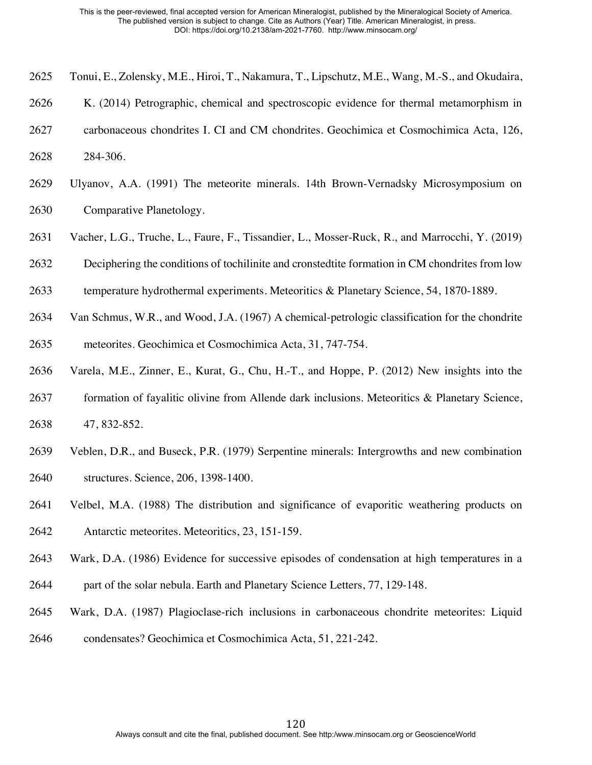Tonui, E., Zolensky, M.E., Hiroi, T., Nakamura, T., Lipschutz, M.E., Wang, M.-S., and Okudaira, K. (2014) Petrographic, chemical and spectroscopic evidence for thermal metamorphism in carbonaceous chondrites I. CI and CM chondrites. Geochimica et Cosmochimica Acta, 126, 284-306.

Ulyanov, A.A. (1991) The meteorite minerals. 14th Brown-Vernadsky Microsymposium on Comparative Planetology.

Vacher, L.G., Truche, L., Faure, F., Tissandier, L., Mosser-Ruck, R., and Marrocchi, Y. (2019) Deciphering the conditions of tochilinite and cronstedtite formation in CM chondrites from low temperature hydrothermal experiments. Meteoritics & Planetary Science, 54, 1870-1889.

Van Schmus, W.R., and Wood, J.A. (1967) A chemical-petrologic classification for the chondrite meteorites. Geochimica et Cosmochimica Acta, 31, 747-754.

Varela, M.E., Zinner, E., Kurat, G., Chu, H.-T., and Hoppe, P. (2012) New insights into the formation of fayalitic olivine from Allende dark inclusions. Meteoritics & Planetary Science, 47, 832-852.

Veblen, D.R., and Buseck, P.R. (1979) Serpentine minerals: Intergrowths and new combination structures. Science, 206, 1398-1400.

Velbel, M.A. (1988) The distribution and significance of evaporitic weathering products on Antarctic meteorites. Meteoritics, 23, 151-159.

Wark, D.A. (1986) Evidence for successive episodes of condensation at high temperatures in a part of the solar nebula. Earth and Planetary Science Letters, 77, 129-148.

Wark, D.A. (1987) Plagioclase-rich inclusions in carbonaceous chondrite meteorites: Liquid condensates? Geochimica et Cosmochimica Acta, 51, 221-242.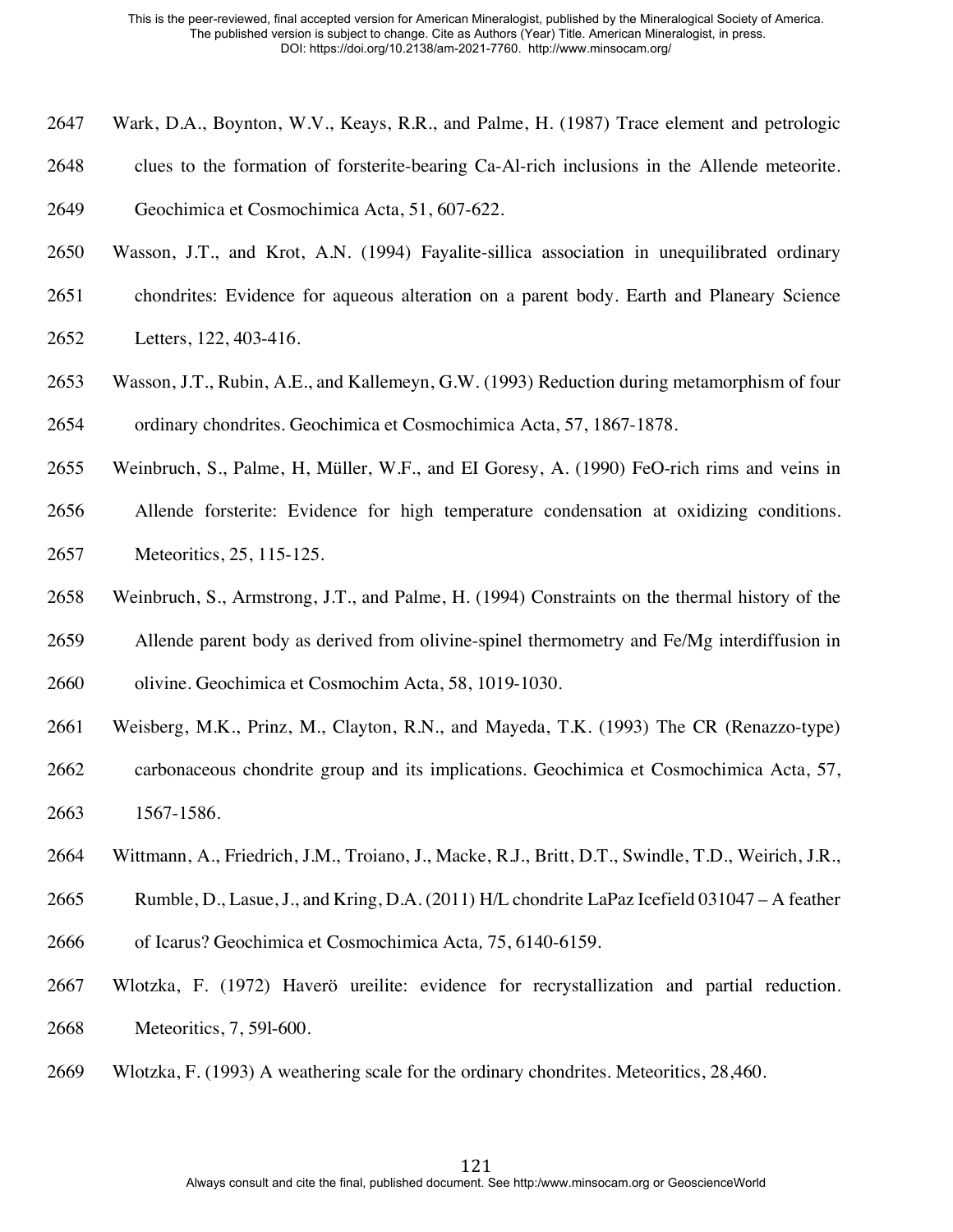Wark, D.A., Boynton, W.V., Keays, R.R., and Palme, H. (1987) Trace element and petrologic clues to the formation of forsterite-bearing Ca-Al-rich inclusions in the Allende meteorite. Geochimica et Cosmochimica Acta, 51, 607-622.

Wasson, J.T., and Krot, A.N. (1994) Fayalite-sillica association in unequilibrated ordinary chondrites: Evidence for aqueous alteration on a parent body. Earth and Planeary Science Letters, 122, 403-416.

Wasson, J.T., Rubin, A.E., and Kallemeyn, G.W. (1993) Reduction during metamorphism of four ordinary chondrites. Geochimica et Cosmochimica Acta, 57, 1867-1878.

Weinbruch, S., Palme, H, Müller, W.F., and El Goresy, A. (1990) FeO-rich rims and veins in Allende forsterite: Evidence for high temperature condensation at oxidizing conditions. Meteoritics, 25, 115-125.

Weinbruch, S., Armstrong, J.T., and Palme, H. (1994) Constraints on the thermal history of the Allende parent body as derived from olivine-spinel thermometry and Fe/Mg interdiffusion in olivine. Geochimica et Cosmochim Acta, 58, 1019-1030.

Weisberg, M.K., Prinz, M., Clayton, R.N., and Mayeda, T.K. (1993) The CR (Renazzo-type) carbonaceous chondrite group and its implications. Geochimica et Cosmochimica Acta, 57, 1567-1586.

Wittmann, A., Friedrich, J.M., Troiano, J., Macke, R.J., Britt, D.T., Swindle, T.D., Weirich, J.R., Rumble, D., Lasue, J., and Kring, D.A. (2011) H/L chondrite LaPaz Icefield 031047 – A feather of Icarus? Geochimica et Cosmochimica Acta, 75, 6140-6159.

Wlotzka, F. (1972) Haverö ureilite: evidence for recrystallization and partial reduction. Meteoritics, 7, 59l-600.

Wlotzka, F. (1993) A weathering scale for the ordinary chondrites. Meteoritics, 28,460.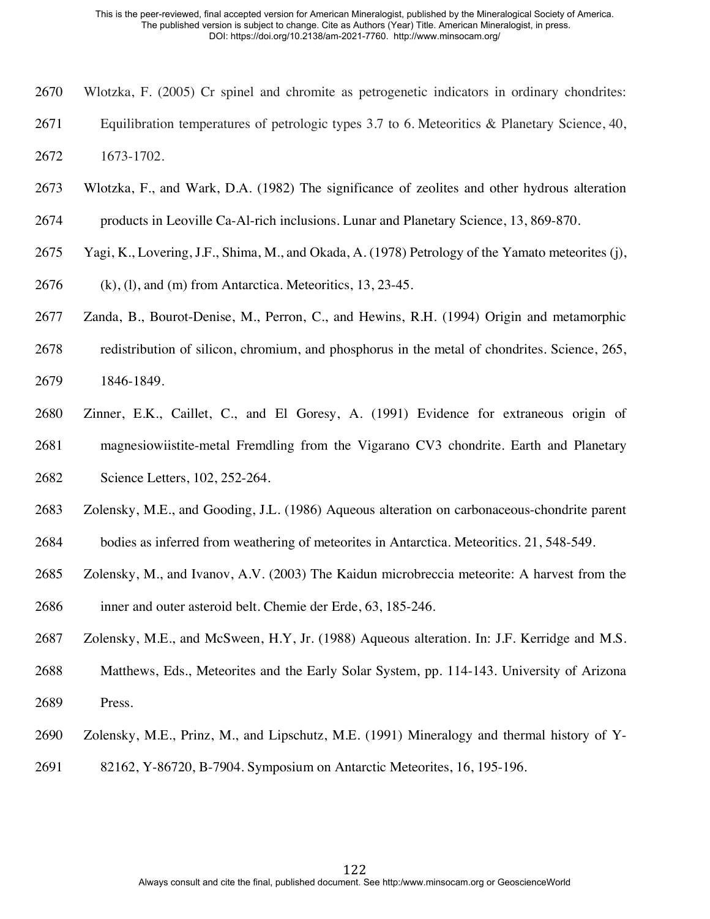Wlotzka, F. (2005) Cr spinel and chromite as petrogenetic indicators in ordinary chondrites: Equilibration temperatures of petrologic types 3.7 to 6. Meteoritics & Planetary Science, 40, 1673-1702.

Wlotzka, F., and Wark, D.A. (1982) The significance of zeolites and other hydrous alteration products in Leoville Ca-Al-rich inclusions. Lunar and Planetary Science, 13, 869-870.

Yagi, K., Lovering, J.F., Shima, M., and Okada, A. (1978) Petrology of the Yamato meteorites (j), (k), (l), and (m) from Antarctica. Meteoritics, 13, 23-45.

Zanda, B., Bourot-Denise, M., Perron, C., and Hewins, R.H. (1994) Origin and metamorphic redistribution of silicon, chromium, and phosphorus in the metal of chondrites. Science, 265, 1846-1849.

Zinner, E.K., Caillet, C., and El Goresy, A. (1991) Evidence for extraneous origin of magnesiowiistite-metal Fremdling from the Vigarano CV3 chondrite. Earth and Planetary Science Letters, 102, 252-264.

Zolensky, M.E., and Gooding, J.L. (1986) Aqueous alteration on carbonaceous-chondrite parent bodies as inferred from weathering of meteorites in Antarctica. Meteoritics. 21, 548-549.

Zolensky, M., and Ivanov, A.V. (2003) The Kaidun microbreccia meteorite: A harvest from the inner and outer asteroid belt. Chemie der Erde, 63, 185-246.

Zolensky, M.E., and McSween, H.Y, Jr. (1988) Aqueous alteration. In: J.F. Kerridge and M.S. Matthews, Eds., Meteorites and the Early Solar System, pp. 114-143. University of Arizona Press.

Zolensky, M.E., Prinz, M., and Lipschutz, M.E. (1991) Mineralogy and thermal history of Y-82162, Y-86720, B-7904. Symposium on Antarctic Meteorites, 16, 195-196.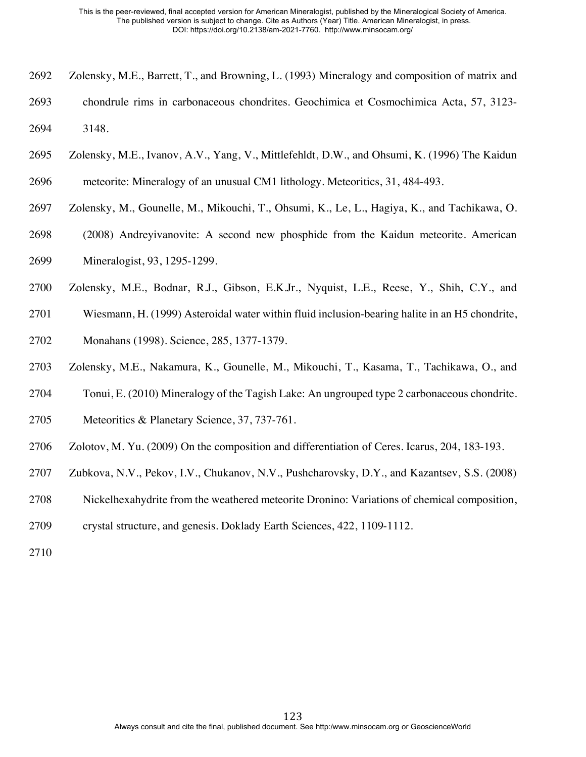Zolensky, M.E., Barrett, T., and Browning, L. (1993) Mineralogy and composition of matrix and chondrule rims in carbonaceous chondrites. Geochimica et Cosmochimica Acta, 57, 3123-3148.

Zolensky, M.E., Ivanov, A.V., Yang, V., Mittlefehldt, D.W., and Ohsumi, K. (1996) The Kaidun meteorite: Mineralogy of an unusual CM1 lithology. Meteoritics, 31, 484-493.

Zolensky, M., Gounelle, M., Mikouchi, T., Ohsumi, K., Le, L., Hagiya, K., and Tachikawa, O. (2008) Andreyivanovite: A second new phosphide from the Kaidun meteorite. American Mineralogist, 93, 1295-1299.

Zolensky, M.E., Bodnar, R.J., Gibson, E.K.Jr., Nyquist, L.E., Reese, Y., Shih, C.Y., and Wiesmann, H. (1999) Asteroidal water within fluid inclusion-bearing halite in an H5 chondrite, Monahans (1998). Science, 285, 1377-1379.

Zolensky, M.E., Nakamura, K., Gounelle, M., Mikouchi, T., Kasama, T., Tachikawa, O., and Tonui, E. (2010) Mineralogy of the Tagish Lake: An ungrouped type 2 carbonaceous chondrite. Meteoritics & Planetary Science, 37, 737-761.

Zolotov, M. Yu. (2009) On the composition and differentiation of Ceres. Icarus, 204, 183-193.

Zubkova, N.V., Pekov, I.V., Chukanov, N.V., Pushcharovsky, D.Y., and Kazantsev, S.S. (2008) Nickelhexahydrite from the weathered meteorite Dronino: Variations of chemical composition, crystal structure, and genesis. Doklady Earth Sciences, 422, 1109-1112.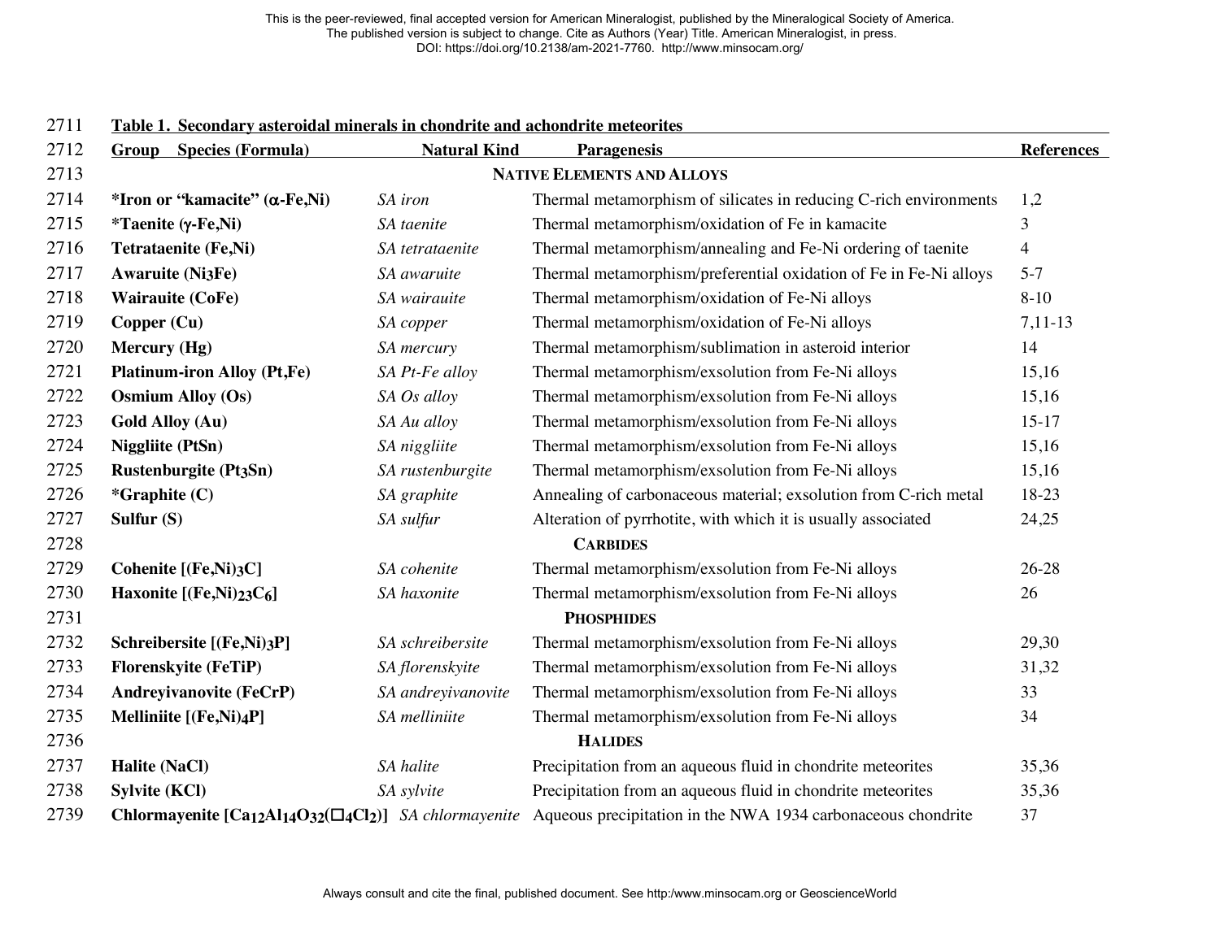**Table 1. Secondary asteroidal minerals in chondrite and achondrite meteorites**

| Group Species (Formula) | Natural Kind | Paragenesis | References |
|---|---|---|---|
| | | **NATIVE ELEMENTS AND ALLOYS** | |
| **\*Iron or "kamacite" (α-Fe,Ni)** | *SA iron* | Thermal metamorphism of silicates in reducing C-rich environments | 1,2 |
| **\*Taenite (γ-Fe,Ni)** | *SA taenite* | Thermal metamorphism/oxidation of Fe in kamacite | 3 |
| **Tetrataenite (Fe,Ni)** | *SA tetrataenite* | Thermal metamorphism/annealing and Fe-Ni ordering of taenite | 4 |
| **Awaruite ($Ni_3Fe$)** | *SA awaruite* | Thermal metamorphism/preferential oxidation of Fe in Fe-Ni alloys | 5-7 |
| **Wairauite (CoFe)** | *SA wairauite* | Thermal metamorphism/oxidation of Fe-Ni alloys | 8-10 |
| **Copper (Cu)** | *SA copper* | Thermal metamorphism/oxidation of Fe-Ni alloys | 7,11-13 |
| **Mercury (Hg)** | *SA mercury* | Thermal metamorphism/sublimation in asteroid interior | 14 |
| **Platinum-iron Alloy (Pt,Fe)** | *SA Pt-Fe alloy* | Thermal metamorphism/exsolution from Fe-Ni alloys | 15,16 |
| **Osmium Alloy (Os)** | *SA Os alloy* | Thermal metamorphism/exsolution from Fe-Ni alloys | 15,16 |
| **Gold Alloy (Au)** | *SA Au alloy* | Thermal metamorphism/exsolution from Fe-Ni alloys | 15-17 |
| **Niggliite (PtSn)** | *SA niggliite* | Thermal metamorphism/exsolution from Fe-Ni alloys | 15,16 |
| **Rustenburgite ($Pt_3Sn$)** | *SA rustenburgite* | Thermal metamorphism/exsolution from Fe-Ni alloys | 15,16 |
| **\*Graphite (C)** | *SA graphite* | Annealing of carbonaceous material; exsolution from C-rich metal | 18-23 |
| **Sulfur (S)** | *SA sulfur* | Alteration of pyrrhotite, with which it is usually associated | 24,25 |
| | | **CARBIDES** | |
| **Cohenite [$(Fe,Ni)_3C$]** | *SA cohenite* | Thermal metamorphism/exsolution from Fe-Ni alloys | 26-28 |
| **Haxonite [$(Fe,Ni)_{23}C_6$]** | *SA haxonite* | Thermal metamorphism/exsolution from Fe-Ni alloys | 26 |
| | | **PHOSPHIDES** | |
| **Schreibersite [$(Fe,Ni)_3P$]** | *SA schreibersite* | Thermal metamorphism/exsolution from Fe-Ni alloys | 29,30 |
| **Florenskyite (FeTiP)** | *SA florenskyite* | Thermal metamorphism/exsolution from Fe-Ni alloys | 31,32 |
| **Andreyivanovite (FeCrP)** | *SA andreyivanovite* | Thermal metamorphism/exsolution from Fe-Ni alloys | 33 |
| **Melliniite [$(Fe,Ni)_4P$]** | *SA melliniite* | Thermal metamorphism/exsolution from Fe-Ni alloys | 34 |
| | | **HALIDES** | |
| **Halite (NaCl)** | *SA halite* | Precipitation from an aqueous fluid in chondrite meteorites | 35,36 |
| **Sylvite (KCl)** | *SA sylvite* | Precipitation from an aqueous fluid in chondrite meteorites | 35,36 |
| **Chlormayenite [$Ca_{12}Al_{14}O_{32}(\square_4Cl_2)$]** | *SA chlormayenite* | Aqueous precipitation in the NWA 1934 carbonaceous chondrite | 37 |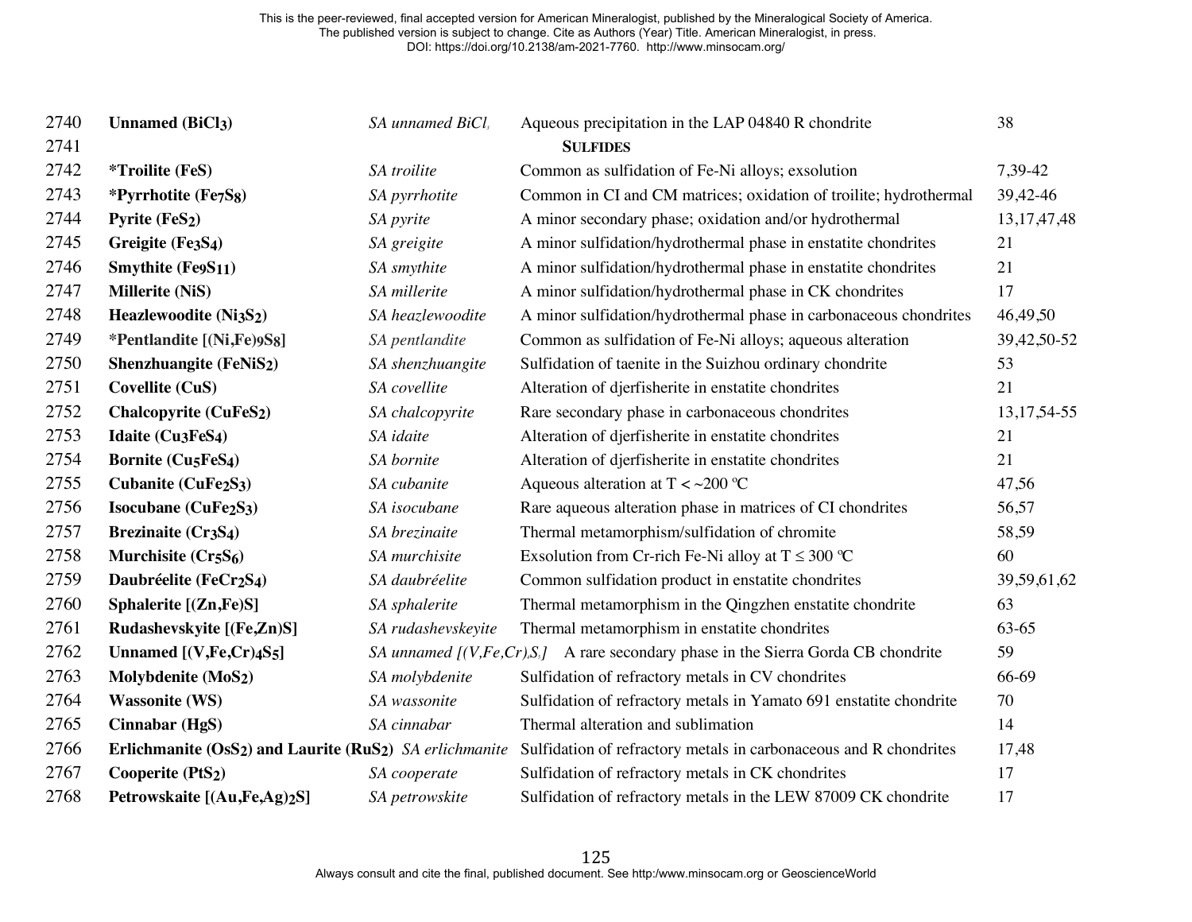| | | | | |
|---|---|---|---|---|
| 2740 | **Unnamed ($BiCl_3$)** | *SA unnamed $BiCl_3$* | Aqueous precipitation in the LAP 04840 R chondrite | 38 |
| 2741 | | | **SULFIDES** | |
| 2742 | **\*Troilite (FeS)** | *SA troilite* | Common as sulfidation of Fe-Ni alloys; exsolution | 7,39-42 |
| 2743 | **\*Pyrrhotite ($Fe_7S_8$)** | *SA pyrrhotite* | Common in CI and CM matrices; oxidation of troilite; hydrothermal | 39,42-46 |
| 2744 | **Pyrite ($FeS_2$)** | *SA pyrite* | A minor secondary phase; oxidation and/or hydrothermal | 13,17,47,48 |
| 2745 | **Greigite ($Fe_3S_4$)** | *SA greigite* | A minor sulfidation/hydrothermal phase in enstatite chondrites | 21 |
| 2746 | **Smythite ($Fe_9S_{11}$)** | *SA smythite* | A minor sulfidation/hydrothermal phase in enstatite chondrites | 21 |
| 2747 | **Millerite (NiS)** | *SA millerite* | A minor sulfidation/hydrothermal phase in CK chondrites | 17 |
| 2748 | **Heazlewoodite ($Ni_3S_2$)** | *SA heazlewoodite* | A minor sulfidation/hydrothermal phase in carbonaceous chondrites | 46,49,50 |
| 2749 | **\*Pentlandite [$(Ni,Fe)_9S_8$]** | *SA pentlandite* | Common as sulfidation of Fe-Ni alloys; aqueous alteration | 39,42,50-52 |
| 2750 | **Shenzhuangite ($FeNiS_2$)** | *SA shenzhuangite* | Sulfidation of taenite in the Suizhou ordinary chondrite | 53 |
| 2751 | **Covellite (CuS)** | *SA covellite* | Alteration of djerfisherite in enstatite chondrites | 21 |
| 2752 | **Chalcopyrite ($CuFeS_2$)** | *SA chalcopyrite* | Rare secondary phase in carbonaceous chondrites | 13,17,54-55 |
| 2753 | **Idaite ($Cu_3FeS_4$)** | *SA idaite* | Alteration of djerfisherite in enstatite chondrites | 21 |
| 2754 | **Bornite ($Cu_5FeS_4$)** | *SA bornite* | Alteration of djerfisherite in enstatite chondrites | 21 |
| 2755 | **Cubanite ($CuFe_2S_3$)** | *SA cubanite* | Aqueous alteration at T < ~200 ºC | 47,56 |
| 2756 | **Isocubane ($CuFe_2S_3$)** | *SA isocubane* | Rare aqueous alteration phase in matrices of CI chondrites | 56,57 |
| 2757 | **Brezinaite ($Cr_3S_4$)** | *SA brezinaite* | Thermal metamorphism/sulfidation of chromite | 58,59 |
| 2758 | **Murchisite ($Cr_5S_6$)** | *SA murchisite* | Exsolution from Cr-rich Fe-Ni alloy at T ≤ 300 ºC | 60 |
| 2759 | **Daubréelite ($FeCr_2S_4$)** | *SA daubréelite* | Common sulfidation product in enstatite chondrites | 39,59,61,62 |
| 2760 | **Sphalerite [(Zn,Fe)S]** | *SA sphalerite* | Thermal metamorphism in the Qingzhen enstatite chondrite | 63 |
| 2761 | **Rudashevskyite [(Fe,Zn)S]** | *SA rudashevskeyite* | Thermal metamorphism in enstatite chondrites | 63-65 |
| 2762 | **Unnamed [$(V,Fe,Cr)_4S_5$]** | *SA unnamed [$(V,Fe,Cr)_4S_5$]* | A rare secondary phase in the Sierra Gorda CB chondrite | 59 |
| 2763 | **Molybdenite ($MoS_2$)** | *SA molybdenite* | Sulfidation of refractory metals in CV chondrites | 66-69 |
| 2764 | **Wassonite (WS)** | *SA wassonite* | Sulfidation of refractory metals in Yamato 691 enstatite chondrite | 70 |
| 2765 | **Cinnabar (HgS)** | *SA cinnabar* | Thermal alteration and sublimation | 14 |
| 2766 | **Erlichmanite ($OsS_2$) and Laurite ($RuS_2$)** | *SA erlichmanite* | Sulfidation of refractory metals in carbonaceous and R chondrites | 17,48 |
| 2767 | **Cooperite ($PtS_2$)** | *SA cooperate* | Sulfidation of refractory metals in CK chondrites | 17 |
| 2768 | **Petrowskaite [$(Au,Fe,Ag)_2S$]** | *SA petrowskite* | Sulfidation of refractory metals in the LEW 87009 CK chondrite | 17 |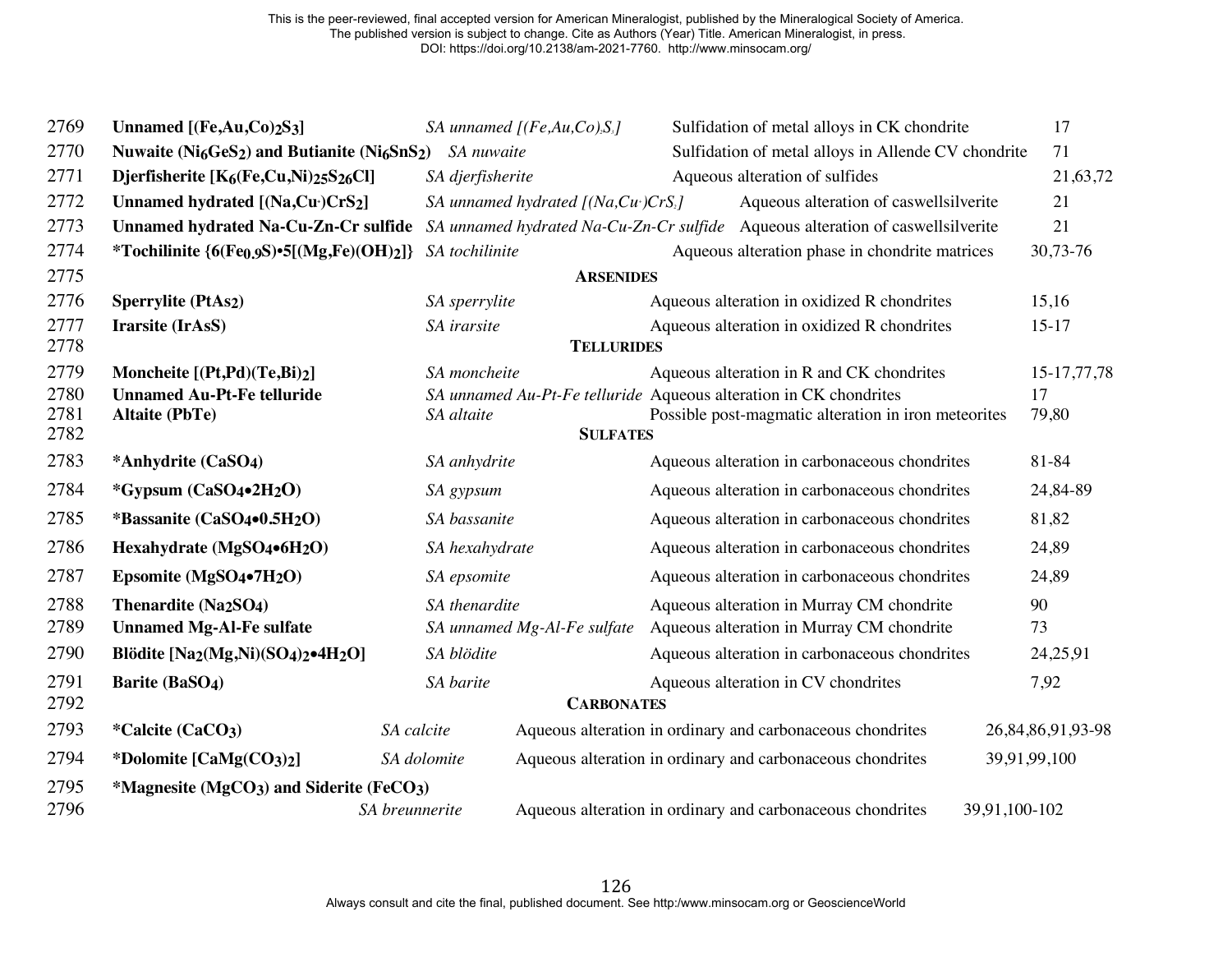| | | | | |
|---|---|---|---|---|
| 2769 | **Unnamed [$(Fe,Au,Co)_2S_3$]** | *SA unnamed [$(Fe,Au,Co)_2S_3$]* | Sulfidation of metal alloys in CK chondrite | 17 |
| 2770 | **Nuwaite ($Ni_6GeS_2$) and Butianite ($Ni_6SnS_2$)** | *SA nuwaite* | Sulfidation of metal alloys in Allende CV chondrite | 71 |
| 2771 | **Djerfisherite [$K_6(Fe,Cu,Ni)_{25}S_{26}Cl$]** | *SA djerfisherite* | Aqueous alteration of sulfides | 21,63,72 |
| 2772 | **Unnamed hydrated [$(Na,Cu^{+})CrS_2$]** | *SA unnamed hydrated [$(Na,Cu^{+})CrS_2$]* | Aqueous alteration of caswellsilverite | 21 |
| 2773 | **Unnamed hydrated Na-Cu-Zn-Cr sulfide** | *SA unnamed hydrated Na-Cu-Zn-Cr sulfide* | Aqueous alteration of caswellsilverite | 21 |
| 2774 | ***Tochilinite {$6(Fe_{0.9}S)\bullet5[(Mg,Fe)(OH)_2]$}** | *SA tochilinite* | Aqueous alteration phase in chondrite matrices | 30,73-76 |
| 2775 | | | **ARSENIDES** | |
| 2776 | **Sperrylite ($PtAs_2$)** | *SA sperrylite* | Aqueous alteration in oxidized R chondrites | 15,16 |
| 2777 | **Irarsite (IrAsS)** | *SA irarsite* | Aqueous alteration in oxidized R chondrites | 15-17 |
| 2778 | | | **TELLURIDES** | |
| 2779 | **Moncheite [$(Pt,Pd)(Te,Bi)_2$]** | *SA moncheite* | Aqueous alteration in R and CK chondrites | 15-17,77,78 |
| 2780 | **Unnamed Au-Pt-Fe telluride** | *SA unnamed Au-Pt-Fe telluride* | Aqueous alteration in CK chondrites | 17 |
| 2781 | **Altaite (PbTe)** | *SA altaite* | Possible post-magmatic alteration in iron meteorites | 79,80 |
| 2782 | | | **SULFATES** | |
| 2783 | ***Anhydrite ($CaSO_4$)** | *SA anhydrite* | Aqueous alteration in carbonaceous chondrites | 81-84 |
| 2784 | ***Gypsum ($CaSO_4\bullet2H_2O$)** | *SA gypsum* | Aqueous alteration in carbonaceous chondrites | 24,84-89 |
| 2785 | ***Bassanite ($CaSO_4\bullet0.5H_2O$)** | *SA bassanite* | Aqueous alteration in carbonaceous chondrites | 81,82 |
| 2786 | **Hexahydrate ($MgSO_4\bullet6H_2O$)** | *SA hexahydrate* | Aqueous alteration in carbonaceous chondrites | 24,89 |
| 2787 | **Epsomite ($MgSO_4\bullet7H_2O$)** | *SA epsomite* | Aqueous alteration in carbonaceous chondrites | 24,89 |
| 2788 | **Thenardite ($Na_2SO_4$)** | *SA thenardite* | Aqueous alteration in Murray CM chondrite | 90 |
| 2789 | **Unnamed Mg-Al-Fe sulfate** | *SA unnamed Mg-Al-Fe sulfate* | Aqueous alteration in Murray CM chondrite | 73 |
| 2790 | **Blödite [$Na_2(Mg,Ni)(SO_4)_2\bullet4H_2O$]** | *SA blödite* | Aqueous alteration in carbonaceous chondrites | 24,25,91 |
| 2791 | **Barite ($BaSO_4$)** | *SA barite* | Aqueous alteration in CV chondrites | 7,92 |
| 2792 | | | **CARBONATES** | |
| 2793 | ***Calcite ($CaCO_3$)** | *SA calcite* | Aqueous alteration in ordinary and carbonaceous chondrites | 26,84,86,91,93-98 |
| 2794 | ***Dolomite [$CaMg(CO_3)_2$]** | *SA dolomite* | Aqueous alteration in ordinary and carbonaceous chondrites | 39,91,99,100 |
| 2795 | ***Magnesite ($MgCO_3$) and Siderite ($FeCO_3$)** | | | |
| 2796 | | *SA breunnerite* | Aqueous alteration in ordinary and carbonaceous chondrites | 39,91,100-102 |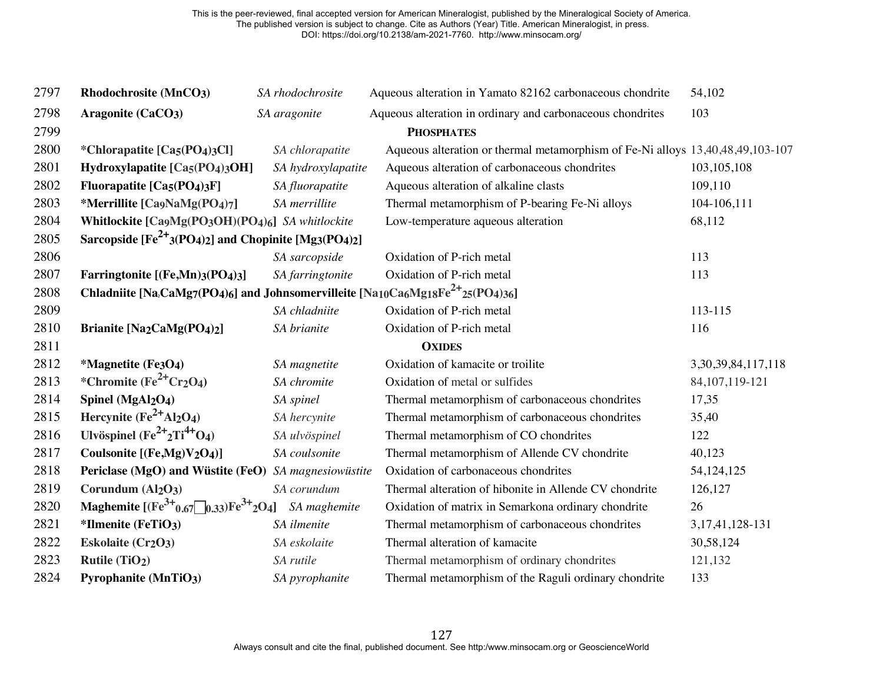| | | | | |
|---|---|---|---|---|
| 2797 | **Rhodochrosite ($MnCO_3$)** | *SA rhodochrosite* | Aqueous alteration in Yamato 82162 carbonaceous chondrite | 54,102 |
| 2798 | **Aragonite ($CaCO_3$)** | *SA aragonite* | Aqueous alteration in ordinary and carbonaceous chondrites | 103 |
| 2799 | | | **PHOSPHATES** | |
| 2800 | ***Chlorapatite [$Ca_5(PO_4)_3Cl$]** | *SA chlorapatite* | Aqueous alteration or thermal metamorphism of Fe-Ni alloys | 13,40,48,49,103-107 |
| 2801 | **Hydroxylapatite [$Ca_5(PO_4)_3OH$]** | *SA hydroxylapatite* | Aqueous alteration of carbonaceous chondrites | 103,105,108 |
| 2802 | **Fluorapatite [$Ca_5(PO_4)_3F$]** | *SA fluorapatite* | Aqueous alteration of alkaline clasts | 109,110 |
| 2803 | ***Merrillite [$Ca_9NaMg(PO_4)_7$]** | *SA merrillite* | Thermal metamorphism of P-bearing Fe-Ni alloys | 104-106,111 |
| 2804 | **Whitlockite [$Ca_9Mg(PO_3OH)(PO_4)_6$]** | *SA whitlockite* | Low-temperature aqueous alteration | 68,112 |
| 2805 | **Sarcopside [$Fe^{2+}{}_3(PO_4)_2$] and Chopinite [$Mg_3(PO_4)_2$]** | | | |
| 2806 | | *SA sarcopside* | Oxidation of P-rich metal | 113 |
| 2807 | **Farringtonite [$(Fe,Mn)_3(PO_4)_3$]** | *SA farringtonite* | Oxidation of P-rich metal | 113 |
| 2808 | **Chladniite [$Na_2CaMg_7(PO_4)_6$] and Johnsomervilleite [$Na_{10}Ca_6Mg_{18}Fe^{2+}{}_{25}(PO_4)_{36}$]** | | | |
| 2809 | | *SA chladniite* | Oxidation of P-rich metal | 113-115 |
| 2810 | **Brianite [$Na_2CaMg(PO_4)_2$]** | *SA brianite* | Oxidation of P-rich metal | 116 |
| 2811 | | | **OXIDES** | |
| 2812 | ***Magnetite ($Fe_3O_4$)** | *SA magnetite* | Oxidation of kamacite or troilite | 3,30,39,84,117,118 |
| 2813 | ***Chromite ($Fe^{2+}Cr_2O_4$)** | *SA chromite* | Oxidation of metal or sulfides | 84,107,119-121 |
| 2814 | **Spinel ($MgAl_2O_4$)** | *SA spinel* | Thermal metamorphism of carbonaceous chondrites | 17,35 |
| 2815 | **Hercynite ($Fe^{2+}Al_2O_4$)** | *SA hercynite* | Thermal metamorphism of carbonaceous chondrites | 35,40 |
| 2816 | **Ulvöspinel ($Fe^{2+}{}_2Ti^{4+}O_4$)** | *SA ulvöspinel* | Thermal metamorphism of CO chondrites | 122 |
| 2817 | **Coulsonite [$(Fe,Mg)V_2O_4$)]** | *SA coulsonite* | Thermal metamorphism of Allende CV chondrite | 40,123 |
| 2818 | **Periclase (MgO) and Wüstite (FeO)** | *SA magnesiowüstite* | Oxidation of carbonaceous chondrites | 54,124,125 |
| 2819 | **Corundum ($Al_2O_3$)** | *SA corundum* | Thermal alteration of hibonite in Allende CV chondrite | 126,127 |
| 2820 | **Maghemite [$(Fe^{3+}{}_{0.67}\square_{0.33})Fe^{3+}{}_2O_4$]** | *SA maghemite* | Oxidation of matrix in Semarkona ordinary chondrite | 26 |
| 2821 | ***Ilmenite ($FeTiO_3$)** | *SA ilmenite* | Thermal metamorphism of carbonaceous chondrites | 3,17,41,128-131 |
| 2822 | **Eskolaite ($Cr_2O_3$)** | *SA eskolaite* | Thermal alteration of kamacite | 30,58,124 |
| 2823 | **Rutile ($TiO_2$)** | *SA rutile* | Thermal metamorphism of ordinary chondrites | 121,132 |
| 2824 | **Pyrophanite ($MnTiO_3$)** | *SA pyrophanite* | Thermal metamorphism of the Raguli ordinary chondrite | 133 |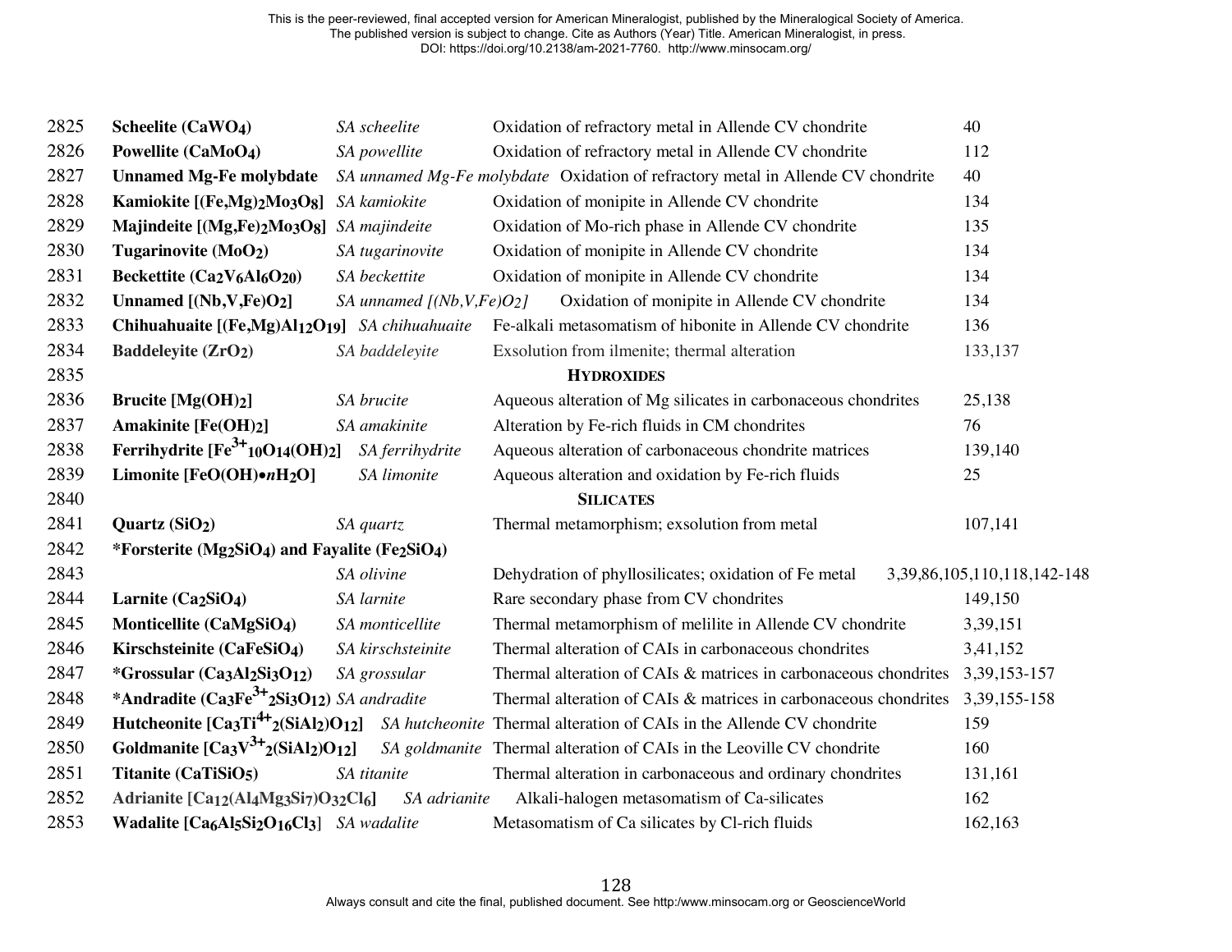| | | | | |
|---|---|---|---|---|
| 2825 | **Scheelite ($CaWO_4$)** | *SA scheelite* | Oxidation of refractory metal in Allende CV chondrite | 40 |
| 2826 | **Powellite ($CaMoO_4$)** | *SA powellite* | Oxidation of refractory metal in Allende CV chondrite | 112 |
| 2827 | **Unnamed Mg-Fe molybdate** | *SA unnamed Mg-Fe molybdate* | Oxidation of refractory metal in Allende CV chondrite | 40 |
| 2828 | **Kamiokite [$(Fe,Mg)_2Mo_3O_8$]** | *SA kamiokite* | Oxidation of monipite in Allende CV chondrite | 134 |
| 2829 | **Majindeite [$(Mg,Fe)_2Mo_3O_8$]** | *SA majindeite* | Oxidation of Mo-rich phase in Allende CV chondrite | 135 |
| 2830 | **Tugarinovite ($MoO_2$)** | *SA tugarinovite* | Oxidation of monipite in Allende CV chondrite | 134 |
| 2831 | **Beckettite ($Ca_2V_6Al_6O_{20}$)** | *SA beckettite* | Oxidation of monipite in Allende CV chondrite | 134 |
| 2832 | **Unnamed [$(Nb,V,Fe)O_2$]** | *SA unnamed [$(Nb,V,Fe)O_2$]* | Oxidation of monipite in Allende CV chondrite | 134 |
| 2833 | **Chihuahuaite [$(Fe,Mg)Al_{12}O_{19}$]** | *SA chihuahuaite* | Fe-alkali metasomatism of hibonite in Allende CV chondrite | 136 |
| 2834 | **Baddeleyite ($ZrO_2$)** | *SA baddeleyite* | Exsolution from ilmenite; thermal alteration | 133,137 |
| 2835 | | | **HYDROXIDES** | |
| 2836 | **Brucite [$Mg(OH)_2$]** | *SA brucite* | Aqueous alteration of Mg silicates in carbonaceous chondrites | 25,138 |
| 2837 | **Amakinite [$Fe(OH)_2$]** | *SA amakinite* | Alteration by Fe-rich fluids in CM chondrites | 76 |
| 2838 | **Ferrihydrite [$Fe^{3+}_{10}O_{14}(OH)_2$]** | *SA ferrihydrite* | Aqueous alteration of carbonaceous chondrite matrices | 139,140 |
| 2839 | **Limonite [$FeO(OH){\bullet}nH_2O$]** | *SA limonite* | Aqueous alteration and oxidation by Fe-rich fluids | 25 |
| 2840 | | | **SILICATES** | |
| 2841 | **Quartz ($SiO_2$)** | *SA quartz* | Thermal metamorphism; exsolution from metal | 107,141 |
| 2842 | **\*Forsterite ($Mg_2SiO_4$) and Fayalite ($Fe_2SiO_4$)** | | | |
| 2843 | | *SA olivine* | Dehydration of phyllosilicates; oxidation of Fe metal | 3,39,86,105,110,118,142-148 |
| 2844 | **Larnite ($Ca_2SiO_4$)** | *SA larnite* | Rare secondary phase from CV chondrites | 149,150 |
| 2845 | **Monticellite ($CaMgSiO_4$)** | *SA monticellite* | Thermal metamorphism of melilite in Allende CV chondrite | 3,39,151 |
| 2846 | **Kirschsteinite ($CaFeSiO_4$)** | *SA kirschsteinite* | Thermal alteration of CAIs in carbonaceous chondrites | 3,41,152 |
| 2847 | **\*Grossular ($Ca_3Al_2Si_3O_{12}$)** | *SA grossular* | Thermal alteration of CAIs & matrices in carbonaceous chondrites | 3,39,153-157 |
| 2848 | **\*Andradite ($Ca_3Fe^{3+}_2Si_3O_{12}$)** | *SA andradite* | Thermal alteration of CAIs & matrices in carbonaceous chondrites | 3,39,155-158 |
| 2849 | **Hutcheonite [$Ca_3Ti^{4+}_2(SiAl_2)O_{12}$]** | *SA hutcheonite* | Thermal alteration of CAIs in the Allende CV chondrite | 159 |
| 2850 | **Goldmanite [$Ca_3V^{3+}_2(SiAl_2)O_{12}$]** | *SA goldmanite* | Thermal alteration of CAIs in the Leoville CV chondrite | 160 |
| 2851 | **Titanite ($CaTiSiO_5$)** | *SA titanite* | Thermal alteration in carbonaceous and ordinary chondrites | 131,161 |
| 2852 | **Adrianite [$Ca_{12}(Al_4Mg_3Si_7)O_{32}Cl_6$]** | *SA adrianite* | Alkali-halogen metasomatism of Ca-silicates | 162 |
| 2853 | **Wadalite [$Ca_6Al_5Si_2O_{16}Cl_3$]** | *SA wadalite* | Metasomatism of Ca silicates by Cl-rich fluids | 162,163 |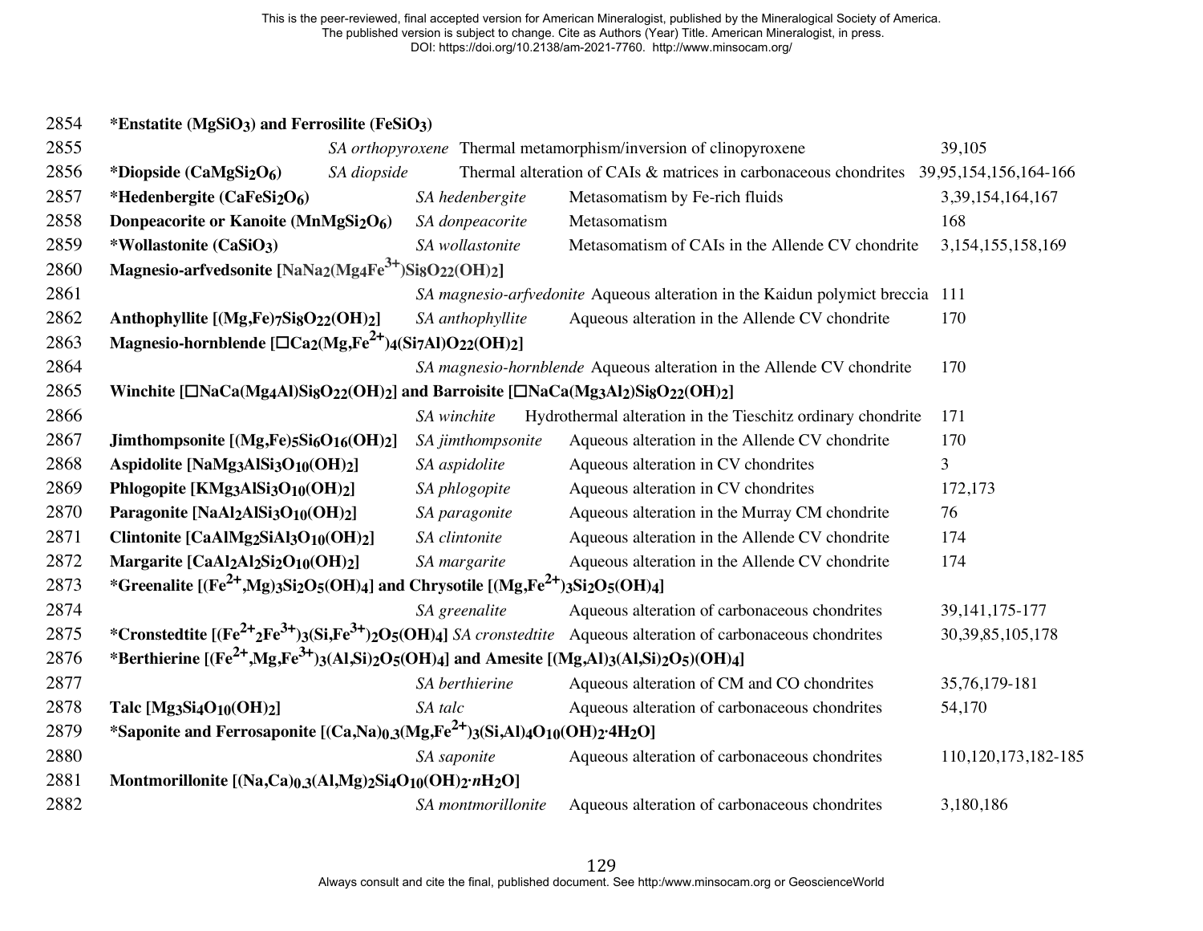| Line | Mineral | Species | Process | References |
|---|---|---|---|---|
| 2854 | ***Enstatite ($MgSiO_3$) and Ferrosilite ($FeSiO_3$)** | | | |
| 2855 | | *SA orthopyroxene* | Thermal metamorphism/inversion of clinopyroxene | 39,105 |
| 2856 | ***Diopside ($CaMgSi_2O_6$)** | *SA diopside* | Thermal alteration of CAIs & matrices in carbonaceous chondrites | 39,95,154,156,164-166 |
| 2857 | ***Hedenbergite ($CaFeSi_2O_6$)** | *SA hedenbergite* | Metasomatism by Fe-rich fluids | 3,39,154,164,167 |
| 2858 | **Donpeacorite or Kanoite ($MnMgSi_2O_6$)** | *SA donpeacorite* | Metasomatism | 168 |
| 2859 | ***Wollastonite ($CaSiO_3$)** | *SA wollastonite* | Metasomatism of CAIs in the Allende CV chondrite | 3,154,155,158,169 |
| 2860 | **Magnesio-arfvedsonite [$NaNa_2(Mg_4Fe^{3+})Si_8O_{22}(OH)_2$]** | | | |
| 2861 | | *SA magnesio-arfvedonite* | Aqueous alteration in the Kaidun polymict breccia | 111 |
| 2862 | **Anthophyllite [$(Mg,Fe)_7Si_8O_{22}(OH)_2$]** | *SA anthophyllite* | Aqueous alteration in the Allende CV chondrite | 170 |
| 2863 | **Magnesio-hornblende [$\square Ca_2(Mg,Fe^{2+})_4(Si_7Al)O_{22}(OH)_2$]** | | | |
| 2864 | | *SA magnesio-hornblende* | Aqueous alteration in the Allende CV chondrite | 170 |
| 2865 | **Winchite [$\square NaCa(Mg_4Al)Si_8O_{22}(OH)_2$] and Barroisite [$\square NaCa(Mg_3Al_2)Si_8O_{22}(OH)_2$]** | | | |
| 2866 | | *SA winchite* | Hydrothermal alteration in the Tieschitz ordinary chondrite | 171 |
| 2867 | **Jimthompsonite [$(Mg,Fe)_5Si_6O_{16}(OH)_2$]** | *SA jimthompsonite* | Aqueous alteration in the Allende CV chondrite | 170 |
| 2868 | **Aspidolite [$NaMg_3AlSi_3O_{10}(OH)_2$]** | *SA aspidolite* | Aqueous alteration in CV chondrites | 3 |
| 2869 | **Phlogopite [$KMg_3AlSi_3O_{10}(OH)_2$]** | *SA phlogopite* | Aqueous alteration in CV chondrites | 172,173 |
| 2870 | **Paragonite [$NaAl_2AlSi_3O_{10}(OH)_2$]** | *SA paragonite* | Aqueous alteration in the Murray CM chondrite | 76 |
| 2871 | **Clintonite [$CaAlMg_2SiAl_3O_{10}(OH)_2$]** | *SA clintonite* | Aqueous alteration in the Allende CV chondrite | 174 |
| 2872 | **Margarite [$CaAl_2Al_2Si_2O_{10}(OH)_2$]** | *SA margarite* | Aqueous alteration in the Allende CV chondrite | 174 |
| 2873 | ***Greenalite [$(Fe^{2+},Mg)_3Si_2O_5(OH)_4$] and Chrysotile [$(Mg,Fe^{2+})_3Si_2O_5(OH)_4$]** | | | |
| 2874 | | *SA greenalite* | Aqueous alteration of carbonaceous chondrites | 39,141,175-177 |
| 2875 | ***Cronstedtite [$(Fe^{2+}{}_2Fe^{3+})_3(Si,Fe^{3+})_2O_5(OH)_4$]** | *SA cronstedtite* | Aqueous alteration of carbonaceous chondrites | 30,39,85,105,178 |
| 2876 | ***Berthierine [$(Fe^{2+},Mg,Fe^{3+})_3(Al,Si)_2O_5(OH)_4$] and Amesite [$(Mg,Al)_3(Al,Si)_2O_5)(OH)_4$]** | | | |
| 2877 | | *SA berthierine* | Aqueous alteration of CM and CO chondrites | 35,76,179-181 |
| 2878 | **Talc [$Mg_3Si_4O_{10}(OH)_2$]** | *SA talc* | Aqueous alteration of carbonaceous chondrites | 54,170 |
| 2879 | ***Saponite and Ferrosaponite [$(Ca,Na)_{0.3}(Mg,Fe^{2+})_3(Si,Al)_4O_{10}(OH)_2{\cdot}4H_2O$]** | | | |
| 2880 | | *SA saponite* | Aqueous alteration of carbonaceous chondrites | 110,120,173,182-185 |
| 2881 | **Montmorillonite [$(Na,Ca)_{0.3}(Al,Mg)_2Si_4O_{10}(OH)_2{\cdot}nH_2O$]** | | | |
| 2882 | | *SA montmorillonite* | Aqueous alteration of carbonaceous chondrites | 3,180,186 |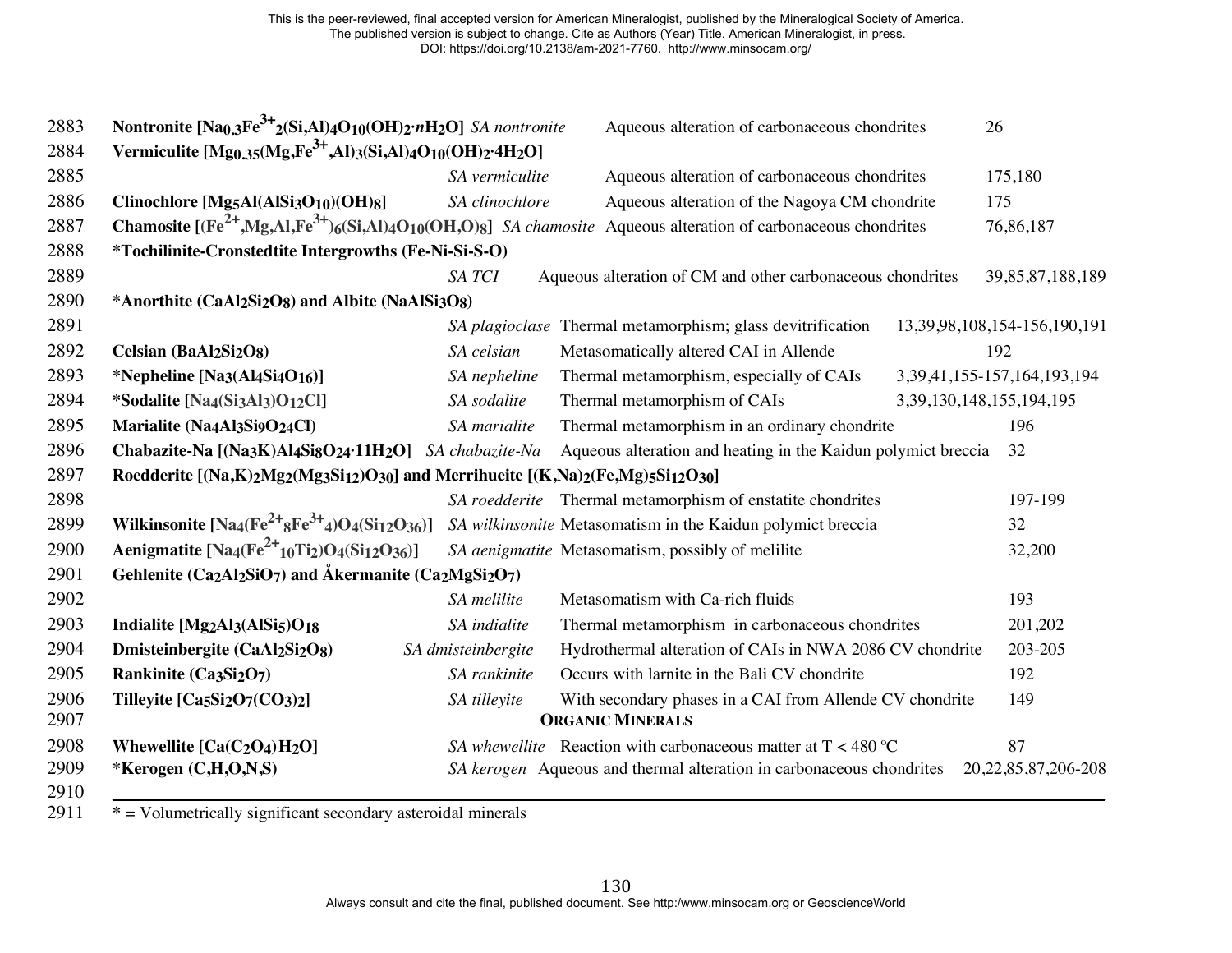| Mineral | Code | Occurrence | References |
|---|---|---|---|
| **Nontronite [$Na_{0.3}Fe^{3+}_2(Si,Al)_4O_{10}(OH)_2 \cdot nH_2O$]** | *SA nontronite* | Aqueous alteration of carbonaceous chondrites | 26 |
| **Vermiculite [$Mg_{0.35}(Mg,Fe^{3+},Al)_3(Si,Al)_4O_{10}(OH)_2 \cdot 4H_2O$]** | *SA vermiculite* | Aqueous alteration of carbonaceous chondrites | 175,180 |
| **Clinochlore [$Mg_5Al(AlSi_3O_{10})(OH)_8$]** | *SA clinochlore* | Aqueous alteration of the Nagoya CM chondrite | 175 |
| **Chamosite [$(Fe^{2+},Mg,Al,Fe^{3+})_6(Si,Al)_4O_{10}(OH,O)_8$]** | *SA chamosite* | Aqueous alteration of carbonaceous chondrites | 76,86,187 |
| ***Tochilinite-Cronstedtite Intergrowths (Fe-Ni-Si-S-O)** | *SA TCI* | Aqueous alteration of CM and other carbonaceous chondrites | 39,85,87,188,189 |
| ***Anorthite ($CaAl_2Si_2O_8$) and Albite ($NaAlSi_3O_8$)** | *SA plagioclase* | Thermal metamorphism; glass devitrification | 13,39,98,108,154-156,190,191 |
| **Celsian ($BaAl_2Si_2O_8$)** | *SA celsian* | Metasomatically altered CAI in Allende | 192 |
| ***Nepheline [$Na_3(Al_4Si_4O_{16})$]** | *SA nepheline* | Thermal metamorphism, especially of CAIs | 3,39,41,155-157,164,193,194 |
| ***Sodalite [$Na_4(Si_3Al_3)O_{12}Cl$]** | *SA sodalite* | Thermal metamorphism of CAIs | 3,39,130,148,155,194,195 |
| **Marialite ($Na_4Al_3Si_9O_{24}Cl$)** | *SA marialite* | Thermal metamorphism in an ordinary chondrite | 196 |
| **Chabazite-Na [$(Na_3K)Al_4Si_8O_{24} \cdot 11H_2O$]** | *SA chabazite-Na* | Aqueous alteration and heating in the Kaidun polymict breccia | 32 |
| **Roedderite [$(Na,K)_2Mg_2(Mg_3Si_{12})O_{30}$] and Merrihueite [$(K,Na)_2(Fe,Mg)_5Si_{12}O_{30}$]** | *SA roedderite* | Thermal metamorphism of enstatite chondrites | 197-199 |
| **Wilkinsonite [$Na_4(Fe^{2+}_8Fe^{3+}_4)O_4(Si_{12}O_{36})$]** | *SA wilkinsonite* | Metasomatism in the Kaidun polymict breccia | 32 |
| **Aenigmatite [$Na_4(Fe^{2+}_{10}Ti_2)O_4(Si_{12}O_{36})$]** | *SA aenigmatite* | Metasomatism, possibly of melilite | 32,200 |
| **Gehlenite ($Ca_2Al_2SiO_7$) and Åkermanite ($Ca_2MgSi_2O_7$)** | *SA melilite* | Metasomatism with Ca-rich fluids | 193 |
| **Indialite [$Mg_2Al_3(AlSi_5)O_{18}$** | *SA indialite* | Thermal metamorphism in carbonaceous chondrites | 201,202 |
| **Dmisteinbergite ($CaAl_2Si_2O_8$)** | *SA dmisteinbergite* | Hydrothermal alteration of CAIs in NWA 2086 CV chondrite | 203-205 |
| **Rankinite ($Ca_3Si_2O_7$)** | *SA rankinite* | Occurs with larnite in the Bali CV chondrite | 192 |
| **Tilleyite [$Ca_5Si_2O_7(CO_3)_2$]** | *SA tilleyite* | With secondary phases in a CAI from Allende CV chondrite | 149 |
| | | **ORGANIC MINERALS** | |
| **Whewellite [$Ca(C_2O_4)H_2O$]** | *SA whewellite* | Reaction with carbonaceous matter at T < 480 ºC | 87 |
| ***Kerogen (C,H,O,N,S)** | *SA kerogen* | Aqueous and thermal alteration in carbonaceous chondrites | 20,22,85,87,206-208 |

* = Volumetrically significant secondary asteroidal minerals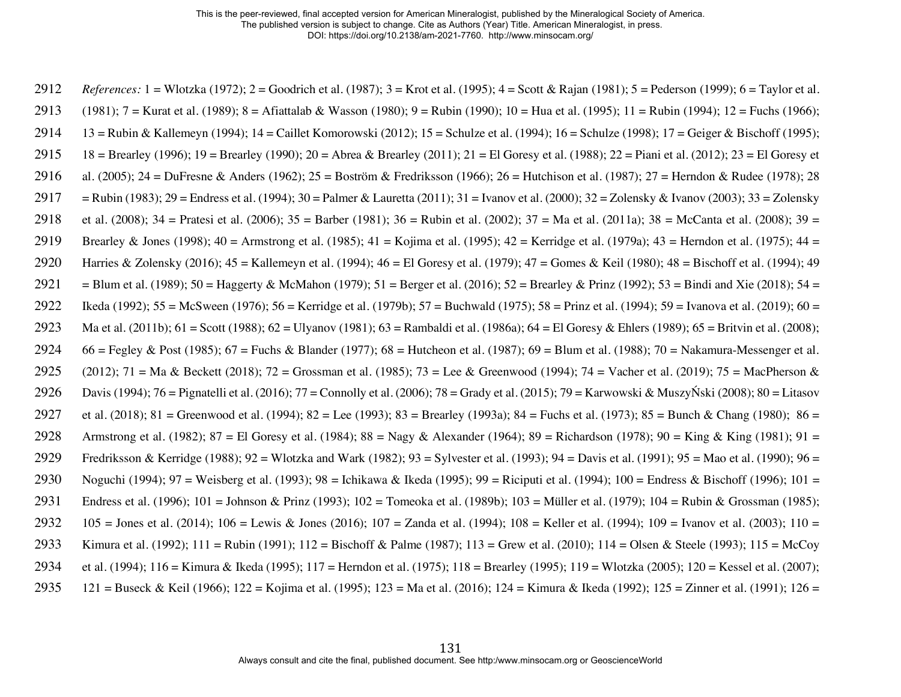*References:* 1 = Wlotzka (1972); 2 = Goodrich et al. (1987); 3 = Krot et al. (1995); 4 = Scott & Rajan (1981); 5 = Pederson (1999); 6 = Taylor et al. (1981); 7 = Kurat et al. (1989); 8 = Afiattalab & Wasson (1980); 9 = Rubin (1990); 10 = Hua et al. (1995); 11 = Rubin (1994); 12 = Fuchs (1966); 13 = Rubin & Kallemeyn (1994); 14 = Caillet Komorowski (2012); 15 = Schulze et al. (1994); 16 = Schulze (1998); 17 = Geiger & Bischoff (1995); 18 = Brearley (1996); 19 = Brearley (1990); 20 = Abrea & Brearley (2011); 21 = El Goresy et al. (1988); 22 = Piani et al. (2012); 23 = El Goresy et al. (2005); 24 = DuFresne & Anders (1962); 25 = Boström & Fredriksson (1966); 26 = Hutchison et al. (1987); 27 = Herndon & Rudee (1978); 28 = Rubin (1983); 29 = Endress et al. (1994); 30 = Palmer & Lauretta (2011); 31 = Ivanov et al. (2000); 32 = Zolensky & Ivanov (2003); 33 = Zolensky et al. (2008); 34 = Pratesi et al. (2006); 35 = Barber (1981); 36 = Rubin et al. (2002); 37 = Ma et al. (2011a); 38 = McCanta et al. (2008); 39 = Brearley & Jones (1998); 40 = Armstrong et al. (1985); 41 = Kojima et al. (1995); 42 = Kerridge et al. (1979a); 43 = Herndon et al. (1975); 44 = Harries & Zolensky (2016); 45 = Kallemeyn et al. (1994); 46 = El Goresy et al. (1979); 47 = Gomes & Keil (1980); 48 = Bischoff et al. (1994); 49 = Blum et al. (1989); 50 = Haggerty & McMahon (1979); 51 = Berger et al. (2016); 52 = Brearley & Prinz (1992); 53 = Bindi and Xie (2018); 54 = Ikeda (1992); 55 = McSween (1976); 56 = Kerridge et al. (1979b); 57 = Buchwald (1975); 58 = Prinz et al. (1994); 59 = Ivanova et al. (2019); 60 = Ma et al. (2011b); 61 = Scott (1988); 62 = Ulyanov (1981); 63 = Rambaldi et al. (1986a); 64 = El Goresy & Ehlers (1989); 65 = Britvin et al. (2008); 66 = Fegley & Post (1985); 67 = Fuchs & Blander (1977); 68 = Hutcheon et al. (1987); 69 = Blum et al. (1988); 70 = Nakamura-Messenger et al. (2012); 71 = Ma & Beckett (2018); 72 = Grossman et al. (1985); 73 = Lee & Greenwood (1994); 74 = Vacher et al. (2019); 75 = MacPherson & Davis (1994); 76 = Pignatelli et al. (2016); 77 = Connolly et al. (2006); 78 = Grady et al. (2015); 79 = Karwowski & MuszyŃski (2008); 80 = Litasov et al. (2018); 81 = Greenwood et al. (1994); 82 = Lee (1993); 83 = Brearley (1993a); 84 = Fuchs et al. (1973); 85 = Bunch & Chang (1980); 86 = Armstrong et al. (1982); 87 = El Goresy et al. (1984); 88 = Nagy & Alexander (1964); 89 = Richardson (1978); 90 = King & King (1981); 91 = Fredriksson & Kerridge (1988); 92 = Wlotzka and Wark (1982); 93 = Sylvester et al. (1993); 94 = Davis et al. (1991); 95 = Mao et al. (1990); 96 = Noguchi (1994); 97 = Weisberg et al. (1993); 98 = Ichikawa & Ikeda (1995); 99 = Riciputi et al. (1994); 100 = Endress & Bischoff (1996); 101 = Endress et al. (1996); 101 = Johnson & Prinz (1993); 102 = Tomeoka et al. (1989b); 103 = Müller et al. (1979); 104 = Rubin & Grossman (1985); 105 = Jones et al. (2014); 106 = Lewis & Jones (2016); 107 = Zanda et al. (1994); 108 = Keller et al. (1994); 109 = Ivanov et al. (2003); 110 = Kimura et al. (1992); 111 = Rubin (1991); 112 = Bischoff & Palme (1987); 113 = Grew et al. (2010); 114 = Olsen & Steele (1993); 115 = McCoy et al. (1994); 116 = Kimura & Ikeda (1995); 117 = Herndon et al. (1975); 118 = Brearley (1995); 119 = Wlotzka (2005); 120 = Kessel et al. (2007); 121 = Buseck & Keil (1966); 122 = Kojima et al. (1995); 123 = Ma et al. (2016); 124 = Kimura & Ikeda (1992); 125 = Zinner et al. (1991); 126 =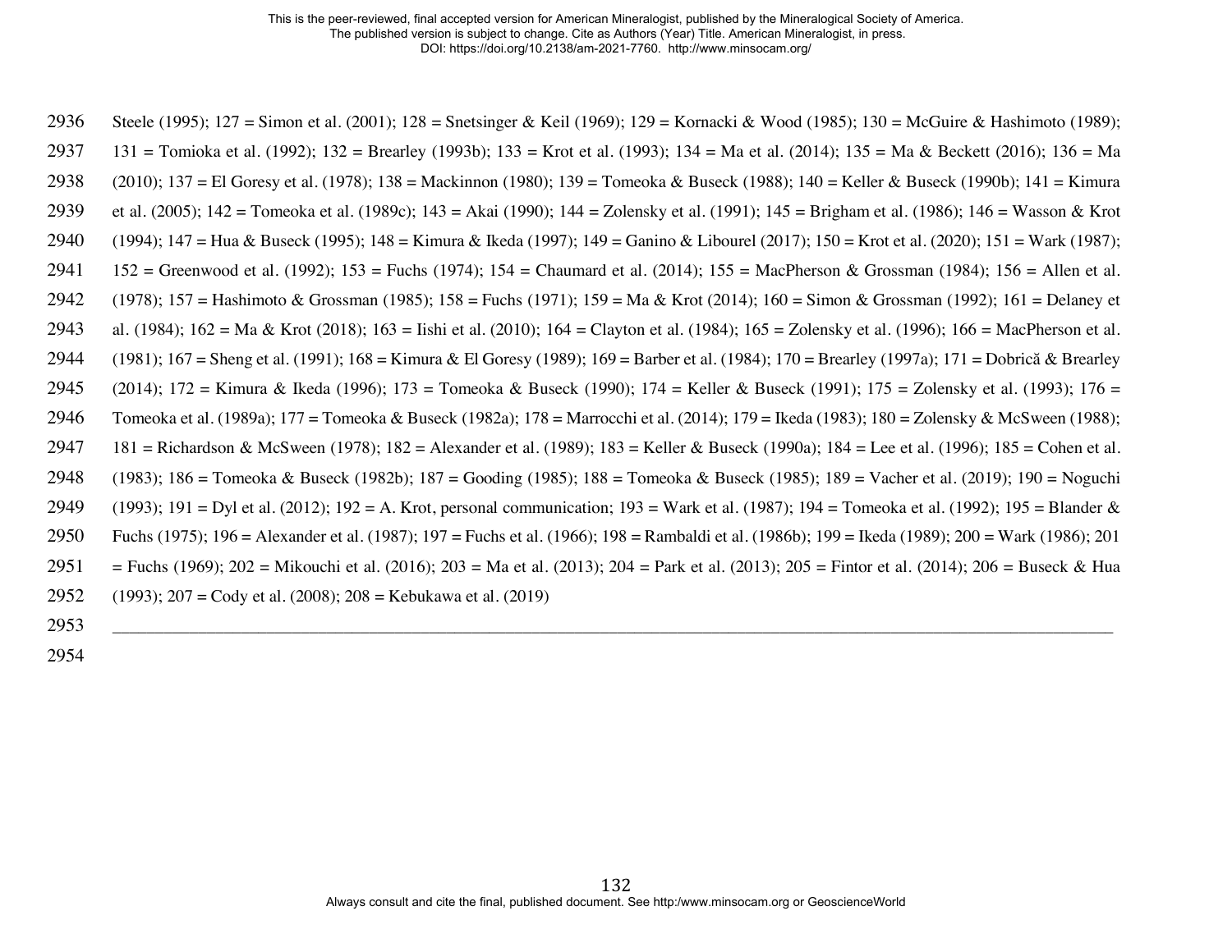Steele (1995); 127 = Simon et al. (2001); 128 = Snetsinger & Keil (1969); 129 = Kornacki & Wood (1985); 130 = McGuire & Hashimoto (1989); 131 = Tomioka et al. (1992); 132 = Brearley (1993b); 133 = Krot et al. (1993); 134 = Ma et al. (2014); 135 = Ma & Beckett (2016); 136 = Ma (2010); 137 = El Goresy et al. (1978); 138 = Mackinnon (1980); 139 = Tomeoka & Buseck (1988); 140 = Keller & Buseck (1990b); 141 = Kimura et al. (2005); 142 = Tomeoka et al. (1989c); 143 = Akai (1990); 144 = Zolensky et al. (1991); 145 = Brigham et al. (1986); 146 = Wasson & Krot (1994); 147 = Hua & Buseck (1995); 148 = Kimura & Ikeda (1997); 149 = Ganino & Libourel (2017); 150 = Krot et al. (2020); 151 = Wark (1987); 152 = Greenwood et al. (1992); 153 = Fuchs (1974); 154 = Chaumard et al. (2014); 155 = MacPherson & Grossman (1984); 156 = Allen et al. (1978); 157 = Hashimoto & Grossman (1985); 158 = Fuchs (1971); 159 = Ma & Krot (2014); 160 = Simon & Grossman (1992); 161 = Delaney et al. (1984); 162 = Ma & Krot (2018); 163 = Iishi et al. (2010); 164 = Clayton et al. (1984); 165 = Zolensky et al. (1996); 166 = MacPherson et al. (1981); 167 = Sheng et al. (1991); 168 = Kimura & El Goresy (1989); 169 = Barber et al. (1984); 170 = Brearley (1997a); 171 = Dobrică & Brearley (2014); 172 = Kimura & Ikeda (1996); 173 = Tomeoka & Buseck (1990); 174 = Keller & Buseck (1991); 175 = Zolensky et al. (1993); 176 = Tomeoka et al. (1989a); 177 = Tomeoka & Buseck (1982a); 178 = Marrocchi et al. (2014); 179 = Ikeda (1983); 180 = Zolensky & McSween (1988); 181 = Richardson & McSween (1978); 182 = Alexander et al. (1989); 183 = Keller & Buseck (1990a); 184 = Lee et al. (1996); 185 = Cohen et al. (1983); 186 = Tomeoka & Buseck (1982b); 187 = Gooding (1985); 188 = Tomeoka & Buseck (1985); 189 = Vacher et al. (2019); 190 = Noguchi (1993); 191 = Dyl et al. (2012); 192 = A. Krot, personal communication; 193 = Wark et al. (1987); 194 = Tomeoka et al. (1992); 195 = Blander & Fuchs (1975); 196 = Alexander et al. (1987); 197 = Fuchs et al. (1966); 198 = Rambaldi et al. (1986b); 199 = Ikeda (1989); 200 = Wark (1986); 201 = Fuchs (1969); 202 = Mikouchi et al. (2016); 203 = Ma et al. (2013); 204 = Park et al. (2013); 205 = Fintor et al. (2014); 206 = Buseck & Hua (1993); 207 = Cody et al. (2008); 208 = Kebukawa et al. (2019)

---